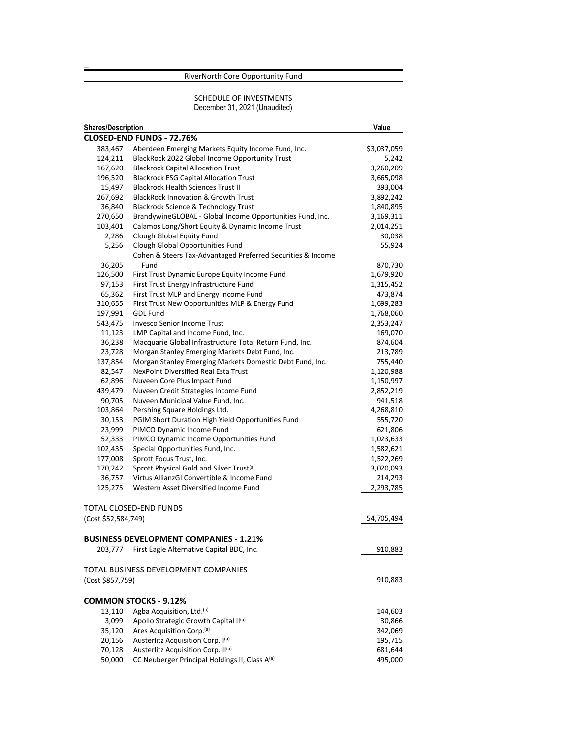# RiverNorth Core Opportunity Fund

## SCHEDULE OF INVESTMENTS
December 31, 2021 (Unaudited)

| Shares/Description | | Value |
|---|---|---|
| **CLOSED-END FUNDS - 72.76%** | | |
| 383,467 | Aberdeen Emerging Markets Equity Income Fund, Inc. | $3,037,059 |
| 124,211 | BlackRock 2022 Global Income Opportunity Trust | 5,242 |
| 167,620 | Blackrock Capital Allocation Trust | 3,260,209 |
| 196,520 | Blackrock ESG Capital Allocation Trust | 3,665,098 |
| 15,497 | Blackrock Health Sciences Trust II | 393,004 |
| 267,692 | BlackRock Innovation & Growth Trust | 3,892,242 |
| 36,840 | Blackrock Science & Technology Trust | 1,840,895 |
| 270,650 | BrandywineGLOBAL - Global Income Opportunities Fund, Inc. | 3,169,311 |
| 103,401 | Calamos Long/Short Equity & Dynamic Income Trust | 2,014,251 |
| 2,286 | Clough Global Equity Fund | 30,038 |
| 5,256 | Clough Global Opportunities Fund | 55,924 |
| 36,205 | Cohen & Steers Tax-Advantaged Preferred Securities & Income Fund | 870,730 |
| 126,500 | First Trust Dynamic Europe Equity Income Fund | 1,679,920 |
| 97,153 | First Trust Energy Infrastructure Fund | 1,315,452 |
| 65,362 | First Trust MLP and Energy Income Fund | 473,874 |
| 310,655 | First Trust New Opportunities MLP & Energy Fund | 1,699,283 |
| 197,991 | GDL Fund | 1,768,060 |
| 543,475 | Invesco Senior Income Trust | 2,353,247 |
| 11,123 | LMP Capital and Income Fund, Inc. | 169,070 |
| 36,238 | Macquarie Global Infrastructure Total Return Fund, Inc. | 874,604 |
| 23,728 | Morgan Stanley Emerging Markets Debt Fund, Inc. | 213,789 |
| 137,854 | Morgan Stanley Emerging Markets Domestic Debt Fund, Inc. | 755,440 |
| 82,547 | NexPoint Diversified Real Esta Trust | 1,120,988 |
| 62,896 | Nuveen Core Plus Impact Fund | 1,150,997 |
| 439,479 | Nuveen Credit Strategies Income Fund | 2,852,219 |
| 90,705 | Nuveen Municipal Value Fund, Inc. | 941,518 |
| 103,864 | Pershing Square Holdings Ltd. | 4,268,810 |
| 30,153 | PGIM Short Duration High Yield Opportunities Fund | 555,720 |
| 23,999 | PIMCO Dynamic Income Fund | 621,806 |
| 52,333 | PIMCO Dynamic Income Opportunities Fund | 1,023,633 |
| 102,435 | Special Opportunities Fund, Inc. | 1,582,621 |
| 177,008 | Sprott Focus Trust, Inc. | 1,522,269 |
| 170,242 | Sprott Physical Gold and Silver Trust[(a)] | 3,020,093 |
| 36,757 | Virtus AllianzGI Convertible & Income Fund | 214,293 |
| 125,275 | Western Asset Diversified Income Fund | 2,293,785 |
| | | |
| TOTAL CLOSED-END FUNDS | | |
| (Cost $52,584,749) | | 54,705,494 |
| | | |
| **BUSINESS DEVELOPMENT COMPANIES - 1.21%** | | |
| 203,777 | First Eagle Alternative Capital BDC, Inc. | 910,883 |
| | | |
| TOTAL BUSINESS DEVELOPMENT COMPANIES | | |
| (Cost $857,759) | | 910,883 |
| | | |
| **COMMON STOCKS - 9.12%** | | |
| 13,110 | Agba Acquisition, Ltd.[(a)] | 144,603 |
| 3,099 | Apollo Strategic Growth Capital II[(a)] | 30,866 |
| 35,120 | Ares Acquisition Corp.[(a)] | 342,069 |
| 20,156 | Austerlitz Acquisition Corp. I[(a)] | 195,715 |
| 70,128 | Austerlitz Acquisition Corp. II[(a)] | 681,644 |
| 50,000 | CC Neuberger Principal Holdings II, Class A[(a)] | 495,000 |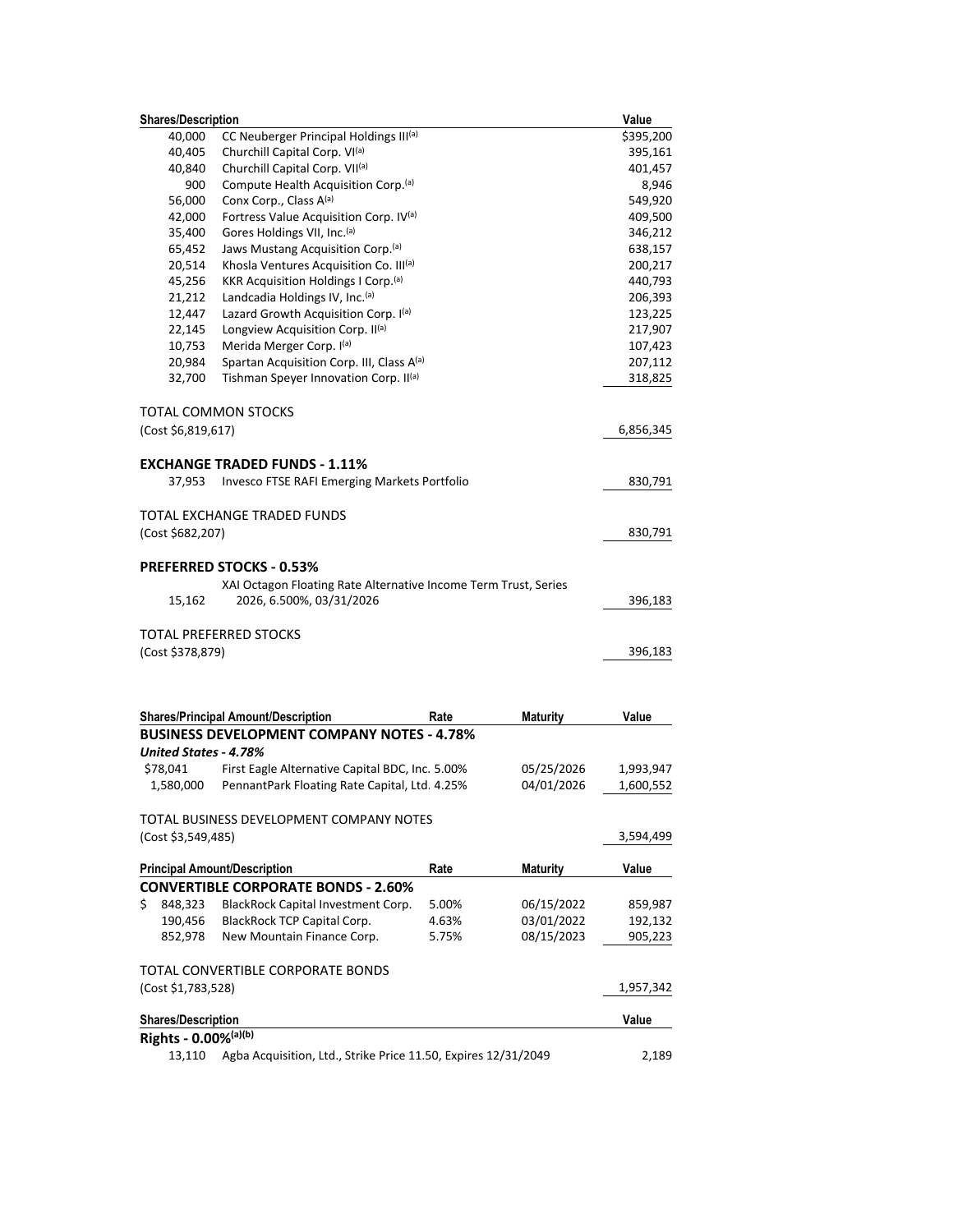| Shares/Description | | Value |
|---|---|---|
| 40,000 | CC Neuberger Principal Holdings III[(a)] | $395,200 |
| 40,405 | Churchill Capital Corp. VI[(a)] | 395,161 |
| 40,840 | Churchill Capital Corp. VII[(a)] | 401,457 |
| 900 | Compute Health Acquisition Corp.[(a)] | 8,946 |
| 56,000 | Conx Corp., Class A[(a)] | 549,920 |
| 42,000 | Fortress Value Acquisition Corp. IV[(a)] | 409,500 |
| 35,400 | Gores Holdings VII, Inc.[(a)] | 346,212 |
| 65,452 | Jaws Mustang Acquisition Corp.[(a)] | 638,157 |
| 20,514 | Khosla Ventures Acquisition Co. III[(a)] | 200,217 |
| 45,256 | KKR Acquisition Holdings I Corp.[(a)] | 440,793 |
| 21,212 | Landcadia Holdings IV, Inc.[(a)] | 206,393 |
| 12,447 | Lazard Growth Acquisition Corp. I[(a)] | 123,225 |
| 22,145 | Longview Acquisition Corp. II[(a)] | 217,907 |
| 10,753 | Merida Merger Corp. I[(a)] | 107,423 |
| 20,984 | Spartan Acquisition Corp. III, Class A[(a)] | 207,112 |
| 32,700 | Tishman Speyer Innovation Corp. II[(a)] | 318,825 |

TOTAL COMMON STOCKS
(Cost $6,819,617) 6,856,345

**EXCHANGE TRADED FUNDS - 1.11%**

| | | |
|---|---|---|
| 37,953 | Invesco FTSE RAFI Emerging Markets Portfolio | 830,791 |

TOTAL EXCHANGE TRADED FUNDS
(Cost $682,207) 830,791

**PREFERRED STOCKS - 0.53%**

| | | |
|---|---|---|
| 15,162 | XAI Octagon Floating Rate Alternative Income Term Trust, Series 2026, 6.500%, 03/31/2026 | 396,183 |

TOTAL PREFERRED STOCKS
(Cost $378,879) 396,183

| Shares/Principal Amount/Description | | Rate | Maturity | Value |
|---|---|---|---|---|
| **BUSINESS DEVELOPMENT COMPANY NOTES - 4.78%** | | | | |
| ***United States - 4.78%*** | | | | |
| $78,041 | First Eagle Alternative Capital BDC, Inc. | 5.00% | 05/25/2026 | 1,993,947 |
| 1,580,000 | PennantPark Floating Rate Capital, Ltd. | 4.25% | 04/01/2026 | 1,600,552 |

TOTAL BUSINESS DEVELOPMENT COMPANY NOTES
(Cost $3,549,485) 3,594,499

| Principal Amount/Description | | Rate | Maturity | Value |
|---|---|---|---|---|
| **CONVERTIBLE CORPORATE BONDS - 2.60%** | | | | |
| $ 848,323 | BlackRock Capital Investment Corp. | 5.00% | 06/15/2022 | 859,987 |
| 190,456 | BlackRock TCP Capital Corp. | 4.63% | 03/01/2022 | 192,132 |
| 852,978 | New Mountain Finance Corp. | 5.75% | 08/15/2023 | 905,223 |

TOTAL CONVERTIBLE CORPORATE BONDS
(Cost $1,783,528) 1,957,342

| Shares/Description | | Value |
|---|---|---|
| **Rights - 0.00%[(a)(b)]** | | |
| 13,110 | Agba Acquisition, Ltd., Strike Price 11.50, Expires 12/31/2049 | 2,189 |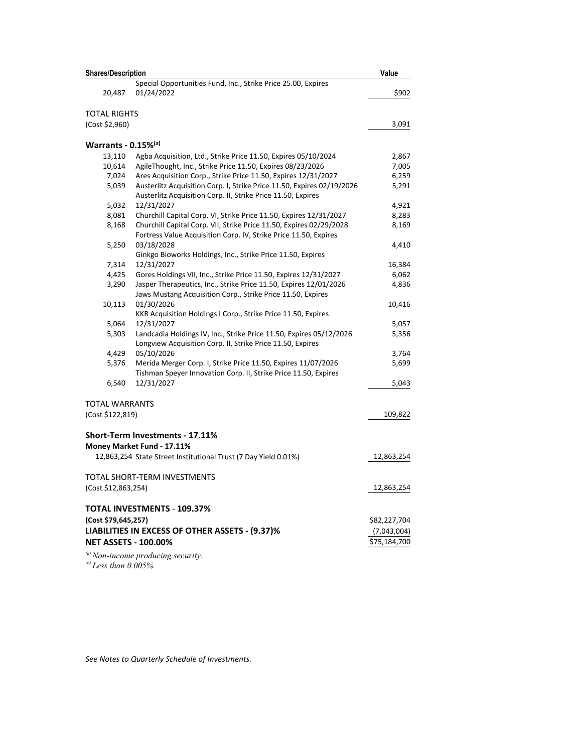| Shares/Description | | Value |
|---|---|---|
| 20,487 | Special Opportunities Fund, Inc., Strike Price 25.00, Expires 01/24/2022 | $902 |
| | | |
| TOTAL RIGHTS | | |
| (Cost $2,960) | | 3,091 |
| | | |
| **Warrants - 0.15%[(a)]** | | |
| 13,110 | Agba Acquisition, Ltd., Strike Price 11.50, Expires 05/10/2024 | 2,867 |
| 10,614 | AgileThought, Inc., Strike Price 11.50, Expires 08/23/2026 | 7,005 |
| 7,024 | Ares Acquisition Corp., Strike Price 11.50, Expires 12/31/2027 | 6,259 |
| 5,039 | Austerlitz Acquisition Corp. I, Strike Price 11.50, Expires 02/19/2026 | 5,291 |
| 5,032 | Austerlitz Acquisition Corp. II, Strike Price 11.50, Expires 12/31/2027 | 4,921 |
| 8,081 | Churchill Capital Corp. VI, Strike Price 11.50, Expires 12/31/2027 | 8,283 |
| 8,168 | Churchill Capital Corp. VII, Strike Price 11.50, Expires 02/29/2028 | 8,169 |
| 5,250 | Fortress Value Acquisition Corp. IV, Strike Price 11.50, Expires 03/18/2028 | 4,410 |
| 7,314 | Ginkgo Bioworks Holdings, Inc., Strike Price 11.50, Expires 12/31/2027 | 16,384 |
| 4,425 | Gores Holdings VII, Inc., Strike Price 11.50, Expires 12/31/2027 | 6,062 |
| 3,290 | Jasper Therapeutics, Inc., Strike Price 11.50, Expires 12/01/2026 | 4,836 |
| 10,113 | Jaws Mustang Acquisition Corp., Strike Price 11.50, Expires 01/30/2026 | 10,416 |
| 5,064 | KKR Acquisition Holdings I Corp., Strike Price 11.50, Expires 12/31/2027 | 5,057 |
| 5,303 | Landcadia Holdings IV, Inc., Strike Price 11.50, Expires 05/12/2026 | 5,356 |
| 4,429 | Longview Acquisition Corp. II, Strike Price 11.50, Expires 05/10/2026 | 3,764 |
| 5,376 | Merida Merger Corp. I, Strike Price 11.50, Expires 11/07/2026 | 5,699 |
| 6,540 | Tishman Speyer Innovation Corp. II, Strike Price 11.50, Expires 12/31/2027 | 5,043 |
| | | |
| TOTAL WARRANTS | | |
| (Cost $122,819) | | 109,822 |
| | | |
| **Short-Term Investments - 17.11%** | | |
| **Money Market Fund - 17.11%** | | |
| 12,863,254 | State Street Institutional Trust (7 Day Yield 0.01%) | 12,863,254 |
| | | |
| TOTAL SHORT-TERM INVESTMENTS | | |
| (Cost $12,863,254) | | 12,863,254 |
| | | |
| **TOTAL INVESTMENTS - 109.37%** | | |
| **(Cost $79,645,257)** | | $82,227,704 |
| **LIABILITIES IN EXCESS OF OTHER ASSETS - (9.37)%** | | (7,043,004) |
| **NET ASSETS - 100.00%** | | $75,184,700 |

*[(a)] Non-income producing security.*
*[(b)] Less than 0.005%.*

*See Notes to Quarterly Schedule of Investments.*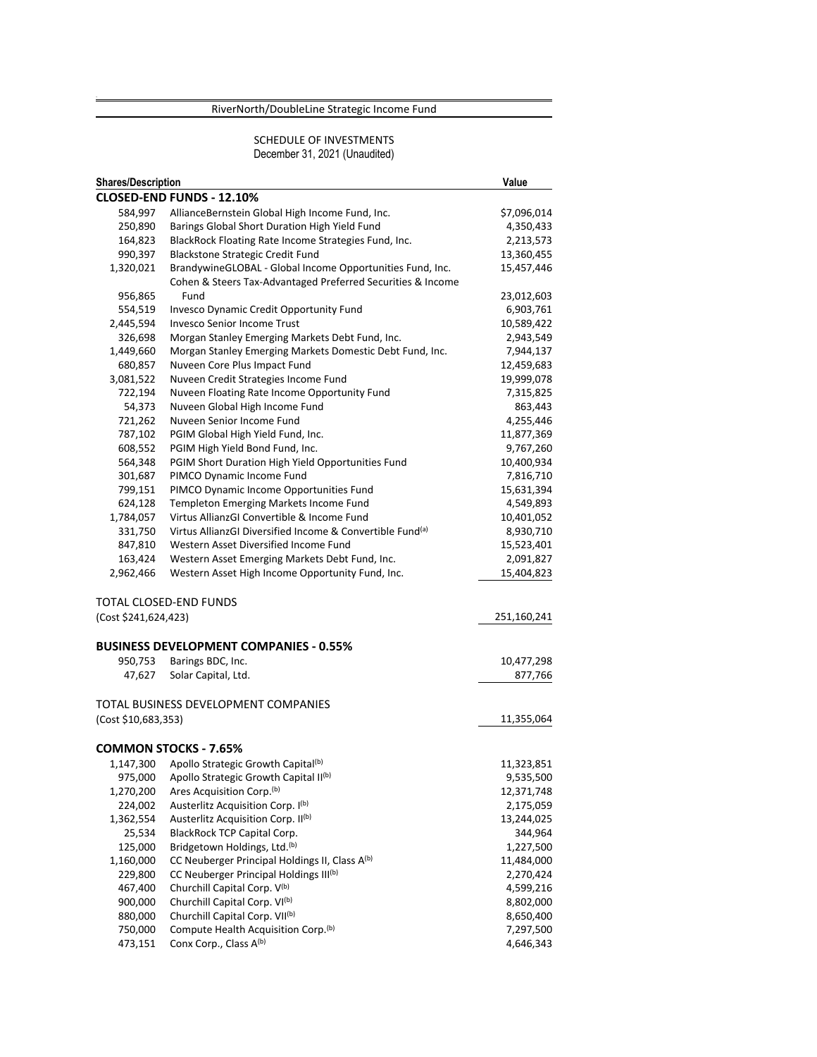RiverNorth/DoubleLine Strategic Income Fund

SCHEDULE OF INVESTMENTS
December 31, 2021 (Unaudited)

| Shares/Description | | Value |
|---|---|---|
| **CLOSED-END FUNDS - 12.10%** | | |
| 584,997 | AllianceBernstein Global High Income Fund, Inc. | $7,096,014 |
| 250,890 | Barings Global Short Duration High Yield Fund | 4,350,433 |
| 164,823 | BlackRock Floating Rate Income Strategies Fund, Inc. | 2,213,573 |
| 990,397 | Blackstone Strategic Credit Fund | 13,360,455 |
| 1,320,021 | BrandywineGLOBAL - Global Income Opportunities Fund, Inc. | 15,457,446 |
| 956,865 | Cohen & Steers Tax-Advantaged Preferred Securities & Income Fund | 23,012,603 |
| 554,519 | Invesco Dynamic Credit Opportunity Fund | 6,903,761 |
| 2,445,594 | Invesco Senior Income Trust | 10,589,422 |
| 326,698 | Morgan Stanley Emerging Markets Debt Fund, Inc. | 2,943,549 |
| 1,449,660 | Morgan Stanley Emerging Markets Domestic Debt Fund, Inc. | 7,944,137 |
| 680,857 | Nuveen Core Plus Impact Fund | 12,459,683 |
| 3,081,522 | Nuveen Credit Strategies Income Fund | 19,999,078 |
| 722,194 | Nuveen Floating Rate Income Opportunity Fund | 7,315,825 |
| 54,373 | Nuveen Global High Income Fund | 863,443 |
| 721,262 | Nuveen Senior Income Fund | 4,255,446 |
| 787,102 | PGIM Global High Yield Fund, Inc. | 11,877,369 |
| 608,552 | PGIM High Yield Bond Fund, Inc. | 9,767,260 |
| 564,348 | PGIM Short Duration High Yield Opportunities Fund | 10,400,934 |
| 301,687 | PIMCO Dynamic Income Fund | 7,816,710 |
| 799,151 | PIMCO Dynamic Income Opportunities Fund | 15,631,394 |
| 624,128 | Templeton Emerging Markets Income Fund | 4,549,893 |
| 1,784,057 | Virtus AllianzGI Convertible & Income Fund | 10,401,052 |
| 331,750 | Virtus AllianzGI Diversified Income & Convertible Fund[(a)] | 8,930,710 |
| 847,810 | Western Asset Diversified Income Fund | 15,523,401 |
| 163,424 | Western Asset Emerging Markets Debt Fund, Inc. | 2,091,827 |
| 2,962,466 | Western Asset High Income Opportunity Fund, Inc. | 15,404,823 |
| | | |
| TOTAL CLOSED-END FUNDS | | |
| (Cost $241,624,423) | | 251,160,241 |
| | | |
| **BUSINESS DEVELOPMENT COMPANIES - 0.55%** | | |
| 950,753 | Barings BDC, Inc. | 10,477,298 |
| 47,627 | Solar Capital, Ltd. | 877,766 |
| | | |
| TOTAL BUSINESS DEVELOPMENT COMPANIES | | |
| (Cost $10,683,353) | | 11,355,064 |
| | | |
| **COMMON STOCKS - 7.65%** | | |
| 1,147,300 | Apollo Strategic Growth Capital[(b)] | 11,323,851 |
| 975,000 | Apollo Strategic Growth Capital II[(b)] | 9,535,500 |
| 1,270,200 | Ares Acquisition Corp.[(b)] | 12,371,748 |
| 224,002 | Austerlitz Acquisition Corp. I[(b)] | 2,175,059 |
| 1,362,554 | Austerlitz Acquisition Corp. II[(b)] | 13,244,025 |
| 25,534 | BlackRock TCP Capital Corp. | 344,964 |
| 125,000 | Bridgetown Holdings, Ltd.[(b)] | 1,227,500 |
| 1,160,000 | CC Neuberger Principal Holdings II, Class A[(b)] | 11,484,000 |
| 229,800 | CC Neuberger Principal Holdings III[(b)] | 2,270,424 |
| 467,400 | Churchill Capital Corp. V[(b)] | 4,599,216 |
| 900,000 | Churchill Capital Corp. VI[(b)] | 8,802,000 |
| 880,000 | Churchill Capital Corp. VII[(b)] | 8,650,400 |
| 750,000 | Compute Health Acquisition Corp.[(b)] | 7,297,500 |
| 473,151 | Conx Corp., Class A[(b)] | 4,646,343 |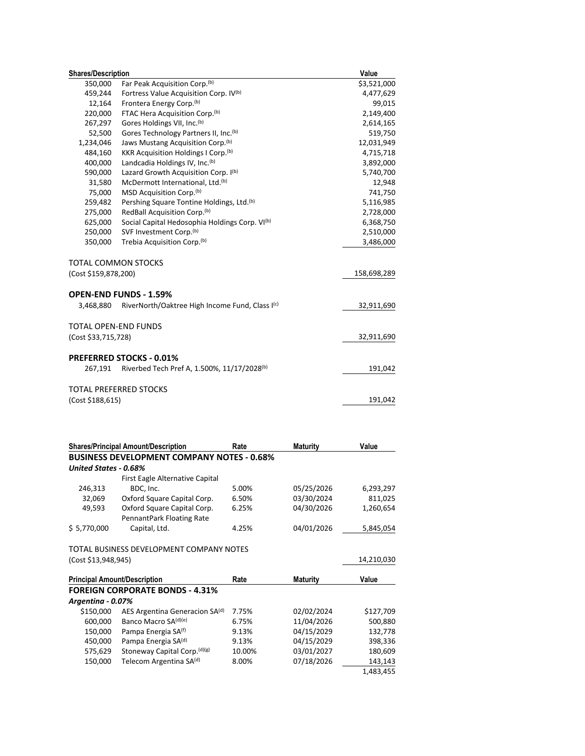| Shares/Description | | Value |
|---|---|---|
| 350,000 | Far Peak Acquisition Corp.(b) | $3,521,000 |
| 459,244 | Fortress Value Acquisition Corp. IV(b) | 4,477,629 |
| 12,164 | Frontera Energy Corp.(b) | 99,015 |
| 220,000 | FTAC Hera Acquisition Corp.(b) | 2,149,400 |
| 267,297 | Gores Holdings VII, Inc.(b) | 2,614,165 |
| 52,500 | Gores Technology Partners II, Inc.(b) | 519,750 |
| 1,234,046 | Jaws Mustang Acquisition Corp.(b) | 12,031,949 |
| 484,160 | KKR Acquisition Holdings I Corp.(b) | 4,715,718 |
| 400,000 | Landcadia Holdings IV, Inc.(b) | 3,892,000 |
| 590,000 | Lazard Growth Acquisition Corp. I(b) | 5,740,700 |
| 31,580 | McDermott International, Ltd.(b) | 12,948 |
| 75,000 | MSD Acquisition Corp.(b) | 741,750 |
| 259,482 | Pershing Square Tontine Holdings, Ltd.(b) | 5,116,985 |
| 275,000 | RedBall Acquisition Corp.(b) | 2,728,000 |
| 625,000 | Social Capital Hedosophia Holdings Corp. VI(b) | 6,368,750 |
| 250,000 | SVF Investment Corp.(b) | 2,510,000 |
| 350,000 | Trebia Acquisition Corp.(b) | 3,486,000 |
| | | |
| TOTAL COMMON STOCKS | | |
| (Cost $159,878,200) | | 158,698,289 |
| | | |
| **OPEN-END FUNDS - 1.59%** | | |
| 3,468,880 | RiverNorth/Oaktree High Income Fund, Class I(c) | 32,911,690 |
| | | |
| TOTAL OPEN-END FUNDS | | |
| (Cost $33,715,728) | | 32,911,690 |
| | | |
| **PREFERRED STOCKS - 0.01%** | | |
| 267,191 | Riverbed Tech Pref A, 1.500%, 11/17/2028(b) | 191,042 |
| | | |
| TOTAL PREFERRED STOCKS | | |
| (Cost $188,615) | | 191,042 |

| Shares/Principal Amount/Description | | Rate | Maturity | Value |
|---|---|---|---|---|
| **BUSINESS DEVELOPMENT COMPANY NOTES - 0.68%** | | | | |
| ***United States - 0.68%*** | | | | |
| 246,313 | First Eagle Alternative Capital BDC, Inc. | 5.00% | 05/25/2026 | 6,293,297 |
| 32,069 | Oxford Square Capital Corp. | 6.50% | 03/30/2024 | 811,025 |
| 49,593 | Oxford Square Capital Corp. | 6.25% | 04/30/2026 | 1,260,654 |
| $ 5,770,000 | PennantPark Floating Rate Capital, Ltd. | 4.25% | 04/01/2026 | 5,845,054 |
| | | | | |
| TOTAL BUSINESS DEVELOPMENT COMPANY NOTES | | | | |
| (Cost $13,948,945) | | | | 14,210,030 |

| Principal Amount/Description | | Rate | Maturity | Value |
|---|---|---|---|---|
| **FOREIGN CORPORATE BONDS - 4.31%** | | | | |
| ***Argentina - 0.07%*** | | | | |
| $150,000 | AES Argentina Generacion SA(d) | 7.75% | 02/02/2024 | $127,709 |
| 600,000 | Banco Macro SA(d)(e) | 6.75% | 11/04/2026 | 500,880 |
| 150,000 | Pampa Energia SA(f) | 9.13% | 04/15/2029 | 132,778 |
| 450,000 | Pampa Energia SA(d) | 9.13% | 04/15/2029 | 398,336 |
| 575,629 | Stoneway Capital Corp.(d)(g) | 10.00% | 03/01/2027 | 180,609 |
| 150,000 | Telecom Argentina SA(d) | 8.00% | 07/18/2026 | 143,143 |
| | | | | 1,483,455 |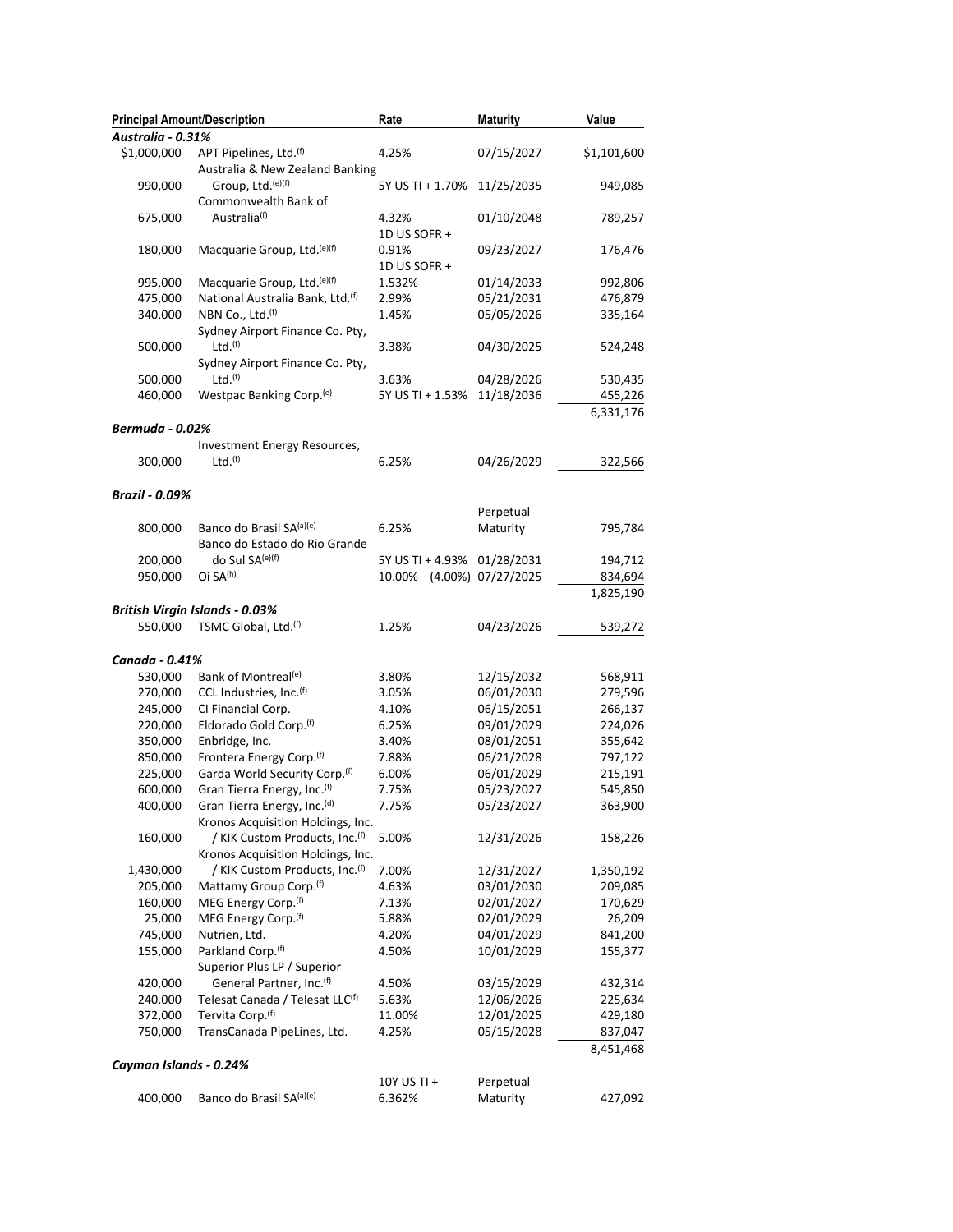| Principal Amount/Description | | Rate | Maturity | Value |
|---|---|---|---|---|
| ***Australia - 0.31%*** | | | | |
| $1,000,000 | APT Pipelines, Ltd.[(f)] | 4.25% | 07/15/2027 | $1,101,600 |
| 990,000 | Australia & New Zealand Banking Group, Ltd.[(e)(f)] | 5Y US TI + 1.70% | 11/25/2035 | 949,085 |
| 675,000 | Commonwealth Bank of Australia[(f)] | 4.32% | 01/10/2048 | 789,257 |
| 180,000 | Macquarie Group, Ltd.[(e)(f)] | 1D US SOFR + 0.91% | 09/23/2027 | 176,476 |
| 995,000 | Macquarie Group, Ltd.[(e)(f)] | 1D US SOFR + 1.532% | 01/14/2033 | 992,806 |
| 475,000 | National Australia Bank, Ltd.[(f)] | 2.99% | 05/21/2031 | 476,879 |
| 340,000 | NBN Co., Ltd.[(f)] | 1.45% | 05/05/2026 | 335,164 |
| 500,000 | Sydney Airport Finance Co. Pty, Ltd.[(f)] | 3.38% | 04/30/2025 | 524,248 |
| 500,000 | Sydney Airport Finance Co. Pty, Ltd.[(f)] | 3.63% | 04/28/2026 | 530,435 |
| 460,000 | Westpac Banking Corp.[(e)] | 5Y US TI + 1.53% | 11/18/2036 | 455,226 |
| | | | | 6,331,176 |
| ***Bermuda - 0.02%*** | | | | |
| 300,000 | Investment Energy Resources, Ltd.[(f)] | 6.25% | 04/26/2029 | 322,566 |
| ***Brazil - 0.09%*** | | | | |
| 800,000 | Banco do Brasil SA[(a)(e)] | 6.25% | Perpetual Maturity | 795,784 |
| 200,000 | Banco do Estado do Rio Grande do Sul SA[(e)(f)] | 5Y US TI + 4.93% | 01/28/2031 | 194,712 |
| 950,000 | Oi SA[(h)] | 10.00% (4.00%) | 07/27/2025 | 834,694 |
| | | | | 1,825,190 |
| ***British Virgin Islands - 0.03%*** | | | | |
| 550,000 | TSMC Global, Ltd.[(f)] | 1.25% | 04/23/2026 | 539,272 |
| ***Canada - 0.41%*** | | | | |
| 530,000 | Bank of Montreal[(e)] | 3.80% | 12/15/2032 | 568,911 |
| 270,000 | CCL Industries, Inc.[(f)] | 3.05% | 06/01/2030 | 279,596 |
| 245,000 | CI Financial Corp. | 4.10% | 06/15/2051 | 266,137 |
| 220,000 | Eldorado Gold Corp.[(f)] | 6.25% | 09/01/2029 | 224,026 |
| 350,000 | Enbridge, Inc. | 3.40% | 08/01/2051 | 355,642 |
| 850,000 | Frontera Energy Corp.[(f)] | 7.88% | 06/21/2028 | 797,122 |
| 225,000 | Garda World Security Corp.[(f)] | 6.00% | 06/01/2029 | 215,191 |
| 600,000 | Gran Tierra Energy, Inc.[(f)] | 7.75% | 05/23/2027 | 545,850 |
| 400,000 | Gran Tierra Energy, Inc.[(d)] | 7.75% | 05/23/2027 | 363,900 |
| 160,000 | Kronos Acquisition Holdings, Inc. / KIK Custom Products, Inc.[(f)] | 5.00% | 12/31/2026 | 158,226 |
| 1,430,000 | Kronos Acquisition Holdings, Inc. / KIK Custom Products, Inc.[(f)] | 7.00% | 12/31/2027 | 1,350,192 |
| 205,000 | Mattamy Group Corp.[(f)] | 4.63% | 03/01/2030 | 209,085 |
| 160,000 | MEG Energy Corp.[(f)] | 7.13% | 02/01/2027 | 170,629 |
| 25,000 | MEG Energy Corp.[(f)] | 5.88% | 02/01/2029 | 26,209 |
| 745,000 | Nutrien, Ltd. | 4.20% | 04/01/2029 | 841,200 |
| 155,000 | Parkland Corp.[(f)] | 4.50% | 10/01/2029 | 155,377 |
| 420,000 | Superior Plus LP / Superior General Partner, Inc.[(f)] | 4.50% | 03/15/2029 | 432,314 |
| 240,000 | Telesat Canada / Telesat LLC[(f)] | 5.63% | 12/06/2026 | 225,634 |
| 372,000 | Tervita Corp.[(f)] | 11.00% | 12/01/2025 | 429,180 |
| 750,000 | TransCanada PipeLines, Ltd. | 4.25% | 05/15/2028 | 837,047 |
| | | | | 8,451,468 |
| ***Cayman Islands - 0.24%*** | | | | |
| 400,000 | Banco do Brasil SA[(a)(e)] | 10Y US TI + 6.362% | Perpetual Maturity | 427,092 |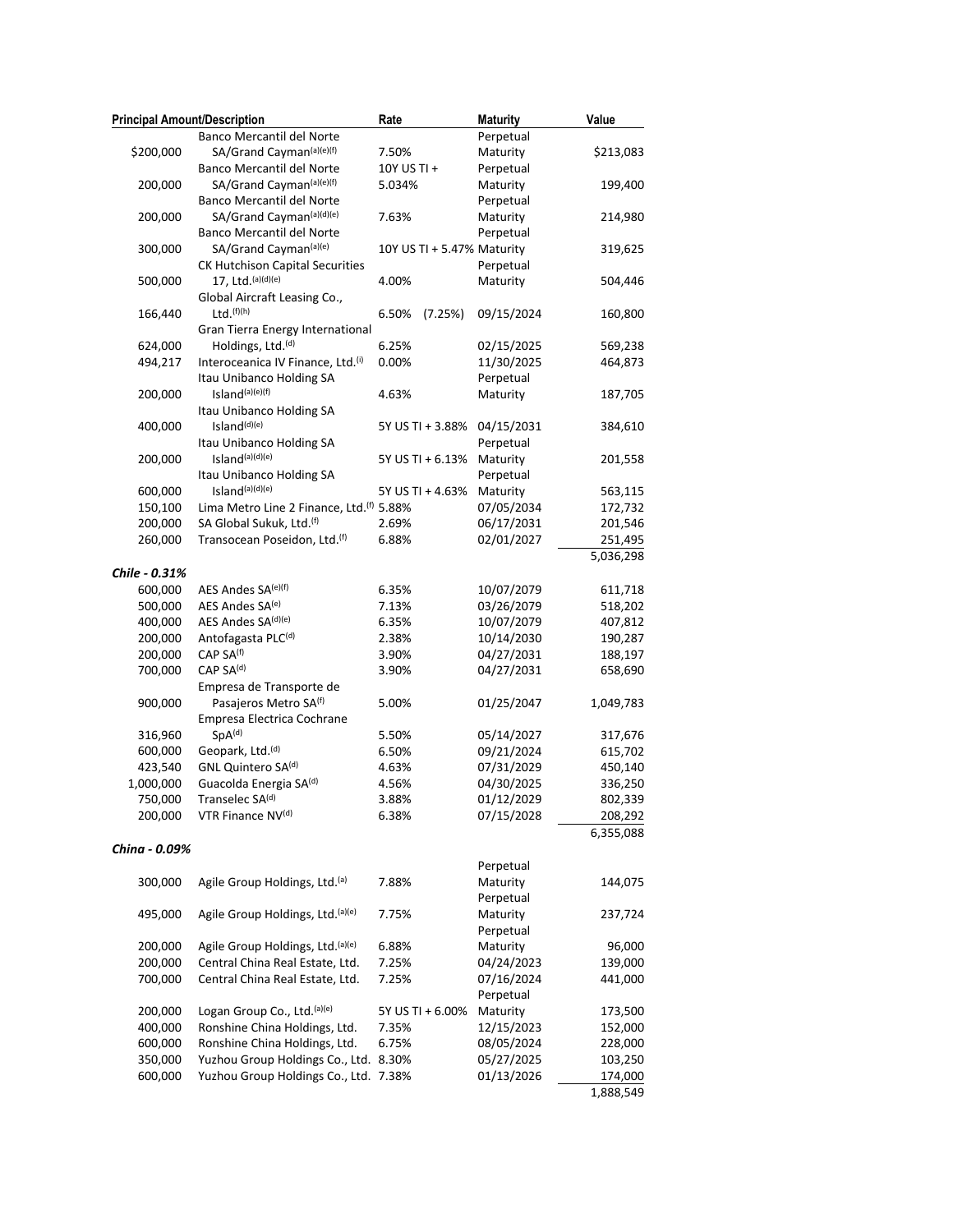| Principal Amount/Description | | Rate | Maturity | Value |
|---|---|---|---|---|
| $200,000 | Banco Mercantil del Norte SA/Grand Cayman[(a)(e)(f)] | 7.50% | Perpetual Maturity | $213,083 |
| 200,000 | Banco Mercantil del Norte SA/Grand Cayman[(a)(e)(f)] | 10Y US TI + 5.034% | Perpetual Maturity | 199,400 |
| 200,000 | Banco Mercantil del Norte SA/Grand Cayman[(a)(d)(e)] | 7.63% | Perpetual Maturity | 214,980 |
| 300,000 | Banco Mercantil del Norte SA/Grand Cayman[(a)(e)] | 10Y US TI + 5.47% | Perpetual Maturity | 319,625 |
| 500,000 | CK Hutchison Capital Securities 17, Ltd.[(a)(d)(e)] | 4.00% | Perpetual Maturity | 504,446 |
| 166,440 | Global Aircraft Leasing Co., Ltd.[(f)(h)] | 6.50% (7.25%) | 09/15/2024 | 160,800 |
| 624,000 | Gran Tierra Energy International Holdings, Ltd.[(d)] | 6.25% | 02/15/2025 | 569,238 |
| 494,217 | Interoceanica IV Finance, Ltd.[(i)] | 0.00% | 11/30/2025 | 464,873 |
| 200,000 | Itau Unibanco Holding SA Island[(a)(e)(f)] | 4.63% | Perpetual Maturity | 187,705 |
| 400,000 | Itau Unibanco Holding SA Island[(d)(e)] | 5Y US TI + 3.88% | 04/15/2031 | 384,610 |
| 200,000 | Itau Unibanco Holding SA Island[(a)(d)(e)] | 5Y US TI + 6.13% | Perpetual Maturity | 201,558 |
| 600,000 | Itau Unibanco Holding SA Island[(a)(d)(e)] | 5Y US TI + 4.63% | Perpetual Maturity | 563,115 |
| 150,100 | Lima Metro Line 2 Finance, Ltd.[(f)] | 5.88% | 07/05/2034 | 172,732 |
| 200,000 | SA Global Sukuk, Ltd.[(f)] | 2.69% | 06/17/2031 | 201,546 |
| 260,000 | Transocean Poseidon, Ltd.[(f)] | 6.88% | 02/01/2027 | 251,495 |
| | | | | 5,036,298 |
| ***Chile - 0.31%*** | | | | |
| 600,000 | AES Andes SA[(e)(f)] | 6.35% | 10/07/2079 | 611,718 |
| 500,000 | AES Andes SA[(e)] | 7.13% | 03/26/2079 | 518,202 |
| 400,000 | AES Andes SA[(d)(e)] | 6.35% | 10/07/2079 | 407,812 |
| 200,000 | Antofagasta PLC[(d)] | 2.38% | 10/14/2030 | 190,287 |
| 200,000 | CAP SA[(f)] | 3.90% | 04/27/2031 | 188,197 |
| 700,000 | CAP SA[(d)] | 3.90% | 04/27/2031 | 658,690 |
| 900,000 | Empresa de Transporte de Pasajeros Metro SA[(f)] | 5.00% | 01/25/2047 | 1,049,783 |
| 316,960 | Empresa Electrica Cochrane SpA[(d)] | 5.50% | 05/14/2027 | 317,676 |
| 600,000 | Geopark, Ltd.[(d)] | 6.50% | 09/21/2024 | 615,702 |
| 423,540 | GNL Quintero SA[(d)] | 4.63% | 07/31/2029 | 450,140 |
| 1,000,000 | Guacolda Energia SA[(d)] | 4.56% | 04/30/2025 | 336,250 |
| 750,000 | Transelec SA[(d)] | 3.88% | 01/12/2029 | 802,339 |
| 200,000 | VTR Finance NV[(d)] | 6.38% | 07/15/2028 | 208,292 |
| | | | | 6,355,088 |
| ***China - 0.09%*** | | | | |
| 300,000 | Agile Group Holdings, Ltd.[(a)] | 7.88% | Perpetual Maturity | 144,075 |
| 495,000 | Agile Group Holdings, Ltd.[(a)(e)] | 7.75% | Perpetual Maturity | 237,724 |
| 200,000 | Agile Group Holdings, Ltd.[(a)(e)] | 6.88% | Perpetual Maturity | 96,000 |
| 200,000 | Central China Real Estate, Ltd. | 7.25% | 04/24/2023 | 139,000 |
| 700,000 | Central China Real Estate, Ltd. | 7.25% | 07/16/2024 | 441,000 |
| 200,000 | Logan Group Co., Ltd.[(a)(e)] | 5Y US TI + 6.00% | Perpetual Maturity | 173,500 |
| 400,000 | Ronshine China Holdings, Ltd. | 7.35% | 12/15/2023 | 152,000 |
| 600,000 | Ronshine China Holdings, Ltd. | 6.75% | 08/05/2024 | 228,000 |
| 350,000 | Yuzhou Group Holdings Co., Ltd. | 8.30% | 05/27/2025 | 103,250 |
| 600,000 | Yuzhou Group Holdings Co., Ltd. | 7.38% | 01/13/2026 | 174,000 |
| | | | | 1,888,549 |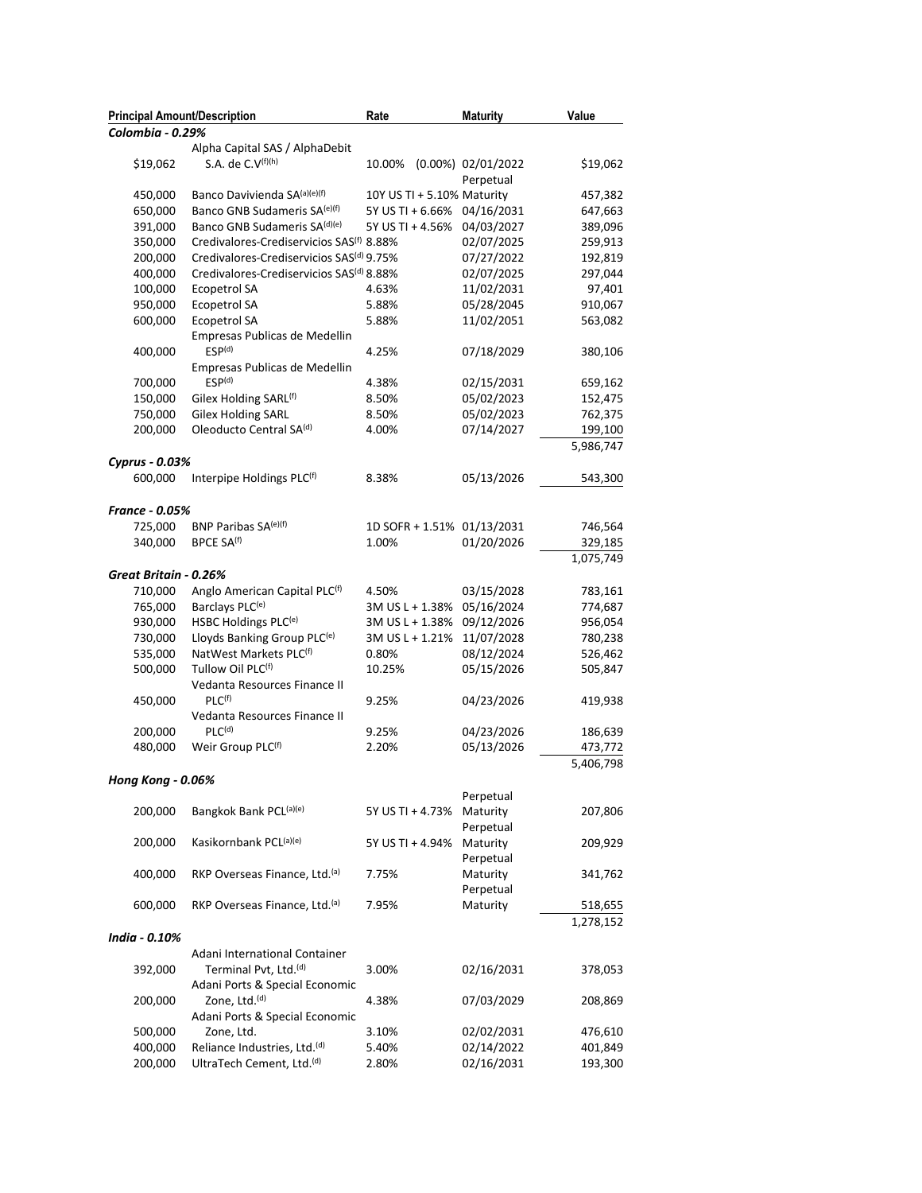| Principal Amount/Description | | Rate | Maturity | Value |
|---|---|---|---|---|
| ***Colombia - 0.29%*** | | | | |
| $19,062 | Alpha Capital SAS / AlphaDebit S.A. de C.V[(f)(h)] | 10.00% (0.00%) | 02/01/2022 | $19,062 |
| 450,000 | Banco Davivienda SA[(a)(e)(f)] | 10Y US TI + 5.10% | Perpetual Maturity | 457,382 |
| 650,000 | Banco GNB Sudameris SA[(e)(f)] | 5Y US TI + 6.66% | 04/16/2031 | 647,663 |
| 391,000 | Banco GNB Sudameris SA[(d)(e)] | 5Y US TI + 4.56% | 04/03/2027 | 389,096 |
| 350,000 | Credivalores-Crediservicios SAS[(f)] | 8.88% | 02/07/2025 | 259,913 |
| 200,000 | Credivalores-Crediservicios SAS[(d)] | 9.75% | 07/27/2022 | 192,819 |
| 400,000 | Credivalores-Crediservicios SAS[(d)] | 8.88% | 02/07/2025 | 297,044 |
| 100,000 | Ecopetrol SA | 4.63% | 11/02/2031 | 97,401 |
| 950,000 | Ecopetrol SA | 5.88% | 05/28/2045 | 910,067 |
| 600,000 | Ecopetrol SA | 5.88% | 11/02/2051 | 563,082 |
| 400,000 | Empresas Publicas de Medellin ESP[(d)] | 4.25% | 07/18/2029 | 380,106 |
| 700,000 | Empresas Publicas de Medellin ESP[(d)] | 4.38% | 02/15/2031 | 659,162 |
| 150,000 | Gilex Holding SARL[(f)] | 8.50% | 05/02/2023 | 152,475 |
| 750,000 | Gilex Holding SARL | 8.50% | 05/02/2023 | 762,375 |
| 200,000 | Oleoducto Central SA[(d)] | 4.00% | 07/14/2027 | 199,100 |
| | | | | 5,986,747 |
| ***Cyprus - 0.03%*** | | | | |
| 600,000 | Interpipe Holdings PLC[(f)] | 8.38% | 05/13/2026 | 543,300 |
| ***France - 0.05%*** | | | | |
| 725,000 | BNP Paribas SA[(e)(f)] | 1D SOFR + 1.51% | 01/13/2031 | 746,564 |
| 340,000 | BPCE SA[(f)] | 1.00% | 01/20/2026 | 329,185 |
| | | | | 1,075,749 |
| ***Great Britain - 0.26%*** | | | | |
| 710,000 | Anglo American Capital PLC[(f)] | 4.50% | 03/15/2028 | 783,161 |
| 765,000 | Barclays PLC[(e)] | 3M US L + 1.38% | 05/16/2024 | 774,687 |
| 930,000 | HSBC Holdings PLC[(e)] | 3M US L + 1.38% | 09/12/2026 | 956,054 |
| 730,000 | Lloyds Banking Group PLC[(e)] | 3M US L + 1.21% | 11/07/2028 | 780,238 |
| 535,000 | NatWest Markets PLC[(f)] | 0.80% | 08/12/2024 | 526,462 |
| 500,000 | Tullow Oil PLC[(f)] | 10.25% | 05/15/2026 | 505,847 |
| 450,000 | Vedanta Resources Finance II PLC[(f)] | 9.25% | 04/23/2026 | 419,938 |
| 200,000 | Vedanta Resources Finance II PLC[(d)] | 9.25% | 04/23/2026 | 186,639 |
| 480,000 | Weir Group PLC[(f)] | 2.20% | 05/13/2026 | 473,772 |
| | | | | 5,406,798 |
| ***Hong Kong - 0.06%*** | | | | |
| 200,000 | Bangkok Bank PCL[(a)(e)] | 5Y US TI + 4.73% | Perpetual Maturity | 207,806 |
| 200,000 | Kasikornbank PCL[(a)(e)] | 5Y US TI + 4.94% | Perpetual Maturity | 209,929 |
| 400,000 | RKP Overseas Finance, Ltd.[(a)] | 7.75% | Perpetual Maturity | 341,762 |
| 600,000 | RKP Overseas Finance, Ltd.[(a)] | 7.95% | Perpetual Maturity | 518,655 |
| | | | | 1,278,152 |
| ***India - 0.10%*** | | | | |
| 392,000 | Adani International Container Terminal Pvt, Ltd.[(d)] | 3.00% | 02/16/2031 | 378,053 |
| 200,000 | Adani Ports & Special Economic Zone, Ltd.[(d)] | 4.38% | 07/03/2029 | 208,869 |
| 500,000 | Adani Ports & Special Economic Zone, Ltd. | 3.10% | 02/02/2031 | 476,610 |
| 400,000 | Reliance Industries, Ltd.[(d)] | 5.40% | 02/14/2022 | 401,849 |
| 200,000 | UltraTech Cement, Ltd.[(d)] | 2.80% | 02/16/2031 | 193,300 |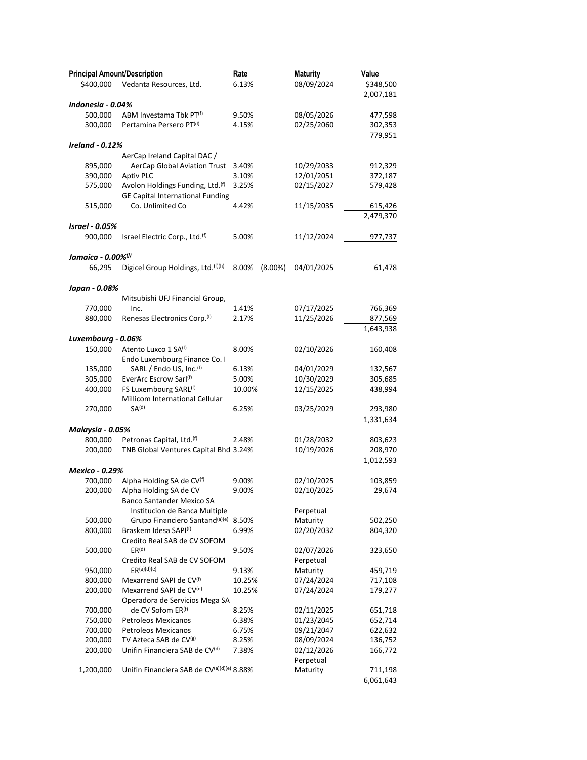| Principal Amount/Description | | Rate | | Maturity | Value |
|---|---|---|---|---|---|
| $400,000 | Vedanta Resources, Ltd. | 6.13% | | 08/09/2024 | $348,500 |
| | | | | | 2,007,181 |
| ***Indonesia - 0.04%*** | | | | | |
| 500,000 | ABM Investama Tbk PT[(f)] | 9.50% | | 08/05/2026 | 477,598 |
| 300,000 | Pertamina Persero PT[(d)] | 4.15% | | 02/25/2060 | 302,353 |
| | | | | | 779,951 |
| ***Ireland - 0.12%*** | | | | | |
| 895,000 | AerCap Ireland Capital DAC / AerCap Global Aviation Trust | 3.40% | | 10/29/2033 | 912,329 |
| 390,000 | Aptiv PLC | 3.10% | | 12/01/2051 | 372,187 |
| 575,000 | Avolon Holdings Funding, Ltd.[(f)] | 3.25% | | 02/15/2027 | 579,428 |
| 515,000 | GE Capital International Funding Co. Unlimited Co | 4.42% | | 11/15/2035 | 615,426 |
| | | | | | 2,479,370 |
| ***Israel - 0.05%*** | | | | | |
| 900,000 | Israel Electric Corp., Ltd.[(f)] | 5.00% | | 11/12/2024 | 977,737 |
| ***Jamaica - 0.00%[(j)]*** | | | | | |
| 66,295 | Digicel Group Holdings, Ltd.[(f)(h)] | 8.00% | (8.00%) | 04/01/2025 | 61,478 |
| ***Japan - 0.08%*** | | | | | |
| 770,000 | Mitsubishi UFJ Financial Group, Inc. | 1.41% | | 07/17/2025 | 766,369 |
| 880,000 | Renesas Electronics Corp.[(f)] | 2.17% | | 11/25/2026 | 877,569 |
| | | | | | 1,643,938 |
| ***Luxembourg - 0.06%*** | | | | | |
| 150,000 | Atento Luxco 1 SA[(f)] | 8.00% | | 02/10/2026 | 160,408 |
| 135,000 | Endo Luxembourg Finance Co. I SARL / Endo US, Inc.[(f)] | 6.13% | | 04/01/2029 | 132,567 |
| 305,000 | EverArc Escrow Sarl[(f)] | 5.00% | | 10/30/2029 | 305,685 |
| 400,000 | FS Luxembourg SARL[(f)] | 10.00% | | 12/15/2025 | 438,994 |
| 270,000 | Millicom International Cellular SA[(d)] | 6.25% | | 03/25/2029 | 293,980 |
| | | | | | 1,331,634 |
| ***Malaysia - 0.05%*** | | | | | |
| 800,000 | Petronas Capital, Ltd.[(f)] | 2.48% | | 01/28/2032 | 803,623 |
| 200,000 | TNB Global Ventures Capital Bhd | 3.24% | | 10/19/2026 | 208,970 |
| | | | | | 1,012,593 |
| ***Mexico - 0.29%*** | | | | | |
| 700,000 | Alpha Holding SA de CV[(f)] | 9.00% | | 02/10/2025 | 103,859 |
| 200,000 | Alpha Holding SA de CV | 9.00% | | 02/10/2025 | 29,674 |
| 500,000 | Banco Santander Mexico SA Institucion de Banca Multiple Grupo Financiero Santand[(a)(e)] | 8.50% | | Perpetual Maturity | 502,250 |
| 800,000 | Braskem Idesa SAPI[(f)] | 6.99% | | 02/20/2032 | 804,320 |
| 500,000 | Credito Real SAB de CV SOFOM ER[(d)] | 9.50% | | 02/07/2026 | 323,650 |
| 950,000 | Credito Real SAB de CV SOFOM ER[(a)(d)(e)] | 9.13% | | Perpetual Maturity | 459,719 |
| 800,000 | Mexarrend SAPI de CV[(f)] | 10.25% | | 07/24/2024 | 717,108 |
| 200,000 | Mexarrend SAPI de CV[(d)] | 10.25% | | 07/24/2024 | 179,277 |
| 700,000 | Operadora de Servicios Mega SA de CV Sofom ER[(f)] | 8.25% | | 02/11/2025 | 651,718 |
| 750,000 | Petroleos Mexicanos | 6.38% | | 01/23/2045 | 652,714 |
| 700,000 | Petroleos Mexicanos | 6.75% | | 09/21/2047 | 622,632 |
| 200,000 | TV Azteca SAB de CV[(g)] | 8.25% | | 08/09/2024 | 136,752 |
| 200,000 | Unifin Financiera SAB de CV[(d)] | 7.38% | | 02/12/2026 | 166,772 |
| 1,200,000 | Unifin Financiera SAB de CV[(a)(d)(e)] | 8.88% | | Perpetual Maturity | 711,198 |
| | | | | | 6,061,643 |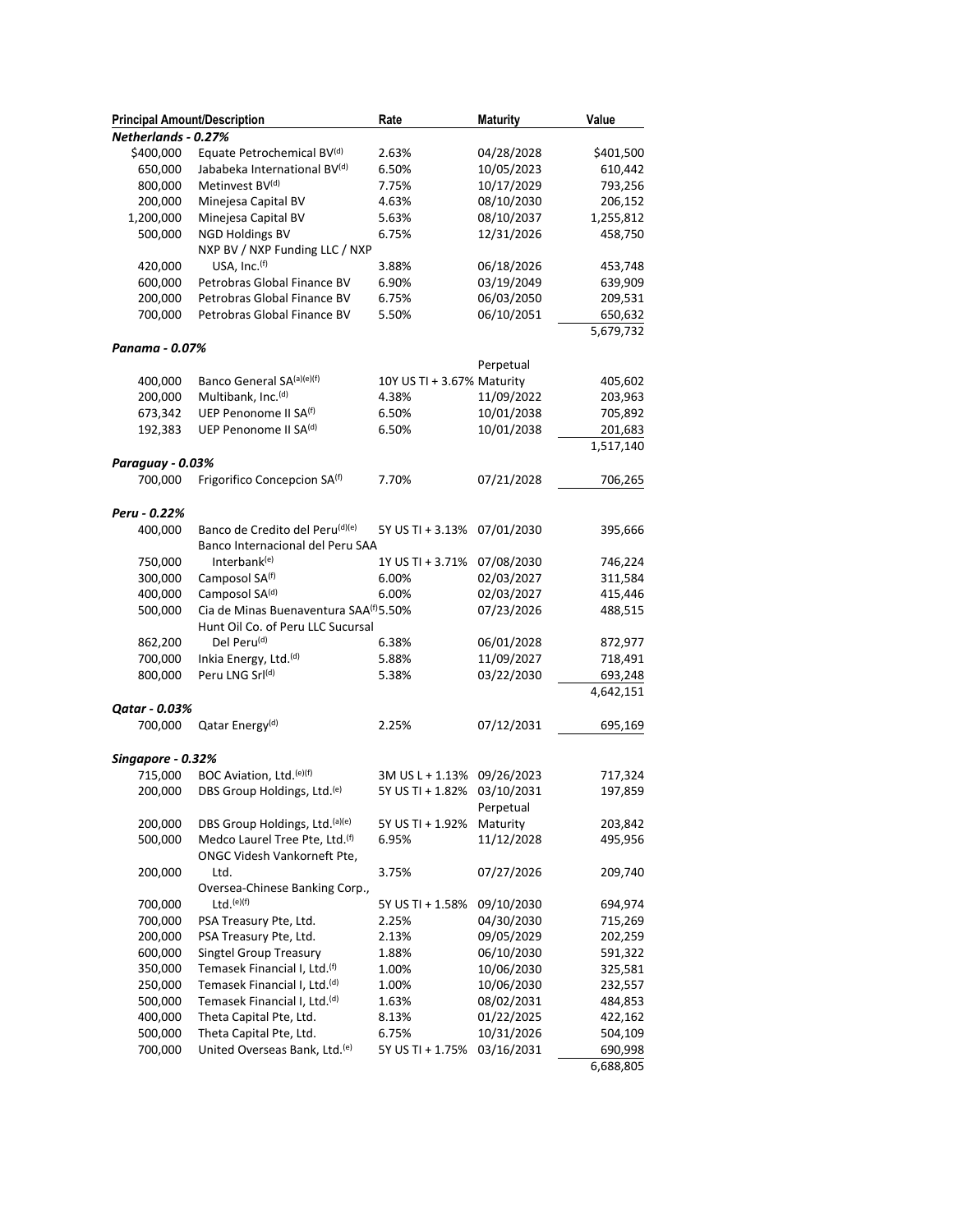| Principal Amount/Description | | Rate | Maturity | Value |
|---|---|---|---|---|
| ***Netherlands - 0.27%*** | | | | |
| $400,000 | Equate Petrochemical BV[(d)] | 2.63% | 04/28/2028 | $401,500 |
| 650,000 | Jababeka International BV[(d)] | 6.50% | 10/05/2023 | 610,442 |
| 800,000 | Metinvest BV[(d)] | 7.75% | 10/17/2029 | 793,256 |
| 200,000 | Minejesa Capital BV | 4.63% | 08/10/2030 | 206,152 |
| 1,200,000 | Minejesa Capital BV | 5.63% | 08/10/2037 | 1,255,812 |
| 500,000 | NGD Holdings BV | 6.75% | 12/31/2026 | 458,750 |
| 420,000 | NXP BV / NXP Funding LLC / NXP USA, Inc.[(f)] | 3.88% | 06/18/2026 | 453,748 |
| 600,000 | Petrobras Global Finance BV | 6.90% | 03/19/2049 | 639,909 |
| 200,000 | Petrobras Global Finance BV | 6.75% | 06/03/2050 | 209,531 |
| 700,000 | Petrobras Global Finance BV | 5.50% | 06/10/2051 | 650,632 |
| | | | | 5,679,732 |
| ***Panama - 0.07%*** | | | | |
| 400,000 | Banco General SA[(a)(e)(f)] | 10Y US TI + 3.67% | Perpetual Maturity | 405,602 |
| 200,000 | Multibank, Inc.[(d)] | 4.38% | 11/09/2022 | 203,963 |
| 673,342 | UEP Penonome II SA[(f)] | 6.50% | 10/01/2038 | 705,892 |
| 192,383 | UEP Penonome II SA[(d)] | 6.50% | 10/01/2038 | 201,683 |
| | | | | 1,517,140 |
| ***Paraguay - 0.03%*** | | | | |
| 700,000 | Frigorifico Concepcion SA[(f)] | 7.70% | 07/21/2028 | 706,265 |
| ***Peru - 0.22%*** | | | | |
| 400,000 | Banco de Credito del Peru[(d)(e)] | 5Y US TI + 3.13% | 07/01/2030 | 395,666 |
| 750,000 | Banco Internacional del Peru SAA Interbank[(e)] | 1Y US TI + 3.71% | 07/08/2030 | 746,224 |
| 300,000 | Camposol SA[(f)] | 6.00% | 02/03/2027 | 311,584 |
| 400,000 | Camposol SA[(d)] | 6.00% | 02/03/2027 | 415,446 |
| 500,000 | Cia de Minas Buenaventura SAA[(f)] | 5.50% | 07/23/2026 | 488,515 |
| 862,200 | Hunt Oil Co. of Peru LLC Sucursal Del Peru[(d)] | 6.38% | 06/01/2028 | 872,977 |
| 700,000 | Inkia Energy, Ltd.[(d)] | 5.88% | 11/09/2027 | 718,491 |
| 800,000 | Peru LNG Srl[(d)] | 5.38% | 03/22/2030 | 693,248 |
| | | | | 4,642,151 |
| ***Qatar - 0.03%*** | | | | |
| 700,000 | Qatar Energy[(d)] | 2.25% | 07/12/2031 | 695,169 |
| ***Singapore - 0.32%*** | | | | |
| 715,000 | BOC Aviation, Ltd.[(e)(f)] | 3M US L + 1.13% | 09/26/2023 | 717,324 |
| 200,000 | DBS Group Holdings, Ltd.[(e)] | 5Y US TI + 1.82% | 03/10/2031 | 197,859 |
| 200,000 | DBS Group Holdings, Ltd.[(a)(e)] | 5Y US TI + 1.92% | Perpetual Maturity | 203,842 |
| 500,000 | Medco Laurel Tree Pte, Ltd.[(f)] | 6.95% | 11/12/2028 | 495,956 |
| 200,000 | ONGC Videsh Vankorneft Pte, Ltd. | 3.75% | 07/27/2026 | 209,740 |
| 700,000 | Oversea-Chinese Banking Corp., Ltd.[(e)(f)] | 5Y US TI + 1.58% | 09/10/2030 | 694,974 |
| 700,000 | PSA Treasury Pte, Ltd. | 2.25% | 04/30/2030 | 715,269 |
| 200,000 | PSA Treasury Pte, Ltd. | 2.13% | 09/05/2029 | 202,259 |
| 600,000 | Singtel Group Treasury | 1.88% | 06/10/2030 | 591,322 |
| 350,000 | Temasek Financial I, Ltd.[(f)] | 1.00% | 10/06/2030 | 325,581 |
| 250,000 | Temasek Financial I, Ltd.[(d)] | 1.00% | 10/06/2030 | 232,557 |
| 500,000 | Temasek Financial I, Ltd.[(d)] | 1.63% | 08/02/2031 | 484,853 |
| 400,000 | Theta Capital Pte, Ltd. | 8.13% | 01/22/2025 | 422,162 |
| 500,000 | Theta Capital Pte, Ltd. | 6.75% | 10/31/2026 | 504,109 |
| 700,000 | United Overseas Bank, Ltd.[(e)] | 5Y US TI + 1.75% | 03/16/2031 | 690,998 |
| | | | | 6,688,805 |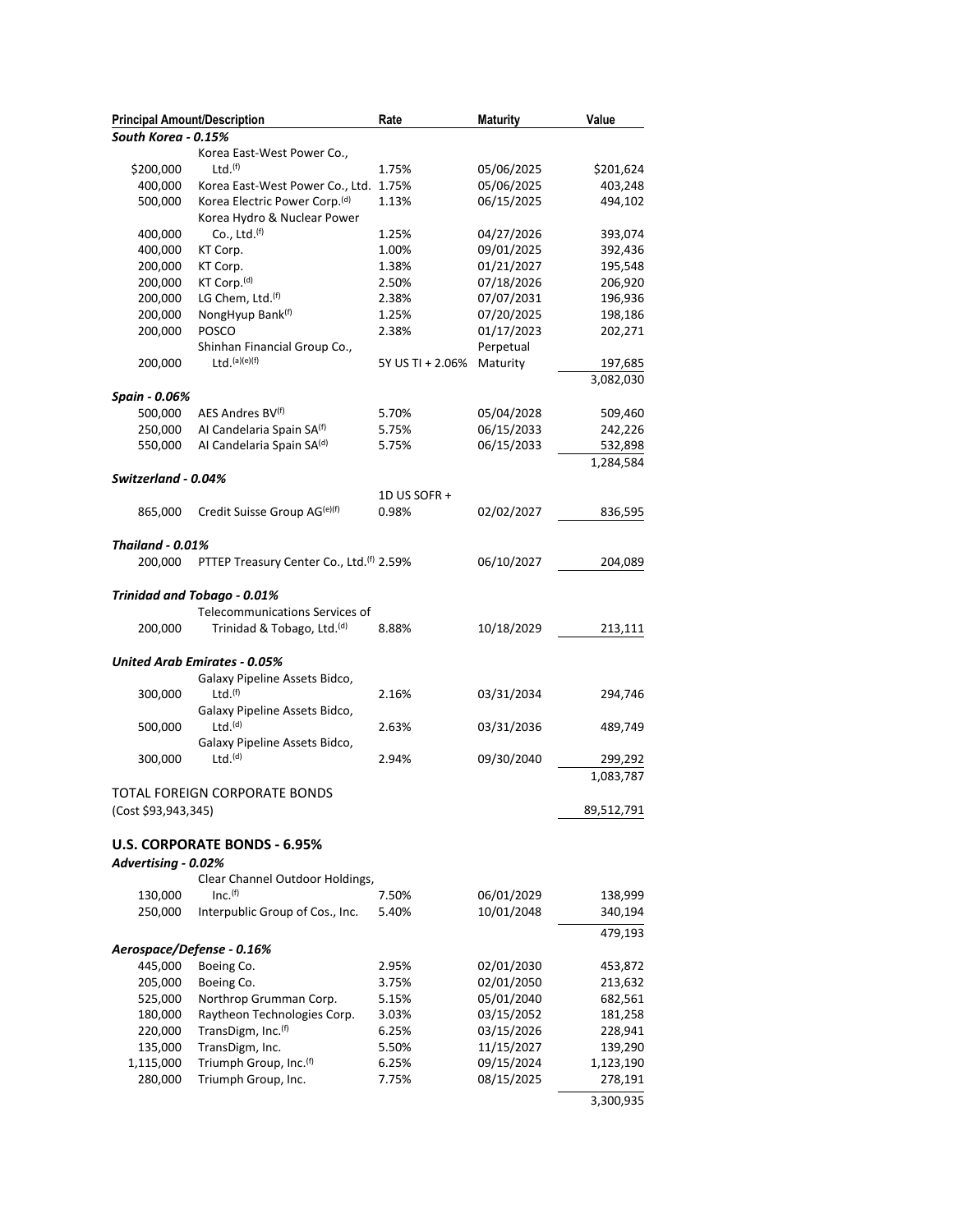| Principal Amount/Description | | Rate | Maturity | Value |
|---|---|---|---|---|
| ***South Korea - 0.15%*** | | | | |
| $200,000 | Korea East-West Power Co., Ltd.[f] | 1.75% | 05/06/2025 | $201,624 |
| 400,000 | Korea East-West Power Co., Ltd. | 1.75% | 05/06/2025 | 403,248 |
| 500,000 | Korea Electric Power Corp.[d] | 1.13% | 06/15/2025 | 494,102 |
| 400,000 | Korea Hydro & Nuclear Power Co., Ltd.[f] | 1.25% | 04/27/2026 | 393,074 |
| 400,000 | KT Corp. | 1.00% | 09/01/2025 | 392,436 |
| 200,000 | KT Corp. | 1.38% | 01/21/2027 | 195,548 |
| 200,000 | KT Corp.[d] | 2.50% | 07/18/2026 | 206,920 |
| 200,000 | LG Chem, Ltd.[f] | 2.38% | 07/07/2031 | 196,936 |
| 200,000 | NongHyup Bank[f] | 1.25% | 07/20/2025 | 198,186 |
| 200,000 | POSCO | 2.38% | 01/17/2023 | 202,271 |
| 200,000 | Shinhan Financial Group Co., Ltd.[a][e][f] | 5Y US TI + 2.06% | Perpetual Maturity | 197,685 |
| | | | | 3,082,030 |
| ***Spain - 0.06%*** | | | | |
| 500,000 | AES Andres BV[f] | 5.70% | 05/04/2028 | 509,460 |
| 250,000 | AI Candelaria Spain SA[f] | 5.75% | 06/15/2033 | 242,226 |
| 550,000 | AI Candelaria Spain SA[d] | 5.75% | 06/15/2033 | 532,898 |
| | | | | 1,284,584 |
| ***Switzerland - 0.04%*** | | | | |
| 865,000 | Credit Suisse Group AG[e][f] | 1D US SOFR + 0.98% | 02/02/2027 | 836,595 |
| ***Thailand - 0.01%*** | | | | |
| 200,000 | PTTEP Treasury Center Co., Ltd.[f] | 2.59% | 06/10/2027 | 204,089 |
| ***Trinidad and Tobago - 0.01%*** | | | | |
| 200,000 | Telecommunications Services of Trinidad & Tobago, Ltd.[d] | 8.88% | 10/18/2029 | 213,111 |
| ***United Arab Emirates - 0.05%*** | | | | |
| 300,000 | Galaxy Pipeline Assets Bidco, Ltd.[f] | 2.16% | 03/31/2034 | 294,746 |
| 500,000 | Galaxy Pipeline Assets Bidco, Ltd.[d] | 2.63% | 03/31/2036 | 489,749 |
| 300,000 | Galaxy Pipeline Assets Bidco, Ltd.[d] | 2.94% | 09/30/2040 | 299,292 |
| | | | | 1,083,787 |
| TOTAL FOREIGN CORPORATE BONDS (Cost $93,943,345) | | | | 89,512,791 |
| **U.S. CORPORATE BONDS - 6.95%** | | | | |
| ***Advertising - 0.02%*** | | | | |
| 130,000 | Clear Channel Outdoor Holdings, Inc.[f] | 7.50% | 06/01/2029 | 138,999 |
| 250,000 | Interpublic Group of Cos., Inc. | 5.40% | 10/01/2048 | 340,194 |
| | | | | 479,193 |
| ***Aerospace/Defense - 0.16%*** | | | | |
| 445,000 | Boeing Co. | 2.95% | 02/01/2030 | 453,872 |
| 205,000 | Boeing Co. | 3.75% | 02/01/2050 | 213,632 |
| 525,000 | Northrop Grumman Corp. | 5.15% | 05/01/2040 | 682,561 |
| 180,000 | Raytheon Technologies Corp. | 3.03% | 03/15/2052 | 181,258 |
| 220,000 | TransDigm, Inc.[f] | 6.25% | 03/15/2026 | 228,941 |
| 135,000 | TransDigm, Inc. | 5.50% | 11/15/2027 | 139,290 |
| 1,115,000 | Triumph Group, Inc.[f] | 6.25% | 09/15/2024 | 1,123,190 |
| 280,000 | Triumph Group, Inc. | 7.75% | 08/15/2025 | 278,191 |
| | | | | 3,300,935 |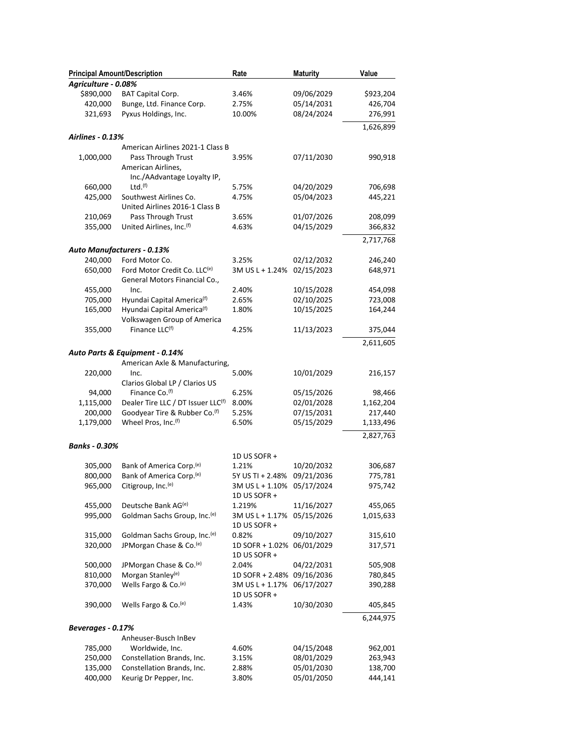| Principal Amount/Description | | Rate | Maturity | Value |
|---|---|---|---|---|
| ***Agriculture - 0.08%*** | | | | |
| $890,000 | BAT Capital Corp. | 3.46% | 09/06/2029 | $923,204 |
| 420,000 | Bunge, Ltd. Finance Corp. | 2.75% | 05/14/2031 | 426,704 |
| 321,693 | Pyxus Holdings, Inc. | 10.00% | 08/24/2024 | 276,991 |
| | | | | 1,626,899 |
| ***Airlines - 0.13%*** | | | | |
| 1,000,000 | American Airlines 2021-1 Class B Pass Through Trust | 3.95% | 07/11/2030 | 990,918 |
| 660,000 | American Airlines, Inc./AAdvantage Loyalty IP, Ltd.[(f)] | 5.75% | 04/20/2029 | 706,698 |
| 425,000 | Southwest Airlines Co. | 4.75% | 05/04/2023 | 445,221 |
| 210,069 | United Airlines 2016-1 Class B Pass Through Trust | 3.65% | 01/07/2026 | 208,099 |
| 355,000 | United Airlines, Inc.[(f)] | 4.63% | 04/15/2029 | 366,832 |
| | | | | 2,717,768 |
| ***Auto Manufacturers - 0.13%*** | | | | |
| 240,000 | Ford Motor Co. | 3.25% | 02/12/2032 | 246,240 |
| 650,000 | Ford Motor Credit Co. LLC[(e)] | 3M US L + 1.24% | 02/15/2023 | 648,971 |
| 455,000 | General Motors Financial Co., Inc. | 2.40% | 10/15/2028 | 454,098 |
| 705,000 | Hyundai Capital America[(f)] | 2.65% | 02/10/2025 | 723,008 |
| 165,000 | Hyundai Capital America[(f)] | 1.80% | 10/15/2025 | 164,244 |
| 355,000 | Volkswagen Group of America Finance LLC[(f)] | 4.25% | 11/13/2023 | 375,044 |
| | | | | 2,611,605 |
| ***Auto Parts & Equipment - 0.14%*** | | | | |
| 220,000 | American Axle & Manufacturing, Inc. | 5.00% | 10/01/2029 | 216,157 |
| 94,000 | Clarios Global LP / Clarios US Finance Co.[(f)] | 6.25% | 05/15/2026 | 98,466 |
| 1,115,000 | Dealer Tire LLC / DT Issuer LLC[(f)] | 8.00% | 02/01/2028 | 1,162,204 |
| 200,000 | Goodyear Tire & Rubber Co.[(f)] | 5.25% | 07/15/2031 | 217,440 |
| 1,179,000 | Wheel Pros, Inc.[(f)] | 6.50% | 05/15/2029 | 1,133,496 |
| | | | | 2,827,763 |
| ***Banks - 0.30%*** | | | | |
| 305,000 | Bank of America Corp.[(e)] | 1D US SOFR + 1.21% | 10/20/2032 | 306,687 |
| 800,000 | Bank of America Corp.[(e)] | 5Y US TI + 2.48% | 09/21/2036 | 775,781 |
| 965,000 | Citigroup, Inc.[(e)] | 3M US L + 1.10% | 05/17/2024 | 975,742 |
| 455,000 | Deutsche Bank AG[(e)] | 1D US SOFR + 1.219% | 11/16/2027 | 455,065 |
| 995,000 | Goldman Sachs Group, Inc.[(e)] | 3M US L + 1.17% | 05/15/2026 | 1,015,633 |
| 315,000 | Goldman Sachs Group, Inc.[(e)] | 1D US SOFR + 0.82% | 09/10/2027 | 315,610 |
| 320,000 | JPMorgan Chase & Co.[(e)] | 1D SOFR + 1.02% | 06/01/2029 | 317,571 |
| 500,000 | JPMorgan Chase & Co.[(e)] | 1D US SOFR + 2.04% | 04/22/2031 | 505,908 |
| 810,000 | Morgan Stanley[(e)] | 1D SOFR + 2.48% | 09/16/2036 | 780,845 |
| 370,000 | Wells Fargo & Co.[(e)] | 3M US L + 1.17% | 06/17/2027 | 390,288 |
| 390,000 | Wells Fargo & Co.[(e)] | 1D US SOFR + 1.43% | 10/30/2030 | 405,845 |
| | | | | 6,244,975 |
| ***Beverages - 0.17%*** | | | | |
| 785,000 | Anheuser-Busch InBev Worldwide, Inc. | 4.60% | 04/15/2048 | 962,001 |
| 250,000 | Constellation Brands, Inc. | 3.15% | 08/01/2029 | 263,943 |
| 135,000 | Constellation Brands, Inc. | 2.88% | 05/01/2030 | 138,700 |
| 400,000 | Keurig Dr Pepper, Inc. | 3.80% | 05/01/2050 | 444,141 |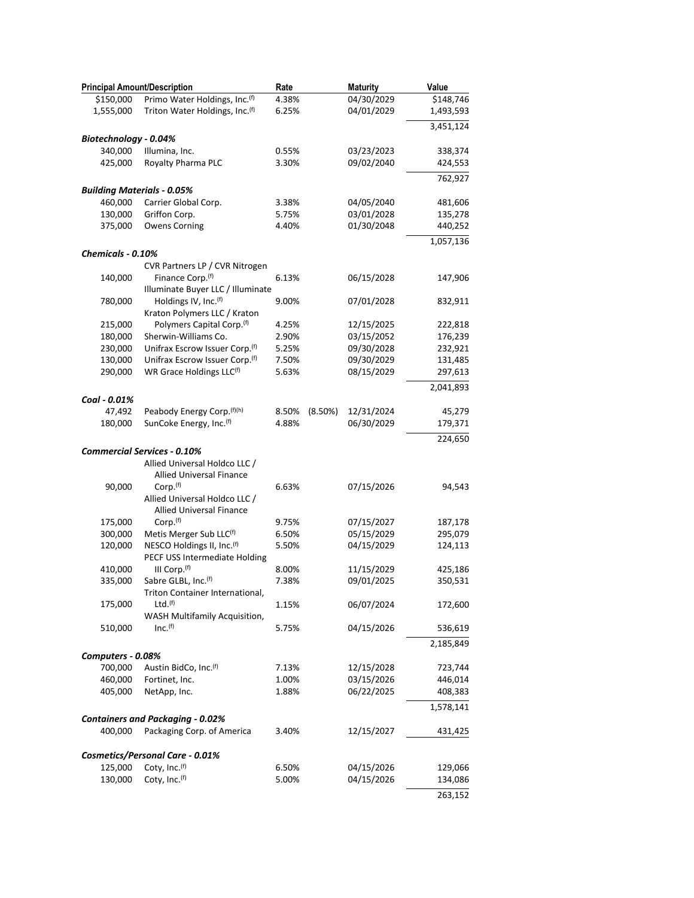| Principal Amount/Description | | Rate | | Maturity | Value |
|---|---|---|---|---|---|
| $150,000 | Primo Water Holdings, Inc.[(f)] | 4.38% | | 04/30/2029 | $148,746 |
| 1,555,000 | Triton Water Holdings, Inc.[(f)] | 6.25% | | 04/01/2029 | 1,493,593 |
| | | | | | 3,451,124 |
| ***Biotechnology - 0.04%*** | | | | | |
| 340,000 | Illumina, Inc. | 0.55% | | 03/23/2023 | 338,374 |
| 425,000 | Royalty Pharma PLC | 3.30% | | 09/02/2040 | 424,553 |
| | | | | | 762,927 |
| ***Building Materials - 0.05%*** | | | | | |
| 460,000 | Carrier Global Corp. | 3.38% | | 04/05/2040 | 481,606 |
| 130,000 | Griffon Corp. | 5.75% | | 03/01/2028 | 135,278 |
| 375,000 | Owens Corning | 4.40% | | 01/30/2048 | 440,252 |
| | | | | | 1,057,136 |
| ***Chemicals - 0.10%*** | | | | | |
| 140,000 | CVR Partners LP / CVR Nitrogen Finance Corp.[(f)] | 6.13% | | 06/15/2028 | 147,906 |
| 780,000 | Illuminate Buyer LLC / Illuminate Holdings IV, Inc.[(f)] | 9.00% | | 07/01/2028 | 832,911 |
| 215,000 | Kraton Polymers LLC / Kraton Polymers Capital Corp.[(f)] | 4.25% | | 12/15/2025 | 222,818 |
| 180,000 | Sherwin-Williams Co. | 2.90% | | 03/15/2052 | 176,239 |
| 230,000 | Unifrax Escrow Issuer Corp.[(f)] | 5.25% | | 09/30/2028 | 232,921 |
| 130,000 | Unifrax Escrow Issuer Corp.[(f)] | 7.50% | | 09/30/2029 | 131,485 |
| 290,000 | WR Grace Holdings LLC[(f)] | 5.63% | | 08/15/2029 | 297,613 |
| | | | | | 2,041,893 |
| ***Coal - 0.01%*** | | | | | |
| 47,492 | Peabody Energy Corp.[(f)(h)] | 8.50% | (8.50%) | 12/31/2024 | 45,279 |
| 180,000 | SunCoke Energy, Inc.[(f)] | 4.88% | | 06/30/2029 | 179,371 |
| | | | | | 224,650 |
| ***Commercial Services - 0.10%*** | | | | | |
| 90,000 | Allied Universal Holdco LLC / Allied Universal Finance Corp.[(f)] | 6.63% | | 07/15/2026 | 94,543 |
| 175,000 | Allied Universal Holdco LLC / Allied Universal Finance Corp.[(f)] | 9.75% | | 07/15/2027 | 187,178 |
| 300,000 | Metis Merger Sub LLC[(f)] | 6.50% | | 05/15/2029 | 295,079 |
| 120,000 | NESCO Holdings II, Inc.[(f)] | 5.50% | | 04/15/2029 | 124,113 |
| 410,000 | PECF USS Intermediate Holding III Corp.[(f)] | 8.00% | | 11/15/2029 | 425,186 |
| 335,000 | Sabre GLBL, Inc.[(f)] | 7.38% | | 09/01/2025 | 350,531 |
| 175,000 | Triton Container International, Ltd.[(f)] | 1.15% | | 06/07/2024 | 172,600 |
| 510,000 | WASH Multifamily Acquisition, Inc.[(f)] | 5.75% | | 04/15/2026 | 536,619 |
| | | | | | 2,185,849 |
| ***Computers - 0.08%*** | | | | | |
| 700,000 | Austin BidCo, Inc.[(f)] | 7.13% | | 12/15/2028 | 723,744 |
| 460,000 | Fortinet, Inc. | 1.00% | | 03/15/2026 | 446,014 |
| 405,000 | NetApp, Inc. | 1.88% | | 06/22/2025 | 408,383 |
| | | | | | 1,578,141 |
| ***Containers and Packaging - 0.02%*** | | | | | |
| 400,000 | Packaging Corp. of America | 3.40% | | 12/15/2027 | 431,425 |
| ***Cosmetics/Personal Care - 0.01%*** | | | | | |
| 125,000 | Coty, Inc.[(f)] | 6.50% | | 04/15/2026 | 129,066 |
| 130,000 | Coty, Inc.[(f)] | 5.00% | | 04/15/2026 | 134,086 |
| | | | | | 263,152 |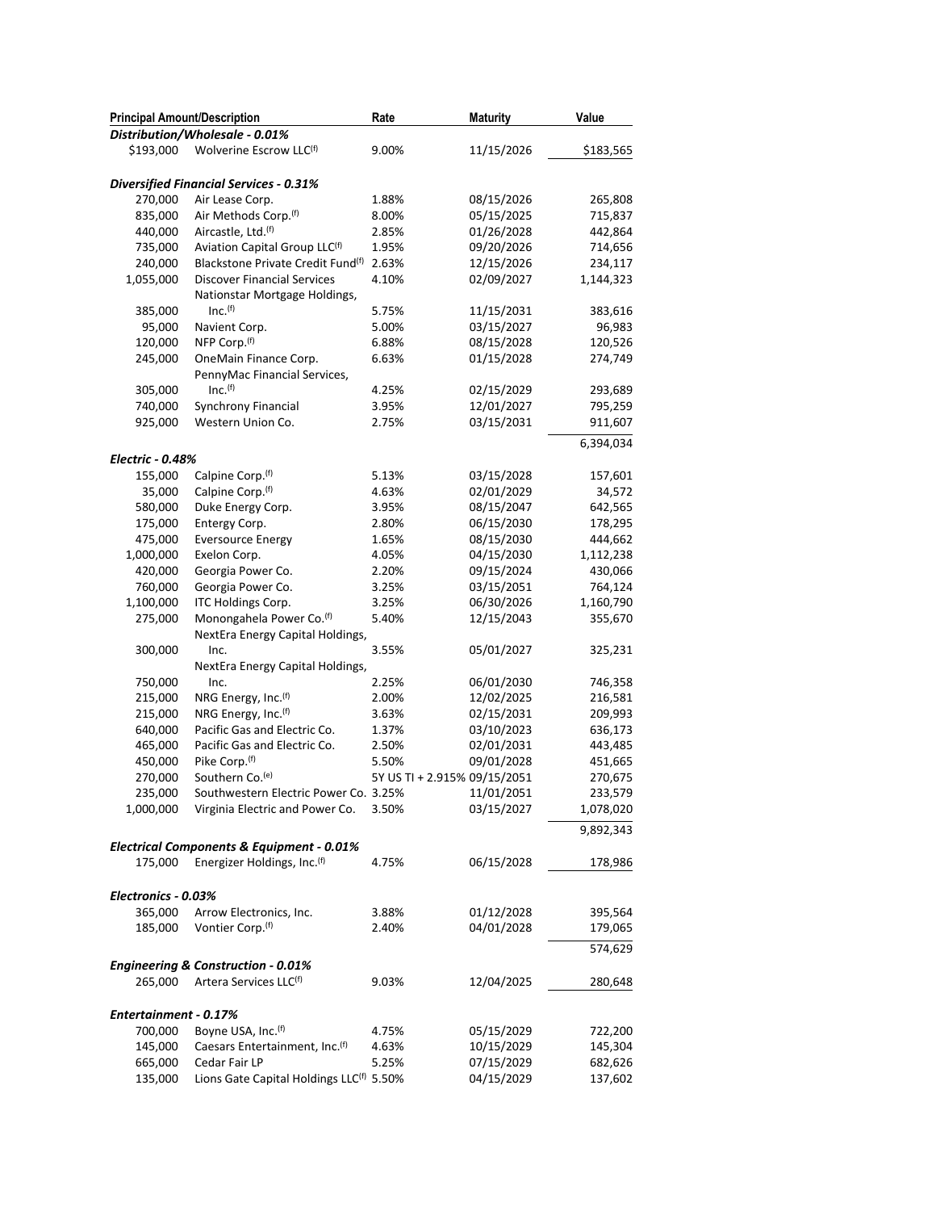| Principal Amount/Description | | Rate | Maturity | Value |
|---|---|---|---|---|
| ***Distribution/Wholesale - 0.01%*** | | | | |
| $193,000 | Wolverine Escrow LLC[(f)] | 9.00% | 11/15/2026 | $183,565 |
| | | | | |
| ***Diversified Financial Services - 0.31%*** | | | | |
| 270,000 | Air Lease Corp. | 1.88% | 08/15/2026 | 265,808 |
| 835,000 | Air Methods Corp.[(f)] | 8.00% | 05/15/2025 | 715,837 |
| 440,000 | Aircastle, Ltd.[(f)] | 2.85% | 01/26/2028 | 442,864 |
| 735,000 | Aviation Capital Group LLC[(f)] | 1.95% | 09/20/2026 | 714,656 |
| 240,000 | Blackstone Private Credit Fund[(f)] | 2.63% | 12/15/2026 | 234,117 |
| 1,055,000 | Discover Financial Services | 4.10% | 02/09/2027 | 1,144,323 |
| 385,000 | Nationstar Mortgage Holdings, Inc.[(f)] | 5.75% | 11/15/2031 | 383,616 |
| 95,000 | Navient Corp. | 5.00% | 03/15/2027 | 96,983 |
| 120,000 | NFP Corp.[(f)] | 6.88% | 08/15/2028 | 120,526 |
| 245,000 | OneMain Finance Corp. | 6.63% | 01/15/2028 | 274,749 |
| 305,000 | PennyMac Financial Services, Inc.[(f)] | 4.25% | 02/15/2029 | 293,689 |
| 740,000 | Synchrony Financial | 3.95% | 12/01/2027 | 795,259 |
| 925,000 | Western Union Co. | 2.75% | 03/15/2031 | 911,607 |
| | | | | 6,394,034 |
| ***Electric - 0.48%*** | | | | |
| 155,000 | Calpine Corp.[(f)] | 5.13% | 03/15/2028 | 157,601 |
| 35,000 | Calpine Corp.[(f)] | 4.63% | 02/01/2029 | 34,572 |
| 580,000 | Duke Energy Corp. | 3.95% | 08/15/2047 | 642,565 |
| 175,000 | Entergy Corp. | 2.80% | 06/15/2030 | 178,295 |
| 475,000 | Eversource Energy | 1.65% | 08/15/2030 | 444,662 |
| 1,000,000 | Exelon Corp. | 4.05% | 04/15/2030 | 1,112,238 |
| 420,000 | Georgia Power Co. | 2.20% | 09/15/2024 | 430,066 |
| 760,000 | Georgia Power Co. | 3.25% | 03/15/2051 | 764,124 |
| 1,100,000 | ITC Holdings Corp. | 3.25% | 06/30/2026 | 1,160,790 |
| 275,000 | Monongahela Power Co.[(f)] | 5.40% | 12/15/2043 | 355,670 |
| 300,000 | NextEra Energy Capital Holdings, Inc. | 3.55% | 05/01/2027 | 325,231 |
| 750,000 | NextEra Energy Capital Holdings, Inc. | 2.25% | 06/01/2030 | 746,358 |
| 215,000 | NRG Energy, Inc.[(f)] | 2.00% | 12/02/2025 | 216,581 |
| 215,000 | NRG Energy, Inc.[(f)] | 3.63% | 02/15/2031 | 209,993 |
| 640,000 | Pacific Gas and Electric Co. | 1.37% | 03/10/2023 | 636,173 |
| 465,000 | Pacific Gas and Electric Co. | 2.50% | 02/01/2031 | 443,485 |
| 450,000 | Pike Corp.[(f)] | 5.50% | 09/01/2028 | 451,665 |
| 270,000 | Southern Co.[(e)] | 5Y US TI + 2.915% | 09/15/2051 | 270,675 |
| 235,000 | Southwestern Electric Power Co. | 3.25% | 11/01/2051 | 233,579 |
| 1,000,000 | Virginia Electric and Power Co. | 3.50% | 03/15/2027 | 1,078,020 |
| | | | | 9,892,343 |
| ***Electrical Components & Equipment - 0.01%*** | | | | |
| 175,000 | Energizer Holdings, Inc.[(f)] | 4.75% | 06/15/2028 | 178,986 |
| | | | | |
| ***Electronics - 0.03%*** | | | | |
| 365,000 | Arrow Electronics, Inc. | 3.88% | 01/12/2028 | 395,564 |
| 185,000 | Vontier Corp.[(f)] | 2.40% | 04/01/2028 | 179,065 |
| | | | | 574,629 |
| ***Engineering & Construction - 0.01%*** | | | | |
| 265,000 | Artera Services LLC[(f)] | 9.03% | 12/04/2025 | 280,648 |
| | | | | |
| ***Entertainment - 0.17%*** | | | | |
| 700,000 | Boyne USA, Inc.[(f)] | 4.75% | 05/15/2029 | 722,200 |
| 145,000 | Caesars Entertainment, Inc.[(f)] | 4.63% | 10/15/2029 | 145,304 |
| 665,000 | Cedar Fair LP | 5.25% | 07/15/2029 | 682,626 |
| 135,000 | Lions Gate Capital Holdings LLC[(f)] | 5.50% | 04/15/2029 | 137,602 |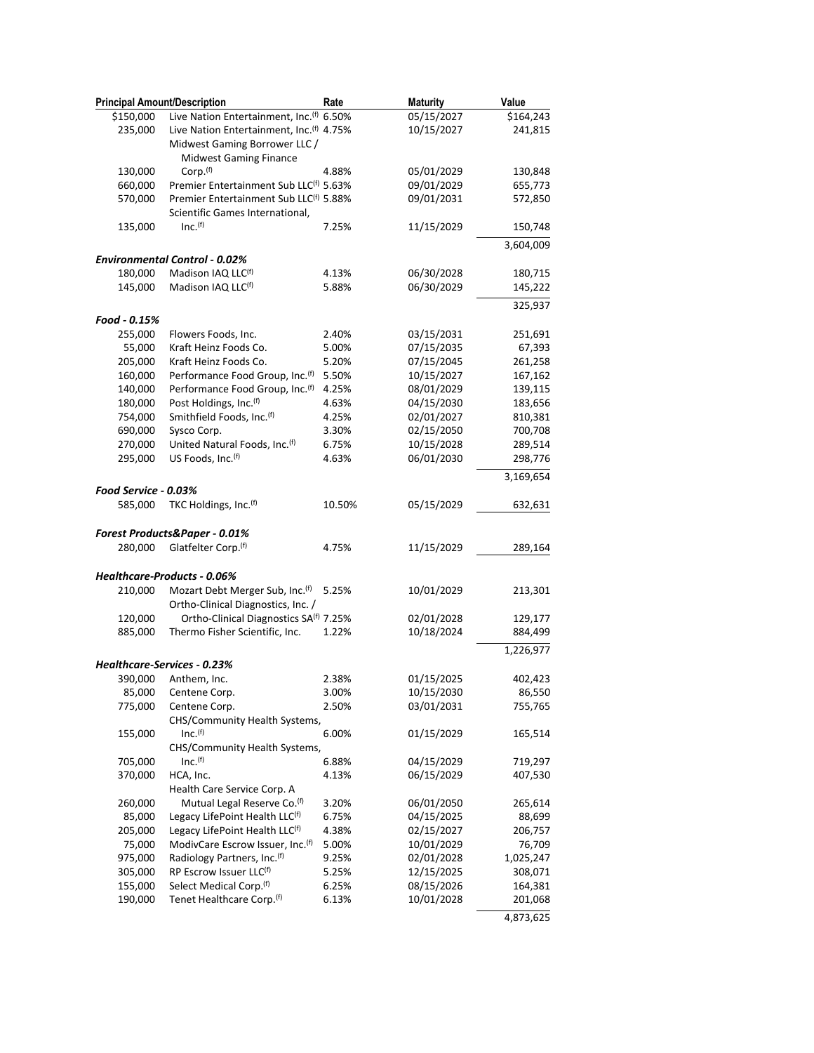| Principal Amount | Description | Rate | Maturity | Value |
|---|---|---|---|---|
| $150,000 | Live Nation Entertainment, Inc.[f] | 6.50% | 05/15/2027 | $164,243 |
| 235,000 | Live Nation Entertainment, Inc.[f] | 4.75% | 10/15/2027 | 241,815 |
| 130,000 | Midwest Gaming Borrower LLC / Midwest Gaming Finance Corp.[f] | 4.88% | 05/01/2029 | 130,848 |
| 660,000 | Premier Entertainment Sub LLC[f] | 5.63% | 09/01/2029 | 655,773 |
| 570,000 | Premier Entertainment Sub LLC[f] | 5.88% | 09/01/2031 | 572,850 |
| 135,000 | Scientific Games International, Inc.[f] | 7.25% | 11/15/2029 | 150,748 |
| | | | | 3,604,009 |
| ***Environmental Control - 0.02%*** | | | | |
| 180,000 | Madison IAQ LLC[f] | 4.13% | 06/30/2028 | 180,715 |
| 145,000 | Madison IAQ LLC[f] | 5.88% | 06/30/2029 | 145,222 |
| | | | | 325,937 |
| ***Food - 0.15%*** | | | | |
| 255,000 | Flowers Foods, Inc. | 2.40% | 03/15/2031 | 251,691 |
| 55,000 | Kraft Heinz Foods Co. | 5.00% | 07/15/2035 | 67,393 |
| 205,000 | Kraft Heinz Foods Co. | 5.20% | 07/15/2045 | 261,258 |
| 160,000 | Performance Food Group, Inc.[f] | 5.50% | 10/15/2027 | 167,162 |
| 140,000 | Performance Food Group, Inc.[f] | 4.25% | 08/01/2029 | 139,115 |
| 180,000 | Post Holdings, Inc.[f] | 4.63% | 04/15/2030 | 183,656 |
| 754,000 | Smithfield Foods, Inc.[f] | 4.25% | 02/01/2027 | 810,381 |
| 690,000 | Sysco Corp. | 3.30% | 02/15/2050 | 700,708 |
| 270,000 | United Natural Foods, Inc.[f] | 6.75% | 10/15/2028 | 289,514 |
| 295,000 | US Foods, Inc.[f] | 4.63% | 06/01/2030 | 298,776 |
| | | | | 3,169,654 |
| ***Food Service - 0.03%*** | | | | |
| 585,000 | TKC Holdings, Inc.[f] | 10.50% | 05/15/2029 | 632,631 |
| ***Forest Products&Paper - 0.01%*** | | | | |
| 280,000 | Glatfelter Corp.[f] | 4.75% | 11/15/2029 | 289,164 |
| ***Healthcare-Products - 0.06%*** | | | | |
| 210,000 | Mozart Debt Merger Sub, Inc.[f] | 5.25% | 10/01/2029 | 213,301 |
| 120,000 | Ortho-Clinical Diagnostics, Inc. / Ortho-Clinical Diagnostics SA[f] | 7.25% | 02/01/2028 | 129,177 |
| 885,000 | Thermo Fisher Scientific, Inc. | 1.22% | 10/18/2024 | 884,499 |
| | | | | 1,226,977 |
| ***Healthcare-Services - 0.23%*** | | | | |
| 390,000 | Anthem, Inc. | 2.38% | 01/15/2025 | 402,423 |
| 85,000 | Centene Corp. | 3.00% | 10/15/2030 | 86,550 |
| 775,000 | Centene Corp. | 2.50% | 03/01/2031 | 755,765 |
| 155,000 | CHS/Community Health Systems, Inc.[f] | 6.00% | 01/15/2029 | 165,514 |
| 705,000 | CHS/Community Health Systems, Inc.[f] | 6.88% | 04/15/2029 | 719,297 |
| 370,000 | HCA, Inc. | 4.13% | 06/15/2029 | 407,530 |
| 260,000 | Health Care Service Corp. A Mutual Legal Reserve Co.[f] | 3.20% | 06/01/2050 | 265,614 |
| 85,000 | Legacy LifePoint Health LLC[f] | 6.75% | 04/15/2025 | 88,699 |
| 205,000 | Legacy LifePoint Health LLC[f] | 4.38% | 02/15/2027 | 206,757 |
| 75,000 | ModivCare Escrow Issuer, Inc.[f] | 5.00% | 10/01/2029 | 76,709 |
| 975,000 | Radiology Partners, Inc.[f] | 9.25% | 02/01/2028 | 1,025,247 |
| 305,000 | RP Escrow Issuer LLC[f] | 5.25% | 12/15/2025 | 308,071 |
| 155,000 | Select Medical Corp.[f] | 6.25% | 08/15/2026 | 164,381 |
| 190,000 | Tenet Healthcare Corp.[f] | 6.13% | 10/01/2028 | 201,068 |
| | | | | 4,873,625 |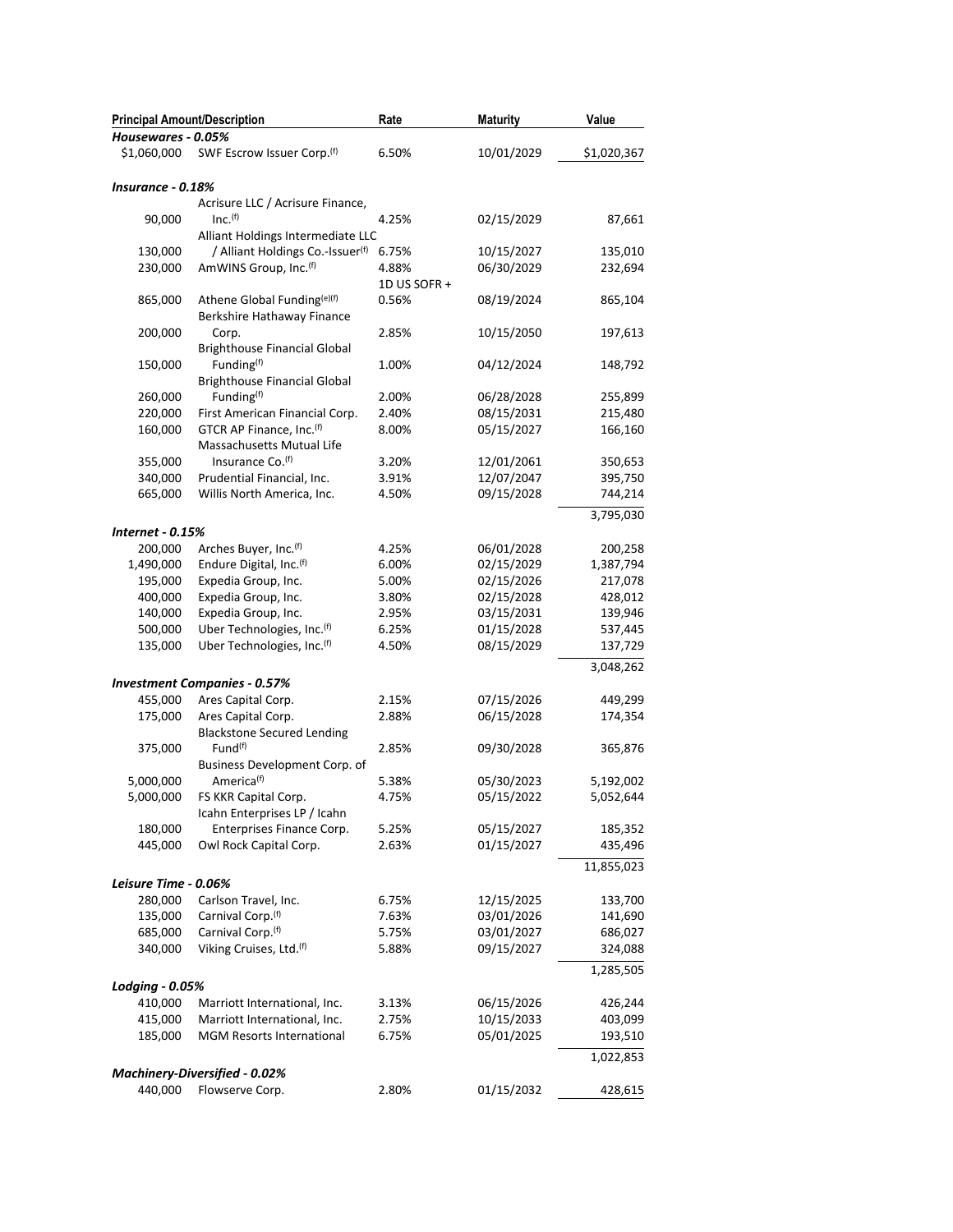| Principal Amount/Description | | Rate | Maturity | Value |
|---|---|---|---|---|
| ***Housewares - 0.05%*** | | | | |
| $1,060,000 | SWF Escrow Issuer Corp.[(f)] | 6.50% | 10/01/2029 | $1,020,367 |
| ***Insurance - 0.18%*** | | | | |
| 90,000 | Acrisure LLC / Acrisure Finance, Inc.[(f)] | 4.25% | 02/15/2029 | 87,661 |
| 130,000 | Alliant Holdings Intermediate LLC / Alliant Holdings Co.-Issuer[(f)] | 6.75% | 10/15/2027 | 135,010 |
| 230,000 | AmWINS Group, Inc.[(f)] | 4.88% | 06/30/2029 | 232,694 |
| 865,000 | Athene Global Funding[(e)(f)] | 1D US SOFR + 0.56% | 08/19/2024 | 865,104 |
| 200,000 | Berkshire Hathaway Finance Corp. | 2.85% | 10/15/2050 | 197,613 |
| 150,000 | Brighthouse Financial Global Funding[(f)] | 1.00% | 04/12/2024 | 148,792 |
| 260,000 | Brighthouse Financial Global Funding[(f)] | 2.00% | 06/28/2028 | 255,899 |
| 220,000 | First American Financial Corp. | 2.40% | 08/15/2031 | 215,480 |
| 160,000 | GTCR AP Finance, Inc.[(f)] | 8.00% | 05/15/2027 | 166,160 |
| 355,000 | Massachusetts Mutual Life Insurance Co.[(f)] | 3.20% | 12/01/2061 | 350,653 |
| 340,000 | Prudential Financial, Inc. | 3.91% | 12/07/2047 | 395,750 |
| 665,000 | Willis North America, Inc. | 4.50% | 09/15/2028 | 744,214 |
| | | | | 3,795,030 |
| ***Internet - 0.15%*** | | | | |
| 200,000 | Arches Buyer, Inc.[(f)] | 4.25% | 06/01/2028 | 200,258 |
| 1,490,000 | Endure Digital, Inc.[(f)] | 6.00% | 02/15/2029 | 1,387,794 |
| 195,000 | Expedia Group, Inc. | 5.00% | 02/15/2026 | 217,078 |
| 400,000 | Expedia Group, Inc. | 3.80% | 02/15/2028 | 428,012 |
| 140,000 | Expedia Group, Inc. | 2.95% | 03/15/2031 | 139,946 |
| 500,000 | Uber Technologies, Inc.[(f)] | 6.25% | 01/15/2028 | 537,445 |
| 135,000 | Uber Technologies, Inc.[(f)] | 4.50% | 08/15/2029 | 137,729 |
| | | | | 3,048,262 |
| ***Investment Companies - 0.57%*** | | | | |
| 455,000 | Ares Capital Corp. | 2.15% | 07/15/2026 | 449,299 |
| 175,000 | Ares Capital Corp. | 2.88% | 06/15/2028 | 174,354 |
| 375,000 | Blackstone Secured Lending Fund[(f)] | 2.85% | 09/30/2028 | 365,876 |
| 5,000,000 | Business Development Corp. of America[(f)] | 5.38% | 05/30/2023 | 5,192,002 |
| 5,000,000 | FS KKR Capital Corp. | 4.75% | 05/15/2022 | 5,052,644 |
| 180,000 | Icahn Enterprises LP / Icahn Enterprises Finance Corp. | 5.25% | 05/15/2027 | 185,352 |
| 445,000 | Owl Rock Capital Corp. | 2.63% | 01/15/2027 | 435,496 |
| | | | | 11,855,023 |
| ***Leisure Time - 0.06%*** | | | | |
| 280,000 | Carlson Travel, Inc. | 6.75% | 12/15/2025 | 133,700 |
| 135,000 | Carnival Corp.[(f)] | 7.63% | 03/01/2026 | 141,690 |
| 685,000 | Carnival Corp.[(f)] | 5.75% | 03/01/2027 | 686,027 |
| 340,000 | Viking Cruises, Ltd.[(f)] | 5.88% | 09/15/2027 | 324,088 |
| | | | | 1,285,505 |
| ***Lodging - 0.05%*** | | | | |
| 410,000 | Marriott International, Inc. | 3.13% | 06/15/2026 | 426,244 |
| 415,000 | Marriott International, Inc. | 2.75% | 10/15/2033 | 403,099 |
| 185,000 | MGM Resorts International | 6.75% | 05/01/2025 | 193,510 |
| | | | | 1,022,853 |
| ***Machinery-Diversified - 0.02%*** | | | | |
| 440,000 | Flowserve Corp. | 2.80% | 01/15/2032 | 428,615 |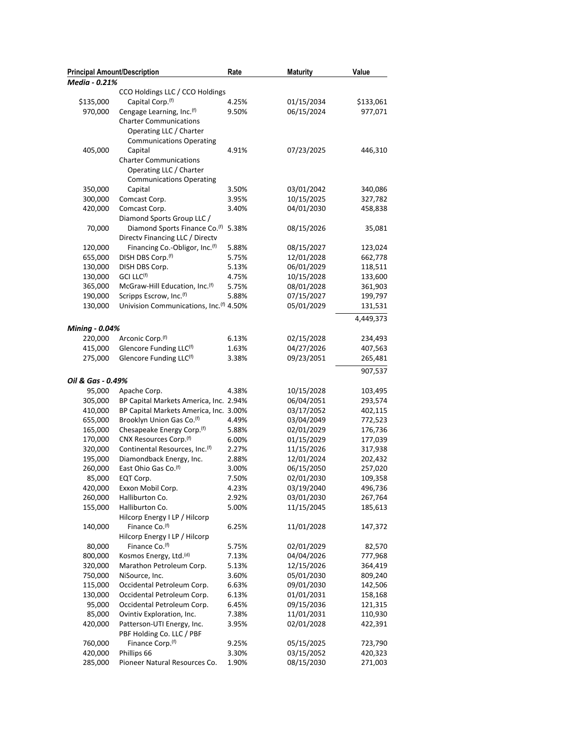| Principal Amount/Description | | Rate | Maturity | Value |
|---|---|---|---|---|
| ***Media - 0.21%*** | | | | |
| $135,000 | CCO Holdings LLC / CCO Holdings Capital Corp.[(f)] | 4.25% | 01/15/2034 | $133,061 |
| 970,000 | Cengage Learning, Inc.[(f)] | 9.50% | 06/15/2024 | 977,071 |
| 405,000 | Charter Communications Operating LLC / Charter Communications Operating Capital | 4.91% | 07/23/2025 | 446,310 |
| 350,000 | Charter Communications Operating LLC / Charter Communications Operating Capital | 3.50% | 03/01/2042 | 340,086 |
| 300,000 | Comcast Corp. | 3.95% | 10/15/2025 | 327,782 |
| 420,000 | Comcast Corp. | 3.40% | 04/01/2030 | 458,838 |
| 70,000 | Diamond Sports Group LLC / Diamond Sports Finance Co.[(f)] | 5.38% | 08/15/2026 | 35,081 |
| 120,000 | Directv Financing LLC / Directv Financing Co.-Obligor, Inc.[(f)] | 5.88% | 08/15/2027 | 123,024 |
| 655,000 | DISH DBS Corp.[(f)] | 5.75% | 12/01/2028 | 662,778 |
| 130,000 | DISH DBS Corp. | 5.13% | 06/01/2029 | 118,511 |
| 130,000 | GCI LLC[(f)] | 4.75% | 10/15/2028 | 133,600 |
| 365,000 | McGraw-Hill Education, Inc.[(f)] | 5.75% | 08/01/2028 | 361,903 |
| 190,000 | Scripps Escrow, Inc.[(f)] | 5.88% | 07/15/2027 | 199,797 |
| 130,000 | Univision Communications, Inc.[(f)] | 4.50% | 05/01/2029 | 131,531 |
| | | | | 4,449,373 |
| ***Mining - 0.04%*** | | | | |
| 220,000 | Arconic Corp.[(f)] | 6.13% | 02/15/2028 | 234,493 |
| 415,000 | Glencore Funding LLC[(f)] | 1.63% | 04/27/2026 | 407,563 |
| 275,000 | Glencore Funding LLC[(f)] | 3.38% | 09/23/2051 | 265,481 |
| | | | | 907,537 |
| ***Oil & Gas - 0.49%*** | | | | |
| 95,000 | Apache Corp. | 4.38% | 10/15/2028 | 103,495 |
| 305,000 | BP Capital Markets America, Inc. | 2.94% | 06/04/2051 | 293,574 |
| 410,000 | BP Capital Markets America, Inc. | 3.00% | 03/17/2052 | 402,115 |
| 655,000 | Brooklyn Union Gas Co.[(f)] | 4.49% | 03/04/2049 | 772,523 |
| 165,000 | Chesapeake Energy Corp.[(f)] | 5.88% | 02/01/2029 | 176,736 |
| 170,000 | CNX Resources Corp.[(f)] | 6.00% | 01/15/2029 | 177,039 |
| 320,000 | Continental Resources, Inc.[(f)] | 2.27% | 11/15/2026 | 317,938 |
| 195,000 | Diamondback Energy, Inc. | 2.88% | 12/01/2024 | 202,432 |
| 260,000 | East Ohio Gas Co.[(f)] | 3.00% | 06/15/2050 | 257,020 |
| 85,000 | EQT Corp. | 7.50% | 02/01/2030 | 109,358 |
| 420,000 | Exxon Mobil Corp. | 4.23% | 03/19/2040 | 496,736 |
| 260,000 | Halliburton Co. | 2.92% | 03/01/2030 | 267,764 |
| 155,000 | Halliburton Co. | 5.00% | 11/15/2045 | 185,613 |
| 140,000 | Hilcorp Energy I LP / Hilcorp Finance Co.[(f)] | 6.25% | 11/01/2028 | 147,372 |
| 80,000 | Hilcorp Energy I LP / Hilcorp Finance Co.[(f)] | 5.75% | 02/01/2029 | 82,570 |
| 800,000 | Kosmos Energy, Ltd.[(d)] | 7.13% | 04/04/2026 | 777,968 |
| 320,000 | Marathon Petroleum Corp. | 5.13% | 12/15/2026 | 364,419 |
| 750,000 | NiSource, Inc. | 3.60% | 05/01/2030 | 809,240 |
| 115,000 | Occidental Petroleum Corp. | 6.63% | 09/01/2030 | 142,506 |
| 130,000 | Occidental Petroleum Corp. | 6.13% | 01/01/2031 | 158,168 |
| 95,000 | Occidental Petroleum Corp. | 6.45% | 09/15/2036 | 121,315 |
| 85,000 | Ovintiv Exploration, Inc. | 7.38% | 11/01/2031 | 110,930 |
| 420,000 | Patterson-UTI Energy, Inc. | 3.95% | 02/01/2028 | 422,391 |
| 760,000 | PBF Holding Co. LLC / PBF Finance Corp.[(f)] | 9.25% | 05/15/2025 | 723,790 |
| 420,000 | Phillips 66 | 3.30% | 03/15/2052 | 420,323 |
| 285,000 | Pioneer Natural Resources Co. | 1.90% | 08/15/2030 | 271,003 |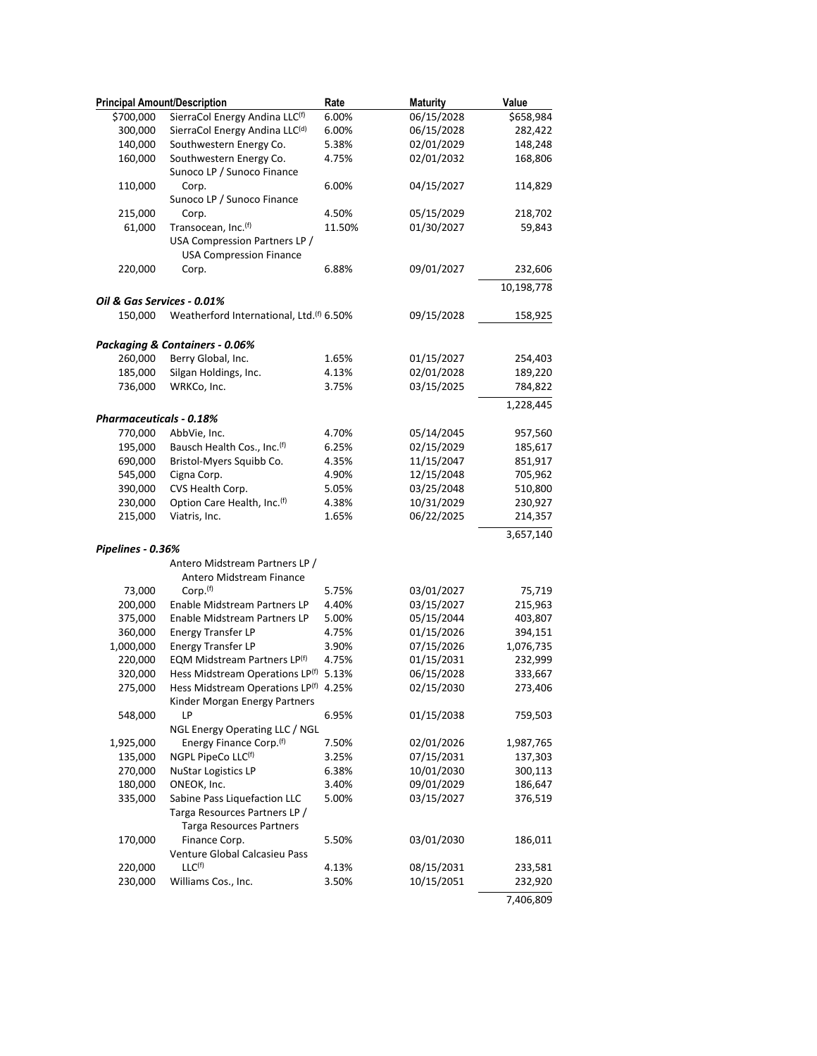| Principal Amount/Description | | Rate | Maturity | Value |
|---|---|---|---|---|
| $700,000 | SierraCol Energy Andina LLC[(f)] | 6.00% | 06/15/2028 | $658,984 |
| 300,000 | SierraCol Energy Andina LLC[(d)] | 6.00% | 06/15/2028 | 282,422 |
| 140,000 | Southwestern Energy Co. | 5.38% | 02/01/2029 | 148,248 |
| 160,000 | Southwestern Energy Co. | 4.75% | 02/01/2032 | 168,806 |
| 110,000 | Sunoco LP / Sunoco Finance Corp. | 6.00% | 04/15/2027 | 114,829 |
| 215,000 | Sunoco LP / Sunoco Finance Corp. | 4.50% | 05/15/2029 | 218,702 |
| 61,000 | Transocean, Inc.[(f)] | 11.50% | 01/30/2027 | 59,843 |
| 220,000 | USA Compression Partners LP / USA Compression Finance Corp. | 6.88% | 09/01/2027 | 232,606 |
| | | | | 10,198,778 |
| ***Oil & Gas Services - 0.01%*** | | | | |
| 150,000 | Weatherford International, Ltd.[(f)] | 6.50% | 09/15/2028 | 158,925 |
| ***Packaging & Containers - 0.06%*** | | | | |
| 260,000 | Berry Global, Inc. | 1.65% | 01/15/2027 | 254,403 |
| 185,000 | Silgan Holdings, Inc. | 4.13% | 02/01/2028 | 189,220 |
| 736,000 | WRKCo, Inc. | 3.75% | 03/15/2025 | 784,822 |
| | | | | 1,228,445 |
| ***Pharmaceuticals - 0.18%*** | | | | |
| 770,000 | AbbVie, Inc. | 4.70% | 05/14/2045 | 957,560 |
| 195,000 | Bausch Health Cos., Inc.[(f)] | 6.25% | 02/15/2029 | 185,617 |
| 690,000 | Bristol-Myers Squibb Co. | 4.35% | 11/15/2047 | 851,917 |
| 545,000 | Cigna Corp. | 4.90% | 12/15/2048 | 705,962 |
| 390,000 | CVS Health Corp. | 5.05% | 03/25/2048 | 510,800 |
| 230,000 | Option Care Health, Inc.[(f)] | 4.38% | 10/31/2029 | 230,927 |
| 215,000 | Viatris, Inc. | 1.65% | 06/22/2025 | 214,357 |
| | | | | 3,657,140 |
| ***Pipelines - 0.36%*** | | | | |
| 73,000 | Antero Midstream Partners LP / Antero Midstream Finance Corp.[(f)] | 5.75% | 03/01/2027 | 75,719 |
| 200,000 | Enable Midstream Partners LP | 4.40% | 03/15/2027 | 215,963 |
| 375,000 | Enable Midstream Partners LP | 5.00% | 05/15/2044 | 403,807 |
| 360,000 | Energy Transfer LP | 4.75% | 01/15/2026 | 394,151 |
| 1,000,000 | Energy Transfer LP | 3.90% | 07/15/2026 | 1,076,735 |
| 220,000 | EQM Midstream Partners LP[(f)] | 4.75% | 01/15/2031 | 232,999 |
| 320,000 | Hess Midstream Operations LP[(f)] | 5.13% | 06/15/2028 | 333,667 |
| 275,000 | Hess Midstream Operations LP[(f)] | 4.25% | 02/15/2030 | 273,406 |
| 548,000 | Kinder Morgan Energy Partners LP | 6.95% | 01/15/2038 | 759,503 |
| 1,925,000 | NGL Energy Operating LLC / NGL Energy Finance Corp.[(f)] | 7.50% | 02/01/2026 | 1,987,765 |
| 135,000 | NGPL PipeCo LLC[(f)] | 3.25% | 07/15/2031 | 137,303 |
| 270,000 | NuStar Logistics LP | 6.38% | 10/01/2030 | 300,113 |
| 180,000 | ONEOK, Inc. | 3.40% | 09/01/2029 | 186,647 |
| 335,000 | Sabine Pass Liquefaction LLC | 5.00% | 03/15/2027 | 376,519 |
| 170,000 | Targa Resources Partners LP / Targa Resources Partners Finance Corp. | 5.50% | 03/01/2030 | 186,011 |
| 220,000 | Venture Global Calcasieu Pass LLC[(f)] | 4.13% | 08/15/2031 | 233,581 |
| 230,000 | Williams Cos., Inc. | 3.50% | 10/15/2051 | 232,920 |
| | | | | 7,406,809 |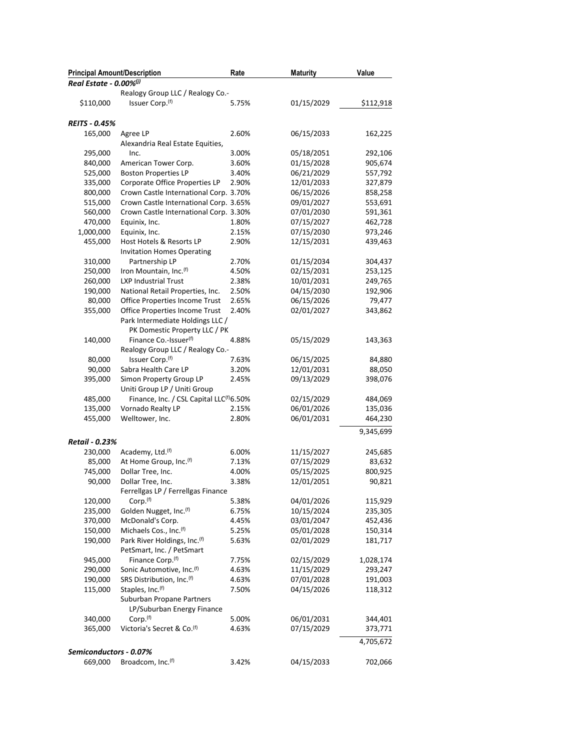| Principal Amount/Description | | Rate | Maturity | Value |
|---|---|---|---|---|
| ***Real Estate - 0.00%***[(j)] | | | | |
| $110,000 | Realogy Group LLC / Realogy Co.-Issuer Corp.[(f)] | 5.75% | 01/15/2029 | $112,918 |
| ***REITS - 0.45%*** | | | | |
| 165,000 | Agree LP | 2.60% | 06/15/2033 | 162,225 |
| 295,000 | Alexandria Real Estate Equities, Inc. | 3.00% | 05/18/2051 | 292,106 |
| 840,000 | American Tower Corp. | 3.60% | 01/15/2028 | 905,674 |
| 525,000 | Boston Properties LP | 3.40% | 06/21/2029 | 557,792 |
| 335,000 | Corporate Office Properties LP | 2.90% | 12/01/2033 | 327,879 |
| 800,000 | Crown Castle International Corp. | 3.70% | 06/15/2026 | 858,258 |
| 515,000 | Crown Castle International Corp. | 3.65% | 09/01/2027 | 553,691 |
| 560,000 | Crown Castle International Corp. | 3.30% | 07/01/2030 | 591,361 |
| 470,000 | Equinix, Inc. | 1.80% | 07/15/2027 | 462,728 |
| 1,000,000 | Equinix, Inc. | 2.15% | 07/15/2030 | 973,246 |
| 455,000 | Host Hotels & Resorts LP | 2.90% | 12/15/2031 | 439,463 |
| 310,000 | Invitation Homes Operating Partnership LP | 2.70% | 01/15/2034 | 304,437 |
| 250,000 | Iron Mountain, Inc.[(f)] | 4.50% | 02/15/2031 | 253,125 |
| 260,000 | LXP Industrial Trust | 2.38% | 10/01/2031 | 249,765 |
| 190,000 | National Retail Properties, Inc. | 2.50% | 04/15/2030 | 192,906 |
| 80,000 | Office Properties Income Trust | 2.65% | 06/15/2026 | 79,477 |
| 355,000 | Office Properties Income Trust | 2.40% | 02/01/2027 | 343,862 |
| 140,000 | Park Intermediate Holdings LLC / PK Domestic Property LLC / PK Finance Co.-Issuer[(f)] | 4.88% | 05/15/2029 | 143,363 |
| 80,000 | Realogy Group LLC / Realogy Co.-Issuer Corp.[(f)] | 7.63% | 06/15/2025 | 84,880 |
| 90,000 | Sabra Health Care LP | 3.20% | 12/01/2031 | 88,050 |
| 395,000 | Simon Property Group LP | 2.45% | 09/13/2029 | 398,076 |
| 485,000 | Uniti Group LP / Uniti Group Finance, Inc. / CSL Capital LLC[(f)] | 6.50% | 02/15/2029 | 484,069 |
| 135,000 | Vornado Realty LP | 2.15% | 06/01/2026 | 135,036 |
| 455,000 | Welltower, Inc. | 2.80% | 06/01/2031 | 464,230 |
| | | | | 9,345,699 |
| ***Retail - 0.23%*** | | | | |
| 230,000 | Academy, Ltd.[(f)] | 6.00% | 11/15/2027 | 245,685 |
| 85,000 | At Home Group, Inc.[(f)] | 7.13% | 07/15/2029 | 83,632 |
| 745,000 | Dollar Tree, Inc. | 4.00% | 05/15/2025 | 800,925 |
| 90,000 | Dollar Tree, Inc. | 3.38% | 12/01/2051 | 90,821 |
| 120,000 | Ferrellgas LP / Ferrellgas Finance Corp.[(f)] | 5.38% | 04/01/2026 | 115,929 |
| 235,000 | Golden Nugget, Inc.[(f)] | 6.75% | 10/15/2024 | 235,305 |
| 370,000 | McDonald's Corp. | 4.45% | 03/01/2047 | 452,436 |
| 150,000 | Michaels Cos., Inc.[(f)] | 5.25% | 05/01/2028 | 150,314 |
| 190,000 | Park River Holdings, Inc.[(f)] | 5.63% | 02/01/2029 | 181,717 |
| 945,000 | PetSmart, Inc. / PetSmart Finance Corp.[(f)] | 7.75% | 02/15/2029 | 1,028,174 |
| 290,000 | Sonic Automotive, Inc.[(f)] | 4.63% | 11/15/2029 | 293,247 |
| 190,000 | SRS Distribution, Inc.[(f)] | 4.63% | 07/01/2028 | 191,003 |
| 115,000 | Staples, Inc.[(f)] | 7.50% | 04/15/2026 | 118,312 |
| 340,000 | Suburban Propane Partners LP/Suburban Energy Finance Corp.[(f)] | 5.00% | 06/01/2031 | 344,401 |
| 365,000 | Victoria's Secret & Co.[(f)] | 4.63% | 07/15/2029 | 373,771 |
| | | | | 4,705,672 |
| ***Semiconductors - 0.07%*** | | | | |
| 669,000 | Broadcom, Inc.[(f)] | 3.42% | 04/15/2033 | 702,066 |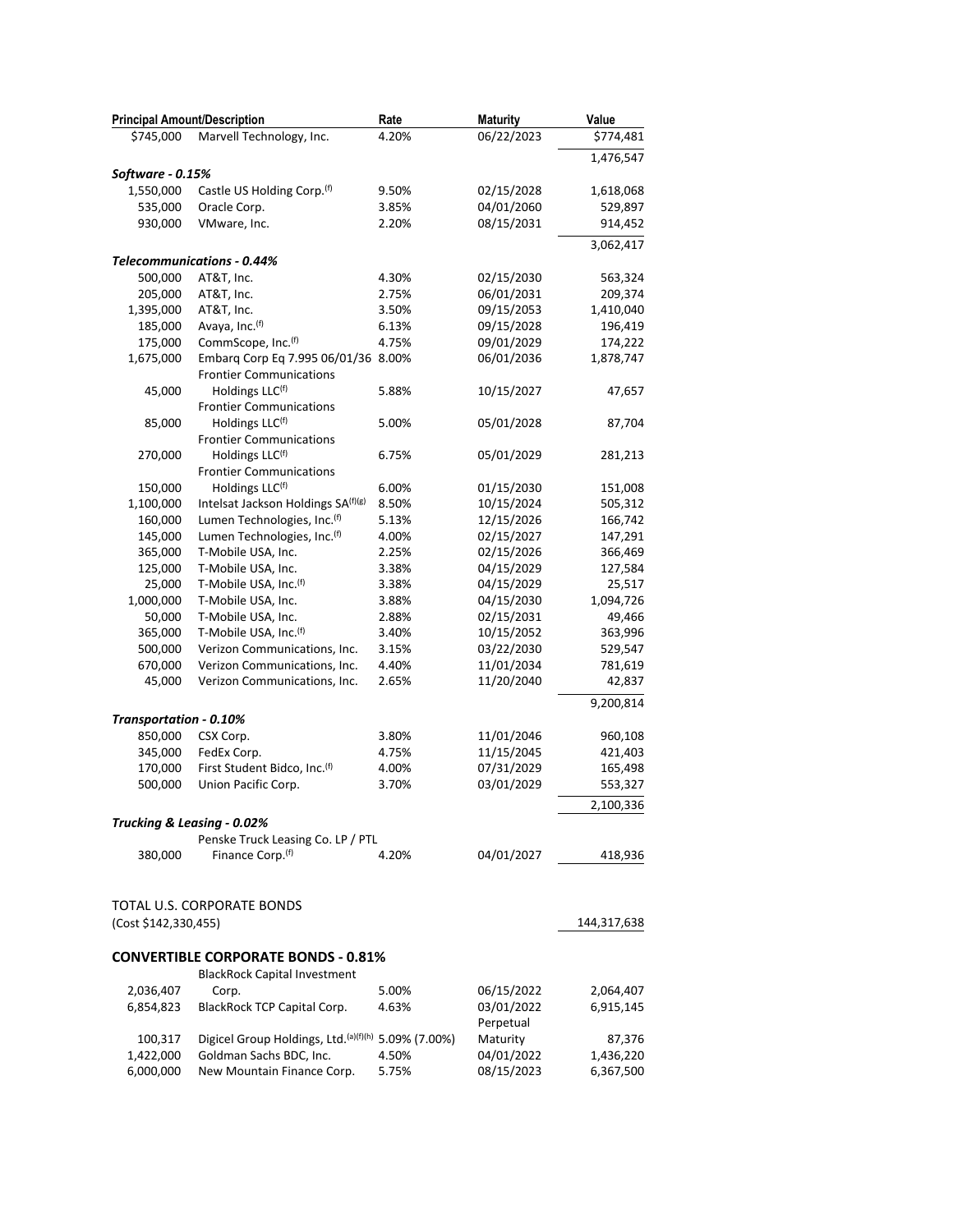| Principal Amount/Description | | Rate | Maturity | Value |
|---|---|---|---|---|
| $745,000 | Marvell Technology, Inc. | 4.20% | 06/22/2023 | $774,481 |
| | | | | 1,476,547 |
| ***Software - 0.15%*** | | | | |
| 1,550,000 | Castle US Holding Corp.[f] | 9.50% | 02/15/2028 | 1,618,068 |
| 535,000 | Oracle Corp. | 3.85% | 04/01/2060 | 529,897 |
| 930,000 | VMware, Inc. | 2.20% | 08/15/2031 | 914,452 |
| | | | | 3,062,417 |
| ***Telecommunications - 0.44%*** | | | | |
| 500,000 | AT&T, Inc. | 4.30% | 02/15/2030 | 563,324 |
| 205,000 | AT&T, Inc. | 2.75% | 06/01/2031 | 209,374 |
| 1,395,000 | AT&T, Inc. | 3.50% | 09/15/2053 | 1,410,040 |
| 185,000 | Avaya, Inc.[f] | 6.13% | 09/15/2028 | 196,419 |
| 175,000 | CommScope, Inc.[f] | 4.75% | 09/01/2029 | 174,222 |
| 1,675,000 | Embarq Corp Eq 7.995 06/01/36 | 8.00% | 06/01/2036 | 1,878,747 |
| 45,000 | Frontier Communications Holdings LLC[f] | 5.88% | 10/15/2027 | 47,657 |
| 85,000 | Frontier Communications Holdings LLC[f] | 5.00% | 05/01/2028 | 87,704 |
| 270,000 | Frontier Communications Holdings LLC[f] | 6.75% | 05/01/2029 | 281,213 |
| 150,000 | Frontier Communications Holdings LLC[f] | 6.00% | 01/15/2030 | 151,008 |
| 1,100,000 | Intelsat Jackson Holdings SA[f][g] | 8.50% | 10/15/2024 | 505,312 |
| 160,000 | Lumen Technologies, Inc.[f] | 5.13% | 12/15/2026 | 166,742 |
| 145,000 | Lumen Technologies, Inc.[f] | 4.00% | 02/15/2027 | 147,291 |
| 365,000 | T-Mobile USA, Inc. | 2.25% | 02/15/2026 | 366,469 |
| 125,000 | T-Mobile USA, Inc. | 3.38% | 04/15/2029 | 127,584 |
| 25,000 | T-Mobile USA, Inc.[f] | 3.38% | 04/15/2029 | 25,517 |
| 1,000,000 | T-Mobile USA, Inc. | 3.88% | 04/15/2030 | 1,094,726 |
| 50,000 | T-Mobile USA, Inc. | 2.88% | 02/15/2031 | 49,466 |
| 365,000 | T-Mobile USA, Inc.[f] | 3.40% | 10/15/2052 | 363,996 |
| 500,000 | Verizon Communications, Inc. | 3.15% | 03/22/2030 | 529,547 |
| 670,000 | Verizon Communications, Inc. | 4.40% | 11/01/2034 | 781,619 |
| 45,000 | Verizon Communications, Inc. | 2.65% | 11/20/2040 | 42,837 |
| | | | | 9,200,814 |
| ***Transportation - 0.10%*** | | | | |
| 850,000 | CSX Corp. | 3.80% | 11/01/2046 | 960,108 |
| 345,000 | FedEx Corp. | 4.75% | 11/15/2045 | 421,403 |
| 170,000 | First Student Bidco, Inc.[f] | 4.00% | 07/31/2029 | 165,498 |
| 500,000 | Union Pacific Corp. | 3.70% | 03/01/2029 | 553,327 |
| | | | | 2,100,336 |
| ***Trucking & Leasing - 0.02%*** | | | | |
| 380,000 | Penske Truck Leasing Co. LP / PTL Finance Corp.[f] | 4.20% | 04/01/2027 | 418,936 |
| | | | | |
| TOTAL U.S. CORPORATE BONDS (Cost $142,330,455) | | | | 144,317,638 |
| | | | | |
| **CONVERTIBLE CORPORATE BONDS - 0.81%** | | | | |
| 2,036,407 | BlackRock Capital Investment Corp. | 5.00% | 06/15/2022 | 2,064,407 |
| 6,854,823 | BlackRock TCP Capital Corp. | 4.63% | 03/01/2022 | 6,915,145 |
| 100,317 | Digicel Group Holdings, Ltd.[a][f][h] | 5.09% (7.00%) | Perpetual Maturity | 87,376 |
| 1,422,000 | Goldman Sachs BDC, Inc. | 4.50% | 04/01/2022 | 1,436,220 |
| 6,000,000 | New Mountain Finance Corp. | 5.75% | 08/15/2023 | 6,367,500 |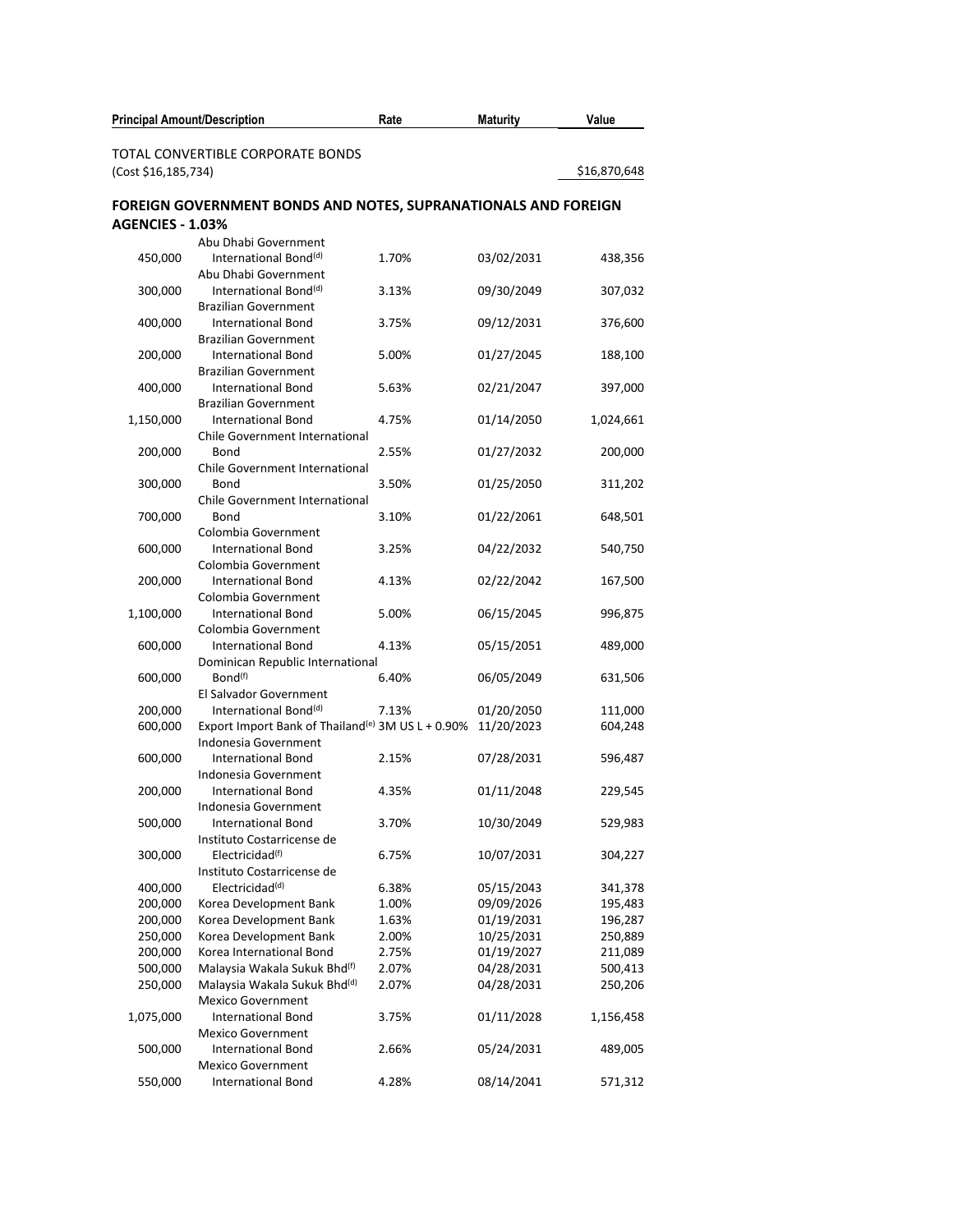| Principal Amount/Description | | Rate | Maturity | Value |
|---|---|---|---|---|
| TOTAL CONVERTIBLE CORPORATE BONDS | | | | |
| (Cost $16,185,734) | | | | $16,870,648 |

**FOREIGN GOVERNMENT BONDS AND NOTES, SUPRANATIONALS AND FOREIGN AGENCIES - 1.03%**

| Principal Amount | Description | Rate | Maturity | Value |
|---|---|---|---|---|
| 450,000 | Abu Dhabi Government International Bond[(d)] | 1.70% | 03/02/2031 | 438,356 |
| 300,000 | Abu Dhabi Government International Bond[(d)] | 3.13% | 09/30/2049 | 307,032 |
| 400,000 | Brazilian Government International Bond | 3.75% | 09/12/2031 | 376,600 |
| 200,000 | Brazilian Government International Bond | 5.00% | 01/27/2045 | 188,100 |
| 400,000 | Brazilian Government International Bond | 5.63% | 02/21/2047 | 397,000 |
| 1,150,000 | Brazilian Government International Bond | 4.75% | 01/14/2050 | 1,024,661 |
| 200,000 | Chile Government International Bond | 2.55% | 01/27/2032 | 200,000 |
| 300,000 | Chile Government International Bond | 3.50% | 01/25/2050 | 311,202 |
| 700,000 | Chile Government International Bond | 3.10% | 01/22/2061 | 648,501 |
| 600,000 | Colombia Government International Bond | 3.25% | 04/22/2032 | 540,750 |
| 200,000 | Colombia Government International Bond | 4.13% | 02/22/2042 | 167,500 |
| 1,100,000 | Colombia Government International Bond | 5.00% | 06/15/2045 | 996,875 |
| 600,000 | Colombia Government International Bond | 4.13% | 05/15/2051 | 489,000 |
| 600,000 | Dominican Republic International Bond[(f)] | 6.40% | 06/05/2049 | 631,506 |
| 200,000 | El Salvador Government International Bond[(d)] | 7.13% | 01/20/2050 | 111,000 |
| 600,000 | Export Import Bank of Thailand[(e)] | 3M US L + 0.90% | 11/20/2023 | 604,248 |
| 600,000 | Indonesia Government International Bond | 2.15% | 07/28/2031 | 596,487 |
| 200,000 | Indonesia Government International Bond | 4.35% | 01/11/2048 | 229,545 |
| 500,000 | Indonesia Government International Bond | 3.70% | 10/30/2049 | 529,983 |
| 300,000 | Instituto Costarricense de Electricidad[(f)] | 6.75% | 10/07/2031 | 304,227 |
| 400,000 | Instituto Costarricense de Electricidad[(d)] | 6.38% | 05/15/2043 | 341,378 |
| 200,000 | Korea Development Bank | 1.00% | 09/09/2026 | 195,483 |
| 200,000 | Korea Development Bank | 1.63% | 01/19/2031 | 196,287 |
| 250,000 | Korea Development Bank | 2.00% | 10/25/2031 | 250,889 |
| 200,000 | Korea International Bond | 2.75% | 01/19/2027 | 211,089 |
| 500,000 | Malaysia Wakala Sukuk Bhd[(f)] | 2.07% | 04/28/2031 | 500,413 |
| 250,000 | Malaysia Wakala Sukuk Bhd[(d)] | 2.07% | 04/28/2031 | 250,206 |
| 1,075,000 | Mexico Government International Bond | 3.75% | 01/11/2028 | 1,156,458 |
| 500,000 | Mexico Government International Bond | 2.66% | 05/24/2031 | 489,005 |
| 550,000 | Mexico Government International Bond | 4.28% | 08/14/2041 | 571,312 |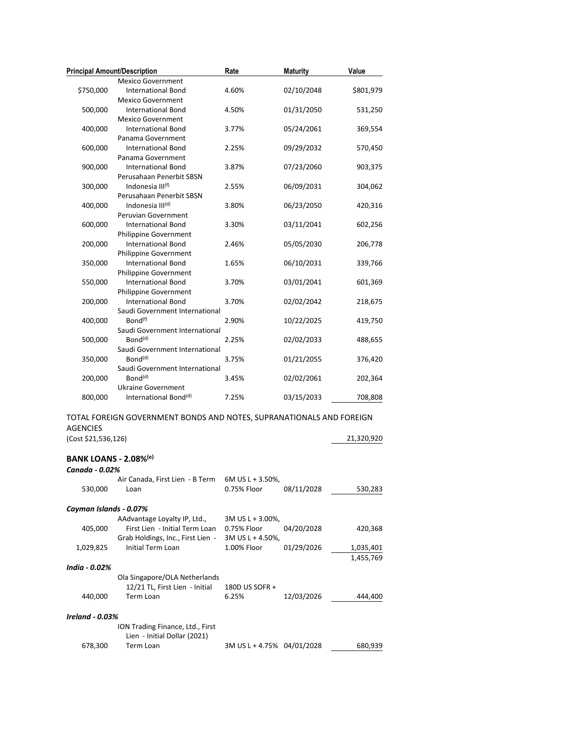| Principal Amount/Description | | Rate | Maturity | Value |
|---|---|---|---|---|
| $750,000 | Mexico Government International Bond | 4.60% | 02/10/2048 | $801,979 |
| 500,000 | Mexico Government International Bond | 4.50% | 01/31/2050 | 531,250 |
| 400,000 | Mexico Government International Bond | 3.77% | 05/24/2061 | 369,554 |
| 600,000 | Panama Government International Bond | 2.25% | 09/29/2032 | 570,450 |
| 900,000 | Panama Government International Bond | 3.87% | 07/23/2060 | 903,375 |
| 300,000 | Perusahaan Penerbit SBSN Indonesia III[f] | 2.55% | 06/09/2031 | 304,062 |
| 400,000 | Perusahaan Penerbit SBSN Indonesia III[d] | 3.80% | 06/23/2050 | 420,316 |
| 600,000 | Peruvian Government International Bond | 3.30% | 03/11/2041 | 602,256 |
| 200,000 | Philippine Government International Bond | 2.46% | 05/05/2030 | 206,778 |
| 350,000 | Philippine Government International Bond | 1.65% | 06/10/2031 | 339,766 |
| 550,000 | Philippine Government International Bond | 3.70% | 03/01/2041 | 601,369 |
| 200,000 | Philippine Government International Bond | 3.70% | 02/02/2042 | 218,675 |
| 400,000 | Saudi Government International Bond[f] | 2.90% | 10/22/2025 | 419,750 |
| 500,000 | Saudi Government International Bond[d] | 2.25% | 02/02/2033 | 488,655 |
| 350,000 | Saudi Government International Bond[d] | 3.75% | 01/21/2055 | 376,420 |
| 200,000 | Saudi Government International Bond[d] | 3.45% | 02/02/2061 | 202,364 |
| 800,000 | Ukraine Government International Bond[d] | 7.25% | 03/15/2033 | 708,808 |

TOTAL FOREIGN GOVERNMENT BONDS AND NOTES, SUPRANATIONALS AND FOREIGN AGENCIES
(Cost $21,536,126) — 21,320,920

**BANK LOANS - 2.08%[e]**

| Principal Amount | Description | Rate | Maturity | Value |
|---|---|---|---|---|
| ***Canada - 0.02%*** | | | | |
| 530,000 | Air Canada, First Lien - B Term Loan | 6M US L + 3.50%, 0.75% Floor | 08/11/2028 | 530,283 |
| ***Cayman Islands - 0.07%*** | | | | |
| 405,000 | AAdvantage Loyalty IP, Ltd., First Lien - Initial Term Loan | 3M US L + 3.00%, 0.75% Floor | 04/20/2028 | 420,368 |
| 1,029,825 | Grab Holdings, Inc., First Lien - Initial Term Loan | 3M US L + 4.50%, 1.00% Floor | 01/29/2026 | 1,035,401 |
| | | | | 1,455,769 |
| ***India - 0.02%*** | | | | |
| 440,000 | Ola Singapore/OLA Netherlands 12/21 TL, First Lien - Initial Term Loan | 180D US SOFR + 6.25% | 12/03/2026 | 444,400 |
| ***Ireland - 0.03%*** | | | | |
| 678,300 | ION Trading Finance, Ltd., First Lien - Initial Dollar (2021) Term Loan | 3M US L + 4.75% | 04/01/2028 | 680,939 |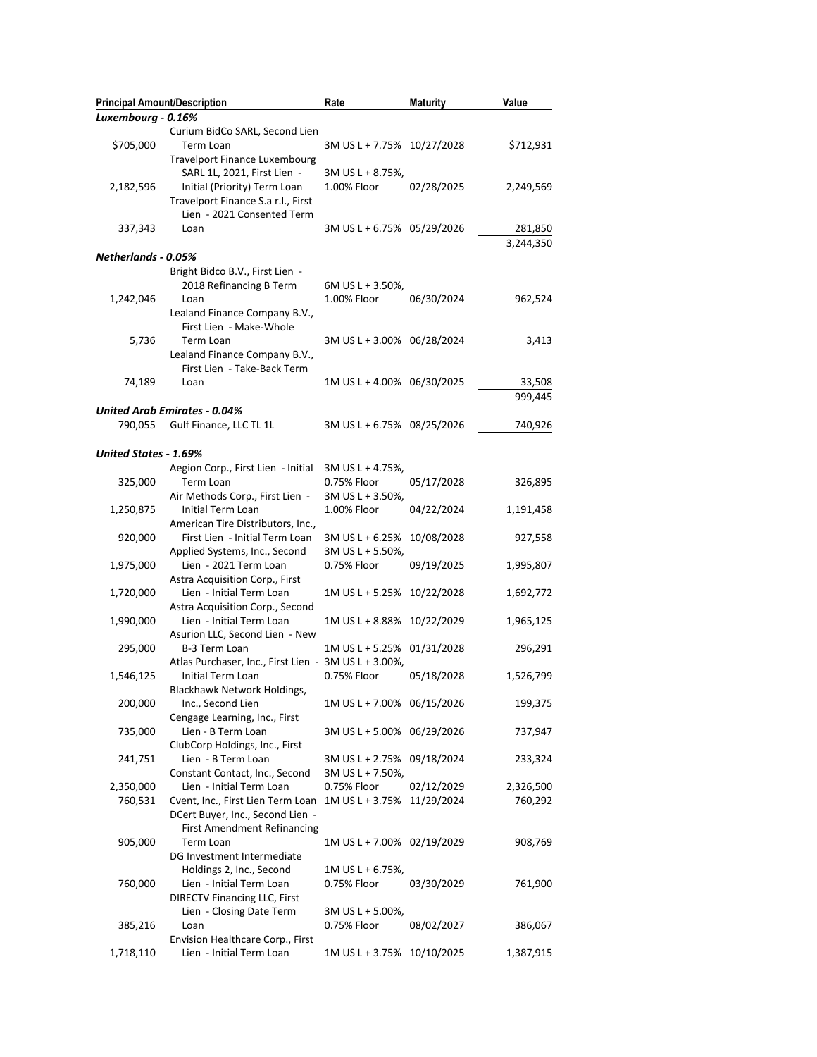| Principal Amount/Description | | Rate | Maturity | Value |
|---|---|---|---|---|
| ***Luxembourg - 0.16%*** | | | | |
| $705,000 | Curium BidCo SARL, Second Lien Term Loan | 3M US L + 7.75% | 10/27/2028 | $712,931 |
| 2,182,596 | Travelport Finance Luxembourg SARL 1L, 2021, First Lien - Initial (Priority) Term Loan | 3M US L + 8.75%, 1.00% Floor | 02/28/2025 | 2,249,569 |
| 337,343 | Travelport Finance S.a r.l., First Lien - 2021 Consented Term Loan | 3M US L + 6.75% | 05/29/2026 | 281,850 |
| | | | | 3,244,350 |
| ***Netherlands - 0.05%*** | | | | |
| 1,242,046 | Bright Bidco B.V., First Lien - 2018 Refinancing B Term Loan | 6M US L + 3.50%, 1.00% Floor | 06/30/2024 | 962,524 |
| 5,736 | Lealand Finance Company B.V., First Lien - Make-Whole Term Loan | 3M US L + 3.00% | 06/28/2024 | 3,413 |
| 74,189 | Lealand Finance Company B.V., First Lien - Take-Back Term Loan | 1M US L + 4.00% | 06/30/2025 | 33,508 |
| | | | | 999,445 |
| ***United Arab Emirates - 0.04%*** | | | | |
| 790,055 | Gulf Finance, LLC TL 1L | 3M US L + 6.75% | 08/25/2026 | 740,926 |
| ***United States - 1.69%*** | | | | |
| 325,000 | Aegion Corp., First Lien - Initial Term Loan | 3M US L + 4.75%, 0.75% Floor | 05/17/2028 | 326,895 |
| 1,250,875 | Air Methods Corp., First Lien - Initial Term Loan | 3M US L + 3.50%, 1.00% Floor | 04/22/2024 | 1,191,458 |
| 920,000 | American Tire Distributors, Inc., First Lien - Initial Term Loan | 3M US L + 6.25% | 10/08/2028 | 927,558 |
| 1,975,000 | Applied Systems, Inc., Second Lien - 2021 Term Loan | 3M US L + 5.50%, 0.75% Floor | 09/19/2025 | 1,995,807 |
| 1,720,000 | Astra Acquisition Corp., First Lien - Initial Term Loan | 1M US L + 5.25% | 10/22/2028 | 1,692,772 |
| 1,990,000 | Astra Acquisition Corp., Second Lien - Initial Term Loan | 1M US L + 8.88% | 10/22/2029 | 1,965,125 |
| 295,000 | Asurion LLC, Second Lien - New B-3 Term Loan | 1M US L + 5.25% | 01/31/2028 | 296,291 |
| 1,546,125 | Atlas Purchaser, Inc., First Lien - Initial Term Loan | 3M US L + 3.00%, 0.75% Floor | 05/18/2028 | 1,526,799 |
| 200,000 | Blackhawk Network Holdings, Inc., Second Lien | 1M US L + 7.00% | 06/15/2026 | 199,375 |
| 735,000 | Cengage Learning, Inc., First Lien - B Term Loan | 3M US L + 5.00% | 06/29/2026 | 737,947 |
| 241,751 | ClubCorp Holdings, Inc., First Lien - B Term Loan | 3M US L + 2.75% | 09/18/2024 | 233,324 |
| 2,350,000 | Constant Contact, Inc., Second Lien - Initial Term Loan | 3M US L + 7.50%, 0.75% Floor | 02/12/2029 | 2,326,500 |
| 760,531 | Cvent, Inc., First Lien Term Loan | 1M US L + 3.75% | 11/29/2024 | 760,292 |
| 905,000 | DCert Buyer, Inc., Second Lien - First Amendment Refinancing Term Loan | 1M US L + 7.00% | 02/19/2029 | 908,769 |
| 760,000 | DG Investment Intermediate Holdings 2, Inc., Second Lien - Initial Term Loan | 1M US L + 6.75%, 0.75% Floor | 03/30/2029 | 761,900 |
| 385,216 | DIRECTV Financing LLC, First Lien - Closing Date Term Loan | 3M US L + 5.00%, 0.75% Floor | 08/02/2027 | 386,067 |
| 1,718,110 | Envision Healthcare Corp., First Lien - Initial Term Loan | 1M US L + 3.75% | 10/10/2025 | 1,387,915 |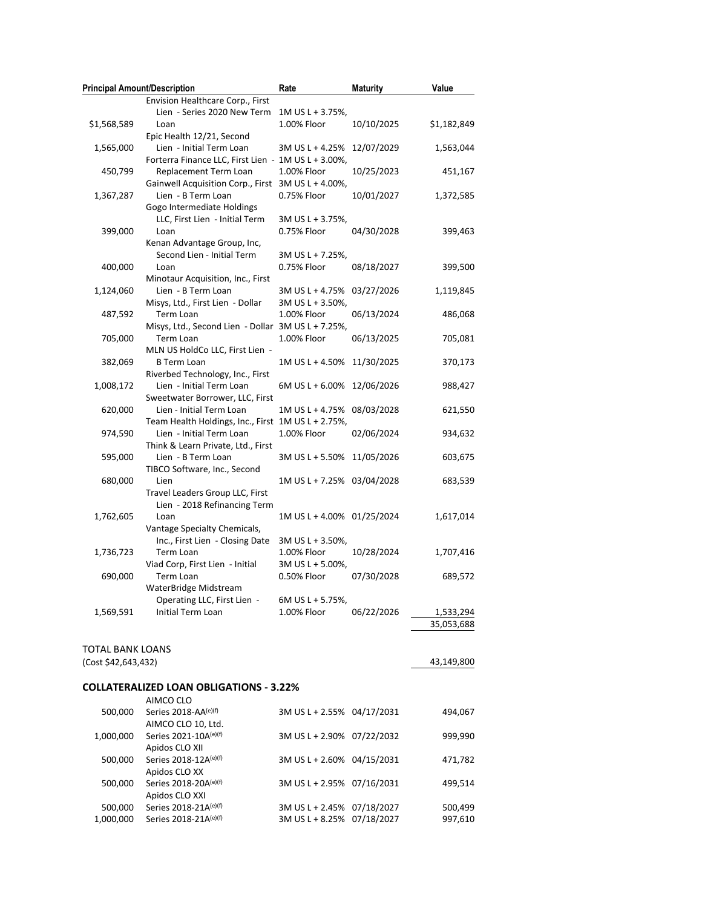| Principal Amount | Description | Rate | Maturity | Value |
|---|---|---|---|---|
| $1,568,589 | Envision Healthcare Corp., First Lien - Series 2020 New Term Loan | 1M US L + 3.75%, 1.00% Floor | 10/10/2025 | $1,182,849 |
| 1,565,000 | Epic Health 12/21, Second Lien - Initial Term Loan | 3M US L + 4.25% | 12/07/2029 | 1,563,044 |
| 450,799 | Forterra Finance LLC, First Lien - Replacement Term Loan | 1M US L + 3.00%, 1.00% Floor | 10/25/2023 | 451,167 |
| 1,367,287 | Gainwell Acquisition Corp., First Lien - B Term Loan | 3M US L + 4.00%, 0.75% Floor | 10/01/2027 | 1,372,585 |
| 399,000 | Gogo Intermediate Holdings LLC, First Lien - Initial Term Loan | 3M US L + 3.75%, 0.75% Floor | 04/30/2028 | 399,463 |
| 400,000 | Kenan Advantage Group, Inc, Second Lien - Initial Term Loan | 3M US L + 7.25%, 0.75% Floor | 08/18/2027 | 399,500 |
| 1,124,060 | Minotaur Acquisition, Inc., First Lien - B Term Loan | 3M US L + 4.75% | 03/27/2026 | 1,119,845 |
| 487,592 | Misys, Ltd., First Lien - Dollar Term Loan | 3M US L + 3.50%, 1.00% Floor | 06/13/2024 | 486,068 |
| 705,000 | Misys, Ltd., Second Lien - Dollar Term Loan | 3M US L + 7.25%, 1.00% Floor | 06/13/2025 | 705,081 |
| 382,069 | MLN US HoldCo LLC, First Lien - B Term Loan | 1M US L + 4.50% | 11/30/2025 | 370,173 |
| 1,008,172 | Riverbed Technology, Inc., First Lien - Initial Term Loan | 6M US L + 6.00% | 12/06/2026 | 988,427 |
| 620,000 | Sweetwater Borrower, LLC, First Lien - Initial Term Loan | 1M US L + 4.75% | 08/03/2028 | 621,550 |
| 974,590 | Team Health Holdings, Inc., First Lien - Initial Term Loan | 1M US L + 2.75%, 1.00% Floor | 02/06/2024 | 934,632 |
| 595,000 | Think & Learn Private, Ltd., First Lien - B Term Loan | 3M US L + 5.50% | 11/05/2026 | 603,675 |
| 680,000 | TIBCO Software, Inc., Second Lien | 1M US L + 7.25% | 03/04/2028 | 683,539 |
| 1,762,605 | Travel Leaders Group LLC, First Lien - 2018 Refinancing Term Loan | 1M US L + 4.00% | 01/25/2024 | 1,617,014 |
| 1,736,723 | Vantage Specialty Chemicals, Inc., First Lien - Closing Date Term Loan | 3M US L + 3.50%, 1.00% Floor | 10/28/2024 | 1,707,416 |
| 690,000 | Viad Corp, First Lien - Initial Term Loan | 3M US L + 5.00%, 0.50% Floor | 07/30/2028 | 689,572 |
| 1,569,591 | WaterBridge Midstream Operating LLC, First Lien - Initial Term Loan | 6M US L + 5.75%, 1.00% Floor | 06/22/2026 | 1,533,294 |
| | | | | 35,053,688 |
| | | | | |
| TOTAL BANK LOANS (Cost $42,643,432) | | | | 43,149,800 |

**COLLATERALIZED LOAN OBLIGATIONS - 3.22%**

| Principal Amount | Description | Rate | Maturity | Value |
|---|---|---|---|---|
| | AIMCO CLO | | | |
| 500,000 | Series 2018-AA[(e)(f)] | 3M US L + 2.55% | 04/17/2031 | 494,067 |
| | AIMCO CLO 10, Ltd. | | | |
| 1,000,000 | Series 2021-10A[(e)(f)] | 3M US L + 2.90% | 07/22/2032 | 999,990 |
| | Apidos CLO XII | | | |
| 500,000 | Series 2018-12A[(e)(f)] | 3M US L + 2.60% | 04/15/2031 | 471,782 |
| | Apidos CLO XX | | | |
| 500,000 | Series 2018-20A[(e)(f)] | 3M US L + 2.95% | 07/16/2031 | 499,514 |
| | Apidos CLO XXI | | | |
| 500,000 | Series 2018-21A[(e)(f)] | 3M US L + 2.45% | 07/18/2027 | 500,499 |
| 1,000,000 | Series 2018-21A[(e)(f)] | 3M US L + 8.25% | 07/18/2027 | 997,610 |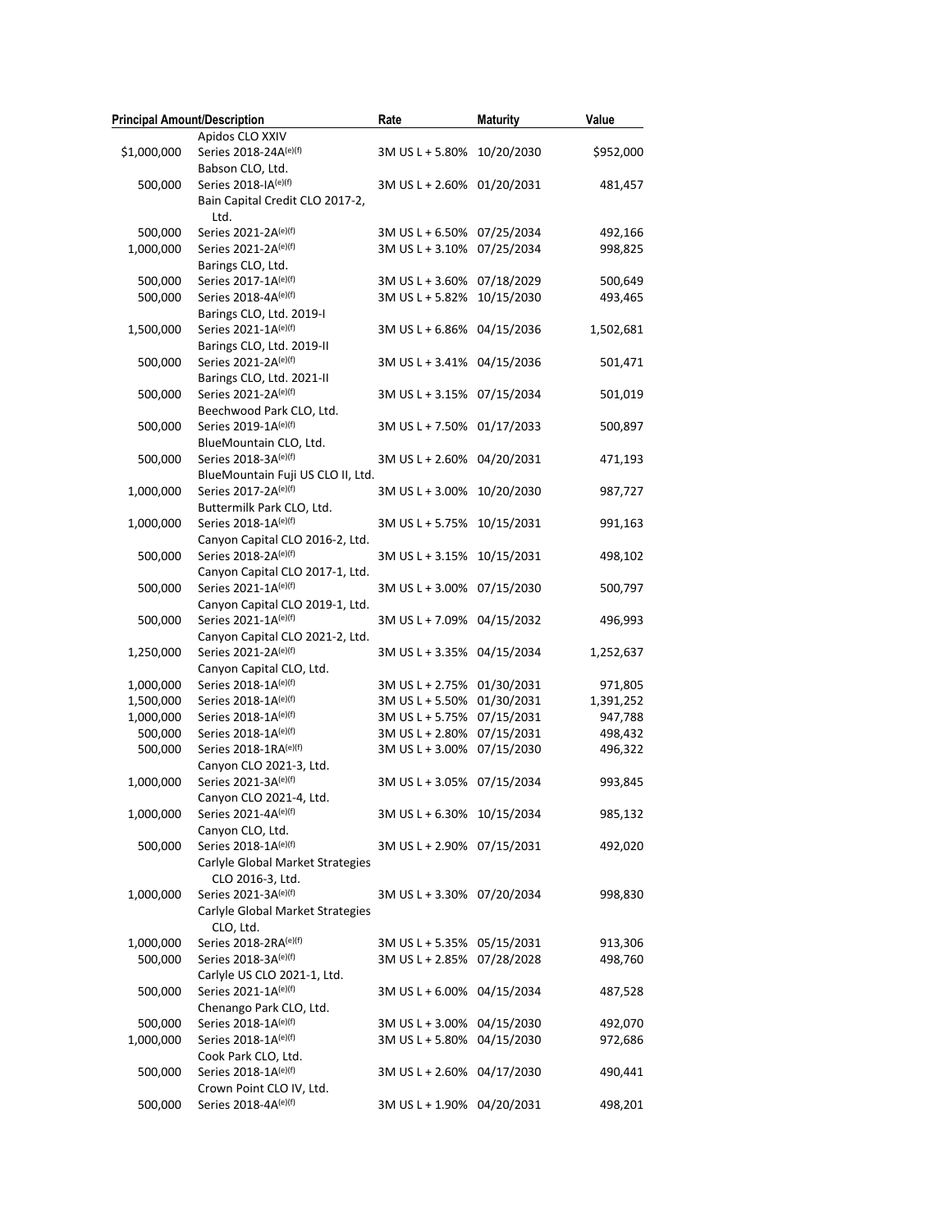| Principal Amount/Description | | Rate | Maturity | Value |
|---|---|---|---|---|
| | Apidos CLO XXIV | | | |
| $1,000,000 | Series 2018-24A(e)(f) | 3M US L + 5.80% | 10/20/2030 | $952,000 |
| | Babson CLO, Ltd. | | | |
| 500,000 | Series 2018-IA(e)(f) | 3M US L + 2.60% | 01/20/2031 | 481,457 |
| | Bain Capital Credit CLO 2017-2, Ltd. | | | |
| 500,000 | Series 2021-2A(e)(f) | 3M US L + 6.50% | 07/25/2034 | 492,166 |
| 1,000,000 | Series 2021-2A(e)(f) | 3M US L + 3.10% | 07/25/2034 | 998,825 |
| | Barings CLO, Ltd. | | | |
| 500,000 | Series 2017-1A(e)(f) | 3M US L + 3.60% | 07/18/2029 | 500,649 |
| 500,000 | Series 2018-4A(e)(f) | 3M US L + 5.82% | 10/15/2030 | 493,465 |
| | Barings CLO, Ltd. 2019-I | | | |
| 1,500,000 | Series 2021-1A(e)(f) | 3M US L + 6.86% | 04/15/2036 | 1,502,681 |
| | Barings CLO, Ltd. 2019-II | | | |
| 500,000 | Series 2021-2A(e)(f) | 3M US L + 3.41% | 04/15/2036 | 501,471 |
| | Barings CLO, Ltd. 2021-II | | | |
| 500,000 | Series 2021-2A(e)(f) | 3M US L + 3.15% | 07/15/2034 | 501,019 |
| | Beechwood Park CLO, Ltd. | | | |
| 500,000 | Series 2019-1A(e)(f) | 3M US L + 7.50% | 01/17/2033 | 500,897 |
| | BlueMountain CLO, Ltd. | | | |
| 500,000 | Series 2018-3A(e)(f) | 3M US L + 2.60% | 04/20/2031 | 471,193 |
| | BlueMountain Fuji US CLO II, Ltd. | | | |
| 1,000,000 | Series 2017-2A(e)(f) | 3M US L + 3.00% | 10/20/2030 | 987,727 |
| | Buttermilk Park CLO, Ltd. | | | |
| 1,000,000 | Series 2018-1A(e)(f) | 3M US L + 5.75% | 10/15/2031 | 991,163 |
| | Canyon Capital CLO 2016-2, Ltd. | | | |
| 500,000 | Series 2018-2A(e)(f) | 3M US L + 3.15% | 10/15/2031 | 498,102 |
| | Canyon Capital CLO 2017-1, Ltd. | | | |
| 500,000 | Series 2021-1A(e)(f) | 3M US L + 3.00% | 07/15/2030 | 500,797 |
| | Canyon Capital CLO 2019-1, Ltd. | | | |
| 500,000 | Series 2021-1A(e)(f) | 3M US L + 7.09% | 04/15/2032 | 496,993 |
| | Canyon Capital CLO 2021-2, Ltd. | | | |
| 1,250,000 | Series 2021-2A(e)(f) | 3M US L + 3.35% | 04/15/2034 | 1,252,637 |
| | Canyon Capital CLO, Ltd. | | | |
| 1,000,000 | Series 2018-1A(e)(f) | 3M US L + 2.75% | 01/30/2031 | 971,805 |
| 1,500,000 | Series 2018-1A(e)(f) | 3M US L + 5.50% | 01/30/2031 | 1,391,252 |
| 1,000,000 | Series 2018-1A(e)(f) | 3M US L + 5.75% | 07/15/2031 | 947,788 |
| 500,000 | Series 2018-1A(e)(f) | 3M US L + 2.80% | 07/15/2031 | 498,432 |
| 500,000 | Series 2018-1RA(e)(f) | 3M US L + 3.00% | 07/15/2030 | 496,322 |
| | Canyon CLO 2021-3, Ltd. | | | |
| 1,000,000 | Series 2021-3A(e)(f) | 3M US L + 3.05% | 07/15/2034 | 993,845 |
| | Canyon CLO 2021-4, Ltd. | | | |
| 1,000,000 | Series 2021-4A(e)(f) | 3M US L + 6.30% | 10/15/2034 | 985,132 |
| | Canyon CLO, Ltd. | | | |
| 500,000 | Series 2018-1A(e)(f) | 3M US L + 2.90% | 07/15/2031 | 492,020 |
| | Carlyle Global Market Strategies CLO 2016-3, Ltd. | | | |
| 1,000,000 | Series 2021-3A(e)(f) | 3M US L + 3.30% | 07/20/2034 | 998,830 |
| | Carlyle Global Market Strategies CLO, Ltd. | | | |
| 1,000,000 | Series 2018-2RA(e)(f) | 3M US L + 5.35% | 05/15/2031 | 913,306 |
| 500,000 | Series 2018-3A(e)(f) | 3M US L + 2.85% | 07/28/2028 | 498,760 |
| | Carlyle US CLO 2021-1, Ltd. | | | |
| 500,000 | Series 2021-1A(e)(f) | 3M US L + 6.00% | 04/15/2034 | 487,528 |
| | Chenango Park CLO, Ltd. | | | |
| 500,000 | Series 2018-1A(e)(f) | 3M US L + 3.00% | 04/15/2030 | 492,070 |
| 1,000,000 | Series 2018-1A(e)(f) | 3M US L + 5.80% | 04/15/2030 | 972,686 |
| | Cook Park CLO, Ltd. | | | |
| 500,000 | Series 2018-1A(e)(f) | 3M US L + 2.60% | 04/17/2030 | 490,441 |
| | Crown Point CLO IV, Ltd. | | | |
| 500,000 | Series 2018-4A(e)(f) | 3M US L + 1.90% | 04/20/2031 | 498,201 |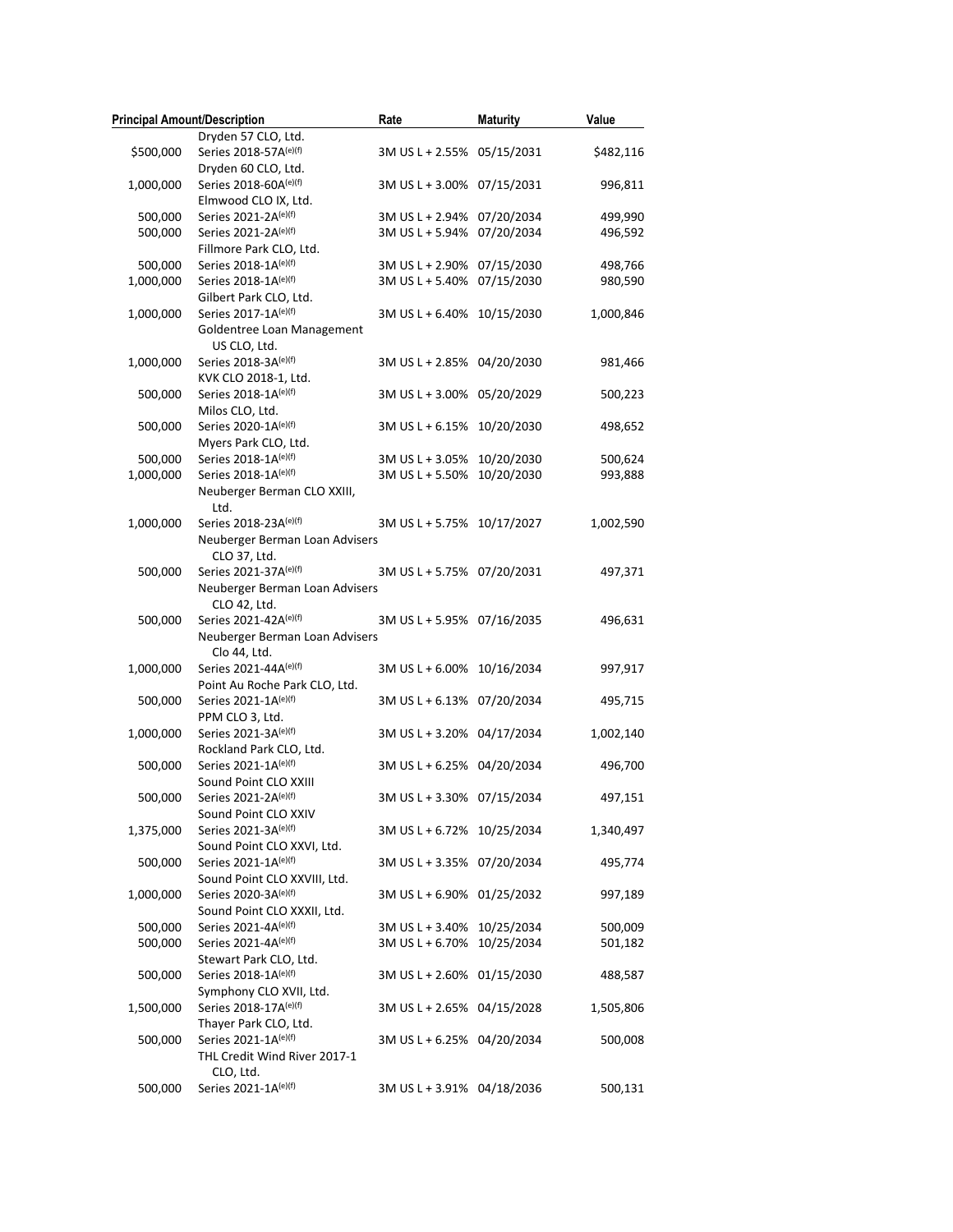| Principal Amount/Description | | Rate | Maturity | Value |
|---|---|---|---|---|
| | Dryden 57 CLO, Ltd. | | | |
| $500,000 | Series 2018-57A(e)(f) | 3M US L + 2.55% | 05/15/2031 | $482,116 |
| | Dryden 60 CLO, Ltd. | | | |
| 1,000,000 | Series 2018-60A(e)(f) | 3M US L + 3.00% | 07/15/2031 | 996,811 |
| | Elmwood CLO IX, Ltd. | | | |
| 500,000 | Series 2021-2A(e)(f) | 3M US L + 2.94% | 07/20/2034 | 499,990 |
| 500,000 | Series 2021-2A(e)(f) | 3M US L + 5.94% | 07/20/2034 | 496,592 |
| | Fillmore Park CLO, Ltd. | | | |
| 500,000 | Series 2018-1A(e)(f) | 3M US L + 2.90% | 07/15/2030 | 498,766 |
| 1,000,000 | Series 2018-1A(e)(f) | 3M US L + 5.40% | 07/15/2030 | 980,590 |
| | Gilbert Park CLO, Ltd. | | | |
| 1,000,000 | Series 2017-1A(e)(f) | 3M US L + 6.40% | 10/15/2030 | 1,000,846 |
| | Goldentree Loan Management US CLO, Ltd. | | | |
| 1,000,000 | Series 2018-3A(e)(f) | 3M US L + 2.85% | 04/20/2030 | 981,466 |
| | KVK CLO 2018-1, Ltd. | | | |
| 500,000 | Series 2018-1A(e)(f) | 3M US L + 3.00% | 05/20/2029 | 500,223 |
| | Milos CLO, Ltd. | | | |
| 500,000 | Series 2020-1A(e)(f) | 3M US L + 6.15% | 10/20/2030 | 498,652 |
| | Myers Park CLO, Ltd. | | | |
| 500,000 | Series 2018-1A(e)(f) | 3M US L + 3.05% | 10/20/2030 | 500,624 |
| 1,000,000 | Series 2018-1A(e)(f) | 3M US L + 5.50% | 10/20/2030 | 993,888 |
| | Neuberger Berman CLO XXIII, Ltd. | | | |
| 1,000,000 | Series 2018-23A(e)(f) | 3M US L + 5.75% | 10/17/2027 | 1,002,590 |
| | Neuberger Berman Loan Advisers CLO 37, Ltd. | | | |
| 500,000 | Series 2021-37A(e)(f) | 3M US L + 5.75% | 07/20/2031 | 497,371 |
| | Neuberger Berman Loan Advisers CLO 42, Ltd. | | | |
| 500,000 | Series 2021-42A(e)(f) | 3M US L + 5.95% | 07/16/2035 | 496,631 |
| | Neuberger Berman Loan Advisers Clo 44, Ltd. | | | |
| 1,000,000 | Series 2021-44A(e)(f) | 3M US L + 6.00% | 10/16/2034 | 997,917 |
| | Point Au Roche Park CLO, Ltd. | | | |
| 500,000 | Series 2021-1A(e)(f) | 3M US L + 6.13% | 07/20/2034 | 495,715 |
| | PPM CLO 3, Ltd. | | | |
| 1,000,000 | Series 2021-3A(e)(f) | 3M US L + 3.20% | 04/17/2034 | 1,002,140 |
| | Rockland Park CLO, Ltd. | | | |
| 500,000 | Series 2021-1A(e)(f) | 3M US L + 6.25% | 04/20/2034 | 496,700 |
| | Sound Point CLO XXIII | | | |
| 500,000 | Series 2021-2A(e)(f) | 3M US L + 3.30% | 07/15/2034 | 497,151 |
| | Sound Point CLO XXIV | | | |
| 1,375,000 | Series 2021-3A(e)(f) | 3M US L + 6.72% | 10/25/2034 | 1,340,497 |
| | Sound Point CLO XXVI, Ltd. | | | |
| 500,000 | Series 2021-1A(e)(f) | 3M US L + 3.35% | 07/20/2034 | 495,774 |
| | Sound Point CLO XXVIII, Ltd. | | | |
| 1,000,000 | Series 2020-3A(e)(f) | 3M US L + 6.90% | 01/25/2032 | 997,189 |
| | Sound Point CLO XXXII, Ltd. | | | |
| 500,000 | Series 2021-4A(e)(f) | 3M US L + 3.40% | 10/25/2034 | 500,009 |
| 500,000 | Series 2021-4A(e)(f) | 3M US L + 6.70% | 10/25/2034 | 501,182 |
| | Stewart Park CLO, Ltd. | | | |
| 500,000 | Series 2018-1A(e)(f) | 3M US L + 2.60% | 01/15/2030 | 488,587 |
| | Symphony CLO XVII, Ltd. | | | |
| 1,500,000 | Series 2018-17A(e)(f) | 3M US L + 2.65% | 04/15/2028 | 1,505,806 |
| | Thayer Park CLO, Ltd. | | | |
| 500,000 | Series 2021-1A(e)(f) | 3M US L + 6.25% | 04/20/2034 | 500,008 |
| | THL Credit Wind River 2017-1 CLO, Ltd. | | | |
| 500,000 | Series 2021-1A(e)(f) | 3M US L + 3.91% | 04/18/2036 | 500,131 |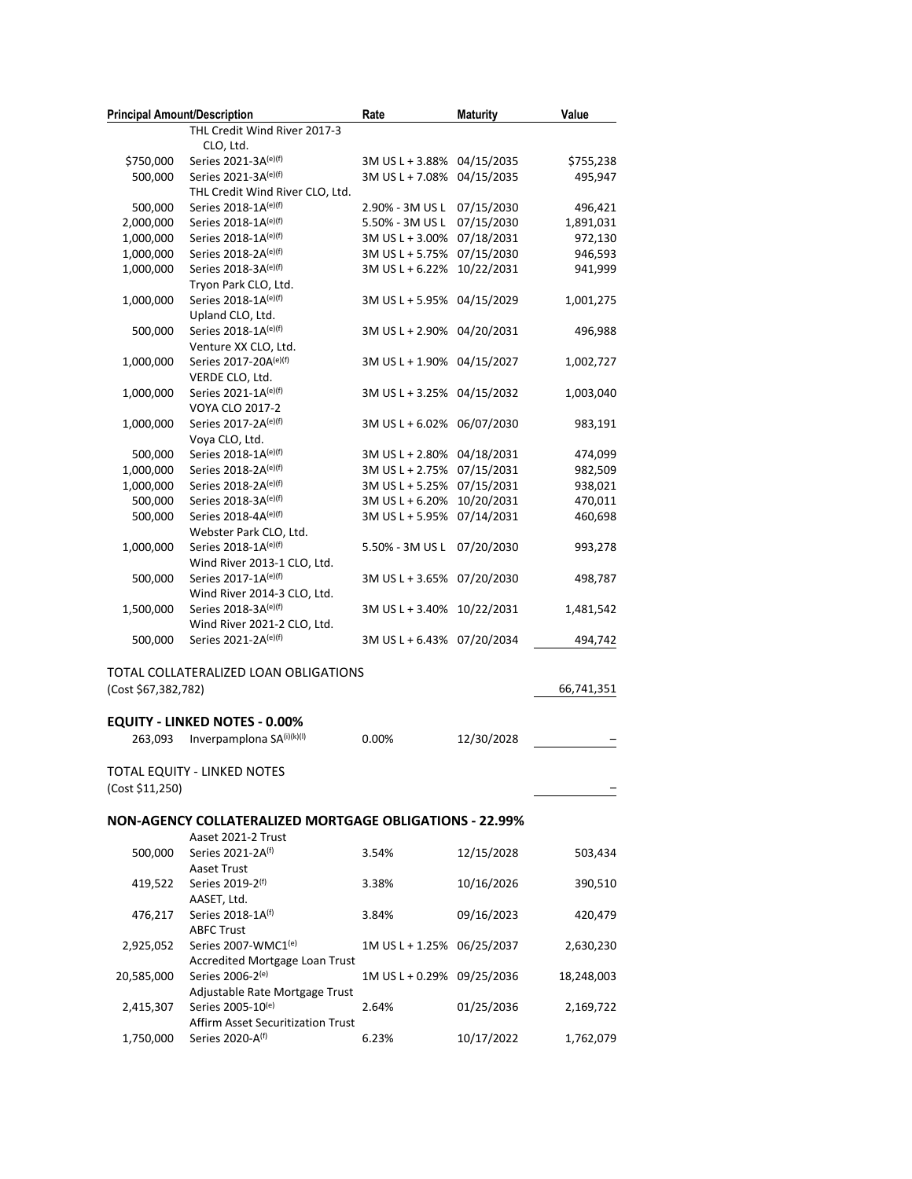| Principal Amount/Description | | Rate | Maturity | Value |
|---|---|---|---|---|
| | THL Credit Wind River 2017-3 CLO, Ltd. | | | |
| $750,000 | Series 2021-3A[(e)(f)] | 3M US L + 3.88% | 04/15/2035 | $755,238 |
| 500,000 | Series 2021-3A[(e)(f)] | 3M US L + 7.08% | 04/15/2035 | 495,947 |
| | THL Credit Wind River CLO, Ltd. | | | |
| 500,000 | Series 2018-1A[(e)(f)] | 2.90% - 3M US L | 07/15/2030 | 496,421 |
| 2,000,000 | Series 2018-1A[(e)(f)] | 5.50% - 3M US L | 07/15/2030 | 1,891,031 |
| 1,000,000 | Series 2018-1A[(e)(f)] | 3M US L + 3.00% | 07/18/2031 | 972,130 |
| 1,000,000 | Series 2018-2A[(e)(f)] | 3M US L + 5.75% | 07/15/2030 | 946,593 |
| 1,000,000 | Series 2018-3A[(e)(f)] | 3M US L + 6.22% | 10/22/2031 | 941,999 |
| | Tryon Park CLO, Ltd. | | | |
| 1,000,000 | Series 2018-1A[(e)(f)] | 3M US L + 5.95% | 04/15/2029 | 1,001,275 |
| | Upland CLO, Ltd. | | | |
| 500,000 | Series 2018-1A[(e)(f)] | 3M US L + 2.90% | 04/20/2031 | 496,988 |
| | Venture XX CLO, Ltd. | | | |
| 1,000,000 | Series 2017-20A[(e)(f)] | 3M US L + 1.90% | 04/15/2027 | 1,002,727 |
| | VERDE CLO, Ltd. | | | |
| 1,000,000 | Series 2021-1A[(e)(f)] | 3M US L + 3.25% | 04/15/2032 | 1,003,040 |
| | VOYA CLO 2017-2 | | | |
| 1,000,000 | Series 2017-2A[(e)(f)] | 3M US L + 6.02% | 06/07/2030 | 983,191 |
| | Voya CLO, Ltd. | | | |
| 500,000 | Series 2018-1A[(e)(f)] | 3M US L + 2.80% | 04/18/2031 | 474,099 |
| 1,000,000 | Series 2018-2A[(e)(f)] | 3M US L + 2.75% | 07/15/2031 | 982,509 |
| 1,000,000 | Series 2018-2A[(e)(f)] | 3M US L + 5.25% | 07/15/2031 | 938,021 |
| 500,000 | Series 2018-3A[(e)(f)] | 3M US L + 6.20% | 10/20/2031 | 470,011 |
| 500,000 | Series 2018-4A[(e)(f)] | 3M US L + 5.95% | 07/14/2031 | 460,698 |
| | Webster Park CLO, Ltd. | | | |
| 1,000,000 | Series 2018-1A[(e)(f)] | 5.50% - 3M US L | 07/20/2030 | 993,278 |
| | Wind River 2013-1 CLO, Ltd. | | | |
| 500,000 | Series 2017-1A[(e)(f)] | 3M US L + 3.65% | 07/20/2030 | 498,787 |
| | Wind River 2014-3 CLO, Ltd. | | | |
| 1,500,000 | Series 2018-3A[(e)(f)] | 3M US L + 3.40% | 10/22/2031 | 1,481,542 |
| | Wind River 2021-2 CLO, Ltd. | | | |
| 500,000 | Series 2021-2A[(e)(f)] | 3M US L + 6.43% | 07/20/2034 | 494,742 |
| TOTAL COLLATERALIZED LOAN OBLIGATIONS | | | | |
| (Cost $67,382,782) | | | | 66,741,351 |
| **EQUITY - LINKED NOTES - 0.00%** | | | | |
| 263,093 | Inverpamplona SA[(i)(k)(l)] | 0.00% | 12/30/2028 | – |
| TOTAL EQUITY - LINKED NOTES | | | | |
| (Cost $11,250) | | | | – |
| **NON-AGENCY COLLATERALIZED MORTGAGE OBLIGATIONS - 22.99%** | | | | |
| | Aaset 2021-2 Trust | | | |
| 500,000 | Series 2021-2A[(f)] | 3.54% | 12/15/2028 | 503,434 |
| | Aaset Trust | | | |
| 419,522 | Series 2019-2[(f)] | 3.38% | 10/16/2026 | 390,510 |
| | AASET, Ltd. | | | |
| 476,217 | Series 2018-1A[(f)] | 3.84% | 09/16/2023 | 420,479 |
| | ABFC Trust | | | |
| 2,925,052 | Series 2007-WMC1[(e)] | 1M US L + 1.25% | 06/25/2037 | 2,630,230 |
| | Accredited Mortgage Loan Trust | | | |
| 20,585,000 | Series 2006-2[(e)] | 1M US L + 0.29% | 09/25/2036 | 18,248,003 |
| | Adjustable Rate Mortgage Trust | | | |
| 2,415,307 | Series 2005-10[(e)] | 2.64% | 01/25/2036 | 2,169,722 |
| | Affirm Asset Securitization Trust | | | |
| 1,750,000 | Series 2020-A[(f)] | 6.23% | 10/17/2022 | 1,762,079 |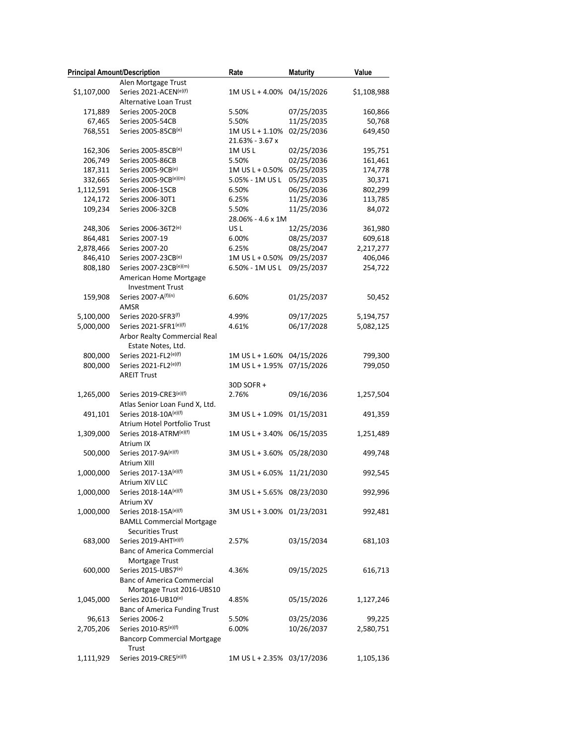| Principal Amount/Description | | Rate | Maturity | Value |
|---|---|---|---|---|
| | Alen Mortgage Trust | | | |
| $1,107,000 | Series 2021-ACEN[(e)(f)] | 1M US L + 4.00% | 04/15/2026 | $1,108,988 |
| | Alternative Loan Trust | | | |
| 171,889 | Series 2005-20CB | 5.50% | 07/25/2035 | 160,866 |
| 67,465 | Series 2005-54CB | 5.50% | 11/25/2035 | 50,768 |
| 768,551 | Series 2005-85CB[(e)] | 1M US L + 1.10% | 02/25/2036 | 649,450 |
| 162,306 | Series 2005-85CB[(e)] | 21.63% - 3.67 x 1M US L | 02/25/2036 | 195,751 |
| 206,749 | Series 2005-86CB | 5.50% | 02/25/2036 | 161,461 |
| 187,311 | Series 2005-9CB[(e)] | 1M US L + 0.50% | 05/25/2035 | 174,778 |
| 332,665 | Series 2005-9CB[(e)(m)] | 5.05% - 1M US L | 05/25/2035 | 30,371 |
| 1,112,591 | Series 2006-15CB | 6.50% | 06/25/2036 | 802,299 |
| 124,172 | Series 2006-30T1 | 6.25% | 11/25/2036 | 113,785 |
| 109,234 | Series 2006-32CB | 5.50% | 11/25/2036 | 84,072 |
| 248,306 | Series 2006-36T2[(e)] | 28.06% - 4.6 x 1M US L | 12/25/2036 | 361,980 |
| 864,481 | Series 2007-19 | 6.00% | 08/25/2037 | 609,618 |
| 2,878,466 | Series 2007-20 | 6.25% | 08/25/2047 | 2,217,277 |
| 846,410 | Series 2007-23CB[(e)] | 1M US L + 0.50% | 09/25/2037 | 406,046 |
| 808,180 | Series 2007-23CB[(e)(m)] | 6.50% - 1M US L | 09/25/2037 | 254,722 |
| | American Home Mortgage Investment Trust | | | |
| 159,908 | Series 2007-A[(f)(n)] | 6.60% | 01/25/2037 | 50,452 |
| | AMSR | | | |
| 5,100,000 | Series 2020-SFR3[(f)] | 4.99% | 09/17/2025 | 5,194,757 |
| 5,000,000 | Series 2021-SFR1[(e)(f)] | 4.61% | 06/17/2028 | 5,082,125 |
| | Arbor Realty Commercial Real Estate Notes, Ltd. | | | |
| 800,000 | Series 2021-FL2[(e)(f)] | 1M US L + 1.60% | 04/15/2026 | 799,300 |
| 800,000 | Series 2021-FL2[(e)(f)] | 1M US L + 1.95% | 07/15/2026 | 799,050 |
| | AREIT Trust | | | |
| 1,265,000 | Series 2019-CRE3[(e)(f)] | 30D SOFR + 2.76% | 09/16/2036 | 1,257,504 |
| | Atlas Senior Loan Fund X, Ltd. | | | |
| 491,101 | Series 2018-10A[(e)(f)] | 3M US L + 1.09% | 01/15/2031 | 491,359 |
| | Atrium Hotel Portfolio Trust | | | |
| 1,309,000 | Series 2018-ATRM[(e)(f)] | 1M US L + 3.40% | 06/15/2035 | 1,251,489 |
| | Atrium IX | | | |
| 500,000 | Series 2017-9A[(e)(f)] | 3M US L + 3.60% | 05/28/2030 | 499,748 |
| | Atrium XIII | | | |
| 1,000,000 | Series 2017-13A[(e)(f)] | 3M US L + 6.05% | 11/21/2030 | 992,545 |
| | Atrium XIV LLC | | | |
| 1,000,000 | Series 2018-14A[(e)(f)] | 3M US L + 5.65% | 08/23/2030 | 992,996 |
| | Atrium XV | | | |
| 1,000,000 | Series 2018-15A[(e)(f)] | 3M US L + 3.00% | 01/23/2031 | 992,481 |
| | BAMLL Commercial Mortgage Securities Trust | | | |
| 683,000 | Series 2019-AHT[(e)(f)] | 2.57% | 03/15/2034 | 681,103 |
| | Banc of America Commercial Mortgage Trust | | | |
| 600,000 | Series 2015-UBS7[(e)] | 4.36% | 09/15/2025 | 616,713 |
| | Banc of America Commercial Mortgage Trust 2016-UBS10 | | | |
| 1,045,000 | Series 2016-UB10[(e)] | 4.85% | 05/15/2026 | 1,127,246 |
| | Banc of America Funding Trust | | | |
| 96,613 | Series 2006-2 | 5.50% | 03/25/2036 | 99,225 |
| 2,705,206 | Series 2010-R5[(e)(f)] | 6.00% | 10/26/2037 | 2,580,751 |
| | Bancorp Commercial Mortgage Trust | | | |
| 1,111,929 | Series 2019-CRE5[(e)(f)] | 1M US L + 2.35% | 03/17/2036 | 1,105,136 |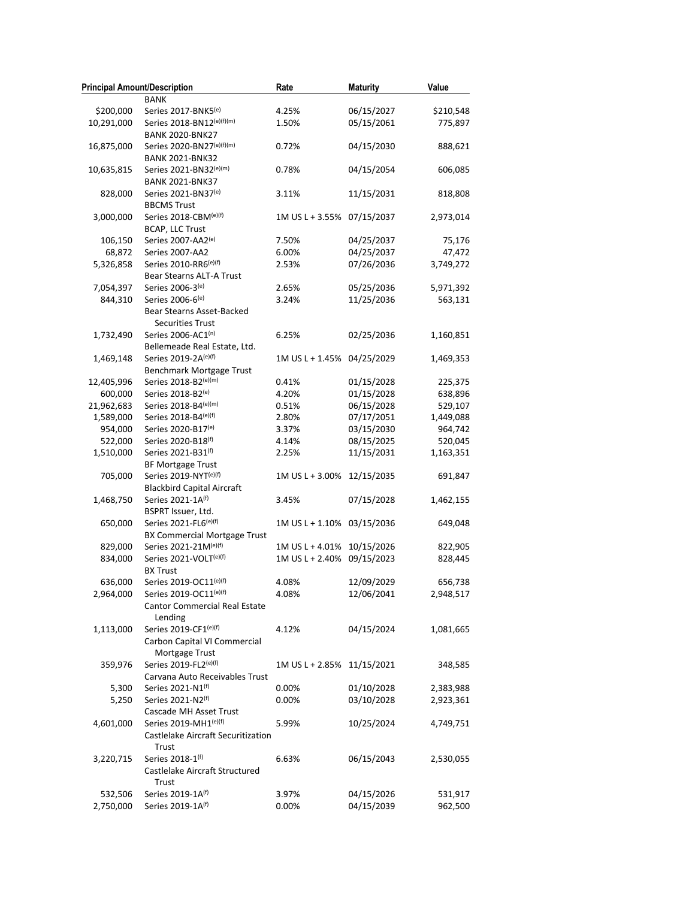| Principal Amount/Description | | Rate | Maturity | Value |
|---|---|---|---|---|
| | BANK | | | |
| $200,000 | Series 2017-BNK5[(e)] | 4.25% | 06/15/2027 | $210,548 |
| 10,291,000 | Series 2018-BN12[(e)(f)(m)] | 1.50% | 05/15/2061 | 775,897 |
| | BANK 2020-BNK27 | | | |
| 16,875,000 | Series 2020-BN27[(e)(f)(m)] | 0.72% | 04/15/2030 | 888,621 |
| | BANK 2021-BNK32 | | | |
| 10,635,815 | Series 2021-BN32[(e)(m)] | 0.78% | 04/15/2054 | 606,085 |
| | BANK 2021-BNK37 | | | |
| 828,000 | Series 2021-BN37[(e)] | 3.11% | 11/15/2031 | 818,808 |
| | BBCMS Trust | | | |
| 3,000,000 | Series 2018-CBM[(e)(f)] | 1M US L + 3.55% | 07/15/2037 | 2,973,014 |
| | BCAP, LLC Trust | | | |
| 106,150 | Series 2007-AA2[(e)] | 7.50% | 04/25/2037 | 75,176 |
| 68,872 | Series 2007-AA2 | 6.00% | 04/25/2037 | 47,472 |
| 5,326,858 | Series 2010-RR6[(e)(f)] | 2.53% | 07/26/2036 | 3,749,272 |
| | Bear Stearns ALT-A Trust | | | |
| 7,054,397 | Series 2006-3[(e)] | 2.65% | 05/25/2036 | 5,971,392 |
| 844,310 | Series 2006-6[(e)] | 3.24% | 11/25/2036 | 563,131 |
| | Bear Stearns Asset-Backed Securities Trust | | | |
| 1,732,490 | Series 2006-AC1[(n)] | 6.25% | 02/25/2036 | 1,160,851 |
| | Bellemeade Real Estate, Ltd. | | | |
| 1,469,148 | Series 2019-2A[(e)(f)] | 1M US L + 1.45% | 04/25/2029 | 1,469,353 |
| | Benchmark Mortgage Trust | | | |
| 12,405,996 | Series 2018-B2[(e)(m)] | 0.41% | 01/15/2028 | 225,375 |
| 600,000 | Series 2018-B2[(e)] | 4.20% | 01/15/2028 | 638,896 |
| 21,962,683 | Series 2018-B4[(e)(m)] | 0.51% | 06/15/2028 | 529,107 |
| 1,589,000 | Series 2018-B4[(e)(f)] | 2.80% | 07/17/2051 | 1,449,088 |
| 954,000 | Series 2020-B17[(e)] | 3.37% | 03/15/2030 | 964,742 |
| 522,000 | Series 2020-B18[(f)] | 4.14% | 08/15/2025 | 520,045 |
| 1,510,000 | Series 2021-B31[(f)] | 2.25% | 11/15/2031 | 1,163,351 |
| | BF Mortgage Trust | | | |
| 705,000 | Series 2019-NYT[(e)(f)] | 1M US L + 3.00% | 12/15/2035 | 691,847 |
| | Blackbird Capital Aircraft | | | |
| 1,468,750 | Series 2021-1A[(f)] | 3.45% | 07/15/2028 | 1,462,155 |
| | BSPRT Issuer, Ltd. | | | |
| 650,000 | Series 2021-FL6[(e)(f)] | 1M US L + 1.10% | 03/15/2036 | 649,048 |
| | BX Commercial Mortgage Trust | | | |
| 829,000 | Series 2021-21M[(e)(f)] | 1M US L + 4.01% | 10/15/2026 | 822,905 |
| 834,000 | Series 2021-VOLT[(e)(f)] | 1M US L + 2.40% | 09/15/2023 | 828,445 |
| | BX Trust | | | |
| 636,000 | Series 2019-OC11[(e)(f)] | 4.08% | 12/09/2029 | 656,738 |
| 2,964,000 | Series 2019-OC11[(e)(f)] | 4.08% | 12/06/2041 | 2,948,517 |
| | Cantor Commercial Real Estate Lending | | | |
| 1,113,000 | Series 2019-CF1[(e)(f)] | 4.12% | 04/15/2024 | 1,081,665 |
| | Carbon Capital VI Commercial Mortgage Trust | | | |
| 359,976 | Series 2019-FL2[(e)(f)] | 1M US L + 2.85% | 11/15/2021 | 348,585 |
| | Carvana Auto Receivables Trust | | | |
| 5,300 | Series 2021-N1[(f)] | 0.00% | 01/10/2028 | 2,383,988 |
| 5,250 | Series 2021-N2[(f)] | 0.00% | 03/10/2028 | 2,923,361 |
| | Cascade MH Asset Trust | | | |
| 4,601,000 | Series 2019-MH1[(e)(f)] | 5.99% | 10/25/2024 | 4,749,751 |
| | Castlelake Aircraft Securitization Trust | | | |
| 3,220,715 | Series 2018-1[(f)] | 6.63% | 06/15/2043 | 2,530,055 |
| | Castlelake Aircraft Structured Trust | | | |
| 532,506 | Series 2019-1A[(f)] | 3.97% | 04/15/2026 | 531,917 |
| 2,750,000 | Series 2019-1A[(f)] | 0.00% | 04/15/2039 | 962,500 |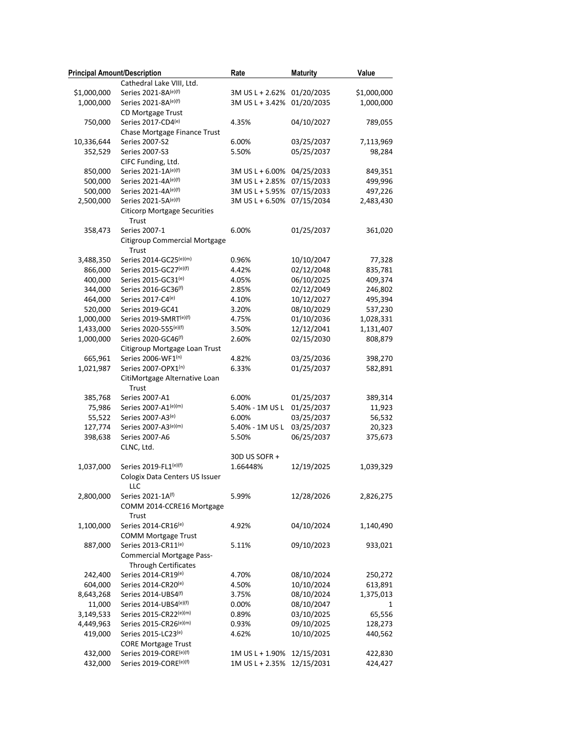| Principal Amount/Description | | Rate | Maturity | Value |
|---|---|---|---|---|
| | Cathedral Lake VIII, Ltd. | | | |
| $1,000,000 | Series 2021-8A(e)(f) | 3M US L + 2.62% | 01/20/2035 | $1,000,000 |
| 1,000,000 | Series 2021-8A(e)(f) | 3M US L + 3.42% | 01/20/2035 | 1,000,000 |
| | CD Mortgage Trust | | | |
| 750,000 | Series 2017-CD4(e) | 4.35% | 04/10/2027 | 789,055 |
| | Chase Mortgage Finance Trust | | | |
| 10,336,644 | Series 2007-S2 | 6.00% | 03/25/2037 | 7,113,969 |
| 352,529 | Series 2007-S3 | 5.50% | 05/25/2037 | 98,284 |
| | CIFC Funding, Ltd. | | | |
| 850,000 | Series 2021-1A(e)(f) | 3M US L + 6.00% | 04/25/2033 | 849,351 |
| 500,000 | Series 2021-4A(e)(f) | 3M US L + 2.85% | 07/15/2033 | 499,996 |
| 500,000 | Series 2021-4A(e)(f) | 3M US L + 5.95% | 07/15/2033 | 497,226 |
| 2,500,000 | Series 2021-5A(e)(f) | 3M US L + 6.50% | 07/15/2034 | 2,483,430 |
| | Citicorp Mortgage Securities Trust | | | |
| 358,473 | Series 2007-1 | 6.00% | 01/25/2037 | 361,020 |
| | Citigroup Commercial Mortgage Trust | | | |
| 3,488,350 | Series 2014-GC25(e)(m) | 0.96% | 10/10/2047 | 77,328 |
| 866,000 | Series 2015-GC27(e)(f) | 4.42% | 02/12/2048 | 835,781 |
| 400,000 | Series 2015-GC31(e) | 4.05% | 06/10/2025 | 409,374 |
| 344,000 | Series 2016-GC36(f) | 2.85% | 02/12/2049 | 246,802 |
| 464,000 | Series 2017-C4(e) | 4.10% | 10/12/2027 | 495,394 |
| 520,000 | Series 2019-GC41 | 3.20% | 08/10/2029 | 537,230 |
| 1,000,000 | Series 2019-SMRT(e)(f) | 4.75% | 01/10/2036 | 1,028,331 |
| 1,433,000 | Series 2020-555(e)(f) | 3.50% | 12/12/2041 | 1,131,407 |
| 1,000,000 | Series 2020-GC46(f) | 2.60% | 02/15/2030 | 808,879 |
| | Citigroup Mortgage Loan Trust | | | |
| 665,961 | Series 2006-WF1(n) | 4.82% | 03/25/2036 | 398,270 |
| 1,021,987 | Series 2007-OPX1(n) | 6.33% | 01/25/2037 | 582,891 |
| | CitiMortgage Alternative Loan Trust | | | |
| 385,768 | Series 2007-A1 | 6.00% | 01/25/2037 | 389,314 |
| 75,986 | Series 2007-A1(e)(m) | 5.40% - 1M US L | 01/25/2037 | 11,923 |
| 55,522 | Series 2007-A3(e) | 6.00% | 03/25/2037 | 56,532 |
| 127,774 | Series 2007-A3(e)(m) | 5.40% - 1M US L | 03/25/2037 | 20,323 |
| 398,638 | Series 2007-A6 | 5.50% | 06/25/2037 | 375,673 |
| | CLNC, Ltd. | | | |
| 1,037,000 | Series 2019-FL1(e)(f) | 30D US SOFR + 1.66448% | 12/19/2025 | 1,039,329 |
| | Cologix Data Centers US Issuer LLC | | | |
| 2,800,000 | Series 2021-1A(f) | 5.99% | 12/28/2026 | 2,826,275 |
| | COMM 2014-CCRE16 Mortgage Trust | | | |
| 1,100,000 | Series 2014-CR16(e) | 4.92% | 04/10/2024 | 1,140,490 |
| | COMM Mortgage Trust | | | |
| 887,000 | Series 2013-CR11(e) | 5.11% | 09/10/2023 | 933,021 |
| | Commercial Mortgage Pass-Through Certificates | | | |
| 242,400 | Series 2014-CR19(e) | 4.70% | 08/10/2024 | 250,272 |
| 604,000 | Series 2014-CR20(e) | 4.50% | 10/10/2024 | 613,891 |
| 8,643,268 | Series 2014-UBS4(f) | 3.75% | 08/10/2024 | 1,375,013 |
| 11,000 | Series 2014-UBS4(e)(f) | 0.00% | 08/10/2047 | 1 |
| 3,149,533 | Series 2015-CR22(e)(m) | 0.89% | 03/10/2025 | 65,556 |
| 4,449,963 | Series 2015-CR26(e)(m) | 0.93% | 09/10/2025 | 128,273 |
| 419,000 | Series 2015-LC23(e) | 4.62% | 10/10/2025 | 440,562 |
| | CORE Mortgage Trust | | | |
| 432,000 | Series 2019-CORE(e)(f) | 1M US L + 1.90% | 12/15/2031 | 422,830 |
| 432,000 | Series 2019-CORE(e)(f) | 1M US L + 2.35% | 12/15/2031 | 424,427 |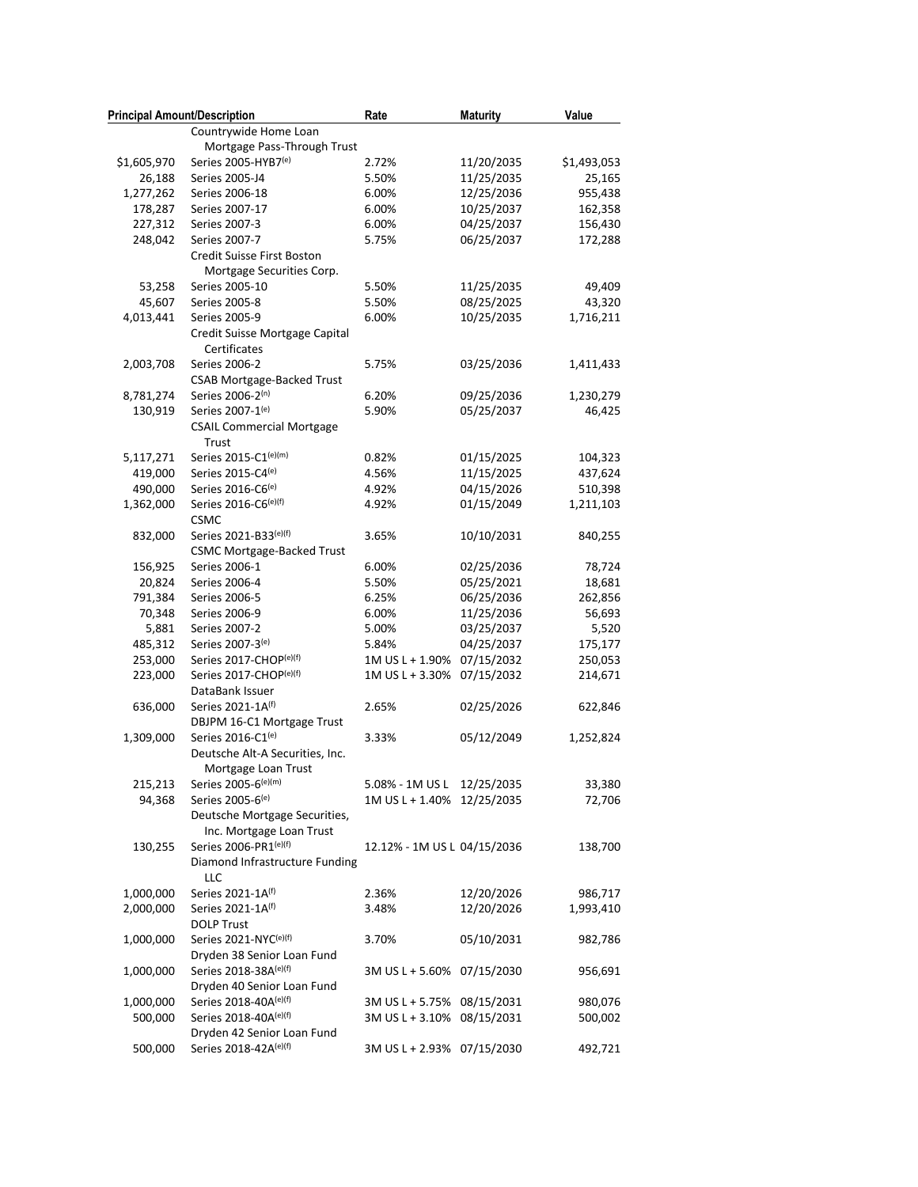| Principal Amount/Description | | Rate | Maturity | Value |
|---|---|---|---|---|
| | Countrywide Home Loan Mortgage Pass-Through Trust | | | |
| $1,605,970 | Series 2005-HYB7[(e)] | 2.72% | 11/20/2035 | $1,493,053 |
| 26,188 | Series 2005-J4 | 5.50% | 11/25/2035 | 25,165 |
| 1,277,262 | Series 2006-18 | 6.00% | 12/25/2036 | 955,438 |
| 178,287 | Series 2007-17 | 6.00% | 10/25/2037 | 162,358 |
| 227,312 | Series 2007-3 | 6.00% | 04/25/2037 | 156,430 |
| 248,042 | Series 2007-7 | 5.75% | 06/25/2037 | 172,288 |
| | Credit Suisse First Boston Mortgage Securities Corp. | | | |
| 53,258 | Series 2005-10 | 5.50% | 11/25/2035 | 49,409 |
| 45,607 | Series 2005-8 | 5.50% | 08/25/2025 | 43,320 |
| 4,013,441 | Series 2005-9 | 6.00% | 10/25/2035 | 1,716,211 |
| | Credit Suisse Mortgage Capital Certificates | | | |
| 2,003,708 | Series 2006-2 | 5.75% | 03/25/2036 | 1,411,433 |
| | CSAB Mortgage-Backed Trust | | | |
| 8,781,274 | Series 2006-2[(n)] | 6.20% | 09/25/2036 | 1,230,279 |
| 130,919 | Series 2007-1[(e)] | 5.90% | 05/25/2037 | 46,425 |
| | CSAIL Commercial Mortgage Trust | | | |
| 5,117,271 | Series 2015-C1[(e)(m)] | 0.82% | 01/15/2025 | 104,323 |
| 419,000 | Series 2015-C4[(e)] | 4.56% | 11/15/2025 | 437,624 |
| 490,000 | Series 2016-C6[(e)] | 4.92% | 04/15/2026 | 510,398 |
| 1,362,000 | Series 2016-C6[(e)(f)] | 4.92% | 01/15/2049 | 1,211,103 |
| | CSMC | | | |
| 832,000 | Series 2021-B33[(e)(f)] | 3.65% | 10/10/2031 | 840,255 |
| | CSMC Mortgage-Backed Trust | | | |
| 156,925 | Series 2006-1 | 6.00% | 02/25/2036 | 78,724 |
| 20,824 | Series 2006-4 | 5.50% | 05/25/2021 | 18,681 |
| 791,384 | Series 2006-5 | 6.25% | 06/25/2036 | 262,856 |
| 70,348 | Series 2006-9 | 6.00% | 11/25/2036 | 56,693 |
| 5,881 | Series 2007-2 | 5.00% | 03/25/2037 | 5,520 |
| 485,312 | Series 2007-3[(e)] | 5.84% | 04/25/2037 | 175,177 |
| 253,000 | Series 2017-CHOP[(e)(f)] | 1M US L + 1.90% | 07/15/2032 | 250,053 |
| 223,000 | Series 2017-CHOP[(e)(f)] | 1M US L + 3.30% | 07/15/2032 | 214,671 |
| | DataBank Issuer | | | |
| 636,000 | Series 2021-1A[(f)] | 2.65% | 02/25/2026 | 622,846 |
| | DBJPM 16-C1 Mortgage Trust | | | |
| 1,309,000 | Series 2016-C1[(e)] | 3.33% | 05/12/2049 | 1,252,824 |
| | Deutsche Alt-A Securities, Inc. Mortgage Loan Trust | | | |
| 215,213 | Series 2005-6[(e)(m)] | 5.08% - 1M US L | 12/25/2035 | 33,380 |
| 94,368 | Series 2005-6[(e)] | 1M US L + 1.40% | 12/25/2035 | 72,706 |
| | Deutsche Mortgage Securities, Inc. Mortgage Loan Trust | | | |
| 130,255 | Series 2006-PR1[(e)(f)] | 12.12% - 1M US L | 04/15/2036 | 138,700 |
| | Diamond Infrastructure Funding LLC | | | |
| 1,000,000 | Series 2021-1A[(f)] | 2.36% | 12/20/2026 | 986,717 |
| 2,000,000 | Series 2021-1A[(f)] | 3.48% | 12/20/2026 | 1,993,410 |
| | DOLP Trust | | | |
| 1,000,000 | Series 2021-NYC[(e)(f)] | 3.70% | 05/10/2031 | 982,786 |
| | Dryden 38 Senior Loan Fund | | | |
| 1,000,000 | Series 2018-38A[(e)(f)] | 3M US L + 5.60% | 07/15/2030 | 956,691 |
| | Dryden 40 Senior Loan Fund | | | |
| 1,000,000 | Series 2018-40A[(e)(f)] | 3M US L + 5.75% | 08/15/2031 | 980,076 |
| 500,000 | Series 2018-40A[(e)(f)] | 3M US L + 3.10% | 08/15/2031 | 500,002 |
| | Dryden 42 Senior Loan Fund | | | |
| 500,000 | Series 2018-42A[(e)(f)] | 3M US L + 2.93% | 07/15/2030 | 492,721 |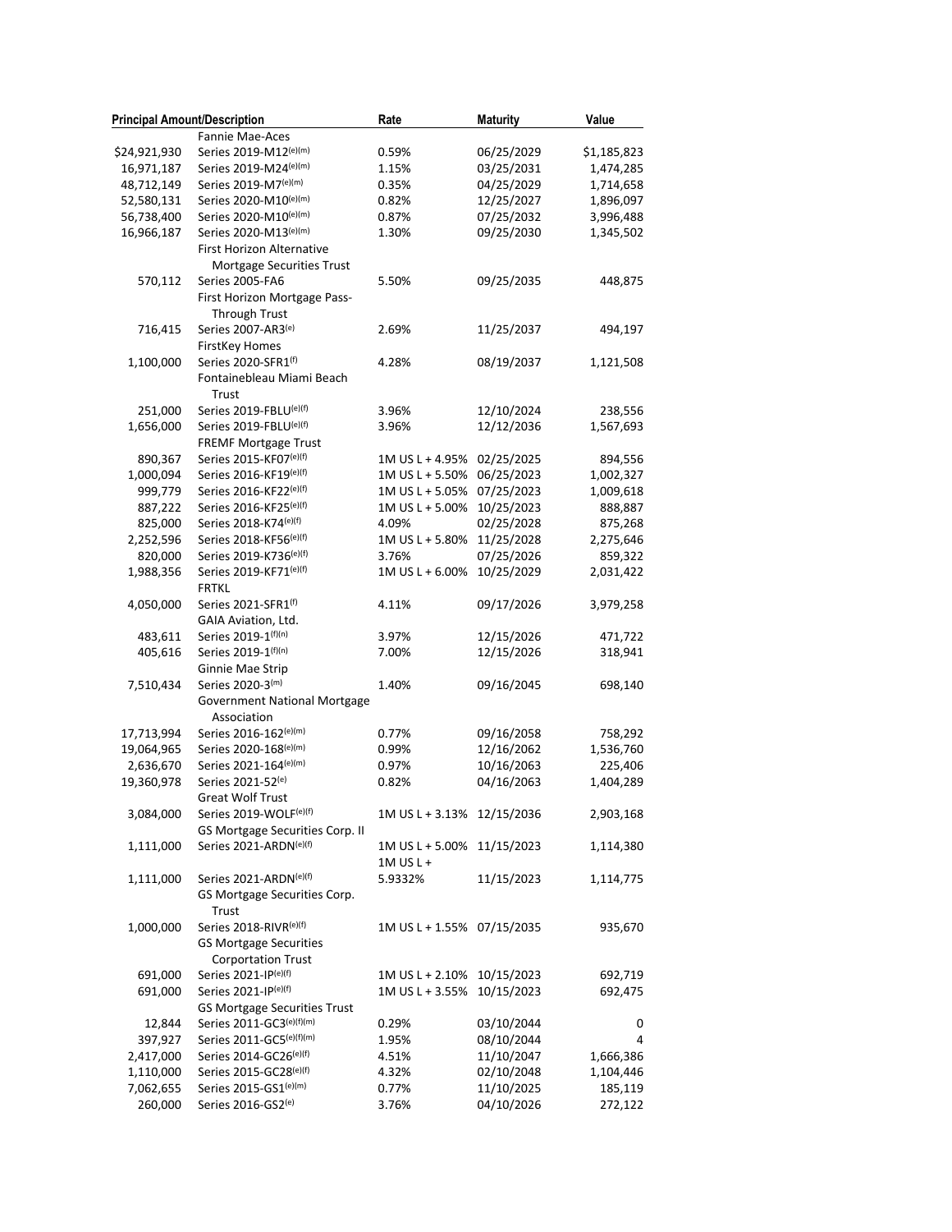| Principal Amount/Description | | Rate | Maturity | Value |
|---|---|---|---|---|
| | Fannie Mae-Aces | | | |
| $24,921,930 | Series 2019-M12[(e)(m)] | 0.59% | 06/25/2029 | $1,185,823 |
| 16,971,187 | Series 2019-M24[(e)(m)] | 1.15% | 03/25/2031 | 1,474,285 |
| 48,712,149 | Series 2019-M7[(e)(m)] | 0.35% | 04/25/2029 | 1,714,658 |
| 52,580,131 | Series 2020-M10[(e)(m)] | 0.82% | 12/25/2027 | 1,896,097 |
| 56,738,400 | Series 2020-M10[(e)(m)] | 0.87% | 07/25/2032 | 3,996,488 |
| 16,966,187 | Series 2020-M13[(e)(m)] | 1.30% | 09/25/2030 | 1,345,502 |
| | First Horizon Alternative Mortgage Securities Trust | | | |
| 570,112 | Series 2005-FA6 | 5.50% | 09/25/2035 | 448,875 |
| | First Horizon Mortgage Pass-Through Trust | | | |
| 716,415 | Series 2007-AR3[(e)] | 2.69% | 11/25/2037 | 494,197 |
| | FirstKey Homes | | | |
| 1,100,000 | Series 2020-SFR1[(f)] | 4.28% | 08/19/2037 | 1,121,508 |
| | Fontainebleau Miami Beach Trust | | | |
| 251,000 | Series 2019-FBLU[(e)(f)] | 3.96% | 12/10/2024 | 238,556 |
| 1,656,000 | Series 2019-FBLU[(e)(f)] | 3.96% | 12/12/2036 | 1,567,693 |
| | FREMF Mortgage Trust | | | |
| 890,367 | Series 2015-KF07[(e)(f)] | 1M US L + 4.95% | 02/25/2025 | 894,556 |
| 1,000,094 | Series 2016-KF19[(e)(f)] | 1M US L + 5.50% | 06/25/2023 | 1,002,327 |
| 999,779 | Series 2016-KF22[(e)(f)] | 1M US L + 5.05% | 07/25/2023 | 1,009,618 |
| 887,222 | Series 2016-KF25[(e)(f)] | 1M US L + 5.00% | 10/25/2023 | 888,887 |
| 825,000 | Series 2018-K74[(e)(f)] | 4.09% | 02/25/2028 | 875,268 |
| 2,252,596 | Series 2018-KF56[(e)(f)] | 1M US L + 5.80% | 11/25/2028 | 2,275,646 |
| 820,000 | Series 2019-K736[(e)(f)] | 3.76% | 07/25/2026 | 859,322 |
| 1,988,356 | Series 2019-KF71[(e)(f)] | 1M US L + 6.00% | 10/25/2029 | 2,031,422 |
| | FRTKL | | | |
| 4,050,000 | Series 2021-SFR1[(f)] | 4.11% | 09/17/2026 | 3,979,258 |
| | GAIA Aviation, Ltd. | | | |
| 483,611 | Series 2019-1[(f)(n)] | 3.97% | 12/15/2026 | 471,722 |
| 405,616 | Series 2019-1[(f)(n)] | 7.00% | 12/15/2026 | 318,941 |
| | Ginnie Mae Strip | | | |
| 7,510,434 | Series 2020-3[(m)] | 1.40% | 09/16/2045 | 698,140 |
| | Government National Mortgage Association | | | |
| 17,713,994 | Series 2016-162[(e)(m)] | 0.77% | 09/16/2058 | 758,292 |
| 19,064,965 | Series 2020-168[(e)(m)] | 0.99% | 12/16/2062 | 1,536,760 |
| 2,636,670 | Series 2021-164[(e)(m)] | 0.97% | 10/16/2063 | 225,406 |
| 19,360,978 | Series 2021-52[(e)] | 0.82% | 04/16/2063 | 1,404,289 |
| | Great Wolf Trust | | | |
| 3,084,000 | Series 2019-WOLF[(e)(f)] | 1M US L + 3.13% | 12/15/2036 | 2,903,168 |
| | GS Mortgage Securities Corp. II | | | |
| 1,111,000 | Series 2021-ARDN[(e)(f)] | 1M US L + 5.00% | 11/15/2023 | 1,114,380 |
| 1,111,000 | Series 2021-ARDN[(e)(f)] | 1M US L + 5.9332% | 11/15/2023 | 1,114,775 |
| | GS Mortgage Securities Corp. Trust | | | |
| 1,000,000 | Series 2018-RIVR[(e)(f)] | 1M US L + 1.55% | 07/15/2035 | 935,670 |
| | GS Mortgage Securities Corportation Trust | | | |
| 691,000 | Series 2021-IP[(e)(f)] | 1M US L + 2.10% | 10/15/2023 | 692,719 |
| 691,000 | Series 2021-IP[(e)(f)] | 1M US L + 3.55% | 10/15/2023 | 692,475 |
| | GS Mortgage Securities Trust | | | |
| 12,844 | Series 2011-GC3[(e)(f)(m)] | 0.29% | 03/10/2044 | 0 |
| 397,927 | Series 2011-GC5[(e)(f)(m)] | 1.95% | 08/10/2044 | 4 |
| 2,417,000 | Series 2014-GC26[(e)(f)] | 4.51% | 11/10/2047 | 1,666,386 |
| 1,110,000 | Series 2015-GC28[(e)(f)] | 4.32% | 02/10/2048 | 1,104,446 |
| 7,062,655 | Series 2015-GS1[(e)(m)] | 0.77% | 11/10/2025 | 185,119 |
| 260,000 | Series 2016-GS2[(e)] | 3.76% | 04/10/2026 | 272,122 |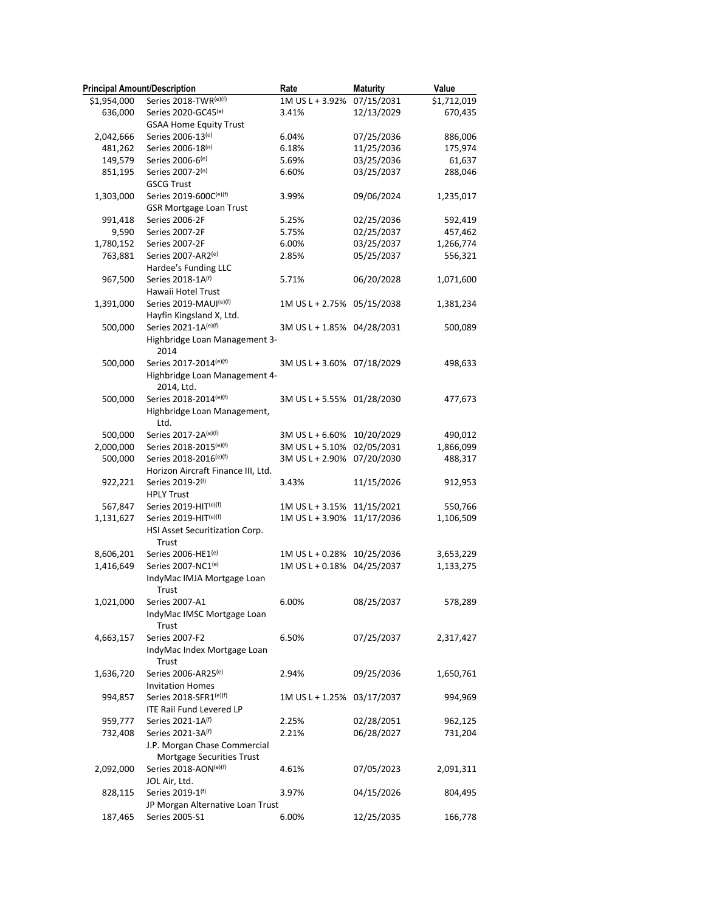| Principal Amount/Description | | Rate | Maturity | Value |
|---|---|---|---|---|
| $1,954,000 | Series 2018-TWR[(e)(f)] | 1M US L + 3.92% | 07/15/2031 | $1,712,019 |
| 636,000 | Series 2020-GC45[(e)] | 3.41% | 12/13/2029 | 670,435 |
| | GSAA Home Equity Trust | | | |
| 2,042,666 | Series 2006-13[(e)] | 6.04% | 07/25/2036 | 886,006 |
| 481,262 | Series 2006-18[(n)] | 6.18% | 11/25/2036 | 175,974 |
| 149,579 | Series 2006-6[(e)] | 5.69% | 03/25/2036 | 61,637 |
| 851,195 | Series 2007-2[(n)] | 6.60% | 03/25/2037 | 288,046 |
| | GSCG Trust | | | |
| 1,303,000 | Series 2019-600C[(e)(f)] | 3.99% | 09/06/2024 | 1,235,017 |
| | GSR Mortgage Loan Trust | | | |
| 991,418 | Series 2006-2F | 5.25% | 02/25/2036 | 592,419 |
| 9,590 | Series 2007-2F | 5.75% | 02/25/2037 | 457,462 |
| 1,780,152 | Series 2007-2F | 6.00% | 03/25/2037 | 1,266,774 |
| 763,881 | Series 2007-AR2[(e)] | 2.85% | 05/25/2037 | 556,321 |
| | Hardee's Funding LLC | | | |
| 967,500 | Series 2018-1A[(f)] | 5.71% | 06/20/2028 | 1,071,600 |
| | Hawaii Hotel Trust | | | |
| 1,391,000 | Series 2019-MAUI[(e)(f)] | 1M US L + 2.75% | 05/15/2038 | 1,381,234 |
| | Hayfin Kingsland X, Ltd. | | | |
| 500,000 | Series 2021-1A[(e)(f)] | 3M US L + 1.85% | 04/28/2031 | 500,089 |
| | Highbridge Loan Management 3-2014 | | | |
| 500,000 | Series 2017-2014[(e)(f)] | 3M US L + 3.60% | 07/18/2029 | 498,633 |
| | Highbridge Loan Management 4-2014, Ltd. | | | |
| 500,000 | Series 2018-2014[(e)(f)] | 3M US L + 5.55% | 01/28/2030 | 477,673 |
| | Highbridge Loan Management, Ltd. | | | |
| 500,000 | Series 2017-2A[(e)(f)] | 3M US L + 6.60% | 10/20/2029 | 490,012 |
| 2,000,000 | Series 2018-2015[(e)(f)] | 3M US L + 5.10% | 02/05/2031 | 1,866,099 |
| 500,000 | Series 2018-2016[(e)(f)] | 3M US L + 2.90% | 07/20/2030 | 488,317 |
| | Horizon Aircraft Finance III, Ltd. | | | |
| 922,221 | Series 2019-2[(f)] | 3.43% | 11/15/2026 | 912,953 |
| | HPLY Trust | | | |
| 567,847 | Series 2019-HIT[(e)(f)] | 1M US L + 3.15% | 11/15/2021 | 550,766 |
| 1,131,627 | Series 2019-HIT[(e)(f)] | 1M US L + 3.90% | 11/17/2036 | 1,106,509 |
| | HSI Asset Securitization Corp. Trust | | | |
| 8,606,201 | Series 2006-HE1[(e)] | 1M US L + 0.28% | 10/25/2036 | 3,653,229 |
| 1,416,649 | Series 2007-NC1[(e)] | 1M US L + 0.18% | 04/25/2037 | 1,133,275 |
| | IndyMac IMJA Mortgage Loan Trust | | | |
| 1,021,000 | Series 2007-A1 | 6.00% | 08/25/2037 | 578,289 |
| | IndyMac IMSC Mortgage Loan Trust | | | |
| 4,663,157 | Series 2007-F2 | 6.50% | 07/25/2037 | 2,317,427 |
| | IndyMac Index Mortgage Loan Trust | | | |
| 1,636,720 | Series 2006-AR25[(e)] | 2.94% | 09/25/2036 | 1,650,761 |
| | Invitation Homes | | | |
| 994,857 | Series 2018-SFR1[(e)(f)] | 1M US L + 1.25% | 03/17/2037 | 994,969 |
| | ITE Rail Fund Levered LP | | | |
| 959,777 | Series 2021-1A[(f)] | 2.25% | 02/28/2051 | 962,125 |
| 732,408 | Series 2021-3A[(f)] | 2.21% | 06/28/2027 | 731,204 |
| | J.P. Morgan Chase Commercial Mortgage Securities Trust | | | |
| 2,092,000 | Series 2018-AON[(e)(f)] | 4.61% | 07/05/2023 | 2,091,311 |
| | JOL Air, Ltd. | | | |
| 828,115 | Series 2019-1[(f)] | 3.97% | 04/15/2026 | 804,495 |
| | JP Morgan Alternative Loan Trust | | | |
| 187,465 | Series 2005-S1 | 6.00% | 12/25/2035 | 166,778 |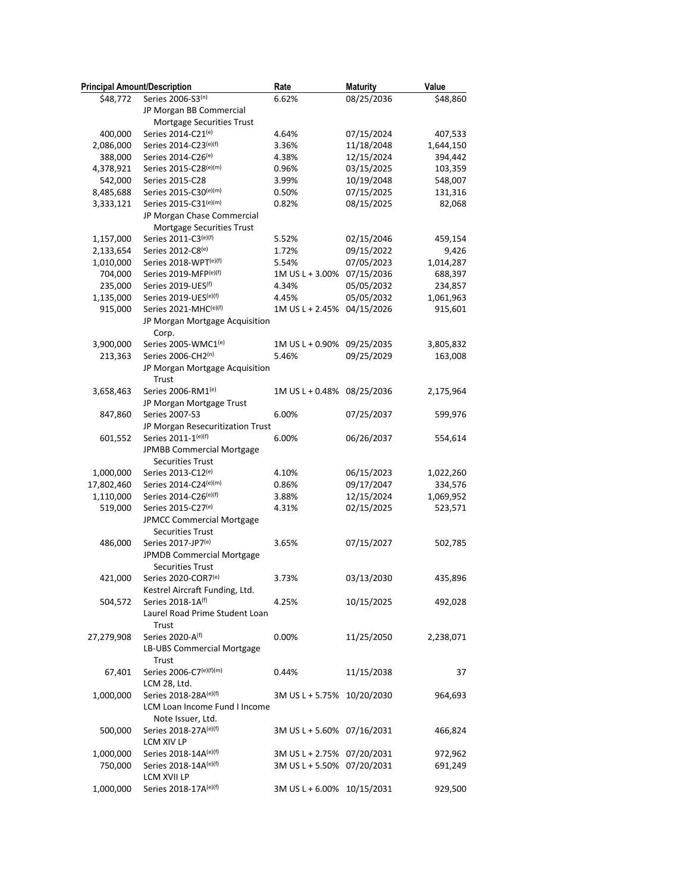| Principal Amount | Description | Rate | Maturity | Value |
|---|---|---|---|---|
| $48,772 | Series 2006-S3[(n)] | 6.62% | 08/25/2036 | $48,860 |
| | JP Morgan BB Commercial Mortgage Securities Trust | | | |
| 400,000 | Series 2014-C21[(e)] | 4.64% | 07/15/2024 | 407,533 |
| 2,086,000 | Series 2014-C23[(e)(f)] | 3.36% | 11/18/2048 | 1,644,150 |
| 388,000 | Series 2014-C26[(e)] | 4.38% | 12/15/2024 | 394,442 |
| 4,378,921 | Series 2015-C28[(e)(m)] | 0.96% | 03/15/2025 | 103,359 |
| 542,000 | Series 2015-C28 | 3.99% | 10/19/2048 | 548,007 |
| 8,485,688 | Series 2015-C30[(e)(m)] | 0.50% | 07/15/2025 | 131,316 |
| 3,333,121 | Series 2015-C31[(e)(m)] | 0.82% | 08/15/2025 | 82,068 |
| | JP Morgan Chase Commercial Mortgage Securities Trust | | | |
| 1,157,000 | Series 2011-C3[(e)(f)] | 5.52% | 02/15/2046 | 459,154 |
| 2,133,654 | Series 2012-C8[(e)] | 1.72% | 09/15/2022 | 9,426 |
| 1,010,000 | Series 2018-WPT[(e)(f)] | 5.54% | 07/05/2023 | 1,014,287 |
| 704,000 | Series 2019-MFP[(e)(f)] | 1M US L + 3.00% | 07/15/2036 | 688,397 |
| 235,000 | Series 2019-UES[(f)] | 4.34% | 05/05/2032 | 234,857 |
| 1,135,000 | Series 2019-UES[(e)(f)] | 4.45% | 05/05/2032 | 1,061,963 |
| 915,000 | Series 2021-MHC[(e)(f)] | 1M US L + 2.45% | 04/15/2026 | 915,601 |
| | JP Morgan Mortgage Acquisition Corp. | | | |
| 3,900,000 | Series 2005-WMC1[(e)] | 1M US L + 0.90% | 09/25/2035 | 3,805,832 |
| 213,363 | Series 2006-CH2[(n)] | 5.46% | 09/25/2029 | 163,008 |
| | JP Morgan Mortgage Acquisition Trust | | | |
| 3,658,463 | Series 2006-RM1[(e)] | 1M US L + 0.48% | 08/25/2036 | 2,175,964 |
| | JP Morgan Mortgage Trust | | | |
| 847,860 | Series 2007-S3 | 6.00% | 07/25/2037 | 599,976 |
| | JP Morgan Resecuritization Trust | | | |
| 601,552 | Series 2011-1[(e)(f)] | 6.00% | 06/26/2037 | 554,614 |
| | JPMBB Commercial Mortgage Securities Trust | | | |
| 1,000,000 | Series 2013-C12[(e)] | 4.10% | 06/15/2023 | 1,022,260 |
| 17,802,460 | Series 2014-C24[(e)(m)] | 0.86% | 09/17/2047 | 334,576 |
| 1,110,000 | Series 2014-C26[(e)(f)] | 3.88% | 12/15/2024 | 1,069,952 |
| 519,000 | Series 2015-C27[(e)] | 4.31% | 02/15/2025 | 523,571 |
| | JPMCC Commercial Mortgage Securities Trust | | | |
| 486,000 | Series 2017-JP7[(e)] | 3.65% | 07/15/2027 | 502,785 |
| | JPMDB Commercial Mortgage Securities Trust | | | |
| 421,000 | Series 2020-COR7[(e)] | 3.73% | 03/13/2030 | 435,896 |
| | Kestrel Aircraft Funding, Ltd. | | | |
| 504,572 | Series 2018-1A[(f)] | 4.25% | 10/15/2025 | 492,028 |
| | Laurel Road Prime Student Loan Trust | | | |
| 27,279,908 | Series 2020-A[(f)] | 0.00% | 11/25/2050 | 2,238,071 |
| | LB-UBS Commercial Mortgage Trust | | | |
| 67,401 | Series 2006-C7[(e)(f)(m)] | 0.44% | 11/15/2038 | 37 |
| | LCM 28, Ltd. | | | |
| 1,000,000 | Series 2018-28A[(e)(f)] | 3M US L + 5.75% | 10/20/2030 | 964,693 |
| | LCM Loan Income Fund I Income Note Issuer, Ltd. | | | |
| 500,000 | Series 2018-27A[(e)(f)] | 3M US L + 5.60% | 07/16/2031 | 466,824 |
| | LCM XIV LP | | | |
| 1,000,000 | Series 2018-14A[(e)(f)] | 3M US L + 2.75% | 07/20/2031 | 972,962 |
| 750,000 | Series 2018-14A[(e)(f)] | 3M US L + 5.50% | 07/20/2031 | 691,249 |
| | LCM XVII LP | | | |
| 1,000,000 | Series 2018-17A[(e)(f)] | 3M US L + 6.00% | 10/15/2031 | 929,500 |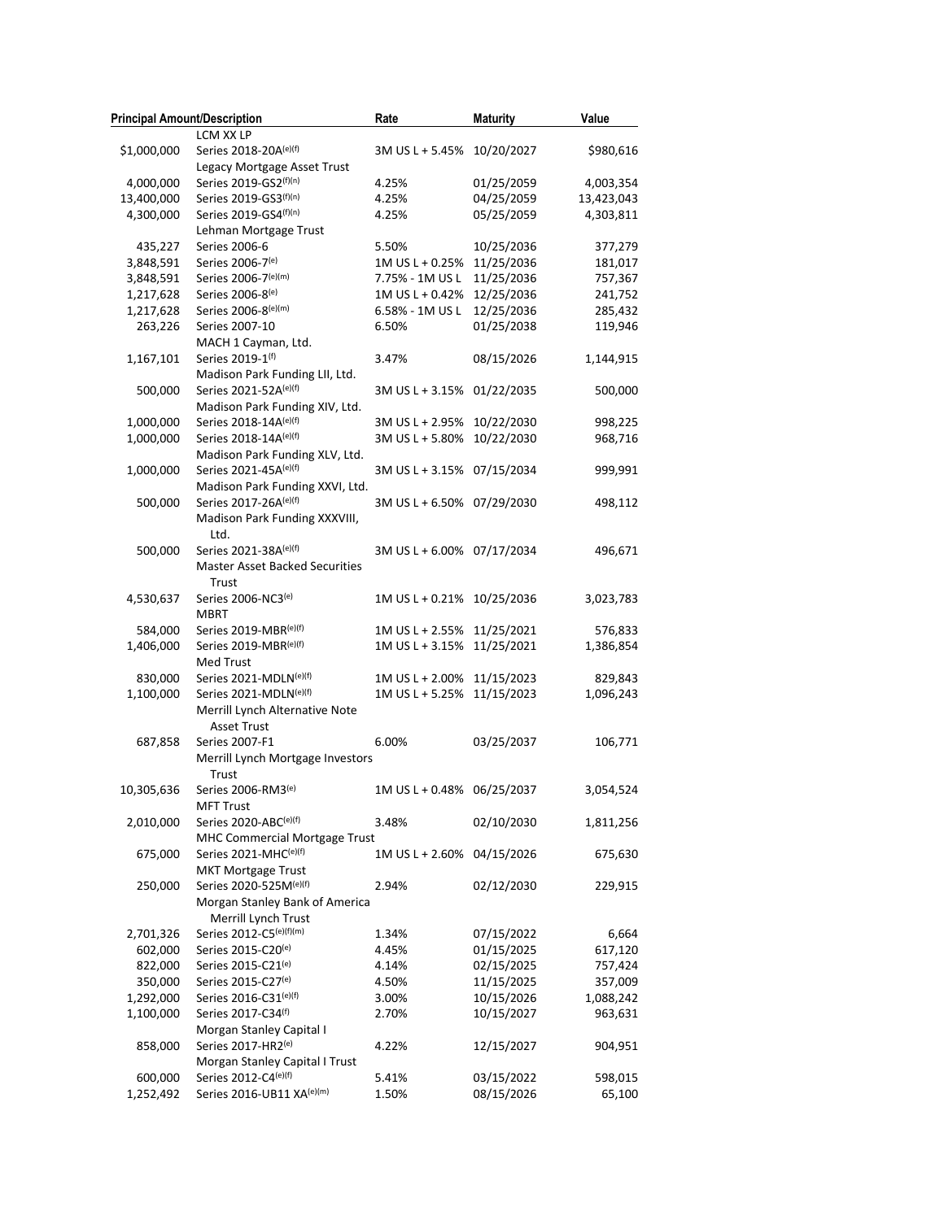| Principal Amount/Description | | Rate | Maturity | Value |
|---|---|---|---|---|
| | LCM XX LP | | | |
| $1,000,000 | Series 2018-20A[(e)(f)] | 3M US L + 5.45% | 10/20/2027 | $980,616 |
| | Legacy Mortgage Asset Trust | | | |
| 4,000,000 | Series 2019-GS2[(f)(n)] | 4.25% | 01/25/2059 | 4,003,354 |
| 13,400,000 | Series 2019-GS3[(f)(n)] | 4.25% | 04/25/2059 | 13,423,043 |
| 4,300,000 | Series 2019-GS4[(f)(n)] | 4.25% | 05/25/2059 | 4,303,811 |
| | Lehman Mortgage Trust | | | |
| 435,227 | Series 2006-6 | 5.50% | 10/25/2036 | 377,279 |
| 3,848,591 | Series 2006-7[(e)] | 1M US L + 0.25% | 11/25/2036 | 181,017 |
| 3,848,591 | Series 2006-7[(e)(m)] | 7.75% - 1M US L | 11/25/2036 | 757,367 |
| 1,217,628 | Series 2006-8[(e)] | 1M US L + 0.42% | 12/25/2036 | 241,752 |
| 1,217,628 | Series 2006-8[(e)(m)] | 6.58% - 1M US L | 12/25/2036 | 285,432 |
| 263,226 | Series 2007-10 | 6.50% | 01/25/2038 | 119,946 |
| | MACH 1 Cayman, Ltd. | | | |
| 1,167,101 | Series 2019-1[(f)] | 3.47% | 08/15/2026 | 1,144,915 |
| | Madison Park Funding LII, Ltd. | | | |
| 500,000 | Series 2021-52A[(e)(f)] | 3M US L + 3.15% | 01/22/2035 | 500,000 |
| | Madison Park Funding XIV, Ltd. | | | |
| 1,000,000 | Series 2018-14A[(e)(f)] | 3M US L + 2.95% | 10/22/2030 | 998,225 |
| 1,000,000 | Series 2018-14A[(e)(f)] | 3M US L + 5.80% | 10/22/2030 | 968,716 |
| | Madison Park Funding XLV, Ltd. | | | |
| 1,000,000 | Series 2021-45A[(e)(f)] | 3M US L + 3.15% | 07/15/2034 | 999,991 |
| | Madison Park Funding XXVI, Ltd. | | | |
| 500,000 | Series 2017-26A[(e)(f)] | 3M US L + 6.50% | 07/29/2030 | 498,112 |
| | Madison Park Funding XXXVIII, Ltd. | | | |
| 500,000 | Series 2021-38A[(e)(f)] | 3M US L + 6.00% | 07/17/2034 | 496,671 |
| | Master Asset Backed Securities Trust | | | |
| 4,530,637 | Series 2006-NC3[(e)] | 1M US L + 0.21% | 10/25/2036 | 3,023,783 |
| | MBRT | | | |
| 584,000 | Series 2019-MBR[(e)(f)] | 1M US L + 2.55% | 11/25/2021 | 576,833 |
| 1,406,000 | Series 2019-MBR[(e)(f)] | 1M US L + 3.15% | 11/25/2021 | 1,386,854 |
| | Med Trust | | | |
| 830,000 | Series 2021-MDLN[(e)(f)] | 1M US L + 2.00% | 11/15/2023 | 829,843 |
| 1,100,000 | Series 2021-MDLN[(e)(f)] | 1M US L + 5.25% | 11/15/2023 | 1,096,243 |
| | Merrill Lynch Alternative Note Asset Trust | | | |
| 687,858 | Series 2007-F1 | 6.00% | 03/25/2037 | 106,771 |
| | Merrill Lynch Mortgage Investors Trust | | | |
| 10,305,636 | Series 2006-RM3[(e)] | 1M US L + 0.48% | 06/25/2037 | 3,054,524 |
| | MFT Trust | | | |
| 2,010,000 | Series 2020-ABC[(e)(f)] | 3.48% | 02/10/2030 | 1,811,256 |
| | MHC Commercial Mortgage Trust | | | |
| 675,000 | Series 2021-MHC[(e)(f)] | 1M US L + 2.60% | 04/15/2026 | 675,630 |
| | MKT Mortgage Trust | | | |
| 250,000 | Series 2020-525M[(e)(f)] | 2.94% | 02/12/2030 | 229,915 |
| | Morgan Stanley Bank of America Merrill Lynch Trust | | | |
| 2,701,326 | Series 2012-C5[(e)(f)(m)] | 1.34% | 07/15/2022 | 6,664 |
| 602,000 | Series 2015-C20[(e)] | 4.45% | 01/15/2025 | 617,120 |
| 822,000 | Series 2015-C21[(e)] | 4.14% | 02/15/2025 | 757,424 |
| 350,000 | Series 2015-C27[(e)] | 4.50% | 11/15/2025 | 357,009 |
| 1,292,000 | Series 2016-C31[(e)(f)] | 3.00% | 10/15/2026 | 1,088,242 |
| 1,100,000 | Series 2017-C34[(f)] | 2.70% | 10/15/2027 | 963,631 |
| | Morgan Stanley Capital I | | | |
| 858,000 | Series 2017-HR2[(e)] | 4.22% | 12/15/2027 | 904,951 |
| | Morgan Stanley Capital I Trust | | | |
| 600,000 | Series 2012-C4[(e)(f)] | 5.41% | 03/15/2022 | 598,015 |
| 1,252,492 | Series 2016-UB11 XA[(e)(m)] | 1.50% | 08/15/2026 | 65,100 |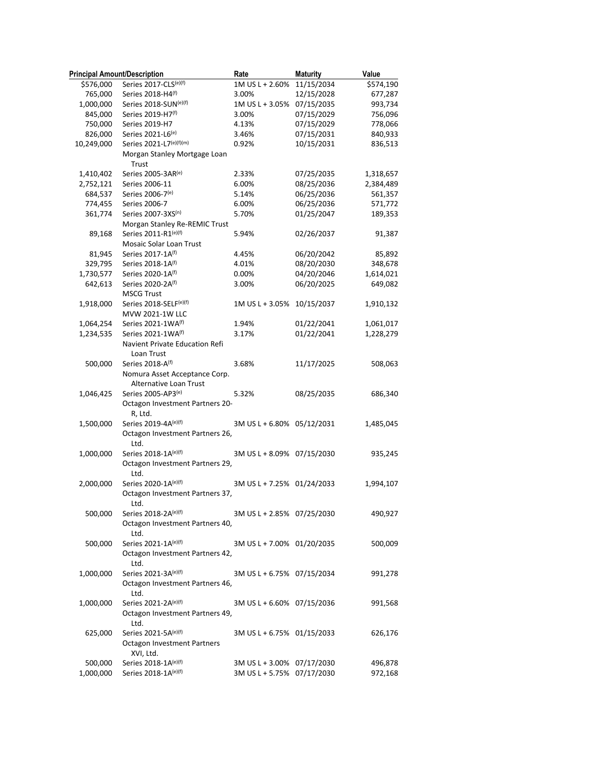| Principal Amount/Description | | Rate | Maturity | Value |
|---|---|---|---|---|
| $576,000 | Series 2017-CLS[(e)(f)] | 1M US L + 2.60% | 11/15/2034 | $574,190 |
| 765,000 | Series 2018-H4[(f)] | 3.00% | 12/15/2028 | 677,287 |
| 1,000,000 | Series 2018-SUN[(e)(f)] | 1M US L + 3.05% | 07/15/2035 | 993,734 |
| 845,000 | Series 2019-H7[(f)] | 3.00% | 07/15/2029 | 756,096 |
| 750,000 | Series 2019-H7 | 4.13% | 07/15/2029 | 778,066 |
| 826,000 | Series 2021-L6[(e)] | 3.46% | 07/15/2031 | 840,933 |
| 10,249,000 | Series 2021-L7[(e)(f)(m)] | 0.92% | 10/15/2031 | 836,513 |
| | Morgan Stanley Mortgage Loan Trust | | | |
| 1,410,402 | Series 2005-3AR[(e)] | 2.33% | 07/25/2035 | 1,318,657 |
| 2,752,121 | Series 2006-11 | 6.00% | 08/25/2036 | 2,384,489 |
| 684,537 | Series 2006-7[(e)] | 5.14% | 06/25/2036 | 561,357 |
| 774,455 | Series 2006-7 | 6.00% | 06/25/2036 | 571,772 |
| 361,774 | Series 2007-3XS[(n)] | 5.70% | 01/25/2047 | 189,353 |
| | Morgan Stanley Re-REMIC Trust | | | |
| 89,168 | Series 2011-R1[(e)(f)] | 5.94% | 02/26/2037 | 91,387 |
| | Mosaic Solar Loan Trust | | | |
| 81,945 | Series 2017-1A[(f)] | 4.45% | 06/20/2042 | 85,892 |
| 329,795 | Series 2018-1A[(f)] | 4.01% | 08/20/2030 | 348,678 |
| 1,730,577 | Series 2020-1A[(f)] | 0.00% | 04/20/2046 | 1,614,021 |
| 642,613 | Series 2020-2A[(f)] | 3.00% | 06/20/2025 | 649,082 |
| | MSCG Trust | | | |
| 1,918,000 | Series 2018-SELF[(e)(f)] | 1M US L + 3.05% | 10/15/2037 | 1,910,132 |
| | MVW 2021-1W LLC | | | |
| 1,064,254 | Series 2021-1WA[(f)] | 1.94% | 01/22/2041 | 1,061,017 |
| 1,234,535 | Series 2021-1WA[(f)] | 3.17% | 01/22/2041 | 1,228,279 |
| | Navient Private Education Refi Loan Trust | | | |
| 500,000 | Series 2018-A[(f)] | 3.68% | 11/17/2025 | 508,063 |
| | Nomura Asset Acceptance Corp. Alternative Loan Trust | | | |
| 1,046,425 | Series 2005-AP3[(e)] | 5.32% | 08/25/2035 | 686,340 |
| | Octagon Investment Partners 20-R, Ltd. | | | |
| 1,500,000 | Series 2019-4A[(e)(f)] | 3M US L + 6.80% | 05/12/2031 | 1,485,045 |
| | Octagon Investment Partners 26, Ltd. | | | |
| 1,000,000 | Series 2018-1A[(e)(f)] | 3M US L + 8.09% | 07/15/2030 | 935,245 |
| | Octagon Investment Partners 29, Ltd. | | | |
| 2,000,000 | Series 2020-1A[(e)(f)] | 3M US L + 7.25% | 01/24/2033 | 1,994,107 |
| | Octagon Investment Partners 37, Ltd. | | | |
| 500,000 | Series 2018-2A[(e)(f)] | 3M US L + 2.85% | 07/25/2030 | 490,927 |
| | Octagon Investment Partners 40, Ltd. | | | |
| 500,000 | Series 2021-1A[(e)(f)] | 3M US L + 7.00% | 01/20/2035 | 500,009 |
| | Octagon Investment Partners 42, Ltd. | | | |
| 1,000,000 | Series 2021-3A[(e)(f)] | 3M US L + 6.75% | 07/15/2034 | 991,278 |
| | Octagon Investment Partners 46, Ltd. | | | |
| 1,000,000 | Series 2021-2A[(e)(f)] | 3M US L + 6.60% | 07/15/2036 | 991,568 |
| | Octagon Investment Partners 49, Ltd. | | | |
| 625,000 | Series 2021-5A[(e)(f)] | 3M US L + 6.75% | 01/15/2033 | 626,176 |
| | Octagon Investment Partners XVI, Ltd. | | | |
| 500,000 | Series 2018-1A[(e)(f)] | 3M US L + 3.00% | 07/17/2030 | 496,878 |
| 1,000,000 | Series 2018-1A[(e)(f)] | 3M US L + 5.75% | 07/17/2030 | 972,168 |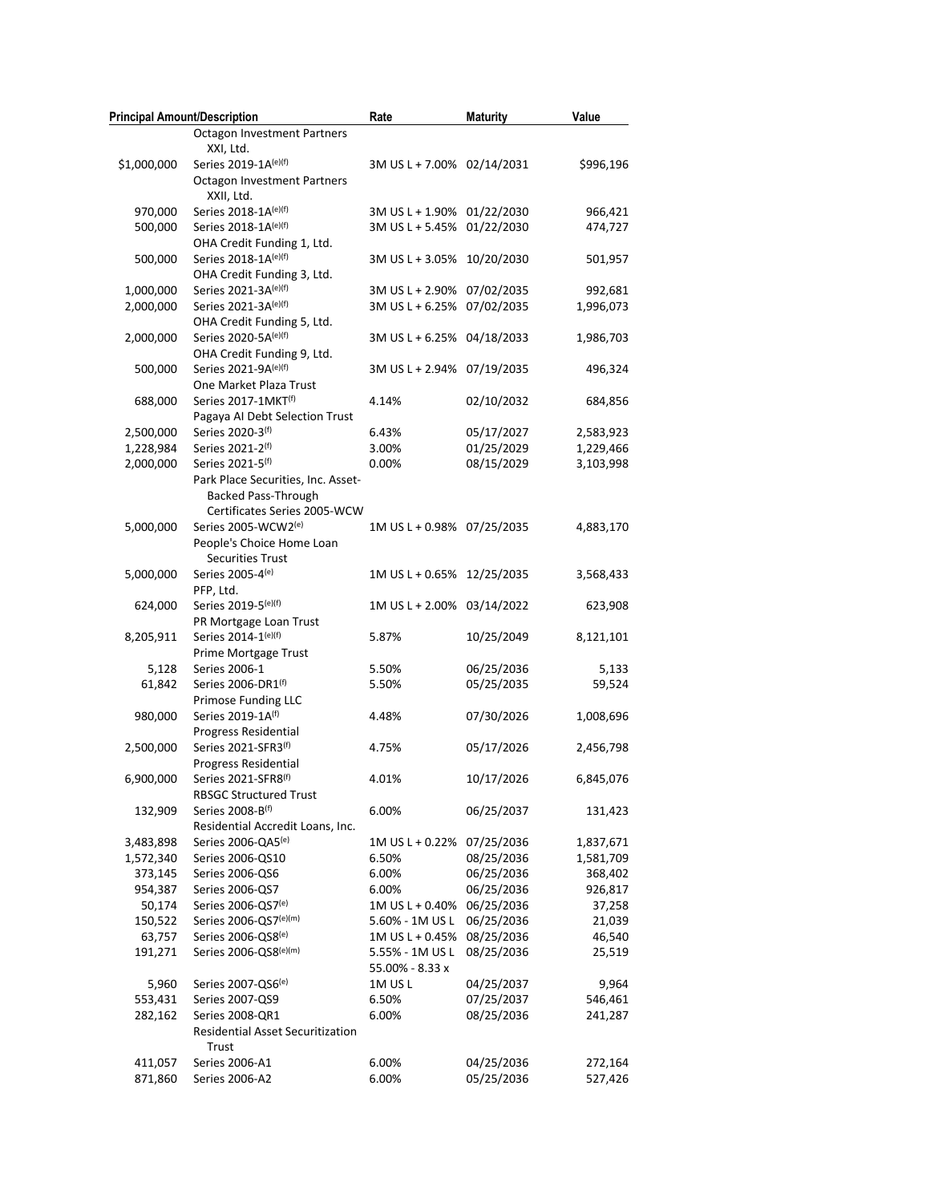| Principal Amount/Description | | Rate | Maturity | Value |
|---|---|---|---|---|
| | Octagon Investment Partners XXI, Ltd. | | | |
| $1,000,000 | Series 2019-1A(e)(f) | 3M US L + 7.00% | 02/14/2031 | $996,196 |
| | Octagon Investment Partners XXII, Ltd. | | | |
| 970,000 | Series 2018-1A(e)(f) | 3M US L + 1.90% | 01/22/2030 | 966,421 |
| 500,000 | Series 2018-1A(e)(f) | 3M US L + 5.45% | 01/22/2030 | 474,727 |
| | OHA Credit Funding 1, Ltd. | | | |
| 500,000 | Series 2018-1A(e)(f) | 3M US L + 3.05% | 10/20/2030 | 501,957 |
| | OHA Credit Funding 3, Ltd. | | | |
| 1,000,000 | Series 2021-3A(e)(f) | 3M US L + 2.90% | 07/02/2035 | 992,681 |
| 2,000,000 | Series 2021-3A(e)(f) | 3M US L + 6.25% | 07/02/2035 | 1,996,073 |
| | OHA Credit Funding 5, Ltd. | | | |
| 2,000,000 | Series 2020-5A(e)(f) | 3M US L + 6.25% | 04/18/2033 | 1,986,703 |
| | OHA Credit Funding 9, Ltd. | | | |
| 500,000 | Series 2021-9A(e)(f) | 3M US L + 2.94% | 07/19/2035 | 496,324 |
| | One Market Plaza Trust | | | |
| 688,000 | Series 2017-1MKT(f) | 4.14% | 02/10/2032 | 684,856 |
| | Pagaya AI Debt Selection Trust | | | |
| 2,500,000 | Series 2020-3(f) | 6.43% | 05/17/2027 | 2,583,923 |
| 1,228,984 | Series 2021-2(f) | 3.00% | 01/25/2029 | 1,229,466 |
| 2,000,000 | Series 2021-5(f) | 0.00% | 08/15/2029 | 3,103,998 |
| | Park Place Securities, Inc. Asset-Backed Pass-Through Certificates Series 2005-WCW | | | |
| 5,000,000 | Series 2005-WCW2(e) | 1M US L + 0.98% | 07/25/2035 | 4,883,170 |
| | People's Choice Home Loan Securities Trust | | | |
| 5,000,000 | Series 2005-4(e) | 1M US L + 0.65% | 12/25/2035 | 3,568,433 |
| | PFP, Ltd. | | | |
| 624,000 | Series 2019-5(e)(f) | 1M US L + 2.00% | 03/14/2022 | 623,908 |
| | PR Mortgage Loan Trust | | | |
| 8,205,911 | Series 2014-1(e)(f) | 5.87% | 10/25/2049 | 8,121,101 |
| | Prime Mortgage Trust | | | |
| 5,128 | Series 2006-1 | 5.50% | 06/25/2036 | 5,133 |
| 61,842 | Series 2006-DR1(f) | 5.50% | 05/25/2035 | 59,524 |
| | Primose Funding LLC | | | |
| 980,000 | Series 2019-1A(f) | 4.48% | 07/30/2026 | 1,008,696 |
| | Progress Residential | | | |
| 2,500,000 | Series 2021-SFR3(f) | 4.75% | 05/17/2026 | 2,456,798 |
| | Progress Residential | | | |
| 6,900,000 | Series 2021-SFR8(f) | 4.01% | 10/17/2026 | 6,845,076 |
| | RBSGC Structured Trust | | | |
| 132,909 | Series 2008-B(f) | 6.00% | 06/25/2037 | 131,423 |
| | Residential Accredit Loans, Inc. | | | |
| 3,483,898 | Series 2006-QA5(e) | 1M US L + 0.22% | 07/25/2036 | 1,837,671 |
| 1,572,340 | Series 2006-QS10 | 6.50% | 08/25/2036 | 1,581,709 |
| 373,145 | Series 2006-QS6 | 6.00% | 06/25/2036 | 368,402 |
| 954,387 | Series 2006-QS7 | 6.00% | 06/25/2036 | 926,817 |
| 50,174 | Series 2006-QS7(e) | 1M US L + 0.40% | 06/25/2036 | 37,258 |
| 150,522 | Series 2006-QS7(e)(m) | 5.60% - 1M US L | 06/25/2036 | 21,039 |
| 63,757 | Series 2006-QS8(e) | 1M US L + 0.45% | 08/25/2036 | 46,540 |
| 191,271 | Series 2006-QS8(e)(m) | 5.55% - 1M US L | 08/25/2036 | 25,519 |
| 5,960 | Series 2007-QS6(e) | 55.00% - 8.33 x 1M US L | 04/25/2037 | 9,964 |
| 553,431 | Series 2007-QS9 | 6.50% | 07/25/2037 | 546,461 |
| 282,162 | Series 2008-QR1 | 6.00% | 08/25/2036 | 241,287 |
| | Residential Asset Securitization Trust | | | |
| 411,057 | Series 2006-A1 | 6.00% | 04/25/2036 | 272,164 |
| 871,860 | Series 2006-A2 | 6.00% | 05/25/2036 | 527,426 |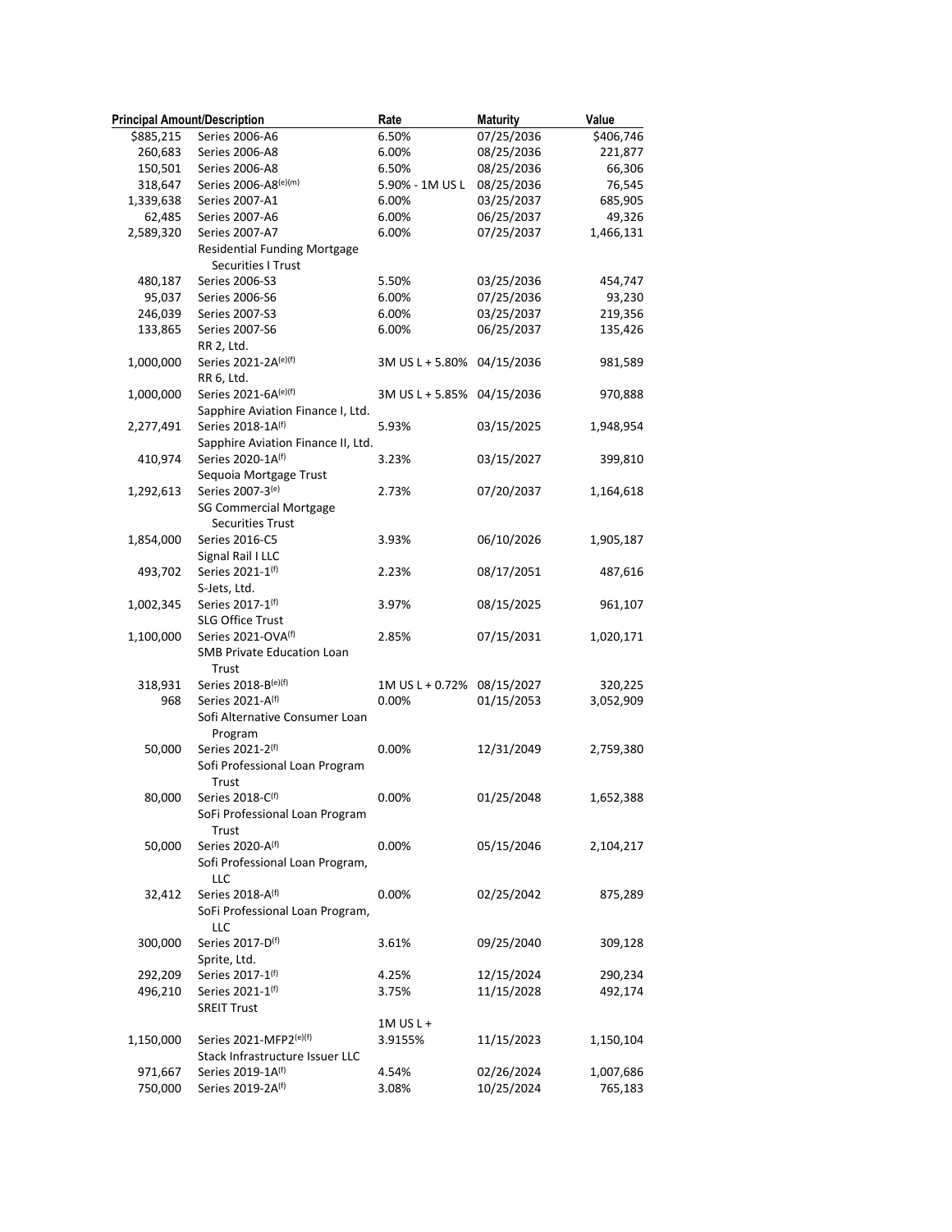| Principal Amount/Description | | Rate | Maturity | Value |
|---|---|---|---|---|
| $885,215 | Series 2006-A6 | 6.50% | 07/25/2036 | $406,746 |
| 260,683 | Series 2006-A8 | 6.00% | 08/25/2036 | 221,877 |
| 150,501 | Series 2006-A8 | 6.50% | 08/25/2036 | 66,306 |
| 318,647 | Series 2006-A8(e)(m) | 5.90% - 1M US L | 08/25/2036 | 76,545 |
| 1,339,638 | Series 2007-A1 | 6.00% | 03/25/2037 | 685,905 |
| 62,485 | Series 2007-A6 | 6.00% | 06/25/2037 | 49,326 |
| 2,589,320 | Series 2007-A7 | 6.00% | 07/25/2037 | 1,466,131 |
| | Residential Funding Mortgage Securities I Trust | | | |
| 480,187 | Series 2006-S3 | 5.50% | 03/25/2036 | 454,747 |
| 95,037 | Series 2006-S6 | 6.00% | 07/25/2036 | 93,230 |
| 246,039 | Series 2007-S3 | 6.00% | 03/25/2037 | 219,356 |
| 133,865 | Series 2007-S6 | 6.00% | 06/25/2037 | 135,426 |
| | RR 2, Ltd. | | | |
| 1,000,000 | Series 2021-2A(e)(f) | 3M US L + 5.80% | 04/15/2036 | 981,589 |
| | RR 6, Ltd. | | | |
| 1,000,000 | Series 2021-6A(e)(f) | 3M US L + 5.85% | 04/15/2036 | 970,888 |
| | Sapphire Aviation Finance I, Ltd. | | | |
| 2,277,491 | Series 2018-1A(f) | 5.93% | 03/15/2025 | 1,948,954 |
| | Sapphire Aviation Finance II, Ltd. | | | |
| 410,974 | Series 2020-1A(f) | 3.23% | 03/15/2027 | 399,810 |
| | Sequoia Mortgage Trust | | | |
| 1,292,613 | Series 2007-3(e) | 2.73% | 07/20/2037 | 1,164,618 |
| | SG Commercial Mortgage Securities Trust | | | |
| 1,854,000 | Series 2016-C5 | 3.93% | 06/10/2026 | 1,905,187 |
| | Signal Rail I LLC | | | |
| 493,702 | Series 2021-1(f) | 2.23% | 08/17/2051 | 487,616 |
| | S-Jets, Ltd. | | | |
| 1,002,345 | Series 2017-1(f) | 3.97% | 08/15/2025 | 961,107 |
| | SLG Office Trust | | | |
| 1,100,000 | Series 2021-OVA(f) | 2.85% | 07/15/2031 | 1,020,171 |
| | SMB Private Education Loan Trust | | | |
| 318,931 | Series 2018-B(e)(f) | 1M US L + 0.72% | 08/15/2027 | 320,225 |
| 968 | Series 2021-A(f) | 0.00% | 01/15/2053 | 3,052,909 |
| | Sofi Alternative Consumer Loan Program | | | |
| 50,000 | Series 2021-2(f) | 0.00% | 12/31/2049 | 2,759,380 |
| | Sofi Professional Loan Program Trust | | | |
| 80,000 | Series 2018-C(f) | 0.00% | 01/25/2048 | 1,652,388 |
| | SoFi Professional Loan Program Trust | | | |
| 50,000 | Series 2020-A(f) | 0.00% | 05/15/2046 | 2,104,217 |
| | Sofi Professional Loan Program, LLC | | | |
| 32,412 | Series 2018-A(f) | 0.00% | 02/25/2042 | 875,289 |
| | SoFi Professional Loan Program, LLC | | | |
| 300,000 | Series 2017-D(f) | 3.61% | 09/25/2040 | 309,128 |
| | Sprite, Ltd. | | | |
| 292,209 | Series 2017-1(f) | 4.25% | 12/15/2024 | 290,234 |
| 496,210 | Series 2021-1(f) | 3.75% | 11/15/2028 | 492,174 |
| | SREIT Trust | | | |
| 1,150,000 | Series 2021-MFP2(e)(f) | 1M US L + 3.9155% | 11/15/2023 | 1,150,104 |
| | Stack Infrastructure Issuer LLC | | | |
| 971,667 | Series 2019-1A(f) | 4.54% | 02/26/2024 | 1,007,686 |
| 750,000 | Series 2019-2A(f) | 3.08% | 10/25/2024 | 765,183 |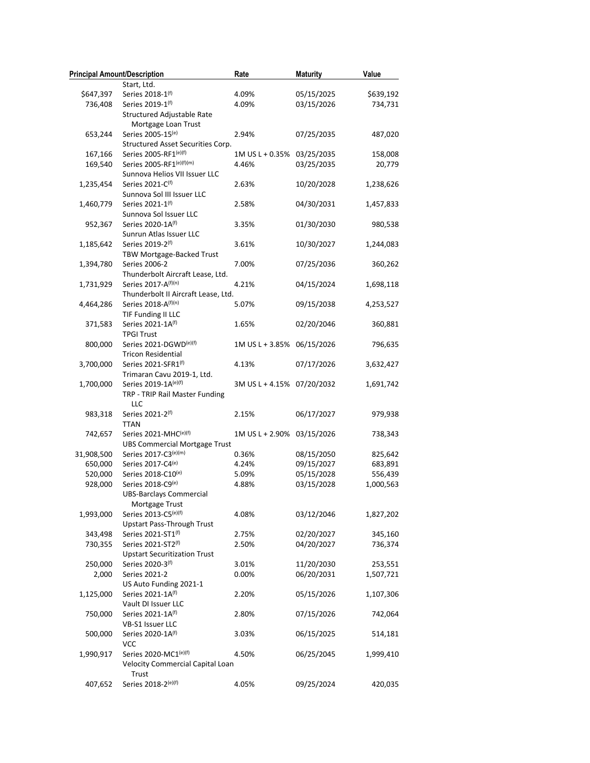| Principal Amount/Description | | Rate | Maturity | Value |
|---|---|---|---|---|
| | Start, Ltd. | | | |
| $647,397 | Series 2018-1[f] | 4.09% | 05/15/2025 | $639,192 |
| 736,408 | Series 2019-1[f] | 4.09% | 03/15/2026 | 734,731 |
| | Structured Adjustable Rate Mortgage Loan Trust | | | |
| 653,244 | Series 2005-15[e] | 2.94% | 07/25/2035 | 487,020 |
| | Structured Asset Securities Corp. | | | |
| 167,166 | Series 2005-RF1[e][f] | 1M US L + 0.35% | 03/25/2035 | 158,008 |
| 169,540 | Series 2005-RF1[e][f][m] | 4.46% | 03/25/2035 | 20,779 |
| | Sunnova Helios VII Issuer LLC | | | |
| 1,235,454 | Series 2021-C[f] | 2.63% | 10/20/2028 | 1,238,626 |
| | Sunnova Sol III Issuer LLC | | | |
| 1,460,779 | Series 2021-1[f] | 2.58% | 04/30/2031 | 1,457,833 |
| | Sunnova Sol Issuer LLC | | | |
| 952,367 | Series 2020-1A[f] | 3.35% | 01/30/2030 | 980,538 |
| | Sunrun Atlas Issuer LLC | | | |
| 1,185,642 | Series 2019-2[f] | 3.61% | 10/30/2027 | 1,244,083 |
| | TBW Mortgage-Backed Trust | | | |
| 1,394,780 | Series 2006-2 | 7.00% | 07/25/2036 | 360,262 |
| | Thunderbolt Aircraft Lease, Ltd. | | | |
| 1,731,929 | Series 2017-A[f][n] | 4.21% | 04/15/2024 | 1,698,118 |
| | Thunderbolt II Aircraft Lease, Ltd. | | | |
| 4,464,286 | Series 2018-A[f][n] | 5.07% | 09/15/2038 | 4,253,527 |
| | TIF Funding II LLC | | | |
| 371,583 | Series 2021-1A[f] | 1.65% | 02/20/2046 | 360,881 |
| | TPGI Trust | | | |
| 800,000 | Series 2021-DGWD[e][f] | 1M US L + 3.85% | 06/15/2026 | 796,635 |
| | Tricon Residential | | | |
| 3,700,000 | Series 2021-SFR1[f] | 4.13% | 07/17/2026 | 3,632,427 |
| | Trimaran Cavu 2019-1, Ltd. | | | |
| 1,700,000 | Series 2019-1A[e][f] | 3M US L + 4.15% | 07/20/2032 | 1,691,742 |
| | TRP - TRIP Rail Master Funding LLC | | | |
| 983,318 | Series 2021-2[f] | 2.15% | 06/17/2027 | 979,938 |
| | TTAN | | | |
| 742,657 | Series 2021-MHC[e][f] | 1M US L + 2.90% | 03/15/2026 | 738,343 |
| | UBS Commercial Mortgage Trust | | | |
| 31,908,500 | Series 2017-C3[e][m] | 0.36% | 08/15/2050 | 825,642 |
| 650,000 | Series 2017-C4[e] | 4.24% | 09/15/2027 | 683,891 |
| 520,000 | Series 2018-C10[e] | 5.09% | 05/15/2028 | 556,439 |
| 928,000 | Series 2018-C9[e] | 4.88% | 03/15/2028 | 1,000,563 |
| | UBS-Barclays Commercial Mortgage Trust | | | |
| 1,993,000 | Series 2013-C5[e][f] | 4.08% | 03/12/2046 | 1,827,202 |
| | Upstart Pass-Through Trust | | | |
| 343,498 | Series 2021-ST1[f] | 2.75% | 02/20/2027 | 345,160 |
| 730,355 | Series 2021-ST2[f] | 2.50% | 04/20/2027 | 736,374 |
| | Upstart Securitization Trust | | | |
| 250,000 | Series 2020-3[f] | 3.01% | 11/20/2030 | 253,551 |
| 2,000 | Series 2021-2 | 0.00% | 06/20/2031 | 1,507,721 |
| | US Auto Funding 2021-1 | | | |
| 1,125,000 | Series 2021-1A[f] | 2.20% | 05/15/2026 | 1,107,306 |
| | Vault DI Issuer LLC | | | |
| 750,000 | Series 2021-1A[f] | 2.80% | 07/15/2026 | 742,064 |
| | VB-S1 Issuer LLC | | | |
| 500,000 | Series 2020-1A[f] | 3.03% | 06/15/2025 | 514,181 |
| | VCC | | | |
| 1,990,917 | Series 2020-MC1[e][f] | 4.50% | 06/25/2045 | 1,999,410 |
| | Velocity Commercial Capital Loan Trust | | | |
| 407,652 | Series 2018-2[e][f] | 4.05% | 09/25/2024 | 420,035 |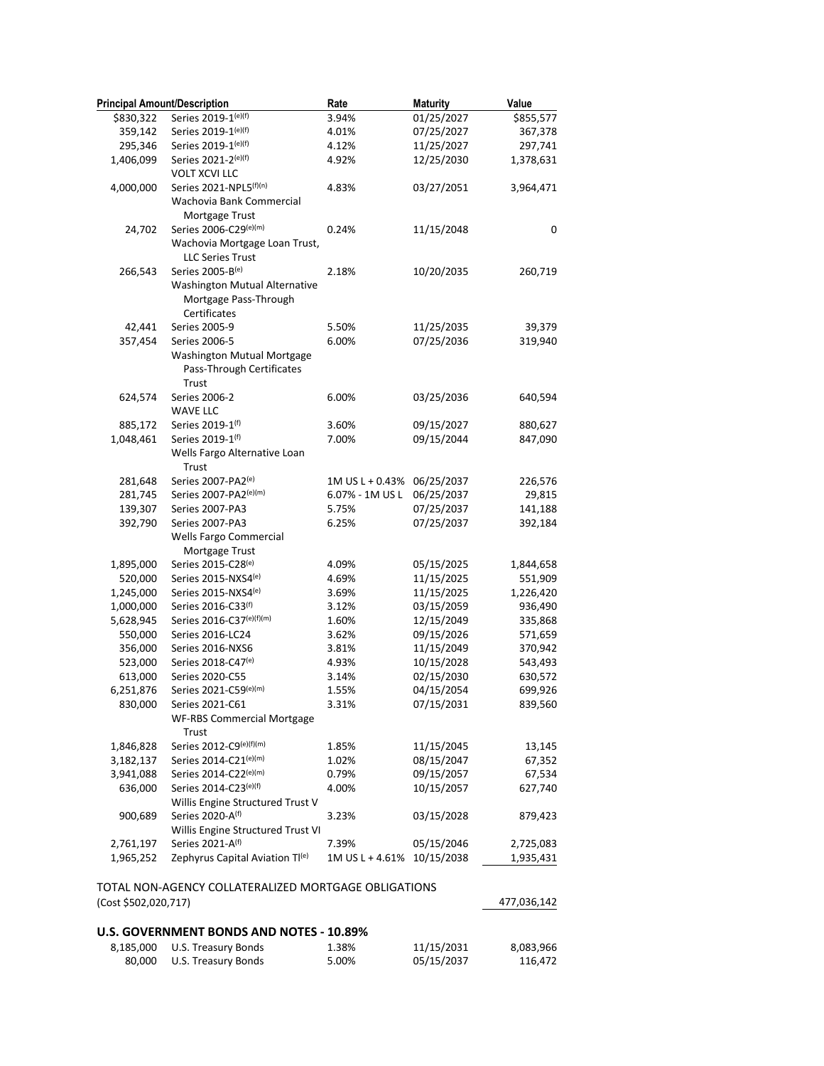| Principal Amount/Description | | Rate | Maturity | Value |
|---|---|---|---|---|
| $830,322 | Series 2019-1[e][f] | 3.94% | 01/25/2027 | $855,577 |
| 359,142 | Series 2019-1[e][f] | 4.01% | 07/25/2027 | 367,378 |
| 295,346 | Series 2019-1[e][f] | 4.12% | 11/25/2027 | 297,741 |
| 1,406,099 | Series 2021-2[e][f] | 4.92% | 12/25/2030 | 1,378,631 |
| | VOLT XCVI LLC | | | |
| 4,000,000 | Series 2021-NPL5[f][n] | 4.83% | 03/27/2051 | 3,964,471 |
| | Wachovia Bank Commercial Mortgage Trust | | | |
| 24,702 | Series 2006-C29[e][m] | 0.24% | 11/15/2048 | 0 |
| | Wachovia Mortgage Loan Trust, LLC Series Trust | | | |
| 266,543 | Series 2005-B[e] | 2.18% | 10/20/2035 | 260,719 |
| | Washington Mutual Alternative Mortgage Pass-Through Certificates | | | |
| 42,441 | Series 2005-9 | 5.50% | 11/25/2035 | 39,379 |
| 357,454 | Series 2006-5 | 6.00% | 07/25/2036 | 319,940 |
| | Washington Mutual Mortgage Pass-Through Certificates Trust | | | |
| 624,574 | Series 2006-2 | 6.00% | 03/25/2036 | 640,594 |
| | WAVE LLC | | | |
| 885,172 | Series 2019-1[f] | 3.60% | 09/15/2027 | 880,627 |
| 1,048,461 | Series 2019-1[f] | 7.00% | 09/15/2044 | 847,090 |
| | Wells Fargo Alternative Loan Trust | | | |
| 281,648 | Series 2007-PA2[e] | 1M US L + 0.43% | 06/25/2037 | 226,576 |
| 281,745 | Series 2007-PA2[e][m] | 6.07% - 1M US L | 06/25/2037 | 29,815 |
| 139,307 | Series 2007-PA3 | 5.75% | 07/25/2037 | 141,188 |
| 392,790 | Series 2007-PA3 | 6.25% | 07/25/2037 | 392,184 |
| | Wells Fargo Commercial Mortgage Trust | | | |
| 1,895,000 | Series 2015-C28[e] | 4.09% | 05/15/2025 | 1,844,658 |
| 520,000 | Series 2015-NXS4[e] | 4.69% | 11/15/2025 | 551,909 |
| 1,245,000 | Series 2015-NXS4[e] | 3.69% | 11/15/2025 | 1,226,420 |
| 1,000,000 | Series 2016-C33[f] | 3.12% | 03/15/2059 | 936,490 |
| 5,628,945 | Series 2016-C37[e][f][m] | 1.60% | 12/15/2049 | 335,868 |
| 550,000 | Series 2016-LC24 | 3.62% | 09/15/2026 | 571,659 |
| 356,000 | Series 2016-NXS6 | 3.81% | 11/15/2049 | 370,942 |
| 523,000 | Series 2018-C47[e] | 4.93% | 10/15/2028 | 543,493 |
| 613,000 | Series 2020-C55 | 3.14% | 02/15/2030 | 630,572 |
| 6,251,876 | Series 2021-C59[e][m] | 1.55% | 04/15/2054 | 699,926 |
| 830,000 | Series 2021-C61 | 3.31% | 07/15/2031 | 839,560 |
| | WF-RBS Commercial Mortgage Trust | | | |
| 1,846,828 | Series 2012-C9[e][f][m] | 1.85% | 11/15/2045 | 13,145 |
| 3,182,137 | Series 2014-C21[e][m] | 1.02% | 08/15/2047 | 67,352 |
| 3,941,088 | Series 2014-C22[e][m] | 0.79% | 09/15/2057 | 67,534 |
| 636,000 | Series 2014-C23[e][f] | 4.00% | 10/15/2057 | 627,740 |
| | Willis Engine Structured Trust V | | | |
| 900,689 | Series 2020-A[f] | 3.23% | 03/15/2028 | 879,423 |
| | Willis Engine Structured Trust VI | | | |
| 2,761,197 | Series 2021-A[f] | 7.39% | 05/15/2046 | 2,725,083 |
| 1,965,252 | Zephyrus Capital Aviation TI[e] | 1M US L + 4.61% | 10/15/2038 | 1,935,431 |

TOTAL NON-AGENCY COLLATERALIZED MORTGAGE OBLIGATIONS
(Cost $502,020,717) 477,036,142

## U.S. GOVERNMENT BONDS AND NOTES - 10.89%

| Principal Amount | Description | Rate | Maturity | Value |
|---|---|---|---|---|
| 8,185,000 | U.S. Treasury Bonds | 1.38% | 11/15/2031 | 8,083,966 |
| 80,000 | U.S. Treasury Bonds | 5.00% | 05/15/2037 | 116,472 |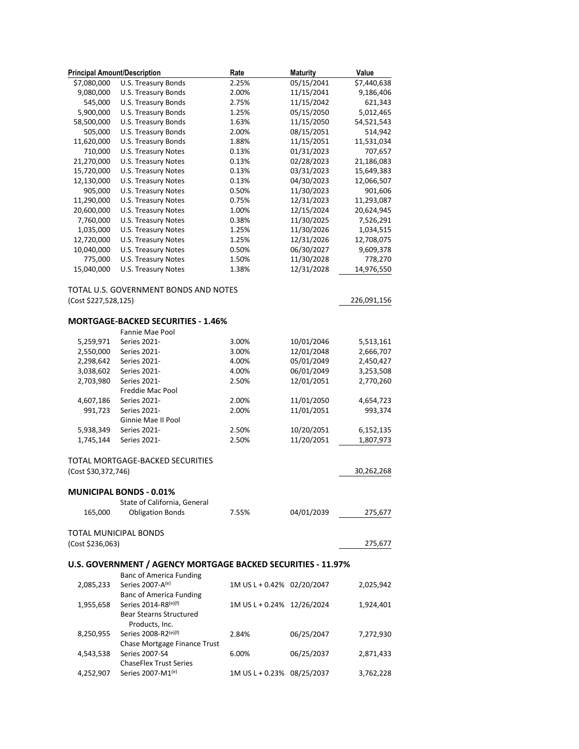| Principal Amount/Description | | Rate | Maturity | Value |
|---|---|---|---|---|
| $7,080,000 | U.S. Treasury Bonds | 2.25% | 05/15/2041 | $7,440,638 |
| 9,080,000 | U.S. Treasury Bonds | 2.00% | 11/15/2041 | 9,186,406 |
| 545,000 | U.S. Treasury Bonds | 2.75% | 11/15/2042 | 621,343 |
| 5,900,000 | U.S. Treasury Bonds | 1.25% | 05/15/2050 | 5,012,465 |
| 58,500,000 | U.S. Treasury Bonds | 1.63% | 11/15/2050 | 54,521,543 |
| 505,000 | U.S. Treasury Bonds | 2.00% | 08/15/2051 | 514,942 |
| 11,620,000 | U.S. Treasury Bonds | 1.88% | 11/15/2051 | 11,531,034 |
| 710,000 | U.S. Treasury Notes | 0.13% | 01/31/2023 | 707,657 |
| 21,270,000 | U.S. Treasury Notes | 0.13% | 02/28/2023 | 21,186,083 |
| 15,720,000 | U.S. Treasury Notes | 0.13% | 03/31/2023 | 15,649,383 |
| 12,130,000 | U.S. Treasury Notes | 0.13% | 04/30/2023 | 12,066,507 |
| 905,000 | U.S. Treasury Notes | 0.50% | 11/30/2023 | 901,606 |
| 11,290,000 | U.S. Treasury Notes | 0.75% | 12/31/2023 | 11,293,087 |
| 20,600,000 | U.S. Treasury Notes | 1.00% | 12/15/2024 | 20,624,945 |
| 7,760,000 | U.S. Treasury Notes | 0.38% | 11/30/2025 | 7,526,291 |
| 1,035,000 | U.S. Treasury Notes | 1.25% | 11/30/2026 | 1,034,515 |
| 12,720,000 | U.S. Treasury Notes | 1.25% | 12/31/2026 | 12,708,075 |
| 10,040,000 | U.S. Treasury Notes | 0.50% | 06/30/2027 | 9,609,378 |
| 775,000 | U.S. Treasury Notes | 1.50% | 11/30/2028 | 778,270 |
| 15,040,000 | U.S. Treasury Notes | 1.38% | 12/31/2028 | 14,976,550 |
| | | | | |
| TOTAL U.S. GOVERNMENT BONDS AND NOTES | | | | |
| (Cost $227,528,125) | | | | 226,091,156 |
| | | | | |
| **MORTGAGE-BACKED SECURITIES - 1.46%** | | | | |
| | Fannie Mae Pool | | | |
| 5,259,971 | Series 2021- | 3.00% | 10/01/2046 | 5,513,161 |
| 2,550,000 | Series 2021- | 3.00% | 12/01/2048 | 2,666,707 |
| 2,298,642 | Series 2021- | 4.00% | 05/01/2049 | 2,450,427 |
| 3,038,602 | Series 2021- | 4.00% | 06/01/2049 | 3,253,508 |
| 2,703,980 | Series 2021- | 2.50% | 12/01/2051 | 2,770,260 |
| | Freddie Mac Pool | | | |
| 4,607,186 | Series 2021- | 2.00% | 11/01/2050 | 4,654,723 |
| 991,723 | Series 2021- | 2.00% | 11/01/2051 | 993,374 |
| | Ginnie Mae II Pool | | | |
| 5,938,349 | Series 2021- | 2.50% | 10/20/2051 | 6,152,135 |
| 1,745,144 | Series 2021- | 2.50% | 11/20/2051 | 1,807,973 |
| | | | | |
| TOTAL MORTGAGE-BACKED SECURITIES | | | | |
| (Cost $30,372,746) | | | | 30,262,268 |
| | | | | |
| **MUNICIPAL BONDS - 0.01%** | | | | |
| | State of California, General | | | |
| 165,000 | Obligation Bonds | 7.55% | 04/01/2039 | 275,677 |
| | | | | |
| TOTAL MUNICIPAL BONDS | | | | |
| (Cost $236,063) | | | | 275,677 |
| | | | | |
| **U.S. GOVERNMENT / AGENCY MORTGAGE BACKED SECURITIES - 11.97%** | | | | |
| | Banc of America Funding | | | |
| 2,085,233 | Series 2007-A[e] | 1M US L + 0.42% | 02/20/2047 | 2,025,942 |
| | Banc of America Funding | | | |
| 1,955,658 | Series 2014-R8[e][f] | 1M US L + 0.24% | 12/26/2024 | 1,924,401 |
| | Bear Stearns Structured Products, Inc. | | | |
| 8,250,955 | Series 2008-R2[e][f] | 2.84% | 06/25/2047 | 7,272,930 |
| | Chase Mortgage Finance Trust | | | |
| 4,543,538 | Series 2007-S4 | 6.00% | 06/25/2037 | 2,871,433 |
| | ChaseFlex Trust Series | | | |
| 4,252,907 | Series 2007-M1[e] | 1M US L + 0.23% | 08/25/2037 | 3,762,228 |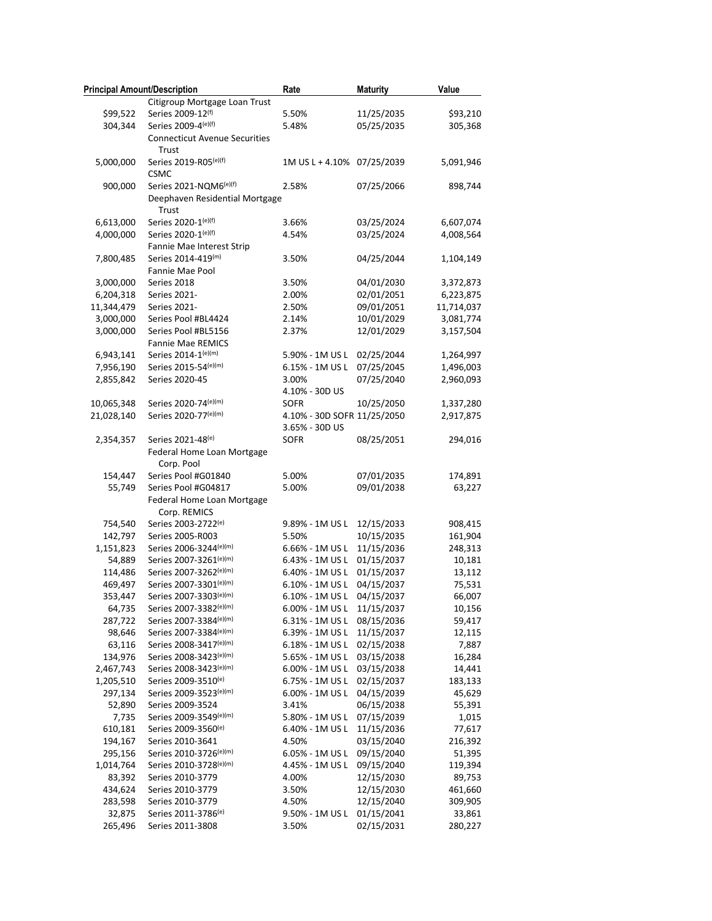| Principal Amount/Description | | Rate | Maturity | Value |
|---|---|---|---|---|
| | Citigroup Mortgage Loan Trust | | | |
| $99,522 | Series 2009-12[(f)] | 5.50% | 11/25/2035 | $93,210 |
| 304,344 | Series 2009-4[(e)(f)] | 5.48% | 05/25/2035 | 305,368 |
| | Connecticut Avenue Securities Trust | | | |
| 5,000,000 | Series 2019-R05[(e)(f)] | 1M US L + 4.10% | 07/25/2039 | 5,091,946 |
| | CSMC | | | |
| 900,000 | Series 2021-NQM6[(e)(f)] | 2.58% | 07/25/2066 | 898,744 |
| | Deephaven Residential Mortgage Trust | | | |
| 6,613,000 | Series 2020-1[(e)(f)] | 3.66% | 03/25/2024 | 6,607,074 |
| 4,000,000 | Series 2020-1[(e)(f)] | 4.54% | 03/25/2024 | 4,008,564 |
| | Fannie Mae Interest Strip | | | |
| 7,800,485 | Series 2014-419[(m)] | 3.50% | 04/25/2044 | 1,104,149 |
| | Fannie Mae Pool | | | |
| 3,000,000 | Series 2018 | 3.50% | 04/01/2030 | 3,372,873 |
| 6,204,318 | Series 2021- | 2.00% | 02/01/2051 | 6,223,875 |
| 11,344,479 | Series 2021- | 2.50% | 09/01/2051 | 11,714,037 |
| 3,000,000 | Series Pool #BL4424 | 2.14% | 10/01/2029 | 3,081,774 |
| 3,000,000 | Series Pool #BL5156 | 2.37% | 12/01/2029 | 3,157,504 |
| | Fannie Mae REMICS | | | |
| 6,943,141 | Series 2014-1[(e)(m)] | 5.90% - 1M US L | 02/25/2044 | 1,264,997 |
| 7,956,190 | Series 2015-54[(e)(m)] | 6.15% - 1M US L | 07/25/2045 | 1,496,003 |
| 2,855,842 | Series 2020-45 | 3.00% | 07/25/2040 | 2,960,093 |
| 10,065,348 | Series 2020-74[(e)(m)] | 4.10% - 30D US SOFR | 10/25/2050 | 1,337,280 |
| 21,028,140 | Series 2020-77[(e)(m)] | 4.10% - 30D SOFR | 11/25/2050 | 2,917,875 |
| 2,354,357 | Series 2021-48[(e)] | 3.65% - 30D US SOFR | 08/25/2051 | 294,016 |
| | Federal Home Loan Mortgage Corp. Pool | | | |
| 154,447 | Series Pool #G01840 | 5.00% | 07/01/2035 | 174,891 |
| 55,749 | Series Pool #G04817 | 5.00% | 09/01/2038 | 63,227 |
| | Federal Home Loan Mortgage Corp. REMICS | | | |
| 754,540 | Series 2003-2722[(e)] | 9.89% - 1M US L | 12/15/2033 | 908,415 |
| 142,797 | Series 2005-R003 | 5.50% | 10/15/2035 | 161,904 |
| 1,151,823 | Series 2006-3244[(e)(m)] | 6.66% - 1M US L | 11/15/2036 | 248,313 |
| 54,889 | Series 2007-3261[(e)(m)] | 6.43% - 1M US L | 01/15/2037 | 10,181 |
| 114,486 | Series 2007-3262[(e)(m)] | 6.40% - 1M US L | 01/15/2037 | 13,112 |
| 469,497 | Series 2007-3301[(e)(m)] | 6.10% - 1M US L | 04/15/2037 | 75,531 |
| 353,447 | Series 2007-3303[(e)(m)] | 6.10% - 1M US L | 04/15/2037 | 66,007 |
| 64,735 | Series 2007-3382[(e)(m)] | 6.00% - 1M US L | 11/15/2037 | 10,156 |
| 287,722 | Series 2007-3384[(e)(m)] | 6.31% - 1M US L | 08/15/2036 | 59,417 |
| 98,646 | Series 2007-3384[(e)(m)] | 6.39% - 1M US L | 11/15/2037 | 12,115 |
| 63,116 | Series 2008-3417[(e)(m)] | 6.18% - 1M US L | 02/15/2038 | 7,887 |
| 134,976 | Series 2008-3423[(e)(m)] | 5.65% - 1M US L | 03/15/2038 | 16,284 |
| 2,467,743 | Series 2008-3423[(e)(m)] | 6.00% - 1M US L | 03/15/2038 | 14,441 |
| 1,205,510 | Series 2009-3510[(e)] | 6.75% - 1M US L | 02/15/2037 | 183,133 |
| 297,134 | Series 2009-3523[(e)(m)] | 6.00% - 1M US L | 04/15/2039 | 45,629 |
| 52,890 | Series 2009-3524 | 3.41% | 06/15/2038 | 55,391 |
| 7,735 | Series 2009-3549[(e)(m)] | 5.80% - 1M US L | 07/15/2039 | 1,015 |
| 610,181 | Series 2009-3560[(e)] | 6.40% - 1M US L | 11/15/2036 | 77,617 |
| 194,167 | Series 2010-3641 | 4.50% | 03/15/2040 | 216,392 |
| 295,156 | Series 2010-3726[(e)(m)] | 6.05% - 1M US L | 09/15/2040 | 51,395 |
| 1,014,764 | Series 2010-3728[(e)(m)] | 4.45% - 1M US L | 09/15/2040 | 119,394 |
| 83,392 | Series 2010-3779 | 4.00% | 12/15/2030 | 89,753 |
| 434,624 | Series 2010-3779 | 3.50% | 12/15/2030 | 461,660 |
| 283,598 | Series 2010-3779 | 4.50% | 12/15/2040 | 309,905 |
| 32,875 | Series 2011-3786[(e)] | 9.50% - 1M US L | 01/15/2041 | 33,861 |
| 265,496 | Series 2011-3808 | 3.50% | 02/15/2031 | 280,227 |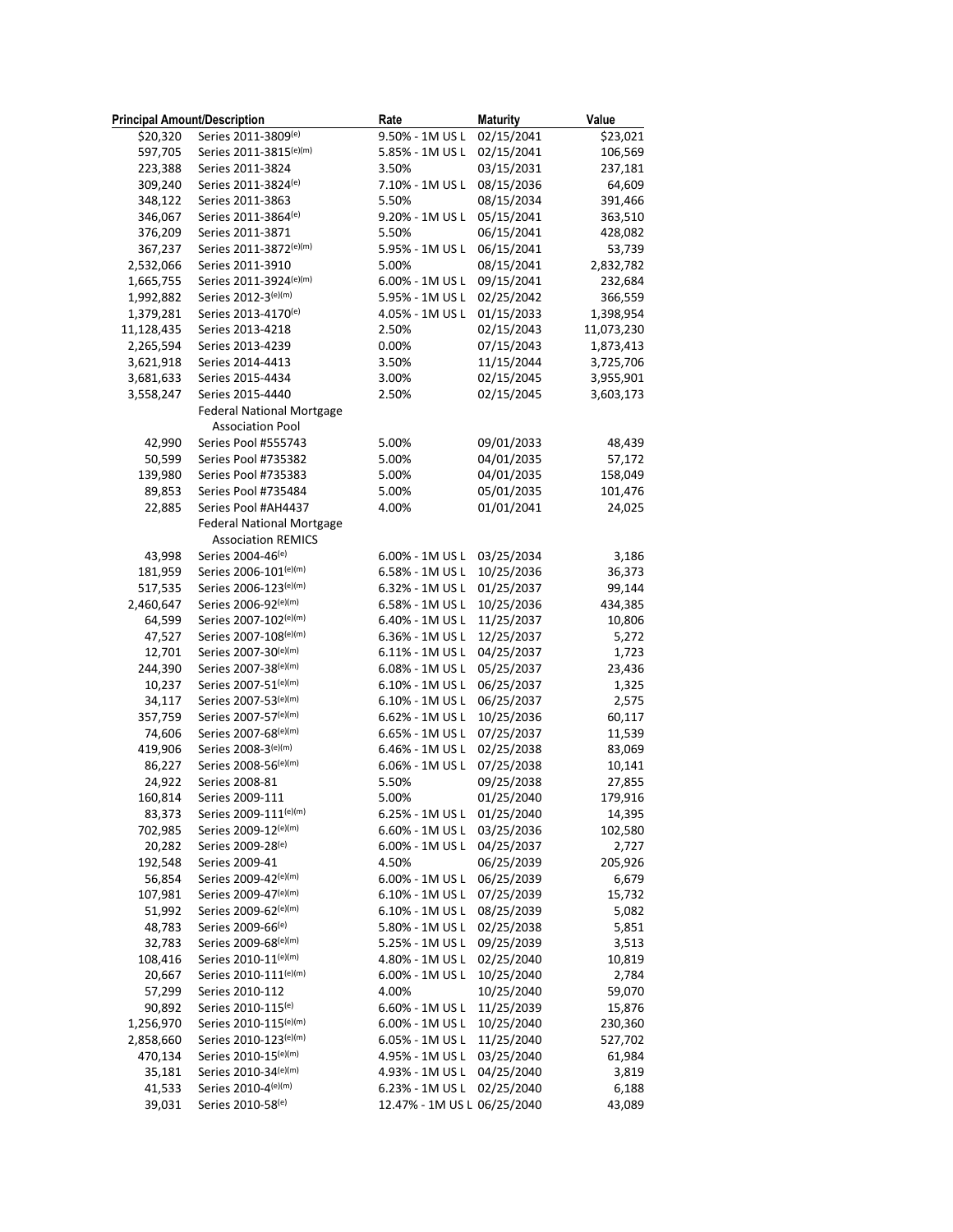| Principal Amount/Description | | Rate | Maturity | Value |
|---|---|---|---|---|
| $20,320 | Series 2011-3809[(e)] | 9.50% - 1M US L | 02/15/2041 | $23,021 |
| 597,705 | Series 2011-3815[(e)(m)] | 5.85% - 1M US L | 02/15/2041 | 106,569 |
| 223,388 | Series 2011-3824 | 3.50% | 03/15/2031 | 237,181 |
| 309,240 | Series 2011-3824[(e)] | 7.10% - 1M US L | 08/15/2036 | 64,609 |
| 348,122 | Series 2011-3863 | 5.50% | 08/15/2034 | 391,466 |
| 346,067 | Series 2011-3864[(e)] | 9.20% - 1M US L | 05/15/2041 | 363,510 |
| 376,209 | Series 2011-3871 | 5.50% | 06/15/2041 | 428,082 |
| 367,237 | Series 2011-3872[(e)(m)] | 5.95% - 1M US L | 06/15/2041 | 53,739 |
| 2,532,066 | Series 2011-3910 | 5.00% | 08/15/2041 | 2,832,782 |
| 1,665,755 | Series 2011-3924[(e)(m)] | 6.00% - 1M US L | 09/15/2041 | 232,684 |
| 1,992,882 | Series 2012-3[(e)(m)] | 5.95% - 1M US L | 02/25/2042 | 366,559 |
| 1,379,281 | Series 2013-4170[(e)] | 4.05% - 1M US L | 01/15/2033 | 1,398,954 |
| 11,128,435 | Series 2013-4218 | 2.50% | 02/15/2043 | 11,073,230 |
| 2,265,594 | Series 2013-4239 | 0.00% | 07/15/2043 | 1,873,413 |
| 3,621,918 | Series 2014-4413 | 3.50% | 11/15/2044 | 3,725,706 |
| 3,681,633 | Series 2015-4434 | 3.00% | 02/15/2045 | 3,955,901 |
| 3,558,247 | Series 2015-4440 | 2.50% | 02/15/2045 | 3,603,173 |
| | Federal National Mortgage Association Pool | | | |
| 42,990 | Series Pool #555743 | 5.00% | 09/01/2033 | 48,439 |
| 50,599 | Series Pool #735382 | 5.00% | 04/01/2035 | 57,172 |
| 139,980 | Series Pool #735383 | 5.00% | 04/01/2035 | 158,049 |
| 89,853 | Series Pool #735484 | 5.00% | 05/01/2035 | 101,476 |
| 22,885 | Series Pool #AH4437 | 4.00% | 01/01/2041 | 24,025 |
| | Federal National Mortgage Association REMICS | | | |
| 43,998 | Series 2004-46[(e)] | 6.00% - 1M US L | 03/25/2034 | 3,186 |
| 181,959 | Series 2006-101[(e)(m)] | 6.58% - 1M US L | 10/25/2036 | 36,373 |
| 517,535 | Series 2006-123[(e)(m)] | 6.32% - 1M US L | 01/25/2037 | 99,144 |
| 2,460,647 | Series 2006-92[(e)(m)] | 6.58% - 1M US L | 10/25/2036 | 434,385 |
| 64,599 | Series 2007-102[(e)(m)] | 6.40% - 1M US L | 11/25/2037 | 10,806 |
| 47,527 | Series 2007-108[(e)(m)] | 6.36% - 1M US L | 12/25/2037 | 5,272 |
| 12,701 | Series 2007-30[(e)(m)] | 6.11% - 1M US L | 04/25/2037 | 1,723 |
| 244,390 | Series 2007-38[(e)(m)] | 6.08% - 1M US L | 05/25/2037 | 23,436 |
| 10,237 | Series 2007-51[(e)(m)] | 6.10% - 1M US L | 06/25/2037 | 1,325 |
| 34,117 | Series 2007-53[(e)(m)] | 6.10% - 1M US L | 06/25/2037 | 2,575 |
| 357,759 | Series 2007-57[(e)(m)] | 6.62% - 1M US L | 10/25/2036 | 60,117 |
| 74,606 | Series 2007-68[(e)(m)] | 6.65% - 1M US L | 07/25/2037 | 11,539 |
| 419,906 | Series 2008-3[(e)(m)] | 6.46% - 1M US L | 02/25/2038 | 83,069 |
| 86,227 | Series 2008-56[(e)(m)] | 6.06% - 1M US L | 07/25/2038 | 10,141 |
| 24,922 | Series 2008-81 | 5.50% | 09/25/2038 | 27,855 |
| 160,814 | Series 2009-111 | 5.00% | 01/25/2040 | 179,916 |
| 83,373 | Series 2009-111[(e)(m)] | 6.25% - 1M US L | 01/25/2040 | 14,395 |
| 702,985 | Series 2009-12[(e)(m)] | 6.60% - 1M US L | 03/25/2036 | 102,580 |
| 20,282 | Series 2009-28[(e)] | 6.00% - 1M US L | 04/25/2037 | 2,727 |
| 192,548 | Series 2009-41 | 4.50% | 06/25/2039 | 205,926 |
| 56,854 | Series 2009-42[(e)(m)] | 6.00% - 1M US L | 06/25/2039 | 6,679 |
| 107,981 | Series 2009-47[(e)(m)] | 6.10% - 1M US L | 07/25/2039 | 15,732 |
| 51,992 | Series 2009-62[(e)(m)] | 6.10% - 1M US L | 08/25/2039 | 5,082 |
| 48,783 | Series 2009-66[(e)] | 5.80% - 1M US L | 02/25/2038 | 5,851 |
| 32,783 | Series 2009-68[(e)(m)] | 5.25% - 1M US L | 09/25/2039 | 3,513 |
| 108,416 | Series 2010-11[(e)(m)] | 4.80% - 1M US L | 02/25/2040 | 10,819 |
| 20,667 | Series 2010-111[(e)(m)] | 6.00% - 1M US L | 10/25/2040 | 2,784 |
| 57,299 | Series 2010-112 | 4.00% | 10/25/2040 | 59,070 |
| 90,892 | Series 2010-115[(e)] | 6.60% - 1M US L | 11/25/2039 | 15,876 |
| 1,256,970 | Series 2010-115[(e)(m)] | 6.00% - 1M US L | 10/25/2040 | 230,360 |
| 2,858,660 | Series 2010-123[(e)(m)] | 6.05% - 1M US L | 11/25/2040 | 527,702 |
| 470,134 | Series 2010-15[(e)(m)] | 4.95% - 1M US L | 03/25/2040 | 61,984 |
| 35,181 | Series 2010-34[(e)(m)] | 4.93% - 1M US L | 04/25/2040 | 3,819 |
| 41,533 | Series 2010-4[(e)(m)] | 6.23% - 1M US L | 02/25/2040 | 6,188 |
| 39,031 | Series 2010-58[(e)] | 12.47% - 1M US L | 06/25/2040 | 43,089 |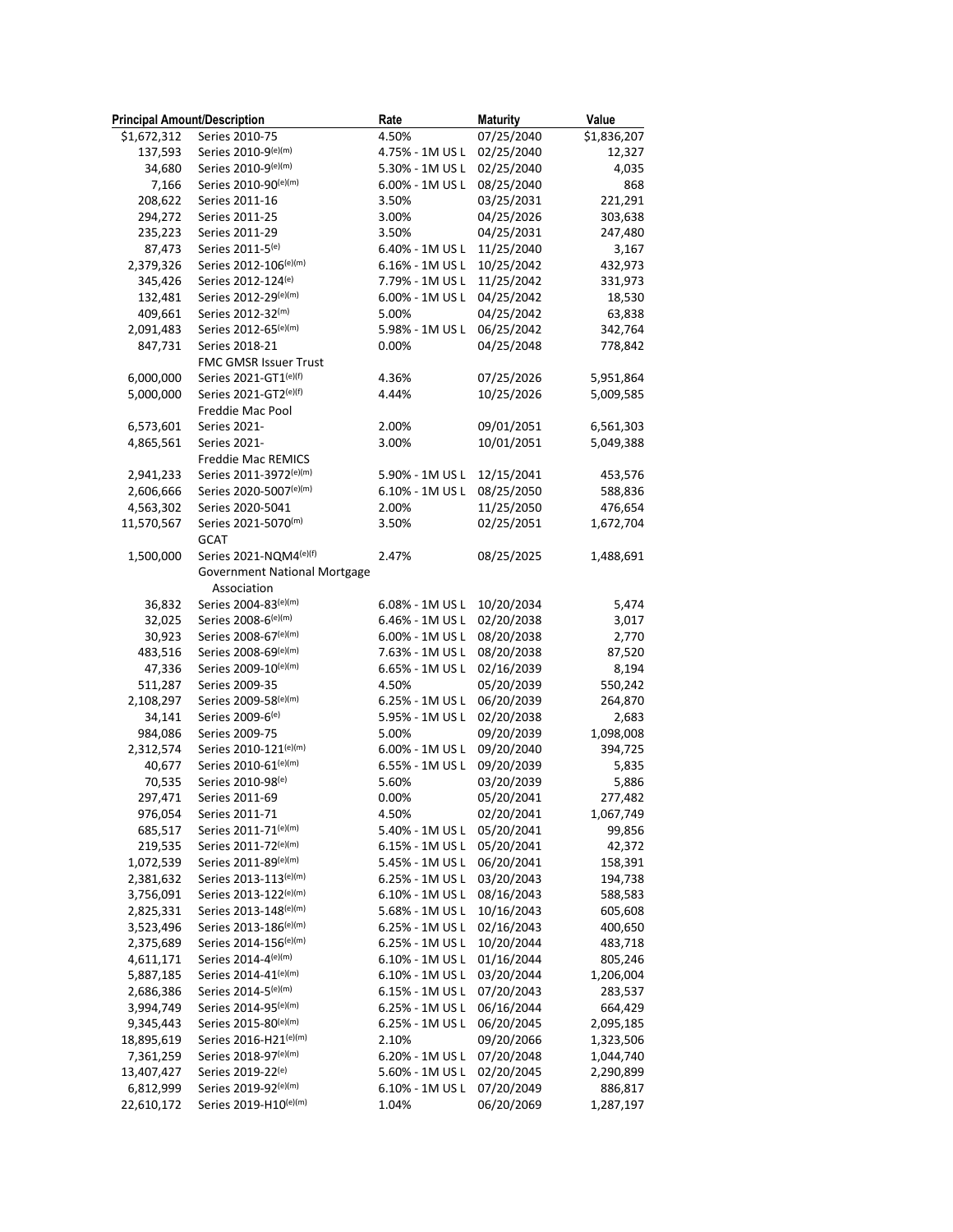| Principal Amount/Description | | Rate | Maturity | Value |
|---|---|---|---|---|
| $1,672,312 | Series 2010-75 | 4.50% | 07/25/2040 | $1,836,207 |
| 137,593 | Series 2010-9[(e)(m)] | 4.75% - 1M US L | 02/25/2040 | 12,327 |
| 34,680 | Series 2010-9[(e)(m)] | 5.30% - 1M US L | 02/25/2040 | 4,035 |
| 7,166 | Series 2010-90[(e)(m)] | 6.00% - 1M US L | 08/25/2040 | 868 |
| 208,622 | Series 2011-16 | 3.50% | 03/25/2031 | 221,291 |
| 294,272 | Series 2011-25 | 3.00% | 04/25/2026 | 303,638 |
| 235,223 | Series 2011-29 | 3.50% | 04/25/2031 | 247,480 |
| 87,473 | Series 2011-5[(e)] | 6.40% - 1M US L | 11/25/2040 | 3,167 |
| 2,379,326 | Series 2012-106[(e)(m)] | 6.16% - 1M US L | 10/25/2042 | 432,973 |
| 345,426 | Series 2012-124[(e)] | 7.79% - 1M US L | 11/25/2042 | 331,973 |
| 132,481 | Series 2012-29[(e)(m)] | 6.00% - 1M US L | 04/25/2042 | 18,530 |
| 409,661 | Series 2012-32[(m)] | 5.00% | 04/25/2042 | 63,838 |
| 2,091,483 | Series 2012-65[(e)(m)] | 5.98% - 1M US L | 06/25/2042 | 342,764 |
| 847,731 | Series 2018-21 | 0.00% | 04/25/2048 | 778,842 |
| | FMC GMSR Issuer Trust | | | |
| 6,000,000 | Series 2021-GT1[(e)(f)] | 4.36% | 07/25/2026 | 5,951,864 |
| 5,000,000 | Series 2021-GT2[(e)(f)] | 4.44% | 10/25/2026 | 5,009,585 |
| | Freddie Mac Pool | | | |
| 6,573,601 | Series 2021- | 2.00% | 09/01/2051 | 6,561,303 |
| 4,865,561 | Series 2021- | 3.00% | 10/01/2051 | 5,049,388 |
| | Freddie Mac REMICS | | | |
| 2,941,233 | Series 2011-3972[(e)(m)] | 5.90% - 1M US L | 12/15/2041 | 453,576 |
| 2,606,666 | Series 2020-5007[(e)(m)] | 6.10% - 1M US L | 08/25/2050 | 588,836 |
| 4,563,302 | Series 2020-5041 | 2.00% | 11/25/2050 | 476,654 |
| 11,570,567 | Series 2021-5070[(m)] | 3.50% | 02/25/2051 | 1,672,704 |
| | GCAT | | | |
| 1,500,000 | Series 2021-NQM4[(e)(f)] | 2.47% | 08/25/2025 | 1,488,691 |
| | Government National Mortgage Association | | | |
| 36,832 | Series 2004-83[(e)(m)] | 6.08% - 1M US L | 10/20/2034 | 5,474 |
| 32,025 | Series 2008-6[(e)(m)] | 6.46% - 1M US L | 02/20/2038 | 3,017 |
| 30,923 | Series 2008-67[(e)(m)] | 6.00% - 1M US L | 08/20/2038 | 2,770 |
| 483,516 | Series 2008-69[(e)(m)] | 7.63% - 1M US L | 08/20/2038 | 87,520 |
| 47,336 | Series 2009-10[(e)(m)] | 6.65% - 1M US L | 02/16/2039 | 8,194 |
| 511,287 | Series 2009-35 | 4.50% | 05/20/2039 | 550,242 |
| 2,108,297 | Series 2009-58[(e)(m)] | 6.25% - 1M US L | 06/20/2039 | 264,870 |
| 34,141 | Series 2009-6[(e)] | 5.95% - 1M US L | 02/20/2038 | 2,683 |
| 984,086 | Series 2009-75 | 5.00% | 09/20/2039 | 1,098,008 |
| 2,312,574 | Series 2010-121[(e)(m)] | 6.00% - 1M US L | 09/20/2040 | 394,725 |
| 40,677 | Series 2010-61[(e)(m)] | 6.55% - 1M US L | 09/20/2039 | 5,835 |
| 70,535 | Series 2010-98[(e)] | 5.60% | 03/20/2039 | 5,886 |
| 297,471 | Series 2011-69 | 0.00% | 05/20/2041 | 277,482 |
| 976,054 | Series 2011-71 | 4.50% | 02/20/2041 | 1,067,749 |
| 685,517 | Series 2011-71[(e)(m)] | 5.40% - 1M US L | 05/20/2041 | 99,856 |
| 219,535 | Series 2011-72[(e)(m)] | 6.15% - 1M US L | 05/20/2041 | 42,372 |
| 1,072,539 | Series 2011-89[(e)(m)] | 5.45% - 1M US L | 06/20/2041 | 158,391 |
| 2,381,632 | Series 2013-113[(e)(m)] | 6.25% - 1M US L | 03/20/2043 | 194,738 |
| 3,756,091 | Series 2013-122[(e)(m)] | 6.10% - 1M US L | 08/16/2043 | 588,583 |
| 2,825,331 | Series 2013-148[(e)(m)] | 5.68% - 1M US L | 10/16/2043 | 605,608 |
| 3,523,496 | Series 2013-186[(e)(m)] | 6.25% - 1M US L | 02/16/2043 | 400,650 |
| 2,375,689 | Series 2014-156[(e)(m)] | 6.25% - 1M US L | 10/20/2044 | 483,718 |
| 4,611,171 | Series 2014-4[(e)(m)] | 6.10% - 1M US L | 01/16/2044 | 805,246 |
| 5,887,185 | Series 2014-41[(e)(m)] | 6.10% - 1M US L | 03/20/2044 | 1,206,004 |
| 2,686,386 | Series 2014-5[(e)(m)] | 6.15% - 1M US L | 07/20/2043 | 283,537 |
| 3,994,749 | Series 2014-95[(e)(m)] | 6.25% - 1M US L | 06/16/2044 | 664,429 |
| 9,345,443 | Series 2015-80[(e)(m)] | 6.25% - 1M US L | 06/20/2045 | 2,095,185 |
| 18,895,619 | Series 2016-H21[(e)(m)] | 2.10% | 09/20/2066 | 1,323,506 |
| 7,361,259 | Series 2018-97[(e)(m)] | 6.20% - 1M US L | 07/20/2048 | 1,044,740 |
| 13,407,427 | Series 2019-22[(e)] | 5.60% - 1M US L | 02/20/2045 | 2,290,899 |
| 6,812,999 | Series 2019-92[(e)(m)] | 6.10% - 1M US L | 07/20/2049 | 886,817 |
| 22,610,172 | Series 2019-H10[(e)(m)] | 1.04% | 06/20/2069 | 1,287,197 |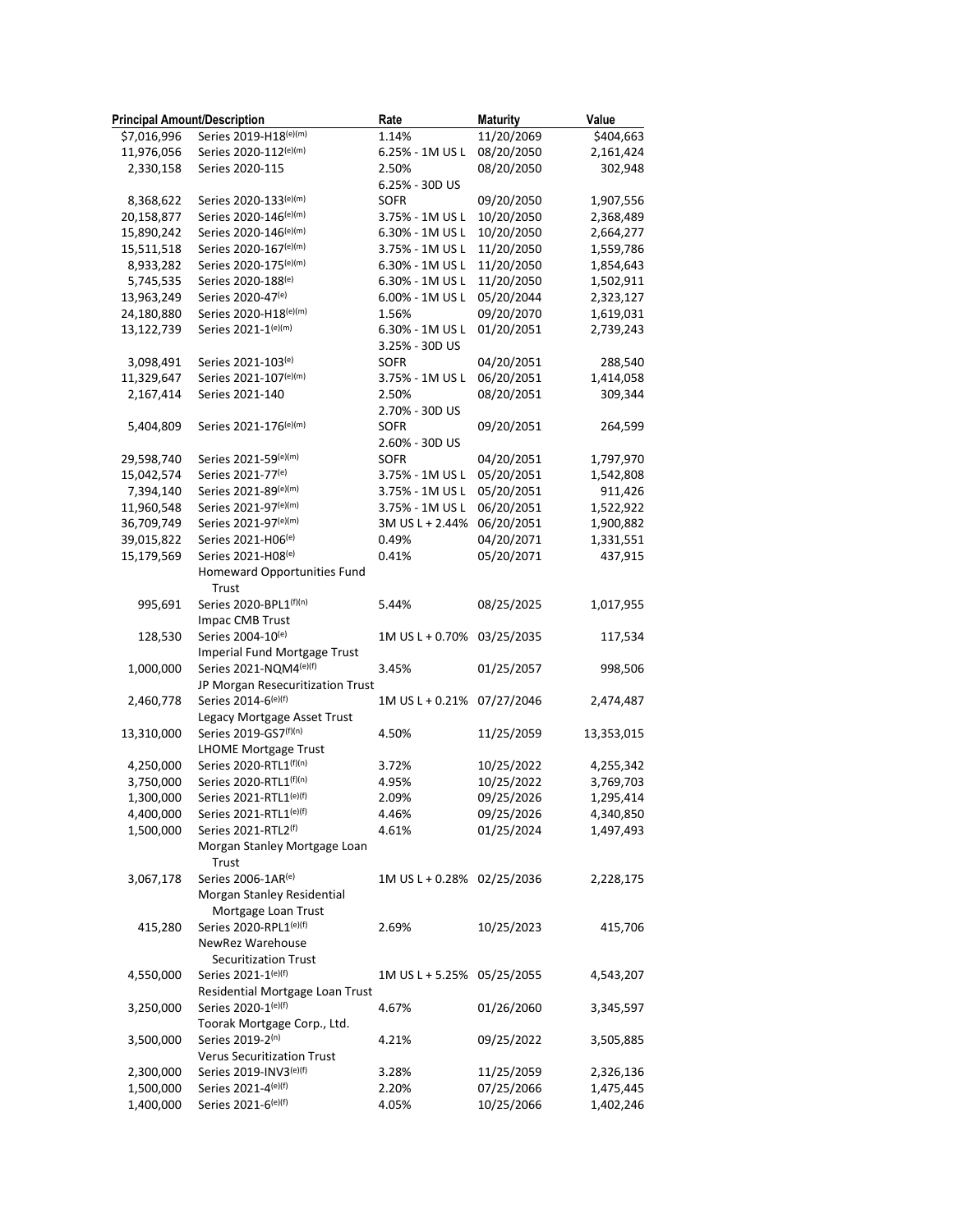| Principal Amount/Description | | Rate | Maturity | Value |
|---|---|---|---|---|
| $7,016,996 | Series 2019-H18[(e)(m)] | 1.14% | 11/20/2069 | $404,663 |
| 11,976,056 | Series 2020-112[(e)(m)] | 6.25% - 1M US L | 08/20/2050 | 2,161,424 |
| 2,330,158 | Series 2020-115 | 2.50% | 08/20/2050 | 302,948 |
| 8,368,622 | Series 2020-133[(e)(m)] | 6.25% - 30D US SOFR | 09/20/2050 | 1,907,556 |
| 20,158,877 | Series 2020-146[(e)(m)] | 3.75% - 1M US L | 10/20/2050 | 2,368,489 |
| 15,890,242 | Series 2020-146[(e)(m)] | 6.30% - 1M US L | 10/20/2050 | 2,664,277 |
| 15,511,518 | Series 2020-167[(e)(m)] | 3.75% - 1M US L | 11/20/2050 | 1,559,786 |
| 8,933,282 | Series 2020-175[(e)(m)] | 6.30% - 1M US L | 11/20/2050 | 1,854,643 |
| 5,745,535 | Series 2020-188[(e)] | 6.30% - 1M US L | 11/20/2050 | 1,502,911 |
| 13,963,249 | Series 2020-47[(e)] | 6.00% - 1M US L | 05/20/2044 | 2,323,127 |
| 24,180,880 | Series 2020-H18[(e)(m)] | 1.56% | 09/20/2070 | 1,619,031 |
| 13,122,739 | Series 2021-1[(e)(m)] | 6.30% - 1M US L | 01/20/2051 | 2,739,243 |
| 3,098,491 | Series 2021-103[(e)] | 3.25% - 30D US SOFR | 04/20/2051 | 288,540 |
| 11,329,647 | Series 2021-107[(e)(m)] | 3.75% - 1M US L | 06/20/2051 | 1,414,058 |
| 2,167,414 | Series 2021-140 | 2.50% | 08/20/2051 | 309,344 |
| 5,404,809 | Series 2021-176[(e)(m)] | 2.70% - 30D US SOFR | 09/20/2051 | 264,599 |
| 29,598,740 | Series 2021-59[(e)(m)] | 2.60% - 30D US SOFR | 04/20/2051 | 1,797,970 |
| 15,042,574 | Series 2021-77[(e)] | 3.75% - 1M US L | 05/20/2051 | 1,542,808 |
| 7,394,140 | Series 2021-89[(e)(m)] | 3.75% - 1M US L | 05/20/2051 | 911,426 |
| 11,960,548 | Series 2021-97[(e)(m)] | 3.75% - 1M US L | 06/20/2051 | 1,522,922 |
| 36,709,749 | Series 2021-97[(e)(m)] | 3M US L + 2.44% | 06/20/2051 | 1,900,882 |
| 39,015,822 | Series 2021-H06[(e)] | 0.49% | 04/20/2071 | 1,331,551 |
| 15,179,569 | Series 2021-H08[(e)] | 0.41% | 05/20/2071 | 437,915 |
| | Homeward Opportunities Fund Trust | | | |
| 995,691 | Series 2020-BPL1[(f)(n)] | 5.44% | 08/25/2025 | 1,017,955 |
| | Impac CMB Trust | | | |
| 128,530 | Series 2004-10[(e)] | 1M US L + 0.70% | 03/25/2035 | 117,534 |
| | Imperial Fund Mortgage Trust | | | |
| 1,000,000 | Series 2021-NQM4[(e)(f)] | 3.45% | 01/25/2057 | 998,506 |
| | JP Morgan Resecuritization Trust | | | |
| 2,460,778 | Series 2014-6[(e)(f)] | 1M US L + 0.21% | 07/27/2046 | 2,474,487 |
| | Legacy Mortgage Asset Trust | | | |
| 13,310,000 | Series 2019-GS7[(f)(n)] | 4.50% | 11/25/2059 | 13,353,015 |
| | LHOME Mortgage Trust | | | |
| 4,250,000 | Series 2020-RTL1[(f)(n)] | 3.72% | 10/25/2022 | 4,255,342 |
| 3,750,000 | Series 2020-RTL1[(f)(n)] | 4.95% | 10/25/2022 | 3,769,703 |
| 1,300,000 | Series 2021-RTL1[(e)(f)] | 2.09% | 09/25/2026 | 1,295,414 |
| 4,400,000 | Series 2021-RTL1[(e)(f)] | 4.46% | 09/25/2026 | 4,340,850 |
| 1,500,000 | Series 2021-RTL2[(f)] | 4.61% | 01/25/2024 | 1,497,493 |
| | Morgan Stanley Mortgage Loan Trust | | | |
| 3,067,178 | Series 2006-1AR[(e)] | 1M US L + 0.28% | 02/25/2036 | 2,228,175 |
| | Morgan Stanley Residential Mortgage Loan Trust | | | |
| 415,280 | Series 2020-RPL1[(e)(f)] | 2.69% | 10/25/2023 | 415,706 |
| | NewRez Warehouse Securitization Trust | | | |
| 4,550,000 | Series 2021-1[(e)(f)] | 1M US L + 5.25% | 05/25/2055 | 4,543,207 |
| | Residential Mortgage Loan Trust | | | |
| 3,250,000 | Series 2020-1[(e)(f)] | 4.67% | 01/26/2060 | 3,345,597 |
| | Toorak Mortgage Corp., Ltd. | | | |
| 3,500,000 | Series 2019-2[(n)] | 4.21% | 09/25/2022 | 3,505,885 |
| | Verus Securitization Trust | | | |
| 2,300,000 | Series 2019-INV3[(e)(f)] | 3.28% | 11/25/2059 | 2,326,136 |
| 1,500,000 | Series 2021-4[(e)(f)] | 2.20% | 07/25/2066 | 1,475,445 |
| 1,400,000 | Series 2021-6[(e)(f)] | 4.05% | 10/25/2066 | 1,402,246 |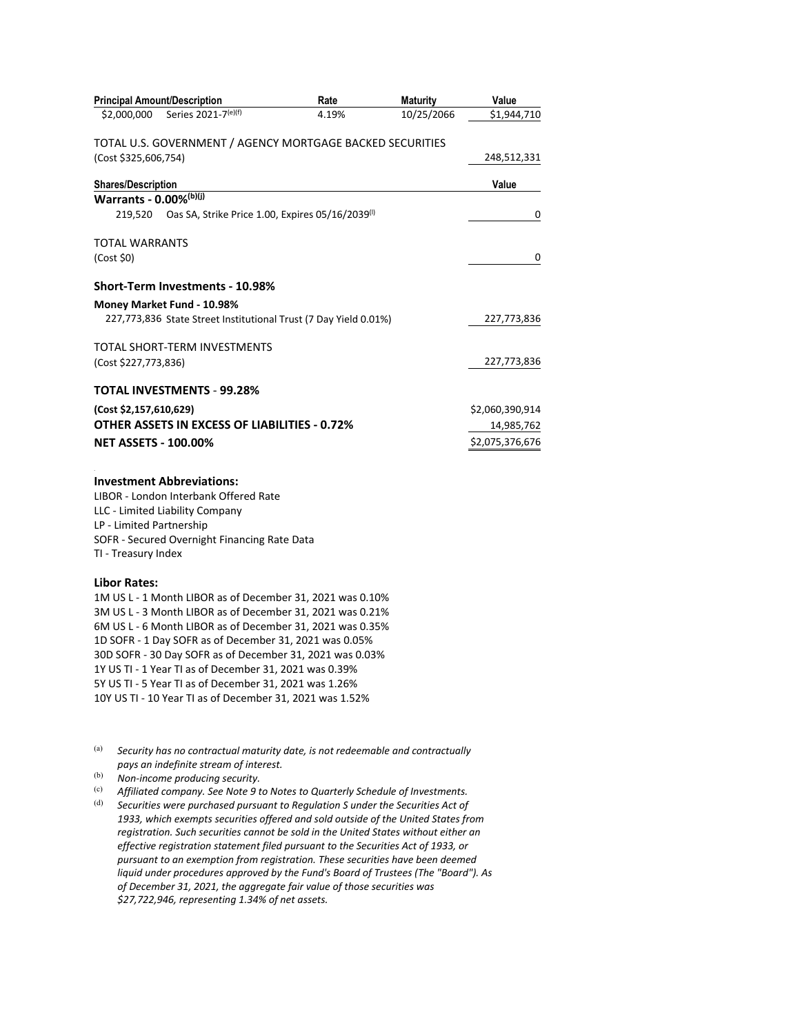| Principal Amount/Description | | Rate | Maturity | Value |
|---|---|---|---|---|
| $2,000,000 | Series 2021-7[(e)(f)] | 4.19% | 10/25/2066 | $1,944,710 |

TOTAL U.S. GOVERNMENT / AGENCY MORTGAGE BACKED SECURITIES
(Cost $325,606,754) — 248,512,331

| Shares/Description | | Value |
|---|---|---|
| **Warrants - 0.00%[(b)(j)]** | | |
| 219,520 | Oas SA, Strike Price 1.00, Expires 05/16/2039[(l)] | 0 |

TOTAL WARRANTS
(Cost $0) — 0

**Short-Term Investments - 10.98%**

**Money Market Fund - 10.98%**

| Shares/Description | | Value |
|---|---|---|
| 227,773,836 | State Street Institutional Trust (7 Day Yield 0.01%) | 227,773,836 |

TOTAL SHORT-TERM INVESTMENTS
(Cost $227,773,836) — 227,773,836

| | Value |
|---|---|
| **TOTAL INVESTMENTS - 99.28%** | |
| **(Cost $2,157,610,629)** | $2,060,390,914 |
| **OTHER ASSETS IN EXCESS OF LIABILITIES - 0.72%** | 14,985,762 |
| **NET ASSETS - 100.00%** | $2,075,376,676 |

**Investment Abbreviations:**

LIBOR - London Interbank Offered Rate
LLC - Limited Liability Company
LP - Limited Partnership
SOFR - Secured Overnight Financing Rate Data
TI - Treasury Index

**Libor Rates:**

1M US L - 1 Month LIBOR as of December 31, 2021 was 0.10%
3M US L - 3 Month LIBOR as of December 31, 2021 was 0.21%
6M US L - 6 Month LIBOR as of December 31, 2021 was 0.35%
1D SOFR - 1 Day SOFR as of December 31, 2021 was 0.05%
30D SOFR - 30 Day SOFR as of December 31, 2021 was 0.03%
1Y US TI - 1 Year TI as of December 31, 2021 was 0.39%
5Y US TI - 5 Year TI as of December 31, 2021 was 1.26%
10Y US TI - 10 Year TI as of December 31, 2021 was 1.52%

(a) *Security has no contractual maturity date, is not redeemable and contractually pays an indefinite stream of interest.*

(b) *Non-income producing security.*

(c) *Affiliated company. See Note 9 to Notes to Quarterly Schedule of Investments.*

(d) *Securities were purchased pursuant to Regulation S under the Securities Act of 1933, which exempts securities offered and sold outside of the United States from registration. Such securities cannot be sold in the United States without either an effective registration statement filed pursuant to the Securities Act of 1933, or pursuant to an exemption from registration. These securities have been deemed liquid under procedures approved by the Fund's Board of Trustees (The "Board"). As of December 31, 2021, the aggregate fair value of those securities was $27,722,946, representing 1.34% of net assets.*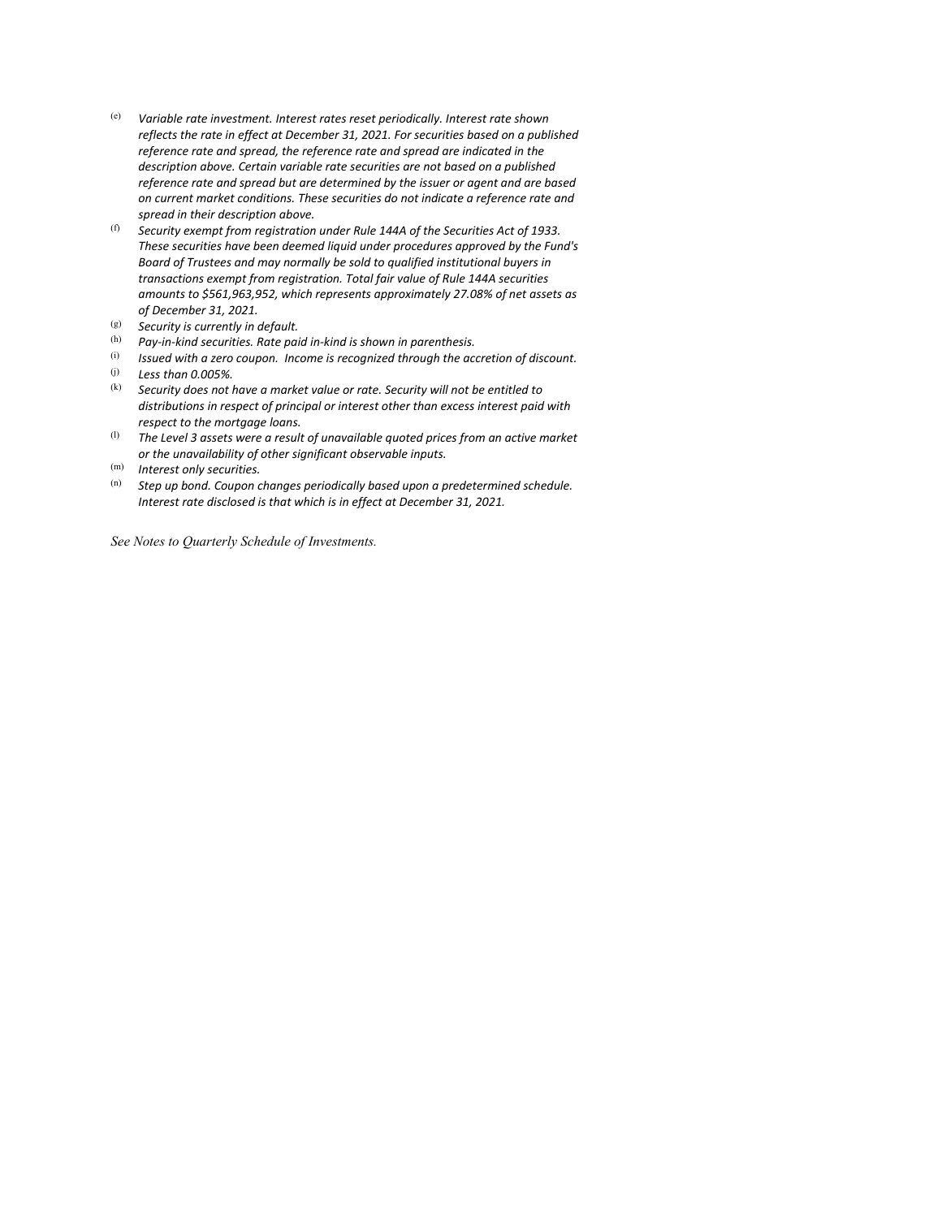(e) *Variable rate investment. Interest rates reset periodically. Interest rate shown reflects the rate in effect at December 31, 2021. For securities based on a published reference rate and spread, the reference rate and spread are indicated in the description above. Certain variable rate securities are not based on a published reference rate and spread but are determined by the issuer or agent and are based on current market conditions. These securities do not indicate a reference rate and spread in their description above.*

(f) *Security exempt from registration under Rule 144A of the Securities Act of 1933. These securities have been deemed liquid under procedures approved by the Fund's Board of Trustees and may normally be sold to qualified institutional buyers in transactions exempt from registration. Total fair value of Rule 144A securities amounts to $561,963,952, which represents approximately 27.08% of net assets as of December 31, 2021.*

(g) *Security is currently in default.*

(h) *Pay-in-kind securities. Rate paid in-kind is shown in parenthesis.*

(i) *Issued with a zero coupon. Income is recognized through the accretion of discount.*

(j) *Less than 0.005%.*

(k) *Security does not have a market value or rate. Security will not be entitled to distributions in respect of principal or interest other than excess interest paid with respect to the mortgage loans.*

(l) *The Level 3 assets were a result of unavailable quoted prices from an active market or the unavailability of other significant observable inputs.*

(m) *Interest only securities.*

(n) *Step up bond. Coupon changes periodically based upon a predetermined schedule. Interest rate disclosed is that which is in effect at December 31, 2021.*

*See Notes to Quarterly Schedule of Investments.*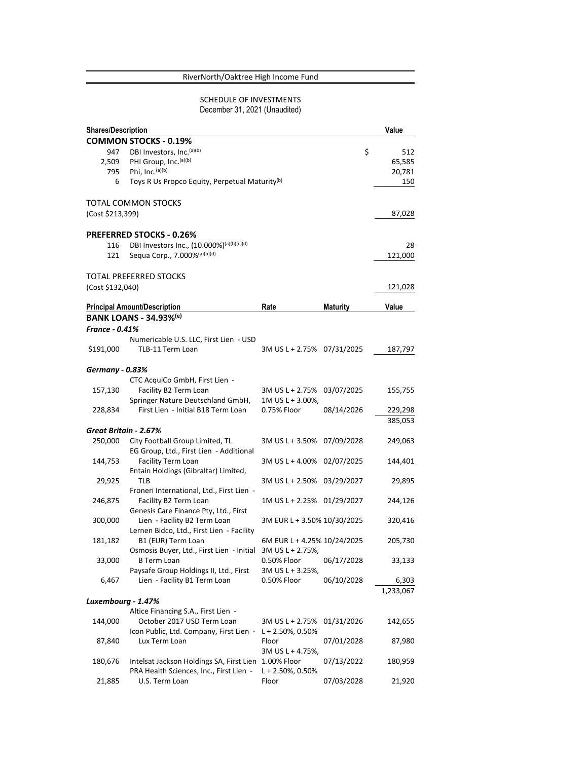RiverNorth/Oaktree High Income Fund

SCHEDULE OF INVESTMENTS
December 31, 2021 (Unaudited)

| Shares/Description | | Value |
|---|---|---|
| **COMMON STOCKS - 0.19%** | | |
| 947 | DBI Investors, Inc.[(a)(b)] | $ 512 |
| 2,509 | PHI Group, Inc.[(a)(b)] | 65,585 |
| 795 | Phi, Inc.[(a)(b)] | 20,781 |
| 6 | Toys R Us Propco Equity, Perpetual Maturity[(b)] | 150 |
| | | |
| TOTAL COMMON STOCKS | | |
| (Cost $213,399) | | 87,028 |
| | | |
| **PREFERRED STOCKS - 0.26%** | | |
| 116 | DBI Investors Inc., (10.000%)[(a)(b)(c)(d)] | 28 |
| 121 | Sequa Corp., 7.000%[(a)(b)(d)] | 121,000 |
| | | |
| TOTAL PREFERRED STOCKS | | |
| (Cost $132,040) | | 121,028 |

| Principal Amount/Description | | Rate | Maturity | Value |
|---|---|---|---|---|
| **BANK LOANS - 34.93%[(e)]** | | | | |
| ***France - 0.41%*** | | | | |
| $191,000 | Numericable U.S. LLC, First Lien - USD TLB-11 Term Loan | 3M US L + 2.75% | 07/31/2025 | 187,797 |
| | | | | |
| ***Germany - 0.83%*** | | | | |
| 157,130 | CTC AcquiCo GmbH, First Lien - Facility B2 Term Loan | 3M US L + 2.75% | 03/07/2025 | 155,755 |
| 228,834 | Springer Nature Deutschland GmbH, First Lien - Initial B18 Term Loan | 1M US L + 3.00%, 0.75% Floor | 08/14/2026 | 229,298 |
| | | | | 385,053 |
| ***Great Britain - 2.67%*** | | | | |
| 250,000 | City Football Group Limited, TL | 3M US L + 3.50% | 07/09/2028 | 249,063 |
| 144,753 | EG Group, Ltd., First Lien - Additional Facility Term Loan | 3M US L + 4.00% | 02/07/2025 | 144,401 |
| 29,925 | Entain Holdings (Gibraltar) Limited, TLB | 3M US L + 2.50% | 03/29/2027 | 29,895 |
| 246,875 | Froneri International, Ltd., First Lien - Facility B2 Term Loan | 1M US L + 2.25% | 01/29/2027 | 244,126 |
| 300,000 | Genesis Care Finance Pty, Ltd., First Lien - Facility B2 Term Loan | 3M EUR L + 3.50% | 10/30/2025 | 320,416 |
| 181,182 | Lernen Bidco, Ltd., First Lien - Facility B1 (EUR) Term Loan | 6M EUR L + 4.25% | 10/24/2025 | 205,730 |
| 33,000 | Osmosis Buyer, Ltd., First Lien - Initial B Term Loan | 3M US L + 2.75%, 0.50% Floor | 06/17/2028 | 33,133 |
| 6,467 | Paysafe Group Holdings II, Ltd., First Lien - Facility B1 Term Loan | 3M US L + 3.25%, 0.50% Floor | 06/10/2028 | 6,303 |
| | | | | 1,233,067 |
| ***Luxembourg - 1.47%*** | | | | |
| 144,000 | Altice Financing S.A., First Lien - October 2017 USD Term Loan | 3M US L + 2.75% | 01/31/2026 | 142,655 |
| 87,840 | Icon Public, Ltd. Company, First Lien - Lux Term Loan | L + 2.50%, 0.50% Floor | 07/01/2028 | 87,980 |
| 180,676 | Intelsat Jackson Holdings SA, First Lien | 3M US L + 4.75%, 1.00% Floor | 07/13/2022 | 180,959 |
| 21,885 | PRA Health Sciences, Inc., First Lien - U.S. Term Loan | L + 2.50%, 0.50% Floor | 07/03/2028 | 21,920 |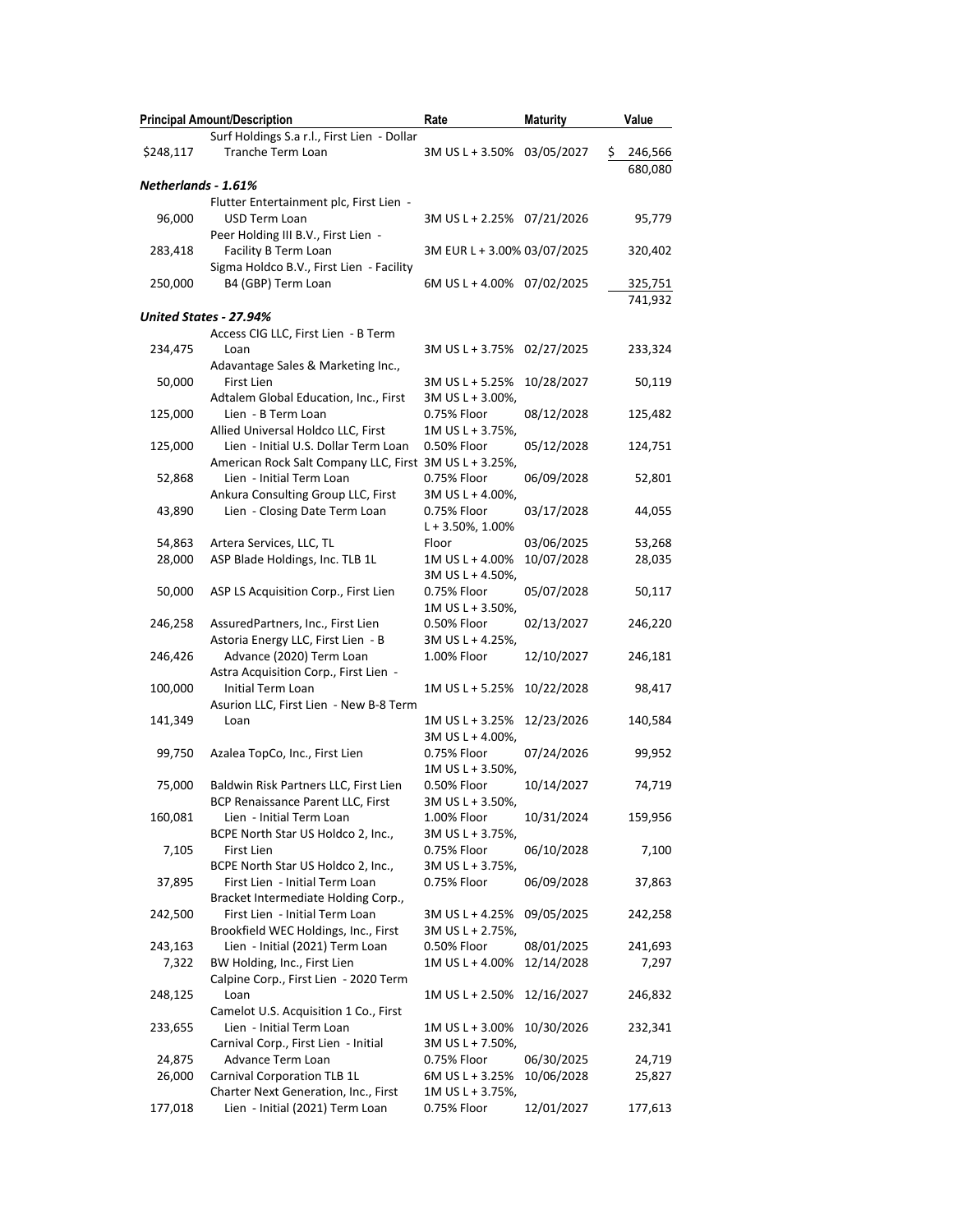| Principal Amount/Description | | Rate | Maturity | Value |
|---|---|---|---|---|
| $248,117 | Surf Holdings S.a r.l., First Lien - Dollar Tranche Term Loan | 3M US L + 3.50% | 03/05/2027 | $ 246,566 |
| | | | | 680,080 |
| ***Netherlands - 1.61%*** | | | | |
| 96,000 | Flutter Entertainment plc, First Lien - USD Term Loan | 3M US L + 2.25% | 07/21/2026 | 95,779 |
| 283,418 | Peer Holding III B.V., First Lien - Facility B Term Loan | 3M EUR L + 3.00% | 03/07/2025 | 320,402 |
| 250,000 | Sigma Holdco B.V., First Lien - Facility B4 (GBP) Term Loan | 6M US L + 4.00% | 07/02/2025 | 325,751 |
| | | | | 741,932 |
| ***United States - 27.94%*** | | | | |
| 234,475 | Access CIG LLC, First Lien - B Term Loan | 3M US L + 3.75% | 02/27/2025 | 233,324 |
| 50,000 | Adavantage Sales & Marketing Inc., First Lien | 3M US L + 5.25% | 10/28/2027 | 50,119 |
| 125,000 | Adtalem Global Education, Inc., First Lien - B Term Loan | 3M US L + 3.00%, 0.75% Floor | 08/12/2028 | 125,482 |
| 125,000 | Allied Universal Holdco LLC, First Lien - Initial U.S. Dollar Term Loan | 1M US L + 3.75%, 0.50% Floor | 05/12/2028 | 124,751 |
| 52,868 | American Rock Salt Company LLC, First Lien - Initial Term Loan | 3M US L + 3.25%, 0.75% Floor | 06/09/2028 | 52,801 |
| 43,890 | Ankura Consulting Group LLC, First Lien - Closing Date Term Loan | 3M US L + 4.00%, 0.75% Floor | 03/17/2028 | 44,055 |
| 54,863 | Artera Services, LLC, TL | L + 3.50%, 1.00% Floor | 03/06/2025 | 53,268 |
| 28,000 | ASP Blade Holdings, Inc. TLB 1L | 1M US L + 4.00% | 10/07/2028 | 28,035 |
| 50,000 | ASP LS Acquisition Corp., First Lien | 3M US L + 4.50%, 0.75% Floor | 05/07/2028 | 50,117 |
| 246,258 | AssuredPartners, Inc., First Lien | 1M US L + 3.50%, 0.50% Floor | 02/13/2027 | 246,220 |
| 246,426 | Astoria Energy LLC, First Lien - B Advance (2020) Term Loan | 3M US L + 4.25%, 1.00% Floor | 12/10/2027 | 246,181 |
| 100,000 | Astra Acquisition Corp., First Lien - Initial Term Loan | 1M US L + 5.25% | 10/22/2028 | 98,417 |
| 141,349 | Asurion LLC, First Lien - New B-8 Term Loan | 1M US L + 3.25% | 12/23/2026 | 140,584 |
| 99,750 | Azalea TopCo, Inc., First Lien | 3M US L + 4.00%, 0.75% Floor | 07/24/2026 | 99,952 |
| 75,000 | Baldwin Risk Partners LLC, First Lien | 1M US L + 3.50%, 0.50% Floor | 10/14/2027 | 74,719 |
| 160,081 | BCP Renaissance Parent LLC, First Lien - Initial Term Loan | 3M US L + 3.50%, 1.00% Floor | 10/31/2024 | 159,956 |
| 7,105 | BCPE North Star US Holdco 2, Inc., First Lien | 3M US L + 3.75%, 0.75% Floor | 06/10/2028 | 7,100 |
| 37,895 | BCPE North Star US Holdco 2, Inc., First Lien - Initial Term Loan | 3M US L + 3.75%, 0.75% Floor | 06/09/2028 | 37,863 |
| 242,500 | Bracket Intermediate Holding Corp., First Lien - Initial Term Loan | 3M US L + 4.25% | 09/05/2025 | 242,258 |
| 243,163 | Brookfield WEC Holdings, Inc., First Lien - Initial (2021) Term Loan | 3M US L + 2.75%, 0.50% Floor | 08/01/2025 | 241,693 |
| 7,322 | BW Holding, Inc., First Lien | 1M US L + 4.00% | 12/14/2028 | 7,297 |
| 248,125 | Calpine Corp., First Lien - 2020 Term Loan | 1M US L + 2.50% | 12/16/2027 | 246,832 |
| 233,655 | Camelot U.S. Acquisition 1 Co., First Lien - Initial Term Loan | 1M US L + 3.00% | 10/30/2026 | 232,341 |
| 24,875 | Carnival Corp., First Lien - Initial Advance Term Loan | 3M US L + 7.50%, 0.75% Floor | 06/30/2025 | 24,719 |
| 26,000 | Carnival Corporation TLB 1L | 6M US L + 3.25% | 10/06/2028 | 25,827 |
| 177,018 | Charter Next Generation, Inc., First Lien - Initial (2021) Term Loan | 1M US L + 3.75%, 0.75% Floor | 12/01/2027 | 177,613 |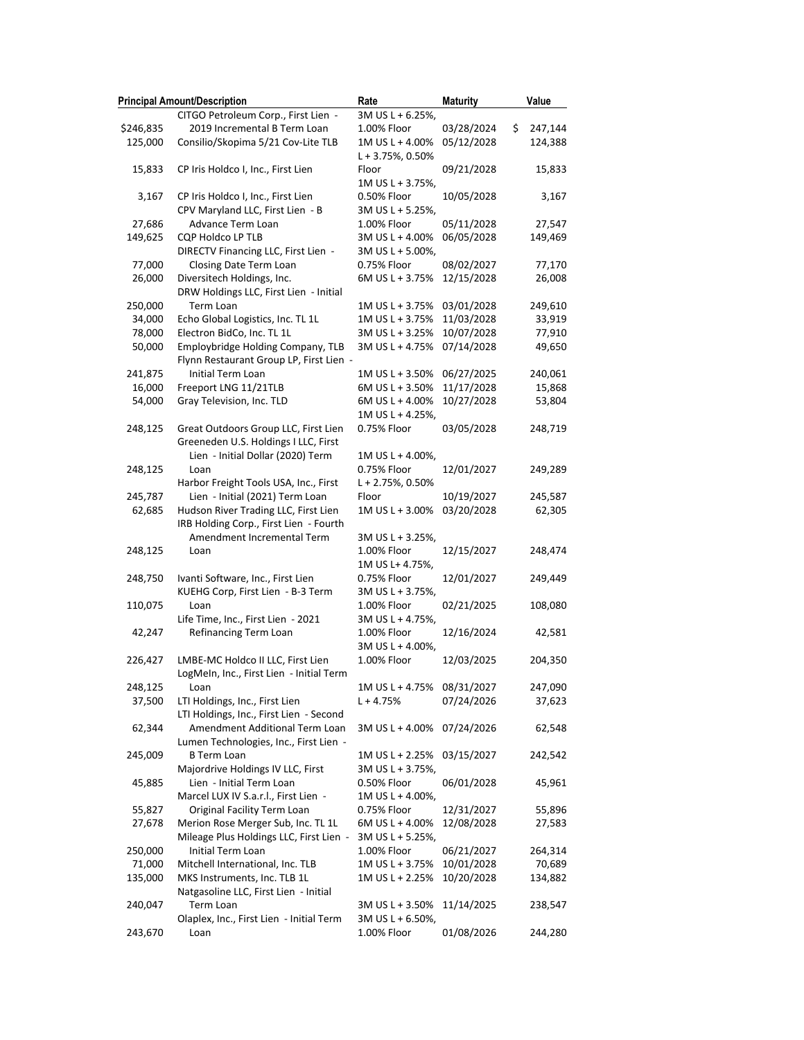| Principal Amount/Description | | Rate | Maturity | Value |
|---|---|---|---|---|
| $246,835 | CITGO Petroleum Corp., First Lien - 2019 Incremental B Term Loan | 3M US L + 6.25%, 1.00% Floor | 03/28/2024 | $ 247,144 |
| 125,000 | Consilio/Skopima 5/21 Cov-Lite TLB | 1M US L + 4.00% | 05/12/2028 | 124,388 |
| 15,833 | CP Iris Holdco I, Inc., First Lien | L + 3.75%, 0.50% Floor | 09/21/2028 | 15,833 |
| 3,167 | CP Iris Holdco I, Inc., First Lien | 1M US L + 3.75%, 0.50% Floor | 10/05/2028 | 3,167 |
| 27,686 | CPV Maryland LLC, First Lien - B Advance Term Loan | 3M US L + 5.25%, 1.00% Floor | 05/11/2028 | 27,547 |
| 149,625 | CQP Holdco LP TLB | 3M US L + 4.00% | 06/05/2028 | 149,469 |
| 77,000 | DIRECTV Financing LLC, First Lien - Closing Date Term Loan | 3M US L + 5.00%, 0.75% Floor | 08/02/2027 | 77,170 |
| 26,000 | Diversitech Holdings, Inc. | 6M US L + 3.75% | 12/15/2028 | 26,008 |
| 250,000 | DRW Holdings LLC, First Lien - Initial Term Loan | 1M US L + 3.75% | 03/01/2028 | 249,610 |
| 34,000 | Echo Global Logistics, Inc. TL 1L | 1M US L + 3.75% | 11/03/2028 | 33,919 |
| 78,000 | Electron BidCo, Inc. TL 1L | 3M US L + 3.25% | 10/07/2028 | 77,910 |
| 50,000 | Employbridge Holding Company, TLB | 3M US L + 4.75% | 07/14/2028 | 49,650 |
| 241,875 | Flynn Restaurant Group LP, First Lien - Initial Term Loan | 1M US L + 3.50% | 06/27/2025 | 240,061 |
| 16,000 | Freeport LNG 11/21TLB | 6M US L + 3.50% | 11/17/2028 | 15,868 |
| 54,000 | Gray Television, Inc. TLD | 6M US L + 4.00% | 10/27/2028 | 53,804 |
| 248,125 | Great Outdoors Group LLC, First Lien | 1M US L + 4.25%, 0.75% Floor | 03/05/2028 | 248,719 |
| 248,125 | Greeneden U.S. Holdings I LLC, First Lien - Initial Dollar (2020) Term Loan | 1M US L + 4.00%, 0.75% Floor | 12/01/2027 | 249,289 |
| 245,787 | Harbor Freight Tools USA, Inc., First Lien - Initial (2021) Term Loan | L + 2.75%, 0.50% Floor | 10/19/2027 | 245,587 |
| 62,685 | Hudson River Trading LLC, First Lien | 1M US L + 3.00% | 03/20/2028 | 62,305 |
| 248,125 | IRB Holding Corp., First Lien - Fourth Amendment Incremental Term Loan | 3M US L + 3.25%, 1.00% Floor | 12/15/2027 | 248,474 |
| 248,750 | Ivanti Software, Inc., First Lien | 1M US L+ 4.75%, 0.75% Floor | 12/01/2027 | 249,449 |
| 110,075 | KUEHG Corp, First Lien - B-3 Term Loan | 3M US L + 3.75%, 1.00% Floor | 02/21/2025 | 108,080 |
| 42,247 | Life Time, Inc., First Lien - 2021 Refinancing Term Loan | 3M US L + 4.75%, 1.00% Floor | 12/16/2024 | 42,581 |
| 226,427 | LMBE-MC Holdco II LLC, First Lien | 3M US L + 4.00%, 1.00% Floor | 12/03/2025 | 204,350 |
| 248,125 | LogMeIn, Inc., First Lien - Initial Term Loan | 1M US L + 4.75% | 08/31/2027 | 247,090 |
| 37,500 | LTI Holdings, Inc., First Lien | L + 4.75% | 07/24/2026 | 37,623 |
| 62,344 | LTI Holdings, Inc., First Lien - Second Amendment Additional Term Loan | 3M US L + 4.00% | 07/24/2026 | 62,548 |
| 245,009 | Lumen Technologies, Inc., First Lien - B Term Loan | 1M US L + 2.25% | 03/15/2027 | 242,542 |
| 45,885 | Majordrive Holdings IV LLC, First Lien - Initial Term Loan | 3M US L + 3.75%, 0.50% Floor | 06/01/2028 | 45,961 |
| 55,827 | Marcel LUX IV S.a.r.l., First Lien - Original Facility Term Loan | 1M US L + 4.00%, 0.75% Floor | 12/31/2027 | 55,896 |
| 27,678 | Merion Rose Merger Sub, Inc. TL 1L | 6M US L + 4.00% | 12/08/2028 | 27,583 |
| 250,000 | Mileage Plus Holdings LLC, First Lien - Initial Term Loan | 3M US L + 5.25%, 1.00% Floor | 06/21/2027 | 264,314 |
| 71,000 | Mitchell International, Inc. TLB | 1M US L + 3.75% | 10/01/2028 | 70,689 |
| 135,000 | MKS Instruments, Inc. TLB 1L | 1M US L + 2.25% | 10/20/2028 | 134,882 |
| 240,047 | Natgasoline LLC, First Lien - Initial Term Loan | 3M US L + 3.50% | 11/14/2025 | 238,547 |
| 243,670 | Olaplex, Inc., First Lien - Initial Term Loan | 3M US L + 6.50%, 1.00% Floor | 01/08/2026 | 244,280 |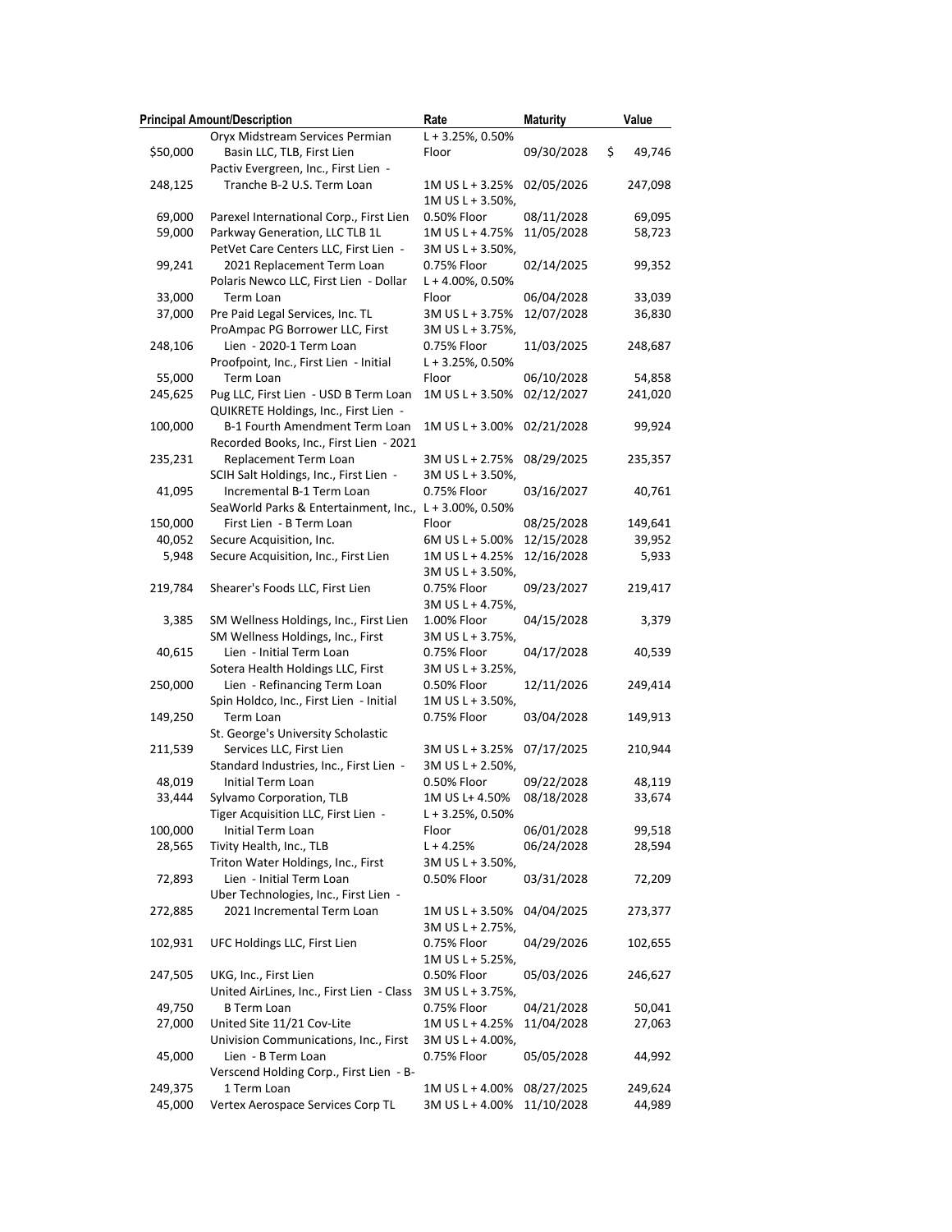| Principal Amount/Description | | Rate | Maturity | Value |
|---|---|---|---|---|
| $50,000 | Oryx Midstream Services Permian Basin LLC, TLB, First Lien | L + 3.25%, 0.50% Floor | 09/30/2028 | $ 49,746 |
| 248,125 | Pactiv Evergreen, Inc., First Lien - Tranche B-2 U.S. Term Loan | 1M US L + 3.25% | 02/05/2026 | 247,098 |
| 69,000 | Parexel International Corp., First Lien | 1M US L + 3.50%, 0.50% Floor | 08/11/2028 | 69,095 |
| 59,000 | Parkway Generation, LLC TLB 1L | 1M US L + 4.75% | 11/05/2028 | 58,723 |
| 99,241 | PetVet Care Centers LLC, First Lien - 2021 Replacement Term Loan | 3M US L + 3.50%, 0.75% Floor | 02/14/2025 | 99,352 |
| 33,000 | Polaris Newco LLC, First Lien - Dollar Term Loan | L + 4.00%, 0.50% Floor | 06/04/2028 | 33,039 |
| 37,000 | Pre Paid Legal Services, Inc. TL | 3M US L + 3.75% | 12/07/2028 | 36,830 |
| 248,106 | ProAmpac PG Borrower LLC, First Lien - 2020-1 Term Loan | 3M US L + 3.75%, 0.75% Floor | 11/03/2025 | 248,687 |
| 55,000 | Proofpoint, Inc., First Lien - Initial Term Loan | L + 3.25%, 0.50% Floor | 06/10/2028 | 54,858 |
| 245,625 | Pug LLC, First Lien - USD B Term Loan | 1M US L + 3.50% | 02/12/2027 | 241,020 |
| 100,000 | QUIKRETE Holdings, Inc., First Lien - B-1 Fourth Amendment Term Loan | 1M US L + 3.00% | 02/21/2028 | 99,924 |
| 235,231 | Recorded Books, Inc., First Lien - 2021 Replacement Term Loan | 3M US L + 2.75% | 08/29/2025 | 235,357 |
| 41,095 | SCIH Salt Holdings, Inc., First Lien - Incremental B-1 Term Loan | 3M US L + 3.50%, 0.75% Floor | 03/16/2027 | 40,761 |
| 150,000 | SeaWorld Parks & Entertainment, Inc., First Lien - B Term Loan | L + 3.00%, 0.50% Floor | 08/25/2028 | 149,641 |
| 40,052 | Secure Acquisition, Inc. | 6M US L + 5.00% | 12/15/2028 | 39,952 |
| 5,948 | Secure Acquisition, Inc., First Lien | 1M US L + 4.25% | 12/16/2028 | 5,933 |
| 219,784 | Shearer's Foods LLC, First Lien | 3M US L + 3.50%, 0.75% Floor | 09/23/2027 | 219,417 |
| 3,385 | SM Wellness Holdings, Inc., First Lien | 3M US L + 4.75%, 1.00% Floor | 04/15/2028 | 3,379 |
| 40,615 | SM Wellness Holdings, Inc., First Lien - Initial Term Loan | 3M US L + 3.75%, 0.75% Floor | 04/17/2028 | 40,539 |
| 250,000 | Sotera Health Holdings LLC, First Lien - Refinancing Term Loan | 3M US L + 3.25%, 0.50% Floor | 12/11/2026 | 249,414 |
| 149,250 | Spin Holdco, Inc., First Lien - Initial Term Loan | 1M US L + 3.50%, 0.75% Floor | 03/04/2028 | 149,913 |
| 211,539 | St. George's University Scholastic Services LLC, First Lien | 3M US L + 3.25% | 07/17/2025 | 210,944 |
| 48,019 | Standard Industries, Inc., First Lien - Initial Term Loan | 3M US L + 2.50%, 0.50% Floor | 09/22/2028 | 48,119 |
| 33,444 | Sylvamo Corporation, TLB | 1M US L+ 4.50% | 08/18/2028 | 33,674 |
| 100,000 | Tiger Acquisition LLC, First Lien - Initial Term Loan | L + 3.25%, 0.50% Floor | 06/01/2028 | 99,518 |
| 28,565 | Tivity Health, Inc., TLB | L + 4.25% | 06/24/2028 | 28,594 |
| 72,893 | Triton Water Holdings, Inc., First Lien - Initial Term Loan | 3M US L + 3.50%, 0.50% Floor | 03/31/2028 | 72,209 |
| 272,885 | Uber Technologies, Inc., First Lien - 2021 Incremental Term Loan | 1M US L + 3.50% | 04/04/2025 | 273,377 |
| 102,931 | UFC Holdings LLC, First Lien | 3M US L + 2.75%, 0.75% Floor | 04/29/2026 | 102,655 |
| 247,505 | UKG, Inc., First Lien | 1M US L + 5.25%, 0.50% Floor | 05/03/2026 | 246,627 |
| 49,750 | United AirLines, Inc., First Lien - Class B Term Loan | 3M US L + 3.75%, 0.75% Floor | 04/21/2028 | 50,041 |
| 27,000 | United Site 11/21 Cov-Lite | 1M US L + 4.25% | 11/04/2028 | 27,063 |
| 45,000 | Univision Communications, Inc., First Lien - B Term Loan | 3M US L + 4.00%, 0.75% Floor | 05/05/2028 | 44,992 |
| 249,375 | Verscend Holding Corp., First Lien - B-1 Term Loan | 1M US L + 4.00% | 08/27/2025 | 249,624 |
| 45,000 | Vertex Aerospace Services Corp TL | 3M US L + 4.00% | 11/10/2028 | 44,989 |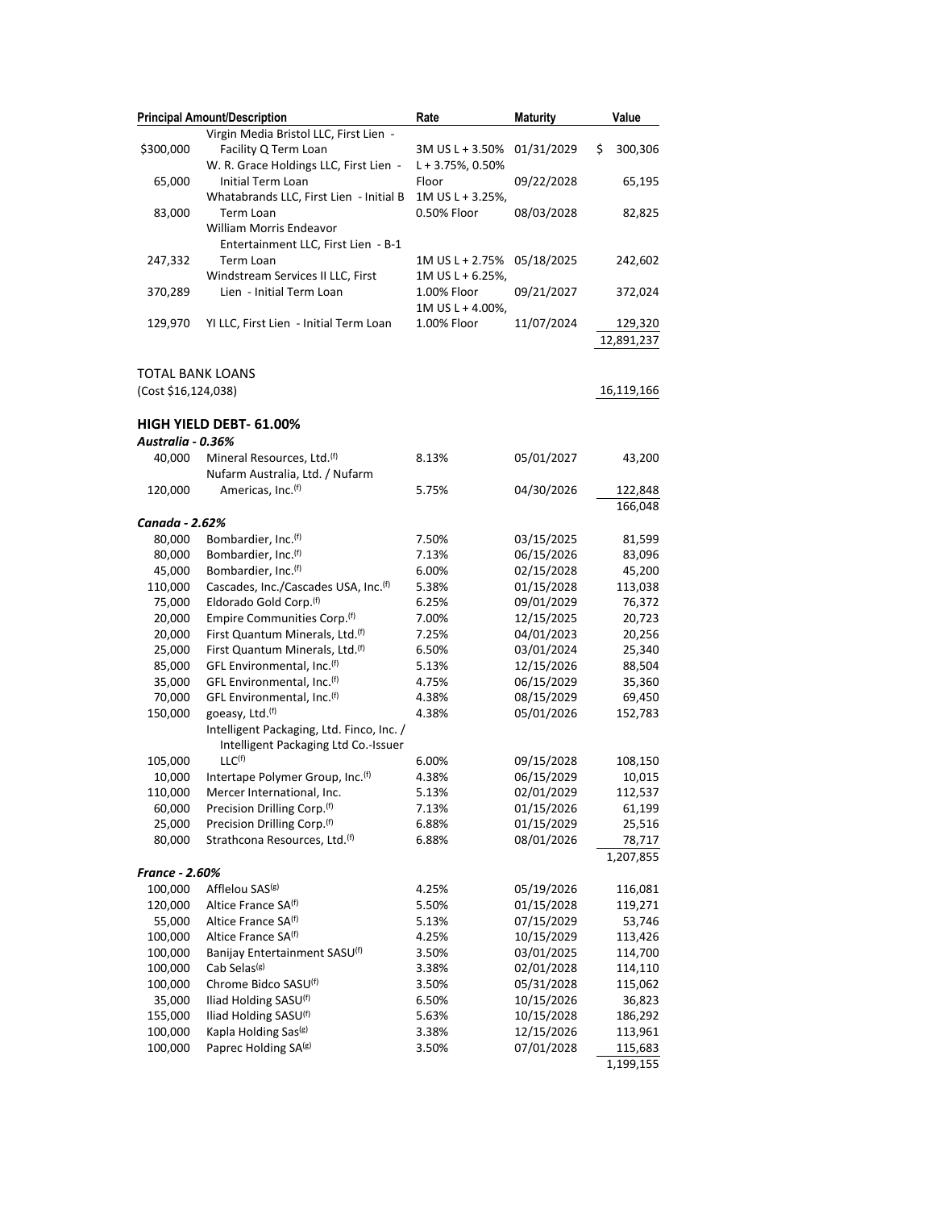| Principal Amount/Description | | Rate | Maturity | Value |
|---|---|---|---|---|
| $300,000 | Virgin Media Bristol LLC, First Lien - Facility Q Term Loan | 3M US L + 3.50% | 01/31/2029 | $ 300,306 |
| 65,000 | W. R. Grace Holdings LLC, First Lien - Initial Term Loan | L + 3.75%, 0.50% Floor | 09/22/2028 | 65,195 |
| 83,000 | Whatabrands LLC, First Lien - Initial B Term Loan | 1M US L + 3.25%, 0.50% Floor | 08/03/2028 | 82,825 |
| 247,332 | William Morris Endeavor Entertainment LLC, First Lien - B-1 Term Loan | 1M US L + 2.75% | 05/18/2025 | 242,602 |
| 370,289 | Windstream Services II LLC, First Lien - Initial Term Loan | 1M US L + 6.25%, 1.00% Floor | 09/21/2027 | 372,024 |
| 129,970 | YI LLC, First Lien - Initial Term Loan | 1M US L + 4.00%, 1.00% Floor | 11/07/2024 | 129,320 |
| | | | | 12,891,237 |
| | | | | |
| TOTAL BANK LOANS | | | | |
| (Cost $16,124,038) | | | | 16,119,166 |
| | | | | |
| **HIGH YIELD DEBT- 61.00%** | | | | |
| ***Australia - 0.36%*** | | | | |
| 40,000 | Mineral Resources, Ltd.[(f)] | 8.13% | 05/01/2027 | 43,200 |
| 120,000 | Nufarm Australia, Ltd. / Nufarm Americas, Inc.[(f)] | 5.75% | 04/30/2026 | 122,848 |
| | | | | 166,048 |
| ***Canada - 2.62%*** | | | | |
| 80,000 | Bombardier, Inc.[(f)] | 7.50% | 03/15/2025 | 81,599 |
| 80,000 | Bombardier, Inc.[(f)] | 7.13% | 06/15/2026 | 83,096 |
| 45,000 | Bombardier, Inc.[(f)] | 6.00% | 02/15/2028 | 45,200 |
| 110,000 | Cascades, Inc./Cascades USA, Inc.[(f)] | 5.38% | 01/15/2028 | 113,038 |
| 75,000 | Eldorado Gold Corp.[(f)] | 6.25% | 09/01/2029 | 76,372 |
| 20,000 | Empire Communities Corp.[(f)] | 7.00% | 12/15/2025 | 20,723 |
| 20,000 | First Quantum Minerals, Ltd.[(f)] | 7.25% | 04/01/2023 | 20,256 |
| 25,000 | First Quantum Minerals, Ltd.[(f)] | 6.50% | 03/01/2024 | 25,340 |
| 85,000 | GFL Environmental, Inc.[(f)] | 5.13% | 12/15/2026 | 88,504 |
| 35,000 | GFL Environmental, Inc.[(f)] | 4.75% | 06/15/2029 | 35,360 |
| 70,000 | GFL Environmental, Inc.[(f)] | 4.38% | 08/15/2029 | 69,450 |
| 150,000 | goeasy, Ltd.[(f)] | 4.38% | 05/01/2026 | 152,783 |
| 105,000 | Intelligent Packaging, Ltd. Finco, Inc. / Intelligent Packaging Ltd Co.-Issuer LLC[(f)] | 6.00% | 09/15/2028 | 108,150 |
| 10,000 | Intertape Polymer Group, Inc.[(f)] | 4.38% | 06/15/2029 | 10,015 |
| 110,000 | Mercer International, Inc. | 5.13% | 02/01/2029 | 112,537 |
| 60,000 | Precision Drilling Corp.[(f)] | 7.13% | 01/15/2026 | 61,199 |
| 25,000 | Precision Drilling Corp.[(f)] | 6.88% | 01/15/2029 | 25,516 |
| 80,000 | Strathcona Resources, Ltd.[(f)] | 6.88% | 08/01/2026 | 78,717 |
| | | | | 1,207,855 |
| ***France - 2.60%*** | | | | |
| 100,000 | Afflelou SAS[(g)] | 4.25% | 05/19/2026 | 116,081 |
| 120,000 | Altice France SA[(f)] | 5.50% | 01/15/2028 | 119,271 |
| 55,000 | Altice France SA[(f)] | 5.13% | 07/15/2029 | 53,746 |
| 100,000 | Altice France SA[(f)] | 4.25% | 10/15/2029 | 113,426 |
| 100,000 | Banijay Entertainment SASU[(f)] | 3.50% | 03/01/2025 | 114,700 |
| 100,000 | Cab Selas[(g)] | 3.38% | 02/01/2028 | 114,110 |
| 100,000 | Chrome Bidco SASU[(f)] | 3.50% | 05/31/2028 | 115,062 |
| 35,000 | Iliad Holding SASU[(f)] | 6.50% | 10/15/2026 | 36,823 |
| 155,000 | Iliad Holding SASU[(f)] | 5.63% | 10/15/2028 | 186,292 |
| 100,000 | Kapla Holding Sas[(g)] | 3.38% | 12/15/2026 | 113,961 |
| 100,000 | Paprec Holding SA[(g)] | 3.50% | 07/01/2028 | 115,683 |
| | | | | 1,199,155 |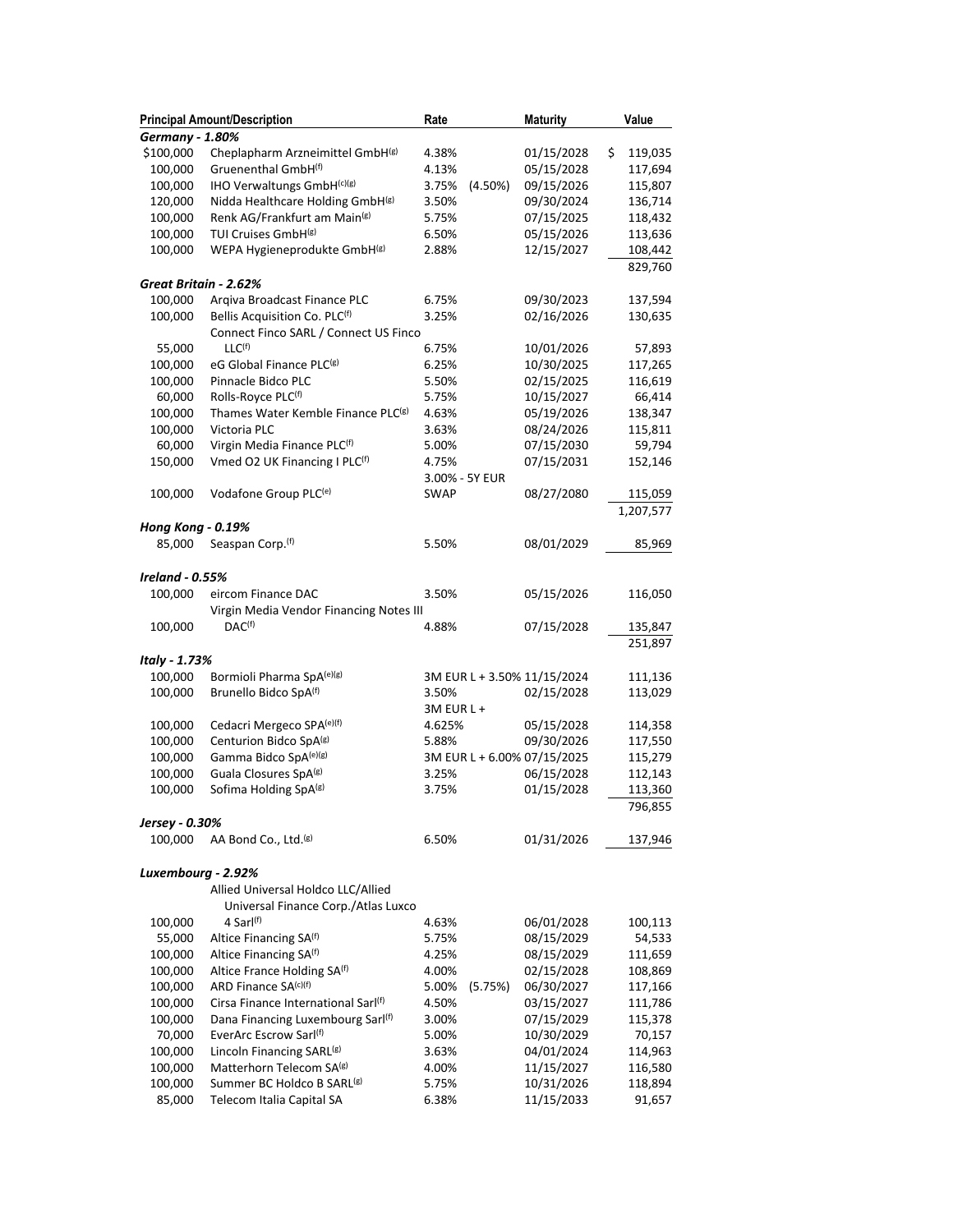| Principal Amount/Description | | Rate | | Maturity | Value |
|---|---|---|---|---|---|
| ***Germany - 1.80%*** | | | | | |
| $100,000 | Cheplapharm Arzneimittel GmbH[(g)] | 4.38% | | 01/15/2028 | $ 119,035 |
| 100,000 | Gruenenthal GmbH[(f)] | 4.13% | | 05/15/2028 | 117,694 |
| 100,000 | IHO Verwaltungs GmbH[(c)(g)] | 3.75% | (4.50%) | 09/15/2026 | 115,807 |
| 120,000 | Nidda Healthcare Holding GmbH[(g)] | 3.50% | | 09/30/2024 | 136,714 |
| 100,000 | Renk AG/Frankfurt am Main[(g)] | 5.75% | | 07/15/2025 | 118,432 |
| 100,000 | TUI Cruises GmbH[(g)] | 6.50% | | 05/15/2026 | 113,636 |
| 100,000 | WEPA Hygieneprodukte GmbH[(g)] | 2.88% | | 12/15/2027 | 108,442 |
| | | | | | 829,760 |
| ***Great Britain - 2.62%*** | | | | | |
| 100,000 | Arqiva Broadcast Finance PLC | 6.75% | | 09/30/2023 | 137,594 |
| 100,000 | Bellis Acquisition Co. PLC[(f)] | 3.25% | | 02/16/2026 | 130,635 |
| 55,000 | Connect Finco SARL / Connect US Finco LLC[(f)] | 6.75% | | 10/01/2026 | 57,893 |
| 100,000 | eG Global Finance PLC[(g)] | 6.25% | | 10/30/2025 | 117,265 |
| 100,000 | Pinnacle Bidco PLC | 5.50% | | 02/15/2025 | 116,619 |
| 60,000 | Rolls-Royce PLC[(f)] | 5.75% | | 10/15/2027 | 66,414 |
| 100,000 | Thames Water Kemble Finance PLC[(g)] | 4.63% | | 05/19/2026 | 138,347 |
| 100,000 | Victoria PLC | 3.63% | | 08/24/2026 | 115,811 |
| 60,000 | Virgin Media Finance PLC[(f)] | 5.00% | | 07/15/2030 | 59,794 |
| 150,000 | Vmed O2 UK Financing I PLC[(f)] | 4.75% | | 07/15/2031 | 152,146 |
| 100,000 | Vodafone Group PLC[(e)] | 3.00% - 5Y EUR SWAP | | 08/27/2080 | 115,059 |
| | | | | | 1,207,577 |
| ***Hong Kong - 0.19%*** | | | | | |
| 85,000 | Seaspan Corp.[(f)] | 5.50% | | 08/01/2029 | 85,969 |
| ***Ireland - 0.55%*** | | | | | |
| 100,000 | eircom Finance DAC | 3.50% | | 05/15/2026 | 116,050 |
| 100,000 | Virgin Media Vendor Financing Notes III DAC[(f)] | 4.88% | | 07/15/2028 | 135,847 |
| | | | | | 251,897 |
| ***Italy - 1.73%*** | | | | | |
| 100,000 | Bormioli Pharma SpA[(e)(g)] | 3M EUR L + 3.50% | | 11/15/2024 | 111,136 |
| 100,000 | Brunello Bidco SpA[(f)] | 3.50% | | 02/15/2028 | 113,029 |
| 100,000 | Cedacri Mergeco SPA[(e)(f)] | 3M EUR L + 4.625% | | 05/15/2028 | 114,358 |
| 100,000 | Centurion Bidco SpA[(g)] | 5.88% | | 09/30/2026 | 117,550 |
| 100,000 | Gamma Bidco SpA[(e)(g)] | 3M EUR L + 6.00% | | 07/15/2025 | 115,279 |
| 100,000 | Guala Closures SpA[(g)] | 3.25% | | 06/15/2028 | 112,143 |
| 100,000 | Sofima Holding SpA[(g)] | 3.75% | | 01/15/2028 | 113,360 |
| | | | | | 796,855 |
| ***Jersey - 0.30%*** | | | | | |
| 100,000 | AA Bond Co., Ltd.[(g)] | 6.50% | | 01/31/2026 | 137,946 |
| ***Luxembourg - 2.92%*** | | | | | |
| 100,000 | Allied Universal Holdco LLC/Allied Universal Finance Corp./Atlas Luxco 4 Sarl[(f)] | 4.63% | | 06/01/2028 | 100,113 |
| 55,000 | Altice Financing SA[(f)] | 5.75% | | 08/15/2029 | 54,533 |
| 100,000 | Altice Financing SA[(f)] | 4.25% | | 08/15/2029 | 111,659 |
| 100,000 | Altice France Holding SA[(f)] | 4.00% | | 02/15/2028 | 108,869 |
| 100,000 | ARD Finance SA[(c)(f)] | 5.00% | (5.75%) | 06/30/2027 | 117,166 |
| 100,000 | Cirsa Finance International Sarl[(f)] | 4.50% | | 03/15/2027 | 111,786 |
| 100,000 | Dana Financing Luxembourg Sarl[(f)] | 3.00% | | 07/15/2029 | 115,378 |
| 70,000 | EverArc Escrow Sarl[(f)] | 5.00% | | 10/30/2029 | 70,157 |
| 100,000 | Lincoln Financing SARL[(g)] | 3.63% | | 04/01/2024 | 114,963 |
| 100,000 | Matterhorn Telecom SA[(g)] | 4.00% | | 11/15/2027 | 116,580 |
| 100,000 | Summer BC Holdco B SARL[(g)] | 5.75% | | 10/31/2026 | 118,894 |
| 85,000 | Telecom Italia Capital SA | 6.38% | | 11/15/2033 | 91,657 |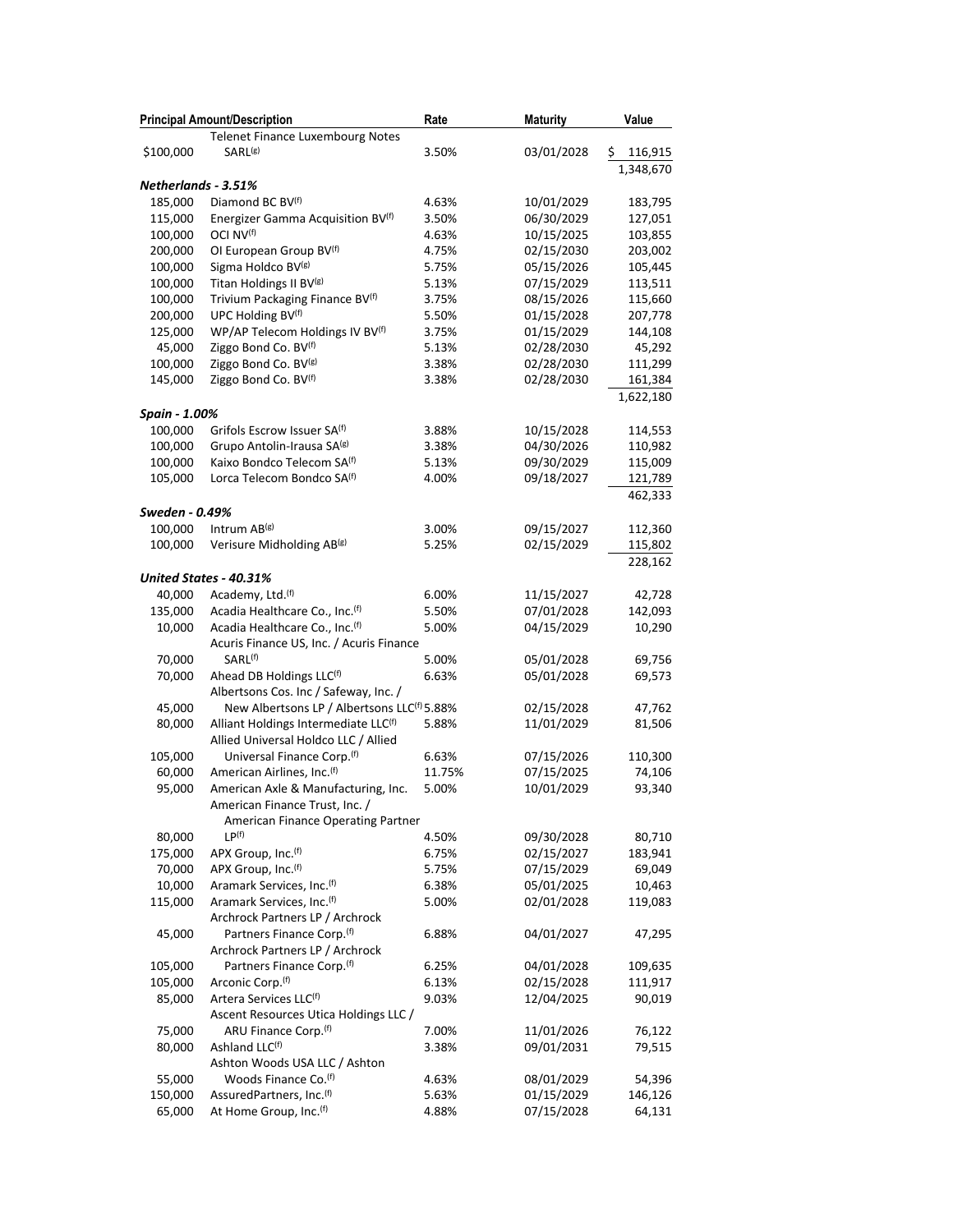| Principal Amount/Description | | Rate | Maturity | Value |
|---|---|---|---|---|
| $100,000 | Telenet Finance Luxembourg Notes SARL[(g)] | 3.50% | 03/01/2028 | $ 116,915 |
| | | | | 1,348,670 |
| ***Netherlands - 3.51%*** | | | | |
| 185,000 | Diamond BC BV[(f)] | 4.63% | 10/01/2029 | 183,795 |
| 115,000 | Energizer Gamma Acquisition BV[(f)] | 3.50% | 06/30/2029 | 127,051 |
| 100,000 | OCI NV[(f)] | 4.63% | 10/15/2025 | 103,855 |
| 200,000 | OI European Group BV[(f)] | 4.75% | 02/15/2030 | 203,002 |
| 100,000 | Sigma Holdco BV[(g)] | 5.75% | 05/15/2026 | 105,445 |
| 100,000 | Titan Holdings II BV[(g)] | 5.13% | 07/15/2029 | 113,511 |
| 100,000 | Trivium Packaging Finance BV[(f)] | 3.75% | 08/15/2026 | 115,660 |
| 200,000 | UPC Holding BV[(f)] | 5.50% | 01/15/2028 | 207,778 |
| 125,000 | WP/AP Telecom Holdings IV BV[(f)] | 3.75% | 01/15/2029 | 144,108 |
| 45,000 | Ziggo Bond Co. BV[(f)] | 5.13% | 02/28/2030 | 45,292 |
| 100,000 | Ziggo Bond Co. BV[(g)] | 3.38% | 02/28/2030 | 111,299 |
| 145,000 | Ziggo Bond Co. BV[(f)] | 3.38% | 02/28/2030 | 161,384 |
| | | | | 1,622,180 |
| ***Spain - 1.00%*** | | | | |
| 100,000 | Grifols Escrow Issuer SA[(f)] | 3.88% | 10/15/2028 | 114,553 |
| 100,000 | Grupo Antolin-Irausa SA[(g)] | 3.38% | 04/30/2026 | 110,982 |
| 100,000 | Kaixo Bondco Telecom SA[(f)] | 5.13% | 09/30/2029 | 115,009 |
| 105,000 | Lorca Telecom Bondco SA[(f)] | 4.00% | 09/18/2027 | 121,789 |
| | | | | 462,333 |
| ***Sweden - 0.49%*** | | | | |
| 100,000 | Intrum AB[(g)] | 3.00% | 09/15/2027 | 112,360 |
| 100,000 | Verisure Midholding AB[(g)] | 5.25% | 02/15/2029 | 115,802 |
| | | | | 228,162 |
| ***United States - 40.31%*** | | | | |
| 40,000 | Academy, Ltd.[(f)] | 6.00% | 11/15/2027 | 42,728 |
| 135,000 | Acadia Healthcare Co., Inc.[(f)] | 5.50% | 07/01/2028 | 142,093 |
| 10,000 | Acadia Healthcare Co., Inc.[(f)] | 5.00% | 04/15/2029 | 10,290 |
| 70,000 | Acuris Finance US, Inc. / Acuris Finance SARL[(f)] | 5.00% | 05/01/2028 | 69,756 |
| 70,000 | Ahead DB Holdings LLC[(f)] | 6.63% | 05/01/2028 | 69,573 |
| 45,000 | Albertsons Cos. Inc / Safeway, Inc. / New Albertsons LP / Albertsons LLC[(f)] | 5.88% | 02/15/2028 | 47,762 |
| 80,000 | Alliant Holdings Intermediate LLC[(f)] | 5.88% | 11/01/2029 | 81,506 |
| 105,000 | Allied Universal Holdco LLC / Allied Universal Finance Corp.[(f)] | 6.63% | 07/15/2026 | 110,300 |
| 60,000 | American Airlines, Inc.[(f)] | 11.75% | 07/15/2025 | 74,106 |
| 95,000 | American Axle & Manufacturing, Inc. | 5.00% | 10/01/2029 | 93,340 |
| 80,000 | American Finance Trust, Inc. / American Finance Operating Partner LP[(f)] | 4.50% | 09/30/2028 | 80,710 |
| 175,000 | APX Group, Inc.[(f)] | 6.75% | 02/15/2027 | 183,941 |
| 70,000 | APX Group, Inc.[(f)] | 5.75% | 07/15/2029 | 69,049 |
| 10,000 | Aramark Services, Inc.[(f)] | 6.38% | 05/01/2025 | 10,463 |
| 115,000 | Aramark Services, Inc.[(f)] | 5.00% | 02/01/2028 | 119,083 |
| 45,000 | Archrock Partners LP / Archrock Partners Finance Corp.[(f)] | 6.88% | 04/01/2027 | 47,295 |
| 105,000 | Archrock Partners LP / Archrock Partners Finance Corp.[(f)] | 6.25% | 04/01/2028 | 109,635 |
| 105,000 | Arconic Corp.[(f)] | 6.13% | 02/15/2028 | 111,917 |
| 85,000 | Artera Services LLC[(f)] | 9.03% | 12/04/2025 | 90,019 |
| 75,000 | Ascent Resources Utica Holdings LLC / ARU Finance Corp.[(f)] | 7.00% | 11/01/2026 | 76,122 |
| 80,000 | Ashland LLC[(f)] | 3.38% | 09/01/2031 | 79,515 |
| 55,000 | Ashton Woods USA LLC / Ashton Woods Finance Co.[(f)] | 4.63% | 08/01/2029 | 54,396 |
| 150,000 | AssuredPartners, Inc.[(f)] | 5.63% | 01/15/2029 | 146,126 |
| 65,000 | At Home Group, Inc.[(f)] | 4.88% | 07/15/2028 | 64,131 |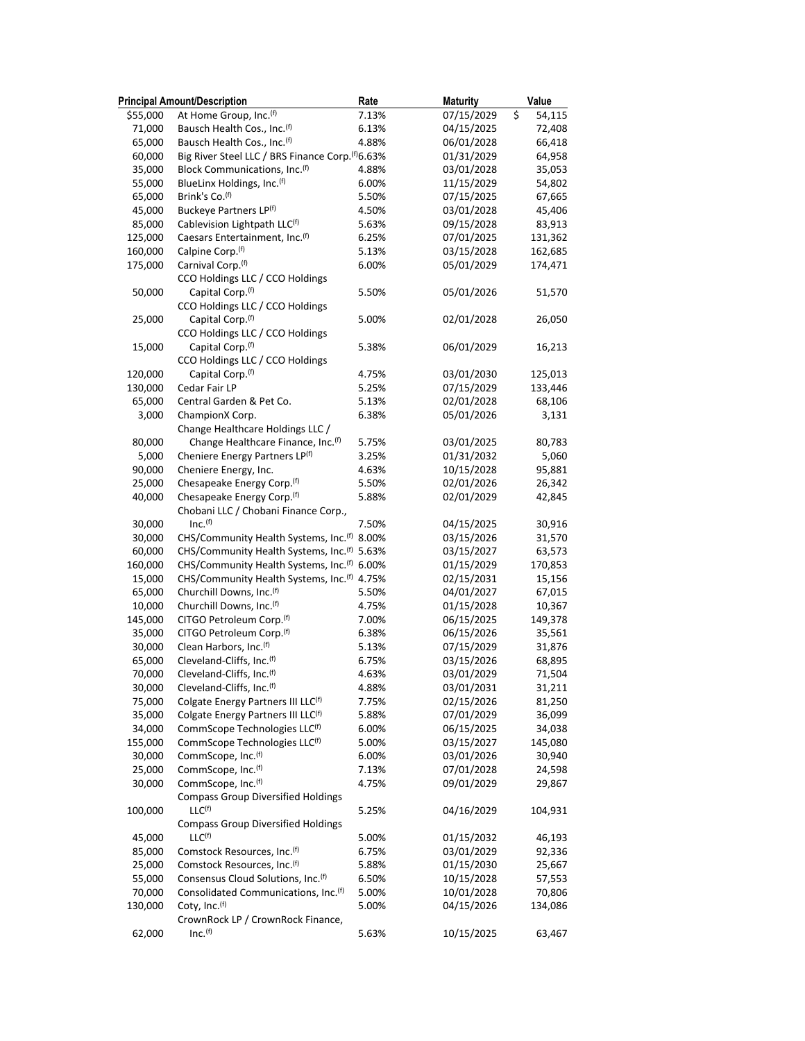| Principal Amount/Description | | Rate | Maturity | Value |
|---|---|---|---|---|
| $55,000 | At Home Group, Inc.[(f)] | 7.13% | 07/15/2029 | $ 54,115 |
| 71,000 | Bausch Health Cos., Inc.[(f)] | 6.13% | 04/15/2025 | 72,408 |
| 65,000 | Bausch Health Cos., Inc.[(f)] | 4.88% | 06/01/2028 | 66,418 |
| 60,000 | Big River Steel LLC / BRS Finance Corp.[(f)] | 6.63% | 01/31/2029 | 64,958 |
| 35,000 | Block Communications, Inc.[(f)] | 4.88% | 03/01/2028 | 35,053 |
| 55,000 | BlueLinx Holdings, Inc.[(f)] | 6.00% | 11/15/2029 | 54,802 |
| 65,000 | Brink's Co.[(f)] | 5.50% | 07/15/2025 | 67,665 |
| 45,000 | Buckeye Partners LP[(f)] | 4.50% | 03/01/2028 | 45,406 |
| 85,000 | Cablevision Lightpath LLC[(f)] | 5.63% | 09/15/2028 | 83,913 |
| 125,000 | Caesars Entertainment, Inc.[(f)] | 6.25% | 07/01/2025 | 131,362 |
| 160,000 | Calpine Corp.[(f)] | 5.13% | 03/15/2028 | 162,685 |
| 175,000 | Carnival Corp.[(f)] | 6.00% | 05/01/2029 | 174,471 |
| 50,000 | CCO Holdings LLC / CCO Holdings Capital Corp.[(f)] | 5.50% | 05/01/2026 | 51,570 |
| 25,000 | CCO Holdings LLC / CCO Holdings Capital Corp.[(f)] | 5.00% | 02/01/2028 | 26,050 |
| 15,000 | CCO Holdings LLC / CCO Holdings Capital Corp.[(f)] | 5.38% | 06/01/2029 | 16,213 |
| 120,000 | CCO Holdings LLC / CCO Holdings Capital Corp.[(f)] | 4.75% | 03/01/2030 | 125,013 |
| 130,000 | Cedar Fair LP | 5.25% | 07/15/2029 | 133,446 |
| 65,000 | Central Garden & Pet Co. | 5.13% | 02/01/2028 | 68,106 |
| 3,000 | ChampionX Corp. | 6.38% | 05/01/2026 | 3,131 |
| 80,000 | Change Healthcare Holdings LLC / Change Healthcare Finance, Inc.[(f)] | 5.75% | 03/01/2025 | 80,783 |
| 5,000 | Cheniere Energy Partners LP[(f)] | 3.25% | 01/31/2032 | 5,060 |
| 90,000 | Cheniere Energy, Inc. | 4.63% | 10/15/2028 | 95,881 |
| 25,000 | Chesapeake Energy Corp.[(f)] | 5.50% | 02/01/2026 | 26,342 |
| 40,000 | Chesapeake Energy Corp.[(f)] | 5.88% | 02/01/2029 | 42,845 |
| 30,000 | Chobani LLC / Chobani Finance Corp., Inc.[(f)] | 7.50% | 04/15/2025 | 30,916 |
| 30,000 | CHS/Community Health Systems, Inc.[(f)] | 8.00% | 03/15/2026 | 31,570 |
| 60,000 | CHS/Community Health Systems, Inc.[(f)] | 5.63% | 03/15/2027 | 63,573 |
| 160,000 | CHS/Community Health Systems, Inc.[(f)] | 6.00% | 01/15/2029 | 170,853 |
| 15,000 | CHS/Community Health Systems, Inc.[(f)] | 4.75% | 02/15/2031 | 15,156 |
| 65,000 | Churchill Downs, Inc.[(f)] | 5.50% | 04/01/2027 | 67,015 |
| 10,000 | Churchill Downs, Inc.[(f)] | 4.75% | 01/15/2028 | 10,367 |
| 145,000 | CITGO Petroleum Corp.[(f)] | 7.00% | 06/15/2025 | 149,378 |
| 35,000 | CITGO Petroleum Corp.[(f)] | 6.38% | 06/15/2026 | 35,561 |
| 30,000 | Clean Harbors, Inc.[(f)] | 5.13% | 07/15/2029 | 31,876 |
| 65,000 | Cleveland-Cliffs, Inc.[(f)] | 6.75% | 03/15/2026 | 68,895 |
| 70,000 | Cleveland-Cliffs, Inc.[(f)] | 4.63% | 03/01/2029 | 71,504 |
| 30,000 | Cleveland-Cliffs, Inc.[(f)] | 4.88% | 03/01/2031 | 31,211 |
| 75,000 | Colgate Energy Partners III LLC[(f)] | 7.75% | 02/15/2026 | 81,250 |
| 35,000 | Colgate Energy Partners III LLC[(f)] | 5.88% | 07/01/2029 | 36,099 |
| 34,000 | CommScope Technologies LLC[(f)] | 6.00% | 06/15/2025 | 34,038 |
| 155,000 | CommScope Technologies LLC[(f)] | 5.00% | 03/15/2027 | 145,080 |
| 30,000 | CommScope, Inc.[(f)] | 6.00% | 03/01/2026 | 30,940 |
| 25,000 | CommScope, Inc.[(f)] | 7.13% | 07/01/2028 | 24,598 |
| 30,000 | CommScope, Inc.[(f)] | 4.75% | 09/01/2029 | 29,867 |
| 100,000 | Compass Group Diversified Holdings LLC[(f)] | 5.25% | 04/16/2029 | 104,931 |
| 45,000 | Compass Group Diversified Holdings LLC[(f)] | 5.00% | 01/15/2032 | 46,193 |
| 85,000 | Comstock Resources, Inc.[(f)] | 6.75% | 03/01/2029 | 92,336 |
| 25,000 | Comstock Resources, Inc.[(f)] | 5.88% | 01/15/2030 | 25,667 |
| 55,000 | Consensus Cloud Solutions, Inc.[(f)] | 6.50% | 10/15/2028 | 57,553 |
| 70,000 | Consolidated Communications, Inc.[(f)] | 5.00% | 10/01/2028 | 70,806 |
| 130,000 | Coty, Inc.[(f)] | 5.00% | 04/15/2026 | 134,086 |
| 62,000 | CrownRock LP / CrownRock Finance, Inc.[(f)] | 5.63% | 10/15/2025 | 63,467 |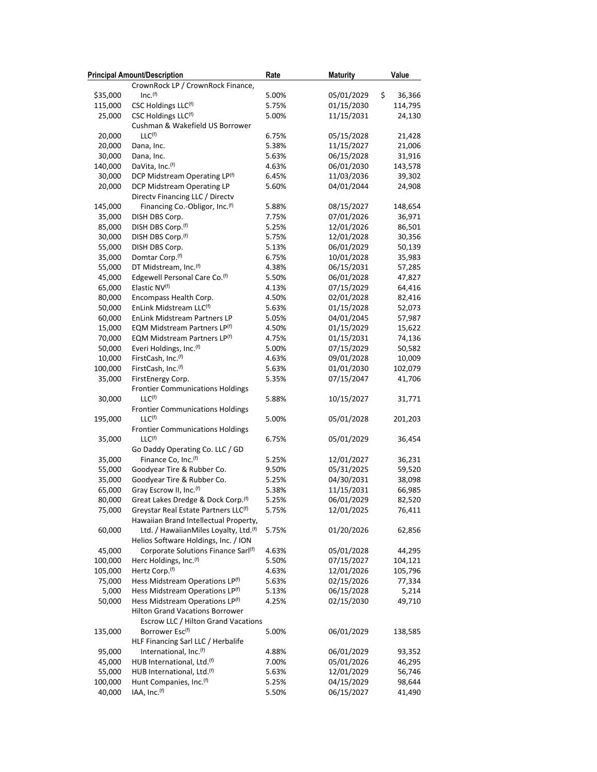| Principal Amount/Description | | Rate | Maturity | Value |
|---|---|---|---|---|
| $35,000 | CrownRock LP / CrownRock Finance, Inc.[(f)] | 5.00% | 05/01/2029 | $ 36,366 |
| 115,000 | CSC Holdings LLC[(f)] | 5.75% | 01/15/2030 | 114,795 |
| 25,000 | CSC Holdings LLC[(f)] | 5.00% | 11/15/2031 | 24,130 |
| 20,000 | Cushman & Wakefield US Borrower LLC[(f)] | 6.75% | 05/15/2028 | 21,428 |
| 20,000 | Dana, Inc. | 5.38% | 11/15/2027 | 21,006 |
| 30,000 | Dana, Inc. | 5.63% | 06/15/2028 | 31,916 |
| 140,000 | DaVita, Inc.[(f)] | 4.63% | 06/01/2030 | 143,578 |
| 30,000 | DCP Midstream Operating LP[(f)] | 6.45% | 11/03/2036 | 39,302 |
| 20,000 | DCP Midstream Operating LP | 5.60% | 04/01/2044 | 24,908 |
| 145,000 | Directv Financing LLC / Directv Financing Co.-Obligor, Inc.[(f)] | 5.88% | 08/15/2027 | 148,654 |
| 35,000 | DISH DBS Corp. | 7.75% | 07/01/2026 | 36,971 |
| 85,000 | DISH DBS Corp.[(f)] | 5.25% | 12/01/2026 | 86,501 |
| 30,000 | DISH DBS Corp.[(f)] | 5.75% | 12/01/2028 | 30,356 |
| 55,000 | DISH DBS Corp. | 5.13% | 06/01/2029 | 50,139 |
| 35,000 | Domtar Corp.[(f)] | 6.75% | 10/01/2028 | 35,983 |
| 55,000 | DT Midstream, Inc.[(f)] | 4.38% | 06/15/2031 | 57,285 |
| 45,000 | Edgewell Personal Care Co.[(f)] | 5.50% | 06/01/2028 | 47,827 |
| 65,000 | Elastic NV[(f)] | 4.13% | 07/15/2029 | 64,416 |
| 80,000 | Encompass Health Corp. | 4.50% | 02/01/2028 | 82,416 |
| 50,000 | EnLink Midstream LLC[(f)] | 5.63% | 01/15/2028 | 52,073 |
| 60,000 | EnLink Midstream Partners LP | 5.05% | 04/01/2045 | 57,987 |
| 15,000 | EQM Midstream Partners LP[(f)] | 4.50% | 01/15/2029 | 15,622 |
| 70,000 | EQM Midstream Partners LP[(f)] | 4.75% | 01/15/2031 | 74,136 |
| 50,000 | Everi Holdings, Inc.[(f)] | 5.00% | 07/15/2029 | 50,582 |
| 10,000 | FirstCash, Inc.[(f)] | 4.63% | 09/01/2028 | 10,009 |
| 100,000 | FirstCash, Inc.[(f)] | 5.63% | 01/01/2030 | 102,079 |
| 35,000 | FirstEnergy Corp. | 5.35% | 07/15/2047 | 41,706 |
| 30,000 | Frontier Communications Holdings LLC[(f)] | 5.88% | 10/15/2027 | 31,771 |
| 195,000 | Frontier Communications Holdings LLC[(f)] | 5.00% | 05/01/2028 | 201,203 |
| 35,000 | Frontier Communications Holdings LLC[(f)] | 6.75% | 05/01/2029 | 36,454 |
| 35,000 | Go Daddy Operating Co. LLC / GD Finance Co, Inc.[(f)] | 5.25% | 12/01/2027 | 36,231 |
| 55,000 | Goodyear Tire & Rubber Co. | 9.50% | 05/31/2025 | 59,520 |
| 35,000 | Goodyear Tire & Rubber Co. | 5.25% | 04/30/2031 | 38,098 |
| 65,000 | Gray Escrow II, Inc.[(f)] | 5.38% | 11/15/2031 | 66,985 |
| 80,000 | Great Lakes Dredge & Dock Corp.[(f)] | 5.25% | 06/01/2029 | 82,520 |
| 75,000 | Greystar Real Estate Partners LLC[(f)] | 5.75% | 12/01/2025 | 76,411 |
| 60,000 | Hawaiian Brand Intellectual Property, Ltd. / HawaiianMiles Loyalty, Ltd.[(f)] | 5.75% | 01/20/2026 | 62,856 |
| 45,000 | Helios Software Holdings, Inc. / ION Corporate Solutions Finance Sarl[(f)] | 4.63% | 05/01/2028 | 44,295 |
| 100,000 | Herc Holdings, Inc.[(f)] | 5.50% | 07/15/2027 | 104,121 |
| 105,000 | Hertz Corp.[(f)] | 4.63% | 12/01/2026 | 105,796 |
| 75,000 | Hess Midstream Operations LP[(f)] | 5.63% | 02/15/2026 | 77,334 |
| 5,000 | Hess Midstream Operations LP[(f)] | 5.13% | 06/15/2028 | 5,214 |
| 50,000 | Hess Midstream Operations LP[(f)] | 4.25% | 02/15/2030 | 49,710 |
| 135,000 | Hilton Grand Vacations Borrower Escrow LLC / Hilton Grand Vacations Borrower Esc[(f)] | 5.00% | 06/01/2029 | 138,585 |
| 95,000 | HLF Financing Sarl LLC / Herbalife International, Inc.[(f)] | 4.88% | 06/01/2029 | 93,352 |
| 45,000 | HUB International, Ltd.[(f)] | 7.00% | 05/01/2026 | 46,295 |
| 55,000 | HUB International, Ltd.[(f)] | 5.63% | 12/01/2029 | 56,746 |
| 100,000 | Hunt Companies, Inc.[(f)] | 5.25% | 04/15/2029 | 98,644 |
| 40,000 | IAA, Inc.[(f)] | 5.50% | 06/15/2027 | 41,490 |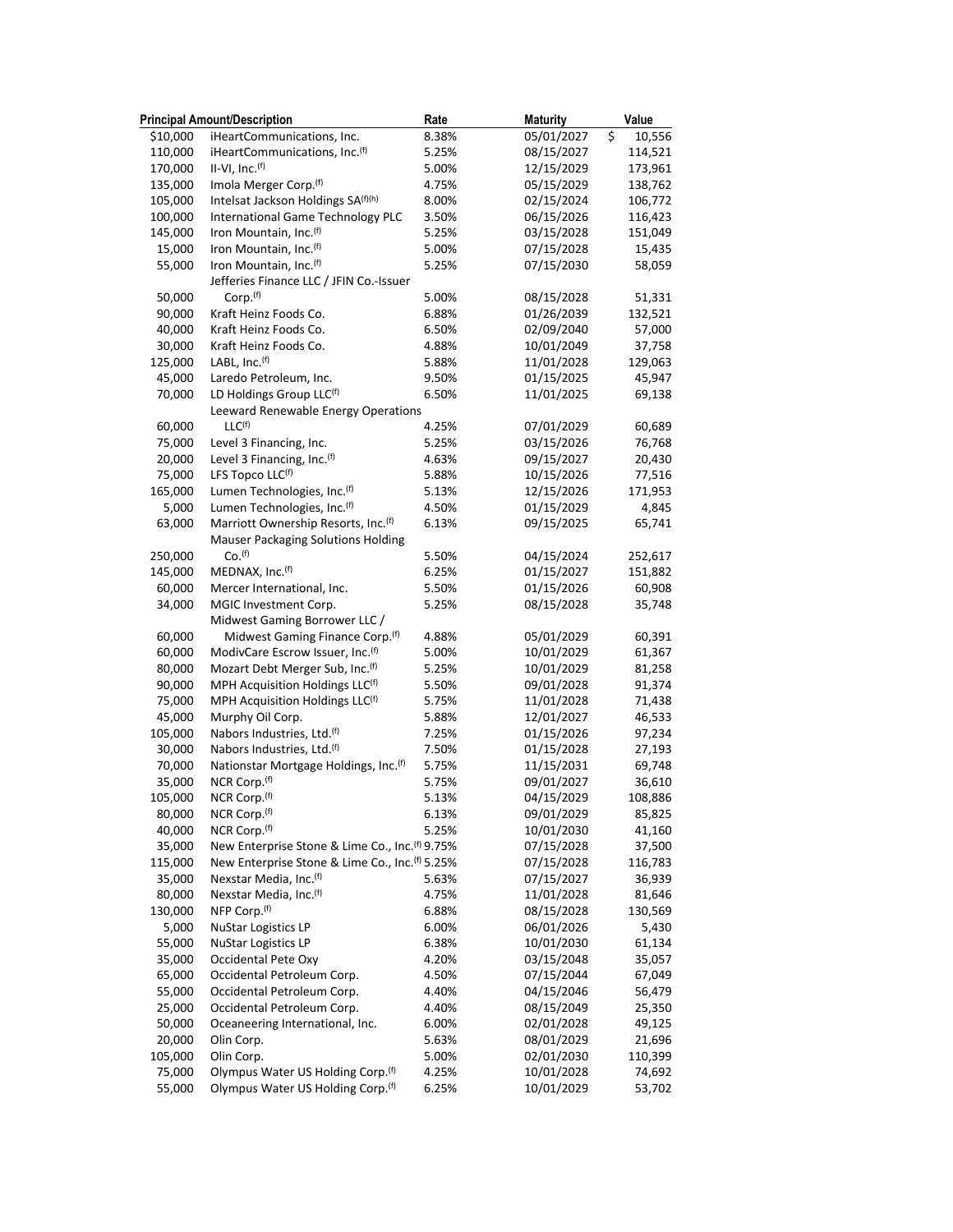| Principal Amount/Description | | Rate | Maturity | Value |
|---|---|---|---|---|
| $10,000 | iHeartCommunications, Inc. | 8.38% | 05/01/2027 | $ 10,556 |
| 110,000 | iHeartCommunications, Inc.(f) | 5.25% | 08/15/2027 | 114,521 |
| 170,000 | II-VI, Inc.(f) | 5.00% | 12/15/2029 | 173,961 |
| 135,000 | Imola Merger Corp.(f) | 4.75% | 05/15/2029 | 138,762 |
| 105,000 | Intelsat Jackson Holdings SA(f)(h) | 8.00% | 02/15/2024 | 106,772 |
| 100,000 | International Game Technology PLC | 3.50% | 06/15/2026 | 116,423 |
| 145,000 | Iron Mountain, Inc.(f) | 5.25% | 03/15/2028 | 151,049 |
| 15,000 | Iron Mountain, Inc.(f) | 5.00% | 07/15/2028 | 15,435 |
| 55,000 | Iron Mountain, Inc.(f) | 5.25% | 07/15/2030 | 58,059 |
| 50,000 | Jefferies Finance LLC / JFIN Co.-Issuer Corp.(f) | 5.00% | 08/15/2028 | 51,331 |
| 90,000 | Kraft Heinz Foods Co. | 6.88% | 01/26/2039 | 132,521 |
| 40,000 | Kraft Heinz Foods Co. | 6.50% | 02/09/2040 | 57,000 |
| 30,000 | Kraft Heinz Foods Co. | 4.88% | 10/01/2049 | 37,758 |
| 125,000 | LABL, Inc.(f) | 5.88% | 11/01/2028 | 129,063 |
| 45,000 | Laredo Petroleum, Inc. | 9.50% | 01/15/2025 | 45,947 |
| 70,000 | LD Holdings Group LLC(f) | 6.50% | 11/01/2025 | 69,138 |
| 60,000 | Leeward Renewable Energy Operations LLC(f) | 4.25% | 07/01/2029 | 60,689 |
| 75,000 | Level 3 Financing, Inc. | 5.25% | 03/15/2026 | 76,768 |
| 20,000 | Level 3 Financing, Inc.(f) | 4.63% | 09/15/2027 | 20,430 |
| 75,000 | LFS Topco LLC(f) | 5.88% | 10/15/2026 | 77,516 |
| 165,000 | Lumen Technologies, Inc.(f) | 5.13% | 12/15/2026 | 171,953 |
| 5,000 | Lumen Technologies, Inc.(f) | 4.50% | 01/15/2029 | 4,845 |
| 63,000 | Marriott Ownership Resorts, Inc.(f) | 6.13% | 09/15/2025 | 65,741 |
| 250,000 | Mauser Packaging Solutions Holding Co.(f) | 5.50% | 04/15/2024 | 252,617 |
| 145,000 | MEDNAX, Inc.(f) | 6.25% | 01/15/2027 | 151,882 |
| 60,000 | Mercer International, Inc. | 5.50% | 01/15/2026 | 60,908 |
| 34,000 | MGIC Investment Corp. | 5.25% | 08/15/2028 | 35,748 |
| 60,000 | Midwest Gaming Borrower LLC / Midwest Gaming Finance Corp.(f) | 4.88% | 05/01/2029 | 60,391 |
| 60,000 | ModivCare Escrow Issuer, Inc.(f) | 5.00% | 10/01/2029 | 61,367 |
| 80,000 | Mozart Debt Merger Sub, Inc.(f) | 5.25% | 10/01/2029 | 81,258 |
| 90,000 | MPH Acquisition Holdings LLC(f) | 5.50% | 09/01/2028 | 91,374 |
| 75,000 | MPH Acquisition Holdings LLC(f) | 5.75% | 11/01/2028 | 71,438 |
| 45,000 | Murphy Oil Corp. | 5.88% | 12/01/2027 | 46,533 |
| 105,000 | Nabors Industries, Ltd.(f) | 7.25% | 01/15/2026 | 97,234 |
| 30,000 | Nabors Industries, Ltd.(f) | 7.50% | 01/15/2028 | 27,193 |
| 70,000 | Nationstar Mortgage Holdings, Inc.(f) | 5.75% | 11/15/2031 | 69,748 |
| 35,000 | NCR Corp.(f) | 5.75% | 09/01/2027 | 36,610 |
| 105,000 | NCR Corp.(f) | 5.13% | 04/15/2029 | 108,886 |
| 80,000 | NCR Corp.(f) | 6.13% | 09/01/2029 | 85,825 |
| 40,000 | NCR Corp.(f) | 5.25% | 10/01/2030 | 41,160 |
| 35,000 | New Enterprise Stone & Lime Co., Inc.(f) | 9.75% | 07/15/2028 | 37,500 |
| 115,000 | New Enterprise Stone & Lime Co., Inc.(f) | 5.25% | 07/15/2028 | 116,783 |
| 35,000 | Nexstar Media, Inc.(f) | 5.63% | 07/15/2027 | 36,939 |
| 80,000 | Nexstar Media, Inc.(f) | 4.75% | 11/01/2028 | 81,646 |
| 130,000 | NFP Corp.(f) | 6.88% | 08/15/2028 | 130,569 |
| 5,000 | NuStar Logistics LP | 6.00% | 06/01/2026 | 5,430 |
| 55,000 | NuStar Logistics LP | 6.38% | 10/01/2030 | 61,134 |
| 35,000 | Occidental Pete Oxy | 4.20% | 03/15/2048 | 35,057 |
| 65,000 | Occidental Petroleum Corp. | 4.50% | 07/15/2044 | 67,049 |
| 55,000 | Occidental Petroleum Corp. | 4.40% | 04/15/2046 | 56,479 |
| 25,000 | Occidental Petroleum Corp. | 4.40% | 08/15/2049 | 25,350 |
| 50,000 | Oceaneering International, Inc. | 6.00% | 02/01/2028 | 49,125 |
| 20,000 | Olin Corp. | 5.63% | 08/01/2029 | 21,696 |
| 105,000 | Olin Corp. | 5.00% | 02/01/2030 | 110,399 |
| 75,000 | Olympus Water US Holding Corp.(f) | 4.25% | 10/01/2028 | 74,692 |
| 55,000 | Olympus Water US Holding Corp.(f) | 6.25% | 10/01/2029 | 53,702 |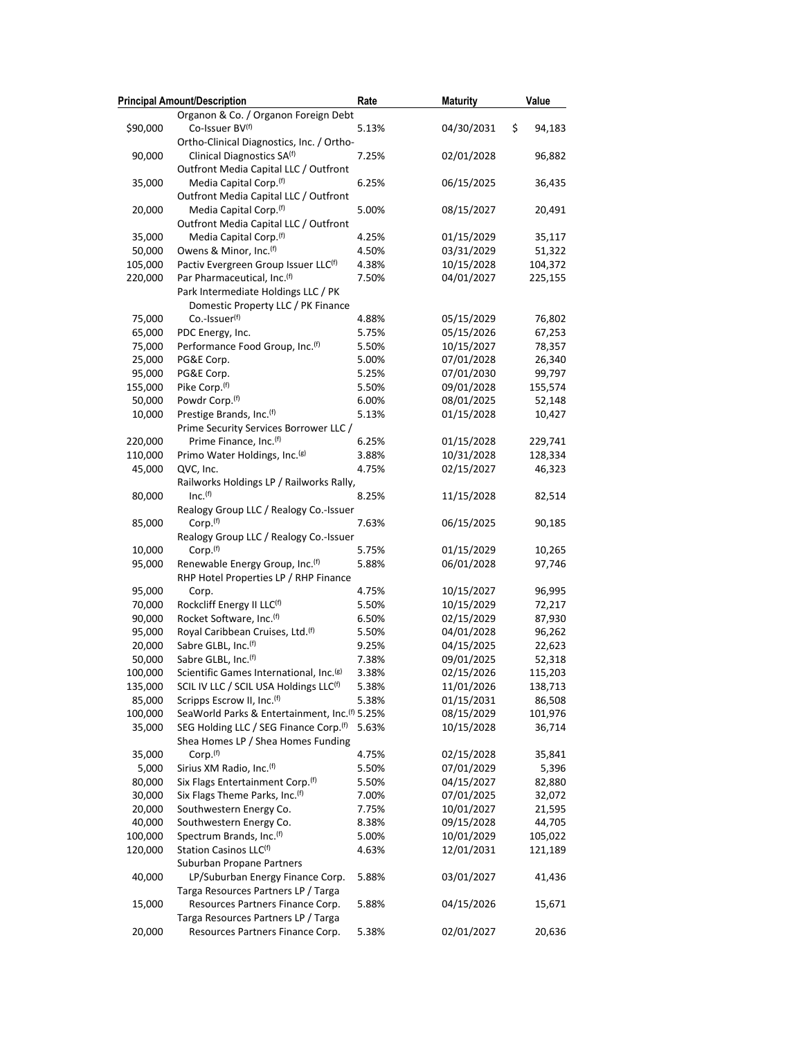| Principal Amount/Description | | Rate | Maturity | Value |
|---|---|---|---|---|
| $90,000 | Organon & Co. / Organon Foreign Debt Co-Issuer BV[f] | 5.13% | 04/30/2031 | $ 94,183 |
| 90,000 | Ortho-Clinical Diagnostics, Inc. / Ortho-Clinical Diagnostics SA[f] | 7.25% | 02/01/2028 | 96,882 |
| 35,000 | Outfront Media Capital LLC / Outfront Media Capital Corp.[f] | 6.25% | 06/15/2025 | 36,435 |
| 20,000 | Outfront Media Capital LLC / Outfront Media Capital Corp.[f] | 5.00% | 08/15/2027 | 20,491 |
| 35,000 | Outfront Media Capital LLC / Outfront Media Capital Corp.[f] | 4.25% | 01/15/2029 | 35,117 |
| 50,000 | Owens & Minor, Inc.[f] | 4.50% | 03/31/2029 | 51,322 |
| 105,000 | Pactiv Evergreen Group Issuer LLC[f] | 4.38% | 10/15/2028 | 104,372 |
| 220,000 | Par Pharmaceutical, Inc.[f] | 7.50% | 04/01/2027 | 225,155 |
| 75,000 | Park Intermediate Holdings LLC / PK Domestic Property LLC / PK Finance Co.-Issuer[f] | 4.88% | 05/15/2029 | 76,802 |
| 65,000 | PDC Energy, Inc. | 5.75% | 05/15/2026 | 67,253 |
| 75,000 | Performance Food Group, Inc.[f] | 5.50% | 10/15/2027 | 78,357 |
| 25,000 | PG&E Corp. | 5.00% | 07/01/2028 | 26,340 |
| 95,000 | PG&E Corp. | 5.25% | 07/01/2030 | 99,797 |
| 155,000 | Pike Corp.[f] | 5.50% | 09/01/2028 | 155,574 |
| 50,000 | Powdr Corp.[f] | 6.00% | 08/01/2025 | 52,148 |
| 10,000 | Prestige Brands, Inc.[f] | 5.13% | 01/15/2028 | 10,427 |
| 220,000 | Prime Security Services Borrower LLC / Prime Finance, Inc.[f] | 6.25% | 01/15/2028 | 229,741 |
| 110,000 | Primo Water Holdings, Inc.[g] | 3.88% | 10/31/2028 | 128,334 |
| 45,000 | QVC, Inc. | 4.75% | 02/15/2027 | 46,323 |
| 80,000 | Railworks Holdings LP / Railworks Rally, Inc.[f] | 8.25% | 11/15/2028 | 82,514 |
| 85,000 | Realogy Group LLC / Realogy Co.-Issuer Corp.[f] | 7.63% | 06/15/2025 | 90,185 |
| 10,000 | Realogy Group LLC / Realogy Co.-Issuer Corp.[f] | 5.75% | 01/15/2029 | 10,265 |
| 95,000 | Renewable Energy Group, Inc.[f] | 5.88% | 06/01/2028 | 97,746 |
| 95,000 | RHP Hotel Properties LP / RHP Finance Corp. | 4.75% | 10/15/2027 | 96,995 |
| 70,000 | Rockcliff Energy II LLC[f] | 5.50% | 10/15/2029 | 72,217 |
| 90,000 | Rocket Software, Inc.[f] | 6.50% | 02/15/2029 | 87,930 |
| 95,000 | Royal Caribbean Cruises, Ltd.[f] | 5.50% | 04/01/2028 | 96,262 |
| 20,000 | Sabre GLBL, Inc.[f] | 9.25% | 04/15/2025 | 22,623 |
| 50,000 | Sabre GLBL, Inc.[f] | 7.38% | 09/01/2025 | 52,318 |
| 100,000 | Scientific Games International, Inc.[g] | 3.38% | 02/15/2026 | 115,203 |
| 135,000 | SCIL IV LLC / SCIL USA Holdings LLC[f] | 5.38% | 11/01/2026 | 138,713 |
| 85,000 | Scripps Escrow II, Inc.[f] | 5.38% | 01/15/2031 | 86,508 |
| 100,000 | SeaWorld Parks & Entertainment, Inc.[f] | 5.25% | 08/15/2029 | 101,976 |
| 35,000 | SEG Holding LLC / SEG Finance Corp.[f] | 5.63% | 10/15/2028 | 36,714 |
| 35,000 | Shea Homes LP / Shea Homes Funding Corp.[f] | 4.75% | 02/15/2028 | 35,841 |
| 5,000 | Sirius XM Radio, Inc.[f] | 5.50% | 07/01/2029 | 5,396 |
| 80,000 | Six Flags Entertainment Corp.[f] | 5.50% | 04/15/2027 | 82,880 |
| 30,000 | Six Flags Theme Parks, Inc.[f] | 7.00% | 07/01/2025 | 32,072 |
| 20,000 | Southwestern Energy Co. | 7.75% | 10/01/2027 | 21,595 |
| 40,000 | Southwestern Energy Co. | 8.38% | 09/15/2028 | 44,705 |
| 100,000 | Spectrum Brands, Inc.[f] | 5.00% | 10/01/2029 | 105,022 |
| 120,000 | Station Casinos LLC[f] | 4.63% | 12/01/2031 | 121,189 |
| 40,000 | Suburban Propane Partners LP/Suburban Energy Finance Corp. | 5.88% | 03/01/2027 | 41,436 |
| 15,000 | Targa Resources Partners LP / Targa Resources Partners Finance Corp. | 5.88% | 04/15/2026 | 15,671 |
| 20,000 | Targa Resources Partners LP / Targa Resources Partners Finance Corp. | 5.38% | 02/01/2027 | 20,636 |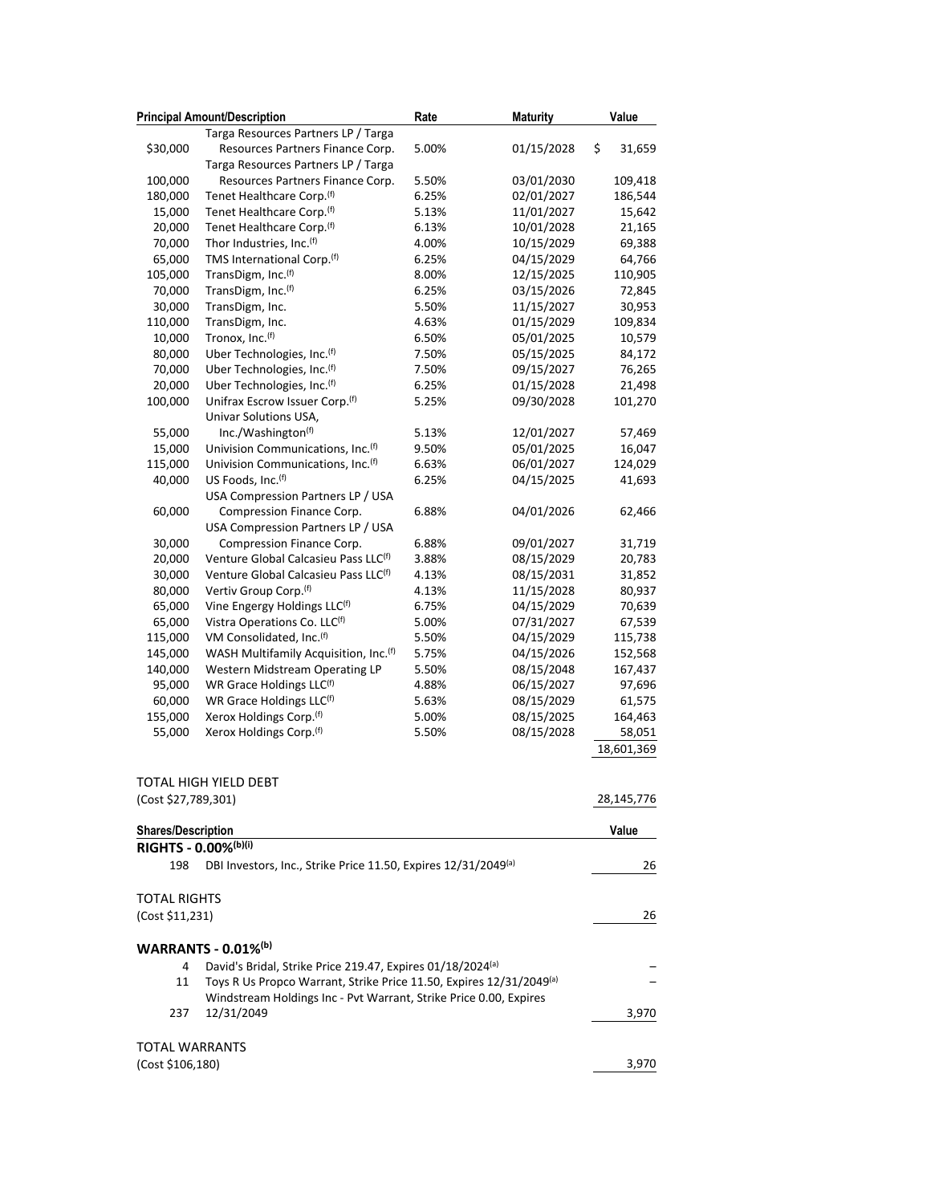| Principal Amount/Description | | Rate | Maturity | Value |
|---|---|---|---|---|
| $30,000 | Targa Resources Partners LP / Targa Resources Partners Finance Corp. | 5.00% | 01/15/2028 | $ 31,659 |
| 100,000 | Targa Resources Partners LP / Targa Resources Partners Finance Corp. | 5.50% | 03/01/2030 | 109,418 |
| 180,000 | Tenet Healthcare Corp.[(f)] | 6.25% | 02/01/2027 | 186,544 |
| 15,000 | Tenet Healthcare Corp.[(f)] | 5.13% | 11/01/2027 | 15,642 |
| 20,000 | Tenet Healthcare Corp.[(f)] | 6.13% | 10/01/2028 | 21,165 |
| 70,000 | Thor Industries, Inc.[(f)] | 4.00% | 10/15/2029 | 69,388 |
| 65,000 | TMS International Corp.[(f)] | 6.25% | 04/15/2029 | 64,766 |
| 105,000 | TransDigm, Inc.[(f)] | 8.00% | 12/15/2025 | 110,905 |
| 70,000 | TransDigm, Inc.[(f)] | 6.25% | 03/15/2026 | 72,845 |
| 30,000 | TransDigm, Inc. | 5.50% | 11/15/2027 | 30,953 |
| 110,000 | TransDigm, Inc. | 4.63% | 01/15/2029 | 109,834 |
| 10,000 | Tronox, Inc.[(f)] | 6.50% | 05/01/2025 | 10,579 |
| 80,000 | Uber Technologies, Inc.[(f)] | 7.50% | 05/15/2025 | 84,172 |
| 70,000 | Uber Technologies, Inc.[(f)] | 7.50% | 09/15/2027 | 76,265 |
| 20,000 | Uber Technologies, Inc.[(f)] | 6.25% | 01/15/2028 | 21,498 |
| 100,000 | Unifrax Escrow Issuer Corp.[(f)] | 5.25% | 09/30/2028 | 101,270 |
| 55,000 | Univar Solutions USA, Inc./Washington[(f)] | 5.13% | 12/01/2027 | 57,469 |
| 15,000 | Univision Communications, Inc.[(f)] | 9.50% | 05/01/2025 | 16,047 |
| 115,000 | Univision Communications, Inc.[(f)] | 6.63% | 06/01/2027 | 124,029 |
| 40,000 | US Foods, Inc.[(f)] | 6.25% | 04/15/2025 | 41,693 |
| 60,000 | USA Compression Partners LP / USA Compression Finance Corp. | 6.88% | 04/01/2026 | 62,466 |
| 30,000 | USA Compression Partners LP / USA Compression Finance Corp. | 6.88% | 09/01/2027 | 31,719 |
| 20,000 | Venture Global Calcasieu Pass LLC[(f)] | 3.88% | 08/15/2029 | 20,783 |
| 30,000 | Venture Global Calcasieu Pass LLC[(f)] | 4.13% | 08/15/2031 | 31,852 |
| 80,000 | Vertiv Group Corp.[(f)] | 4.13% | 11/15/2028 | 80,937 |
| 65,000 | Vine Engergy Holdings LLC[(f)] | 6.75% | 04/15/2029 | 70,639 |
| 65,000 | Vistra Operations Co. LLC[(f)] | 5.00% | 07/31/2027 | 67,539 |
| 115,000 | VM Consolidated, Inc.[(f)] | 5.50% | 04/15/2029 | 115,738 |
| 145,000 | WASH Multifamily Acquisition, Inc.[(f)] | 5.75% | 04/15/2026 | 152,568 |
| 140,000 | Western Midstream Operating LP | 5.50% | 08/15/2048 | 167,437 |
| 95,000 | WR Grace Holdings LLC[(f)] | 4.88% | 06/15/2027 | 97,696 |
| 60,000 | WR Grace Holdings LLC[(f)] | 5.63% | 08/15/2029 | 61,575 |
| 155,000 | Xerox Holdings Corp.[(f)] | 5.00% | 08/15/2025 | 164,463 |
| 55,000 | Xerox Holdings Corp.[(f)] | 5.50% | 08/15/2028 | 58,051 |
| | | | | 18,601,369 |
| | | | | |
| TOTAL HIGH YIELD DEBT (Cost $27,789,301) | | | | 28,145,776 |

| Shares/Description | | Value |
|---|---|---|
| **RIGHTS - 0.00%[(b)(i)]** | | |
| 198 | DBI Investors, Inc., Strike Price 11.50, Expires 12/31/2049[(a)] | 26 |
| | | |
| TOTAL RIGHTS (Cost $11,231) | | 26 |
| | | |
| **WARRANTS - 0.01%[(b)]** | | |
| 4 | David's Bridal, Strike Price 219.47, Expires 01/18/2024[(a)] | – |
| 11 | Toys R Us Propco Warrant, Strike Price 11.50, Expires 12/31/2049[(a)] | – |
| 237 | Windstream Holdings Inc - Pvt Warrant, Strike Price 0.00, Expires 12/31/2049 | 3,970 |
| | | |
| TOTAL WARRANTS (Cost $106,180) | | 3,970 |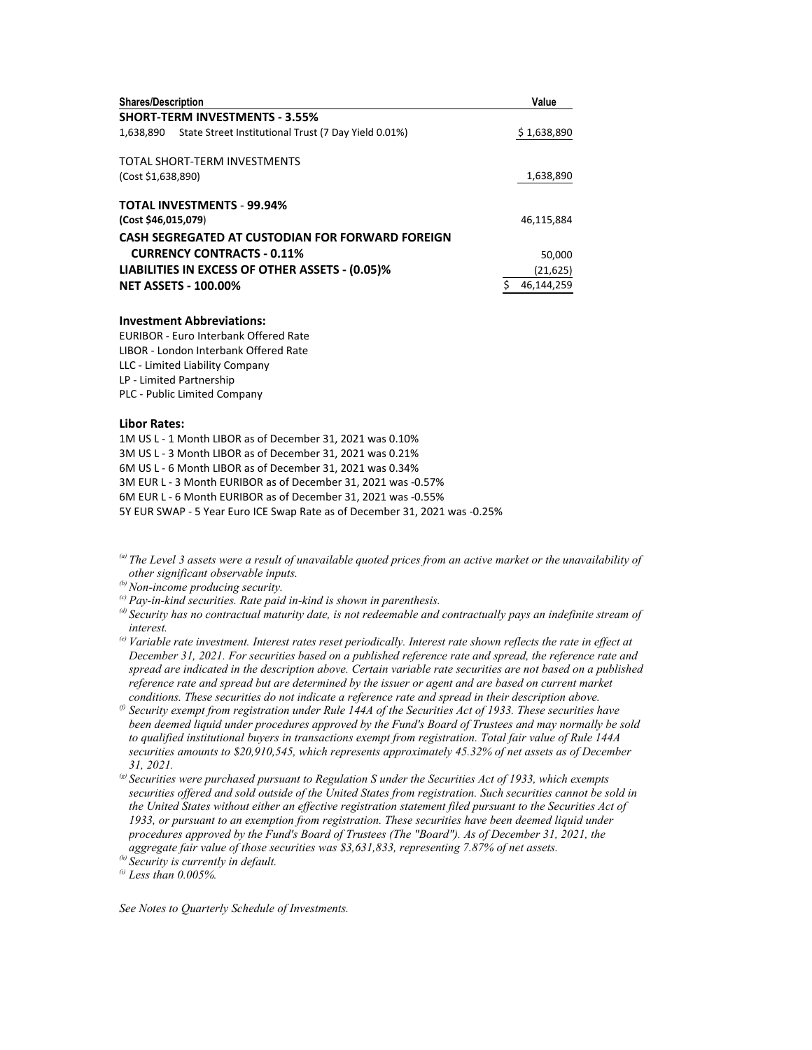| Shares/Description | Value |
| --- | --- |
| **SHORT-TERM INVESTMENTS - 3.55%** | |
| 1,638,890 State Street Institutional Trust (7 Day Yield 0.01%) | $ 1,638,890 |
| | |
| TOTAL SHORT-TERM INVESTMENTS | |
| (Cost $1,638,890) | 1,638,890 |
| | |
| **TOTAL INVESTMENTS - 99.94%** | |
| **(Cost $46,015,079)** | 46,115,884 |
| **CASH SEGREGATED AT CUSTODIAN FOR FORWARD FOREIGN CURRENCY CONTRACTS - 0.11%** | 50,000 |
| **LIABILITIES IN EXCESS OF OTHER ASSETS - (0.05)%** | (21,625) |
| **NET ASSETS - 100.00%** | $ 46,144,259 |

**Investment Abbreviations:**

EURIBOR - Euro Interbank Offered Rate
LIBOR - London Interbank Offered Rate
LLC - Limited Liability Company
LP - Limited Partnership
PLC - Public Limited Company

**Libor Rates:**

1M US L - 1 Month LIBOR as of December 31, 2021 was 0.10%
3M US L - 3 Month LIBOR as of December 31, 2021 was 0.21%
6M US L - 6 Month LIBOR as of December 31, 2021 was 0.34%
3M EUR L - 3 Month EURIBOR as of December 31, 2021 was -0.57%
6M EUR L - 6 Month EURIBOR as of December 31, 2021 was -0.55%
5Y EUR SWAP - 5 Year Euro ICE Swap Rate as of December 31, 2021 was -0.25%

[(a)] *The Level 3 assets were a result of unavailable quoted prices from an active market or the unavailability of other significant observable inputs.*

[(b)] *Non-income producing security.*

[(c)] *Pay-in-kind securities. Rate paid in-kind is shown in parenthesis.*

[(d)] *Security has no contractual maturity date, is not redeemable and contractually pays an indefinite stream of interest.*

[(e)] *Variable rate investment. Interest rates reset periodically. Interest rate shown reflects the rate in effect at December 31, 2021. For securities based on a published reference rate and spread, the reference rate and spread are indicated in the description above. Certain variable rate securities are not based on a published reference rate and spread but are determined by the issuer or agent and are based on current market conditions. These securities do not indicate a reference rate and spread in their description above.*

[(f)] *Security exempt from registration under Rule 144A of the Securities Act of 1933. These securities have been deemed liquid under procedures approved by the Fund's Board of Trustees and may normally be sold to qualified institutional buyers in transactions exempt from registration. Total fair value of Rule 144A securities amounts to $20,910,545, which represents approximately 45.32% of net assets as of December 31, 2021.*

[(g)] *Securities were purchased pursuant to Regulation S under the Securities Act of 1933, which exempts securities offered and sold outside of the United States from registration. Such securities cannot be sold in the United States without either an effective registration statement filed pursuant to the Securities Act of 1933, or pursuant to an exemption from registration. These securities have been deemed liquid under procedures approved by the Fund's Board of Trustees (The "Board"). As of December 31, 2021, the aggregate fair value of those securities was $3,631,833, representing 7.87% of net assets.*

[(h)] *Security is currently in default.*

[(i)] *Less than 0.005%.*

*See Notes to Quarterly Schedule of Investments.*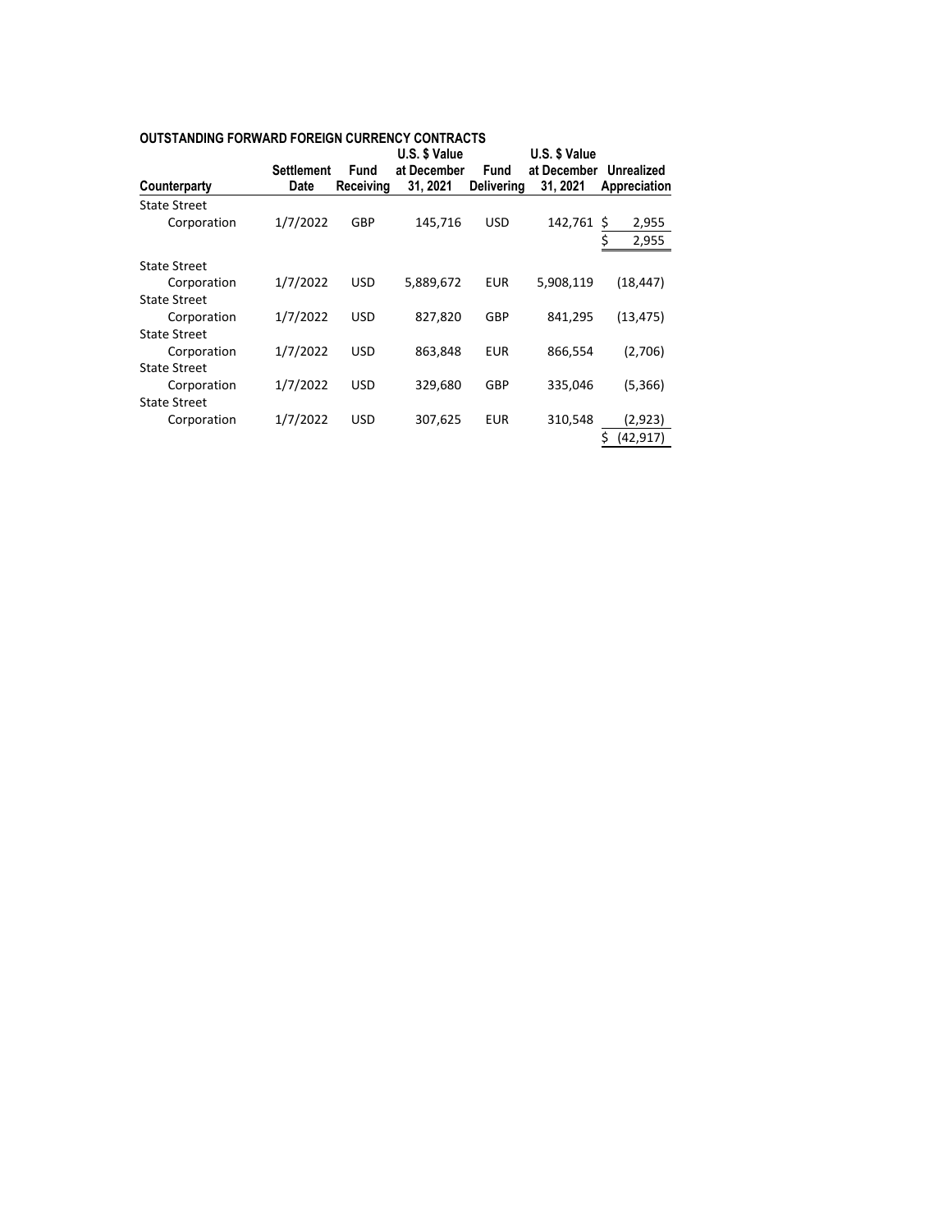**OUTSTANDING FORWARD FOREIGN CURRENCY CONTRACTS**

| Counterparty | Settlement Date | Fund Receiving | U.S. $ Value at December 31, 2021 | Fund Delivering | U.S. $ Value at December 31, 2021 | Unrealized Appreciation |
|---|---|---|---|---|---|---|
| State Street Corporation | 1/7/2022 | GBP | 145,716 | USD | 142,761 | $ 2,955 |
| | | | | | | $ 2,955 |
| State Street Corporation | 1/7/2022 | USD | 5,889,672 | EUR | 5,908,119 | (18,447) |
| State Street Corporation | 1/7/2022 | USD | 827,820 | GBP | 841,295 | (13,475) |
| State Street Corporation | 1/7/2022 | USD | 863,848 | EUR | 866,554 | (2,706) |
| State Street Corporation | 1/7/2022 | USD | 329,680 | GBP | 335,046 | (5,366) |
| State Street Corporation | 1/7/2022 | USD | 307,625 | EUR | 310,548 | (2,923) |
| | | | | | | $ (42,917) |